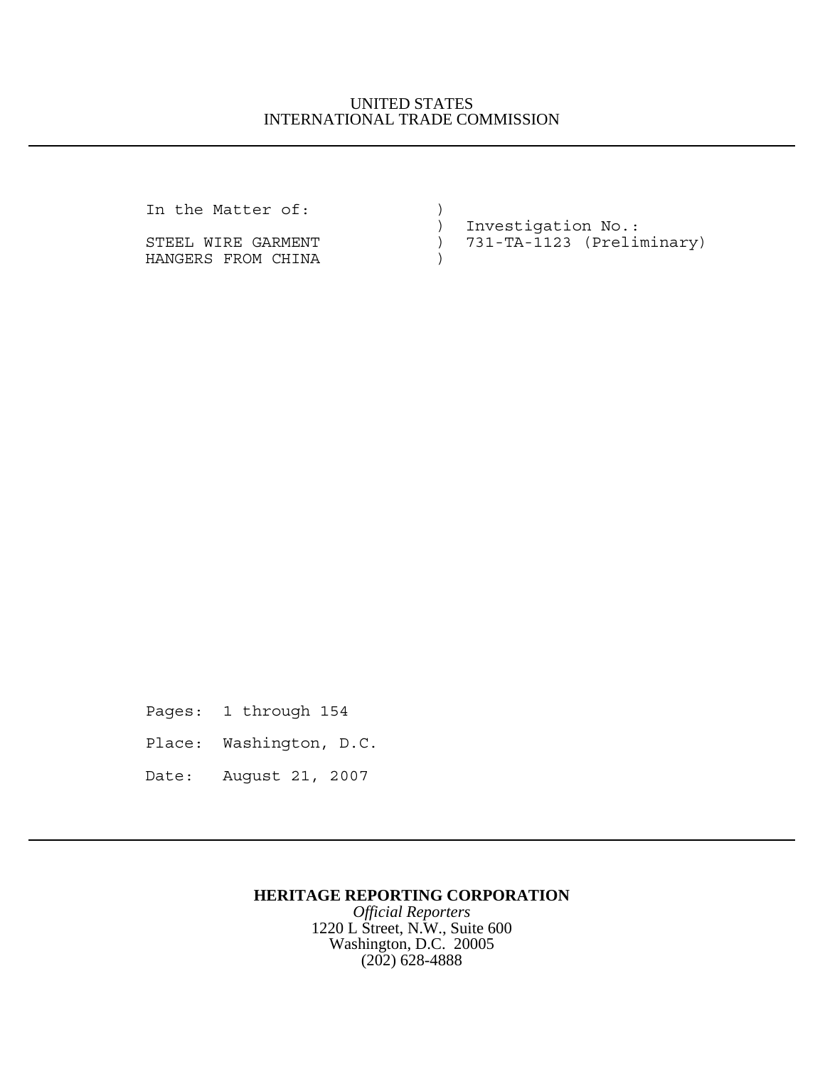UNITED STATES
INTERNATIONAL TRADE COMMISSION

---

```
In the Matter of:              )
                               )  Investigation No.:
STEEL WIRE GARMENT             )  731-TA-1123 (Preliminary)
HANGERS FROM CHINA             )
```

Pages: 1 through 154

Place: Washington, D.C.

Date: August 21, 2007

---

**HERITAGE REPORTING CORPORATION**
*Official Reporters*
1220 L Street, N.W., Suite 600
Washington, D.C. 20005
(202) 628-4888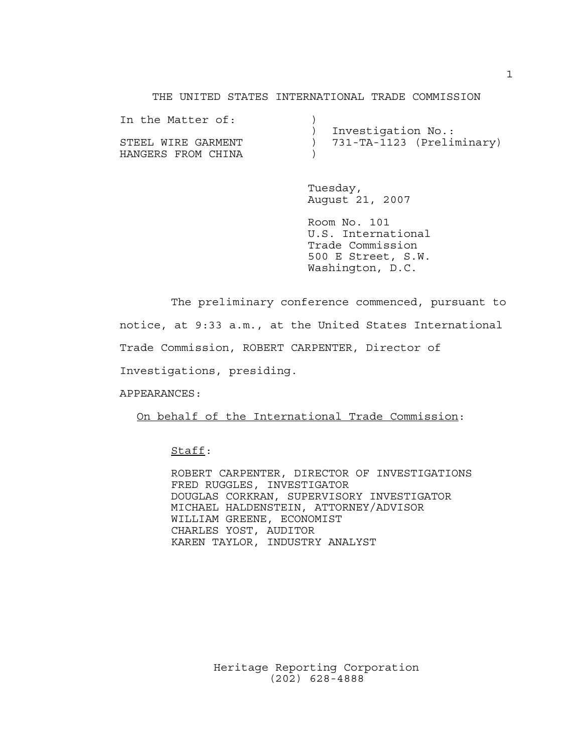THE UNITED STATES INTERNATIONAL TRADE COMMISSION

```
In the Matter of:           )
                            )  Investigation No.:
STEEL WIRE GARMENT          )  731-TA-1123 (Preliminary)
HANGERS FROM CHINA          )
```

Tuesday,
August 21, 2007

Room No. 101
U.S. International
Trade Commission
500 E Street, S.W.
Washington, D.C.

The preliminary conference commenced, pursuant to notice, at 9:33 a.m., at the United States International Trade Commission, ROBERT CARPENTER, Director of Investigations, presiding.

APPEARANCES:

On behalf of the International Trade Commission:

Staff:

ROBERT CARPENTER, DIRECTOR OF INVESTIGATIONS
FRED RUGGLES, INVESTIGATOR
DOUGLAS CORKRAN, SUPERVISORY INVESTIGATOR
MICHAEL HALDENSTEIN, ATTORNEY/ADVISOR
WILLIAM GREENE, ECONOMIST
CHARLES YOST, AUDITOR
KAREN TAYLOR, INDUSTRY ANALYST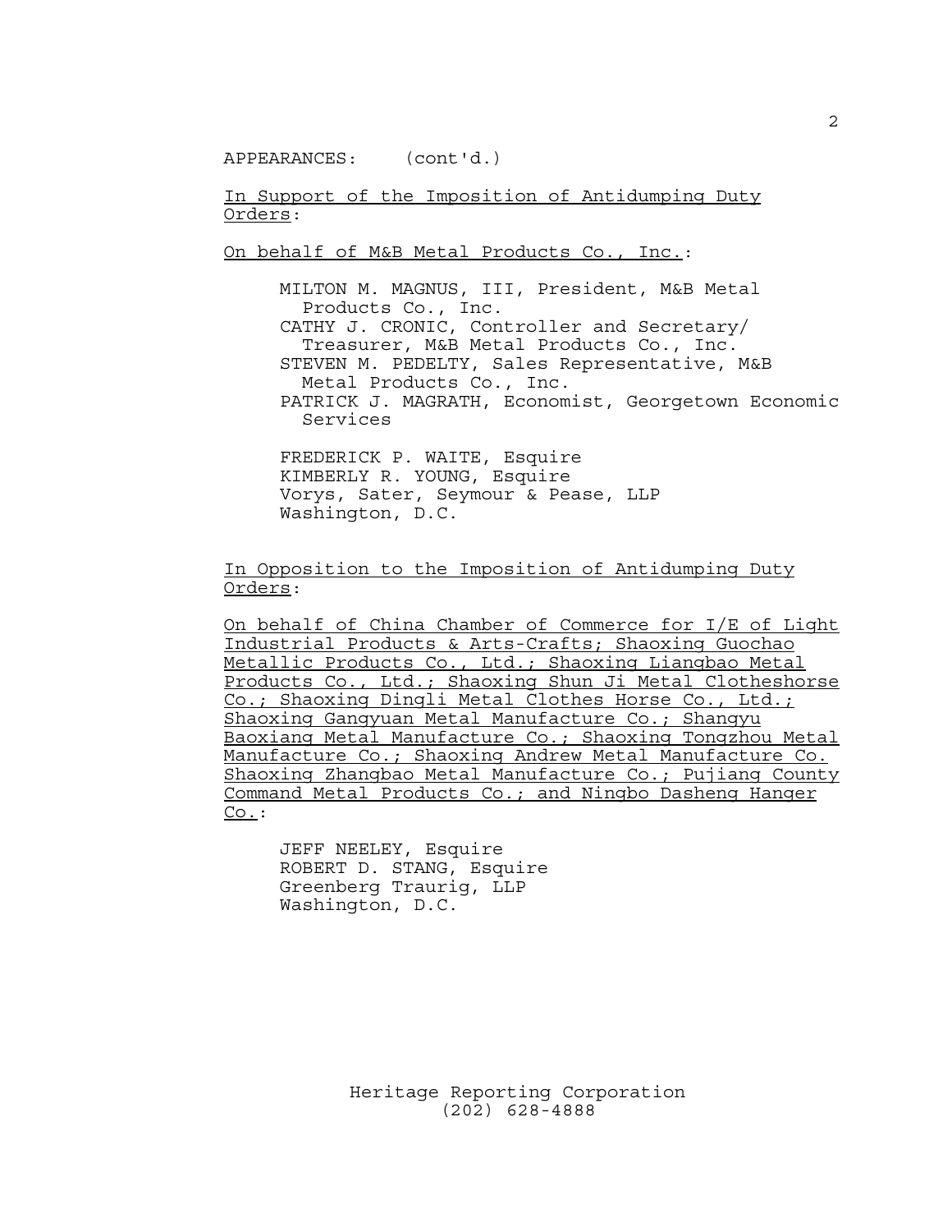APPEARANCES: (cont'd.)

<u>In Support of the Imposition of Antidumping Duty Orders</u>:

<u>On behalf of M&B Metal Products Co., Inc.</u>:

MILTON M. MAGNUS, III, President, M&B Metal Products Co., Inc.
CATHY J. CRONIC, Controller and Secretary/ Treasurer, M&B Metal Products Co., Inc.
STEVEN M. PEDELTY, Sales Representative, M&B Metal Products Co., Inc.
PATRICK J. MAGRATH, Economist, Georgetown Economic Services

FREDERICK P. WAITE, Esquire
KIMBERLY R. YOUNG, Esquire
Vorys, Sater, Seymour & Pease, LLP
Washington, D.C.

<u>In Opposition to the Imposition of Antidumping Duty Orders</u>:

<u>On behalf of China Chamber of Commerce for I/E of Light Industrial Products & Arts-Crafts; Shaoxing Guochao Metallic Products Co., Ltd.; Shaoxing Liangbao Metal Products Co., Ltd.; Shaoxing Shun Ji Metal Clotheshorse Co.; Shaoxing Dingli Metal Clothes Horse Co., Ltd.; Shaoxing Gangyuan Metal Manufacture Co.; Shangyu Baoxiang Metal Manufacture Co.; Shaoxing Tongzhou Metal Manufacture Co.; Shaoxing Andrew Metal Manufacture Co. Shaoxing Zhangbao Metal Manufacture Co.; Pujiang County Command Metal Products Co.; and Ningbo Dasheng Hanger Co.</u>:

JEFF NEELEY, Esquire
ROBERT D. STANG, Esquire
Greenberg Traurig, LLP
Washington, D.C.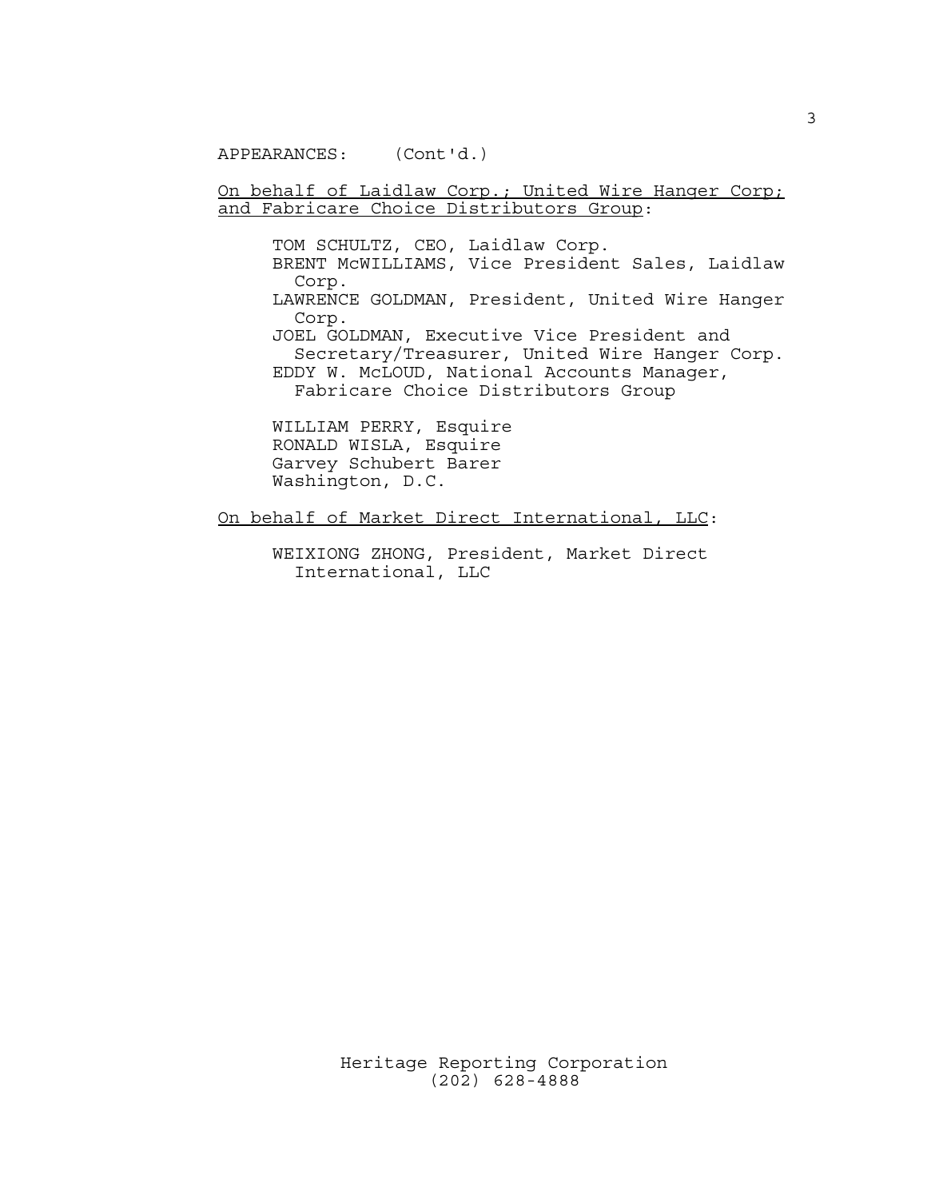APPEARANCES: (Cont'd.)

On behalf of Laidlaw Corp.; United Wire Hanger Corp; and Fabricare Choice Distributors Group:

TOM SCHULTZ, CEO, Laidlaw Corp.
BRENT McWILLIAMS, Vice President Sales, Laidlaw Corp.
LAWRENCE GOLDMAN, President, United Wire Hanger Corp.
JOEL GOLDMAN, Executive Vice President and Secretary/Treasurer, United Wire Hanger Corp.
EDDY W. McLOUD, National Accounts Manager, Fabricare Choice Distributors Group

WILLIAM PERRY, Esquire
RONALD WISLA, Esquire
Garvey Schubert Barer
Washington, D.C.

On behalf of Market Direct International, LLC:

WEIXIONG ZHONG, President, Market Direct International, LLC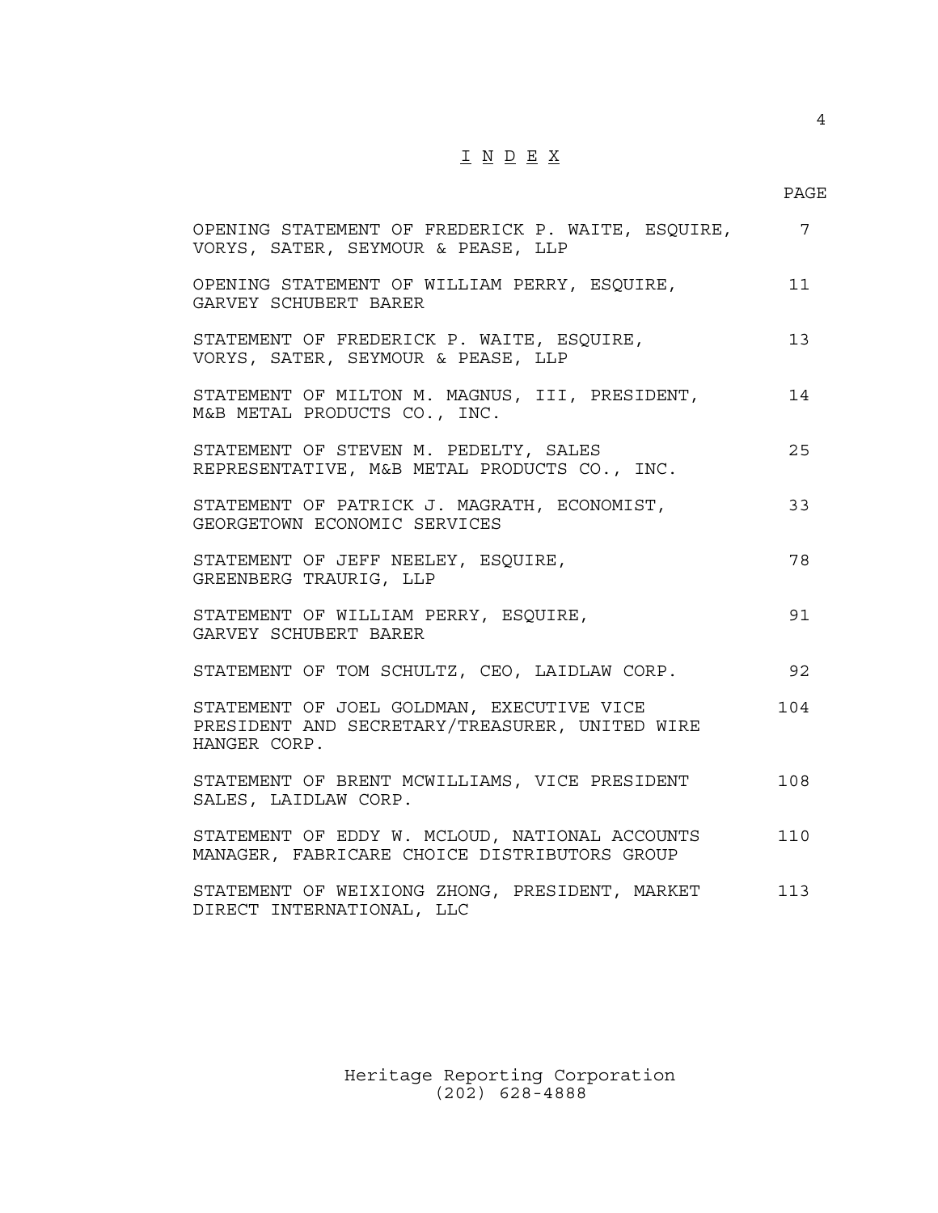# I N D E X

| | PAGE |
|---|---|
| OPENING STATEMENT OF FREDERICK P. WAITE, ESQUIRE, VORYS, SATER, SEYMOUR & PEASE, LLP | 7 |
| OPENING STATEMENT OF WILLIAM PERRY, ESQUIRE, GARVEY SCHUBERT BARER | 11 |
| STATEMENT OF FREDERICK P. WAITE, ESQUIRE, VORYS, SATER, SEYMOUR & PEASE, LLP | 13 |
| STATEMENT OF MILTON M. MAGNUS, III, PRESIDENT, M&B METAL PRODUCTS CO., INC. | 14 |
| STATEMENT OF STEVEN M. PEDELTY, SALES REPRESENTATIVE, M&B METAL PRODUCTS CO., INC. | 25 |
| STATEMENT OF PATRICK J. MAGRATH, ECONOMIST, GEORGETOWN ECONOMIC SERVICES | 33 |
| STATEMENT OF JEFF NEELEY, ESQUIRE, GREENBERG TRAURIG, LLP | 78 |
| STATEMENT OF WILLIAM PERRY, ESQUIRE, GARVEY SCHUBERT BARER | 91 |
| STATEMENT OF TOM SCHULTZ, CEO, LAIDLAW CORP. | 92 |
| STATEMENT OF JOEL GOLDMAN, EXECUTIVE VICE PRESIDENT AND SECRETARY/TREASURER, UNITED WIRE HANGER CORP. | 104 |
| STATEMENT OF BRENT MCWILLIAMS, VICE PRESIDENT SALES, LAIDLAW CORP. | 108 |
| STATEMENT OF EDDY W. MCLOUD, NATIONAL ACCOUNTS MANAGER, FABRICARE CHOICE DISTRIBUTORS GROUP | 110 |
| STATEMENT OF WEIXIONG ZHONG, PRESIDENT, MARKET DIRECT INTERNATIONAL, LLC | 113 |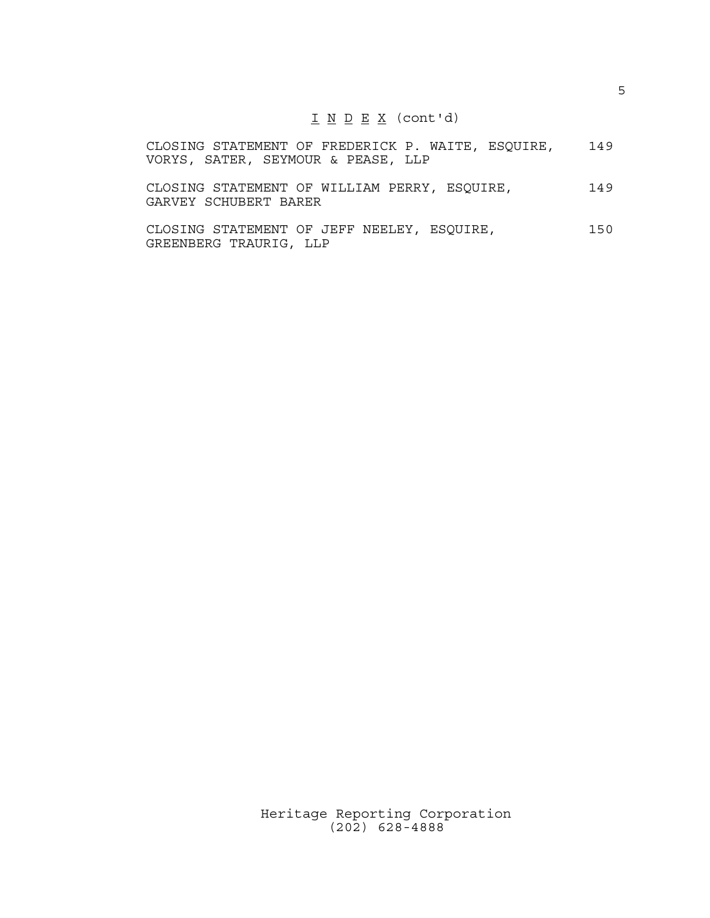<u>I N D E X</u> (cont'd)

| | |
|---|---|
| CLOSING STATEMENT OF FREDERICK P. WAITE, ESQUIRE, VORYS, SATER, SEYMOUR & PEASE, LLP | 149 |
| CLOSING STATEMENT OF WILLIAM PERRY, ESQUIRE, GARVEY SCHUBERT BARER | 149 |
| CLOSING STATEMENT OF JEFF NEELEY, ESQUIRE, GREENBERG TRAURIG, LLP | 150 |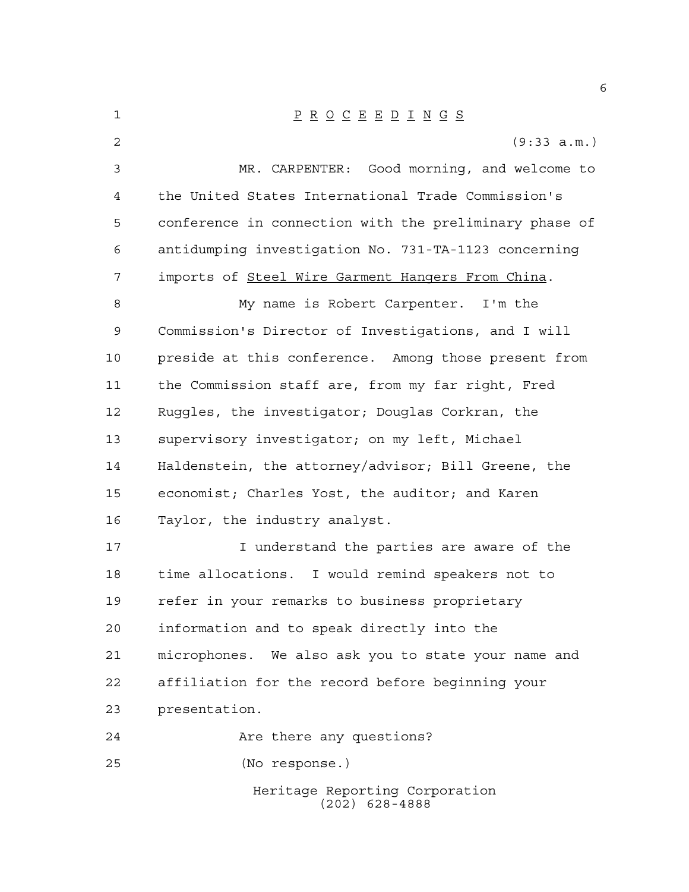# P R O C E E D I N G S

(9:33 a.m.)

MR. CARPENTER: Good morning, and welcome to the United States International Trade Commission's conference in connection with the preliminary phase of antidumping investigation No. 731-TA-1123 concerning imports of Steel Wire Garment Hangers From China.

My name is Robert Carpenter. I'm the Commission's Director of Investigations, and I will preside at this conference. Among those present from the Commission staff are, from my far right, Fred Ruggles, the investigator; Douglas Corkran, the supervisory investigator; on my left, Michael Haldenstein, the attorney/advisor; Bill Greene, the economist; Charles Yost, the auditor; and Karen Taylor, the industry analyst.

I understand the parties are aware of the time allocations. I would remind speakers not to refer in your remarks to business proprietary information and to speak directly into the microphones. We also ask you to state your name and affiliation for the record before beginning your presentation.

Are there any questions?

(No response.)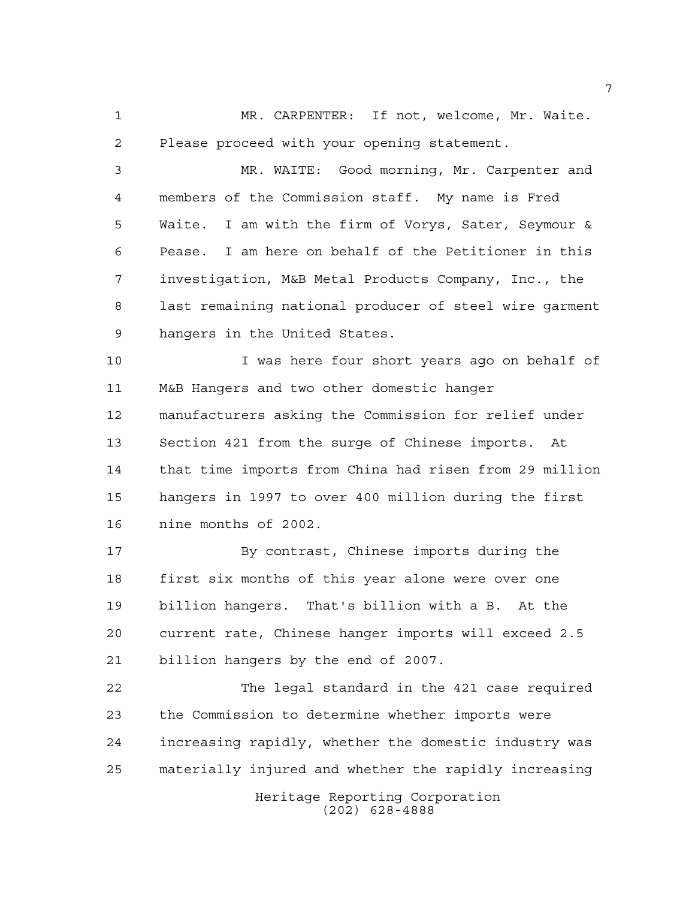MR. CARPENTER: If not, welcome, Mr. Waite. Please proceed with your opening statement.

MR. WAITE: Good morning, Mr. Carpenter and members of the Commission staff. My name is Fred Waite. I am with the firm of Vorys, Sater, Seymour & Pease. I am here on behalf of the Petitioner in this investigation, M&B Metal Products Company, Inc., the last remaining national producer of steel wire garment hangers in the United States.

I was here four short years ago on behalf of M&B Hangers and two other domestic hanger manufacturers asking the Commission for relief under Section 421 from the surge of Chinese imports. At that time imports from China had risen from 29 million hangers in 1997 to over 400 million during the first nine months of 2002.

By contrast, Chinese imports during the first six months of this year alone were over one billion hangers. That's billion with a B. At the current rate, Chinese hanger imports will exceed 2.5 billion hangers by the end of 2007.

The legal standard in the 421 case required the Commission to determine whether imports were increasing rapidly, whether the domestic industry was materially injured and whether the rapidly increasing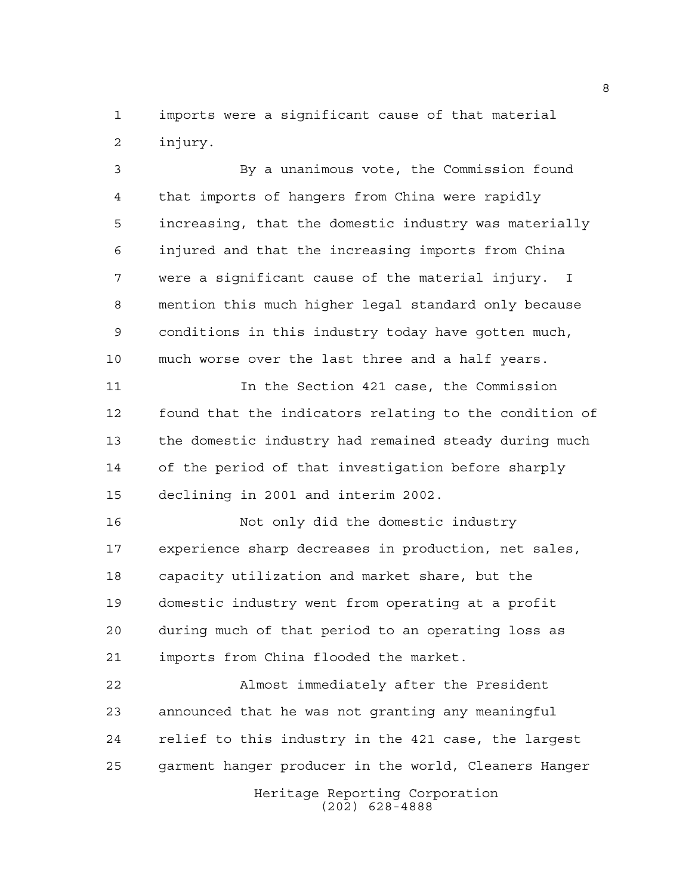imports were a significant cause of that material injury.

By a unanimous vote, the Commission found that imports of hangers from China were rapidly increasing, that the domestic industry was materially injured and that the increasing imports from China were a significant cause of the material injury. I mention this much higher legal standard only because conditions in this industry today have gotten much, much worse over the last three and a half years.

In the Section 421 case, the Commission found that the indicators relating to the condition of the domestic industry had remained steady during much of the period of that investigation before sharply declining in 2001 and interim 2002.

Not only did the domestic industry experience sharp decreases in production, net sales, capacity utilization and market share, but the domestic industry went from operating at a profit during much of that period to an operating loss as imports from China flooded the market.

Almost immediately after the President announced that he was not granting any meaningful relief to this industry in the 421 case, the largest garment hanger producer in the world, Cleaners Hanger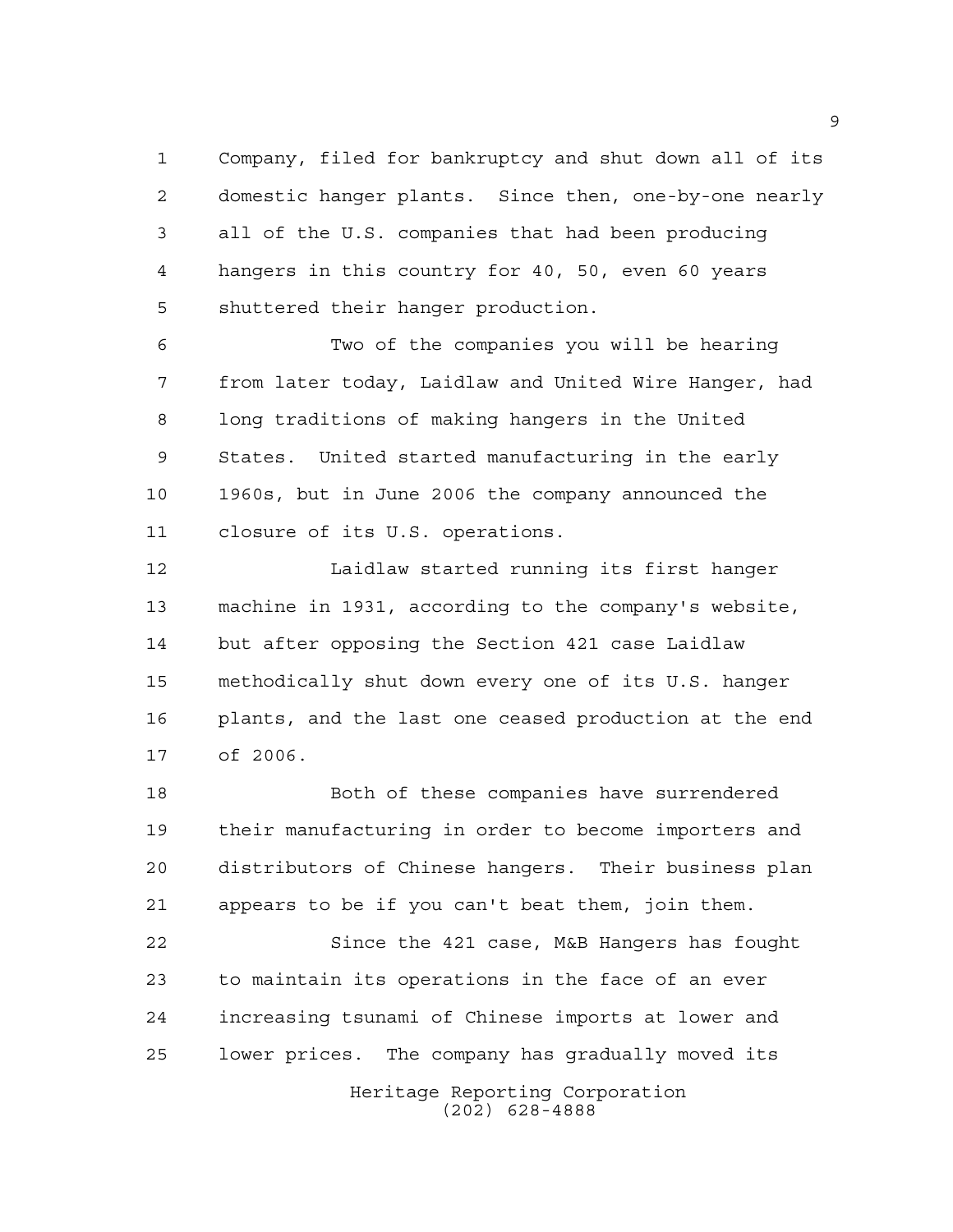Company, filed for bankruptcy and shut down all of its domestic hanger plants. Since then, one-by-one nearly all of the U.S. companies that had been producing hangers in this country for 40, 50, even 60 years shuttered their hanger production.

Two of the companies you will be hearing from later today, Laidlaw and United Wire Hanger, had long traditions of making hangers in the United States. United started manufacturing in the early 1960s, but in June 2006 the company announced the closure of its U.S. operations.

Laidlaw started running its first hanger machine in 1931, according to the company's website, but after opposing the Section 421 case Laidlaw methodically shut down every one of its U.S. hanger plants, and the last one ceased production at the end of 2006.

Both of these companies have surrendered their manufacturing in order to become importers and distributors of Chinese hangers. Their business plan appears to be if you can't beat them, join them.

Since the 421 case, M&B Hangers has fought to maintain its operations in the face of an ever increasing tsunami of Chinese imports at lower and lower prices. The company has gradually moved its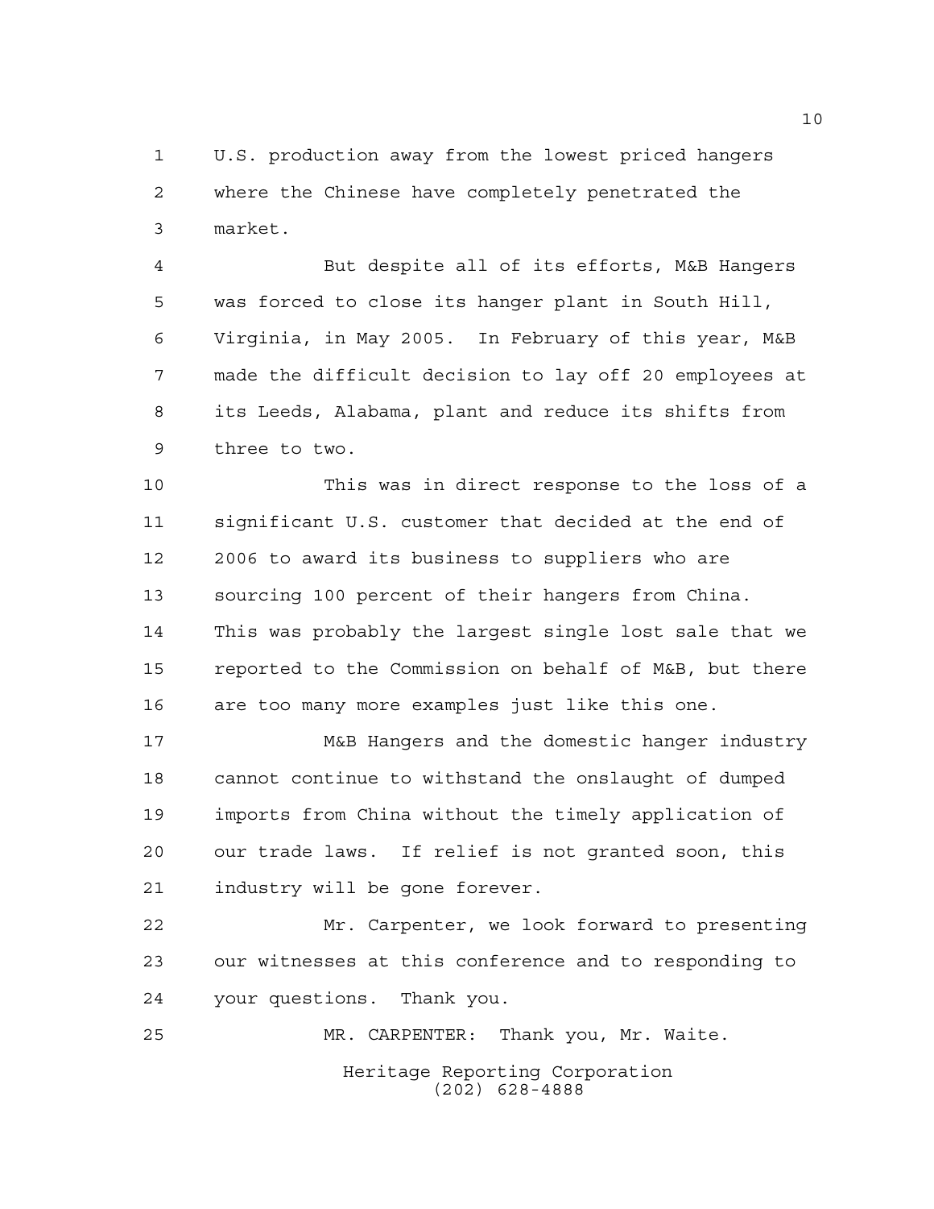U.S. production away from the lowest priced hangers where the Chinese have completely penetrated the market.

But despite all of its efforts, M&B Hangers was forced to close its hanger plant in South Hill, Virginia, in May 2005. In February of this year, M&B made the difficult decision to lay off 20 employees at its Leeds, Alabama, plant and reduce its shifts from three to two.

This was in direct response to the loss of a significant U.S. customer that decided at the end of 2006 to award its business to suppliers who are sourcing 100 percent of their hangers from China. This was probably the largest single lost sale that we reported to the Commission on behalf of M&B, but there are too many more examples just like this one.

M&B Hangers and the domestic hanger industry cannot continue to withstand the onslaught of dumped imports from China without the timely application of our trade laws. If relief is not granted soon, this industry will be gone forever.

Mr. Carpenter, we look forward to presenting our witnesses at this conference and to responding to your questions. Thank you.

MR. CARPENTER: Thank you, Mr. Waite.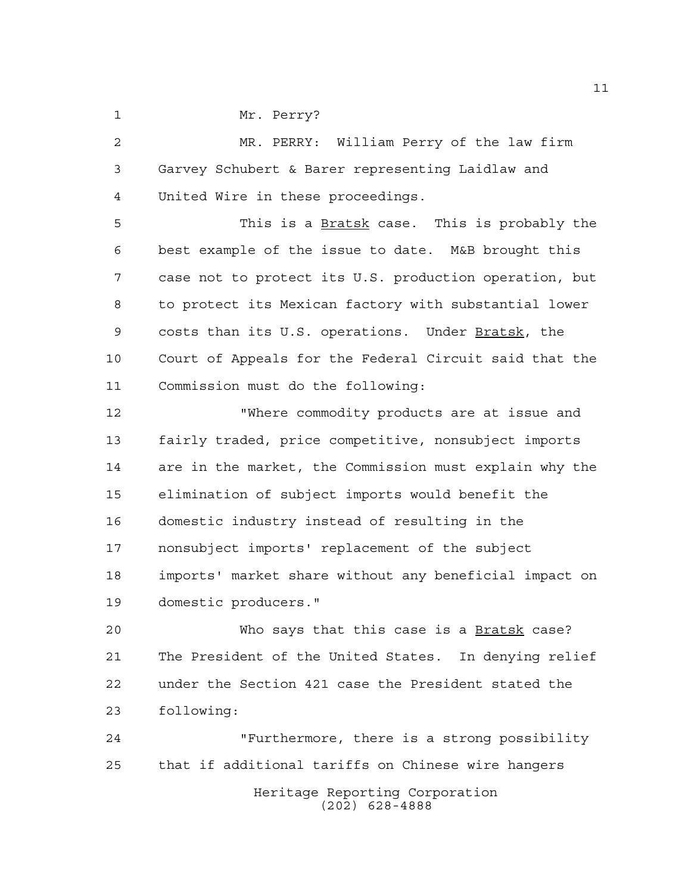Mr. Perry?

MR. PERRY: William Perry of the law firm Garvey Schubert & Barer representing Laidlaw and United Wire in these proceedings.

This is a _Bratsk_ case. This is probably the best example of the issue to date. M&B brought this case not to protect its U.S. production operation, but to protect its Mexican factory with substantial lower costs than its U.S. operations. Under _Bratsk_, the Court of Appeals for the Federal Circuit said that the Commission must do the following:

"Where commodity products are at issue and fairly traded, price competitive, nonsubject imports are in the market, the Commission must explain why the elimination of subject imports would benefit the domestic industry instead of resulting in the nonsubject imports' replacement of the subject imports' market share without any beneficial impact on domestic producers."

Who says that this case is a _Bratsk_ case? The President of the United States. In denying relief under the Section 421 case the President stated the following:

"Furthermore, there is a strong possibility that if additional tariffs on Chinese wire hangers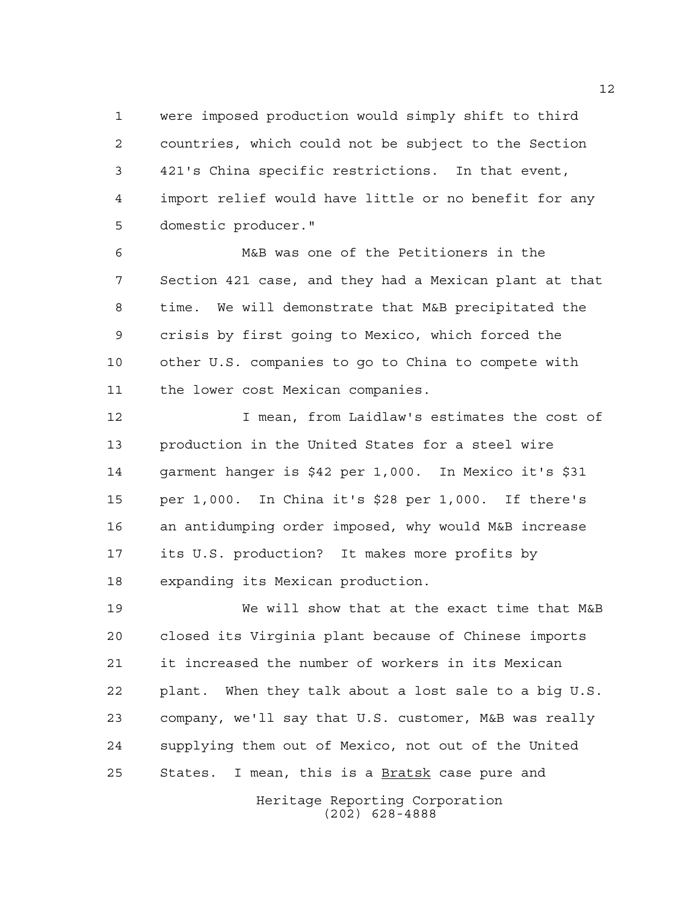were imposed production would simply shift to third countries, which could not be subject to the Section 421's China specific restrictions. In that event, import relief would have little or no benefit for any domestic producer."

M&B was one of the Petitioners in the Section 421 case, and they had a Mexican plant at that time. We will demonstrate that M&B precipitated the crisis by first going to Mexico, which forced the other U.S. companies to go to China to compete with the lower cost Mexican companies.

I mean, from Laidlaw's estimates the cost of production in the United States for a steel wire garment hanger is $42 per 1,000. In Mexico it's $31 per 1,000. In China it's $28 per 1,000. If there's an antidumping order imposed, why would M&B increase its U.S. production? It makes more profits by expanding its Mexican production.

We will show that at the exact time that M&B closed its Virginia plant because of Chinese imports it increased the number of workers in its Mexican plant. When they talk about a lost sale to a big U.S. company, we'll say that U.S. customer, M&B was really supplying them out of Mexico, not out of the United States. I mean, this is a Bratsk case pure and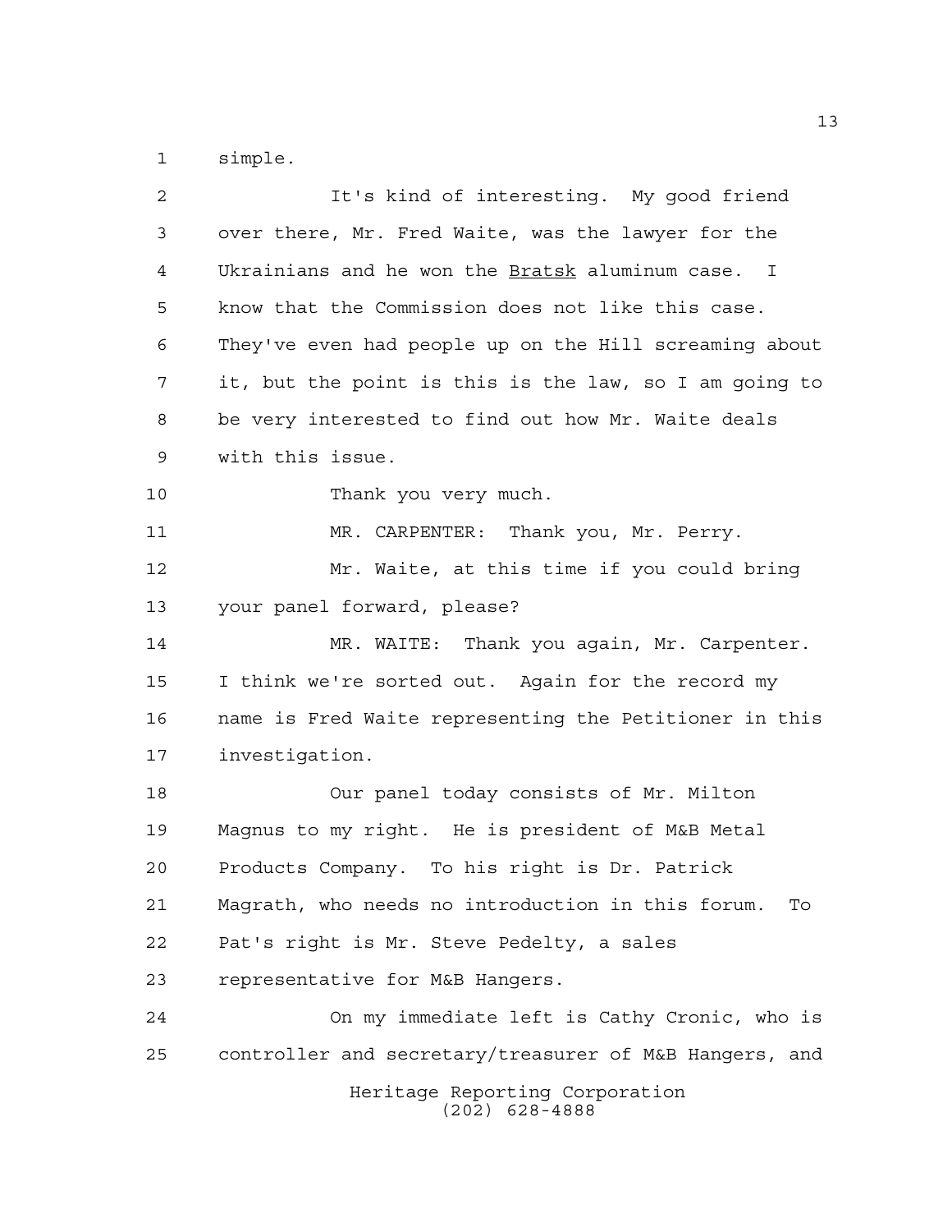simple.

It's kind of interesting. My good friend over there, Mr. Fred Waite, was the lawyer for the Ukrainians and he won the Bratsk aluminum case. I know that the Commission does not like this case. They've even had people up on the Hill screaming about it, but the point is this is the law, so I am going to be very interested to find out how Mr. Waite deals with this issue.

Thank you very much.

MR. CARPENTER: Thank you, Mr. Perry.

Mr. Waite, at this time if you could bring your panel forward, please?

MR. WAITE: Thank you again, Mr. Carpenter. I think we're sorted out. Again for the record my name is Fred Waite representing the Petitioner in this investigation.

Our panel today consists of Mr. Milton Magnus to my right. He is president of M&B Metal Products Company. To his right is Dr. Patrick Magrath, who needs no introduction in this forum. To Pat's right is Mr. Steve Pedelty, a sales representative for M&B Hangers.

On my immediate left is Cathy Cronic, who is controller and secretary/treasurer of M&B Hangers, and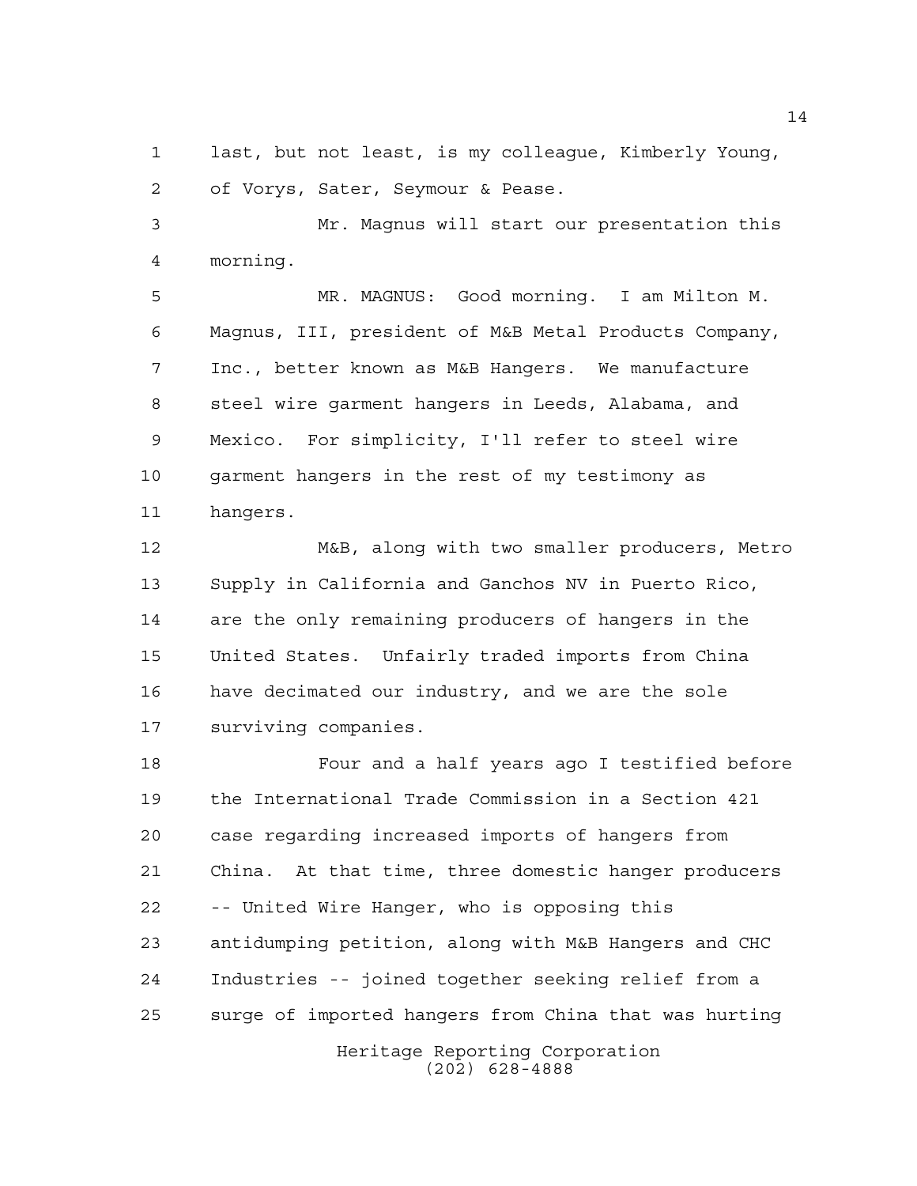last, but not least, is my colleague, Kimberly Young, of Vorys, Sater, Seymour & Pease.

Mr. Magnus will start our presentation this morning.

MR. MAGNUS: Good morning. I am Milton M. Magnus, III, president of M&B Metal Products Company, Inc., better known as M&B Hangers. We manufacture steel wire garment hangers in Leeds, Alabama, and Mexico. For simplicity, I'll refer to steel wire garment hangers in the rest of my testimony as hangers.

M&B, along with two smaller producers, Metro Supply in California and Ganchos NV in Puerto Rico, are the only remaining producers of hangers in the United States. Unfairly traded imports from China have decimated our industry, and we are the sole surviving companies.

Four and a half years ago I testified before the International Trade Commission in a Section 421 case regarding increased imports of hangers from China. At that time, three domestic hanger producers -- United Wire Hanger, who is opposing this antidumping petition, along with M&B Hangers and CHC Industries -- joined together seeking relief from a surge of imported hangers from China that was hurting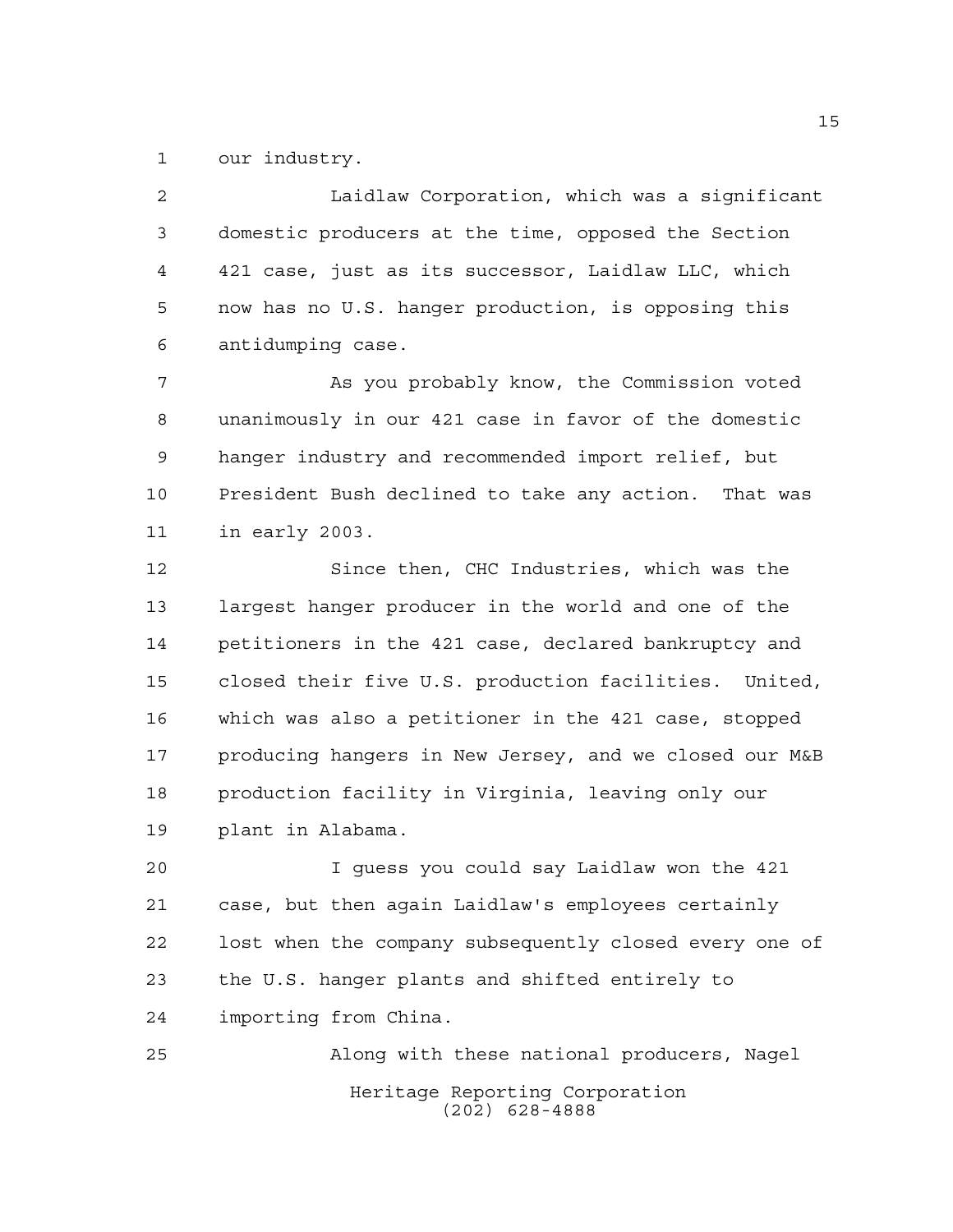our industry.

Laidlaw Corporation, which was a significant domestic producers at the time, opposed the Section 421 case, just as its successor, Laidlaw LLC, which now has no U.S. hanger production, is opposing this antidumping case.

As you probably know, the Commission voted unanimously in our 421 case in favor of the domestic hanger industry and recommended import relief, but President Bush declined to take any action. That was in early 2003.

Since then, CHC Industries, which was the largest hanger producer in the world and one of the petitioners in the 421 case, declared bankruptcy and closed their five U.S. production facilities. United, which was also a petitioner in the 421 case, stopped producing hangers in New Jersey, and we closed our M&B production facility in Virginia, leaving only our plant in Alabama.

I guess you could say Laidlaw won the 421 case, but then again Laidlaw's employees certainly lost when the company subsequently closed every one of the U.S. hanger plants and shifted entirely to importing from China.

Along with these national producers, Nagel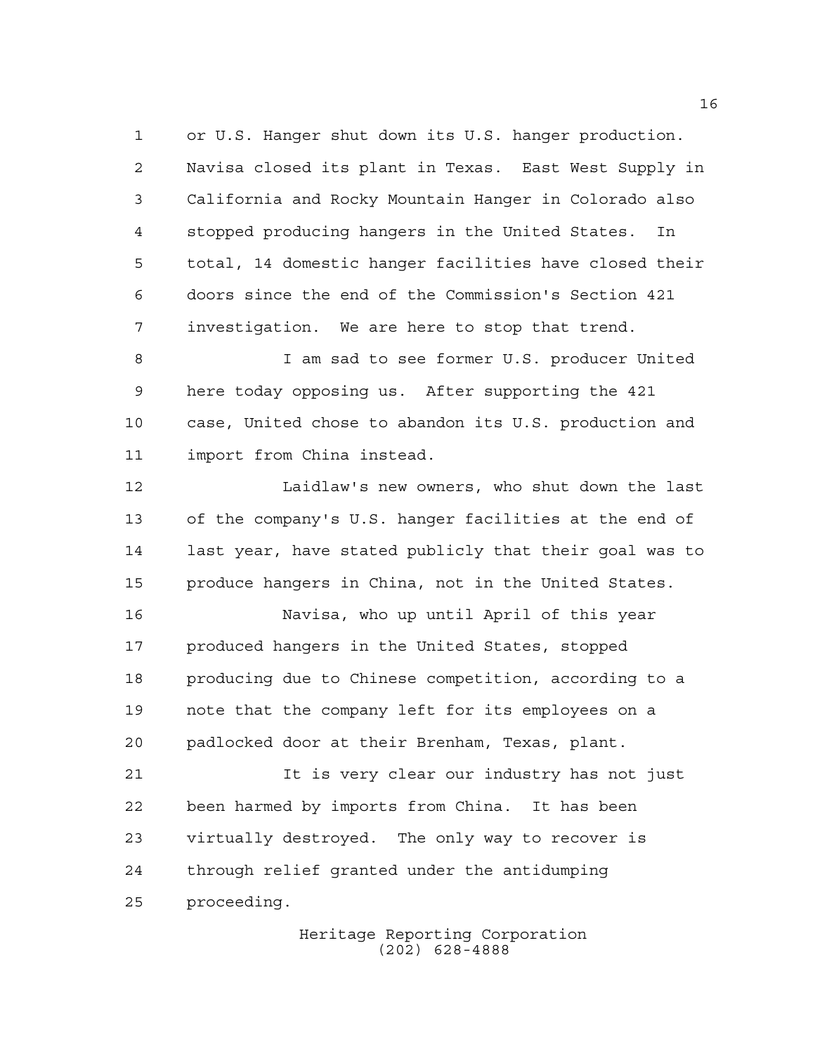or U.S. Hanger shut down its U.S. hanger production. Navisa closed its plant in Texas. East West Supply in California and Rocky Mountain Hanger in Colorado also stopped producing hangers in the United States. In total, 14 domestic hanger facilities have closed their doors since the end of the Commission's Section 421 investigation. We are here to stop that trend.

I am sad to see former U.S. producer United here today opposing us. After supporting the 421 case, United chose to abandon its U.S. production and import from China instead.

Laidlaw's new owners, who shut down the last of the company's U.S. hanger facilities at the end of last year, have stated publicly that their goal was to produce hangers in China, not in the United States.

Navisa, who up until April of this year produced hangers in the United States, stopped producing due to Chinese competition, according to a note that the company left for its employees on a padlocked door at their Brenham, Texas, plant.

It is very clear our industry has not just been harmed by imports from China. It has been virtually destroyed. The only way to recover is through relief granted under the antidumping proceeding.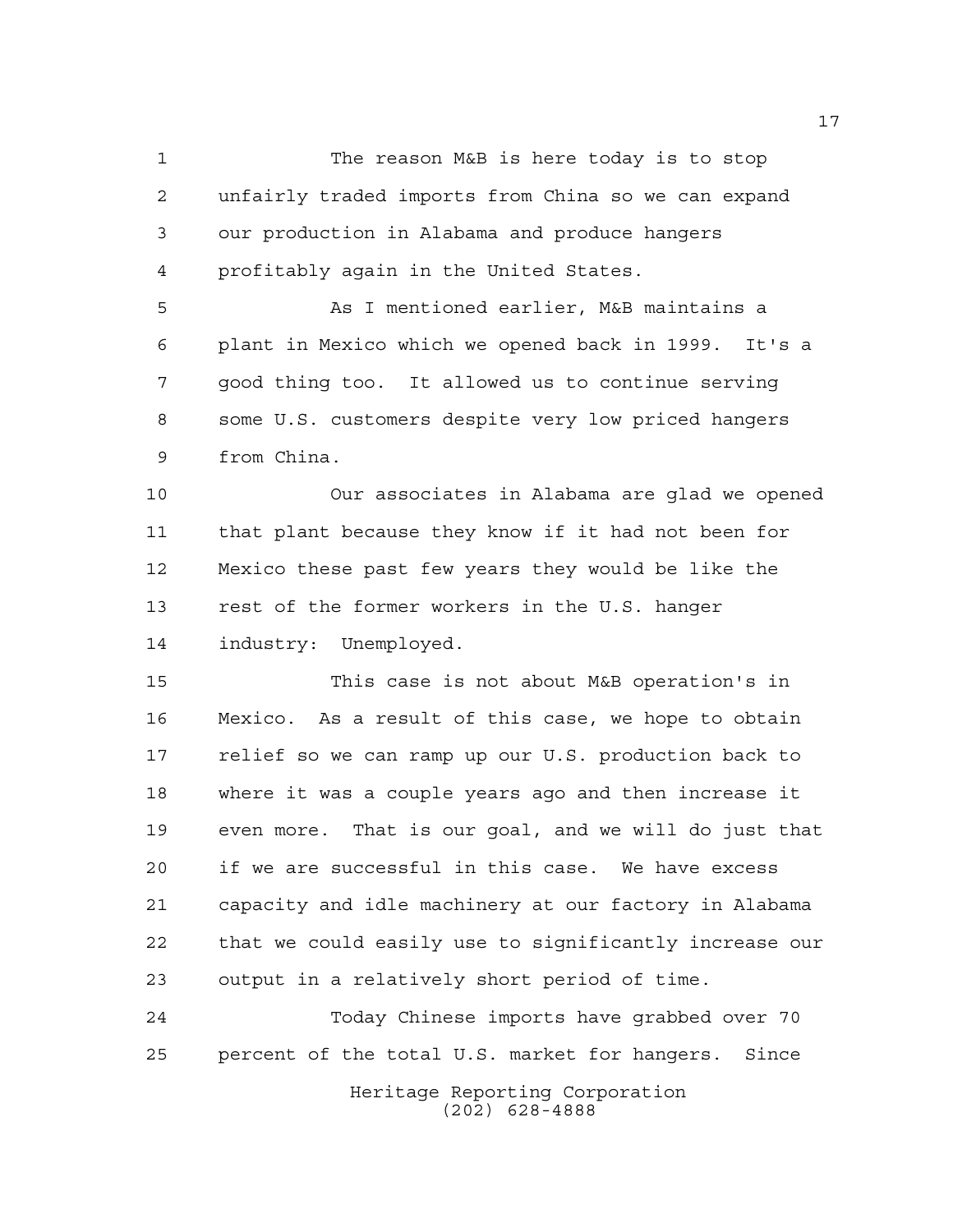The reason M&B is here today is to stop unfairly traded imports from China so we can expand our production in Alabama and produce hangers profitably again in the United States.

As I mentioned earlier, M&B maintains a plant in Mexico which we opened back in 1999. It's a good thing too. It allowed us to continue serving some U.S. customers despite very low priced hangers from China.

Our associates in Alabama are glad we opened that plant because they know if it had not been for Mexico these past few years they would be like the rest of the former workers in the U.S. hanger industry: Unemployed.

This case is not about M&B operation's in Mexico. As a result of this case, we hope to obtain relief so we can ramp up our U.S. production back to where it was a couple years ago and then increase it even more. That is our goal, and we will do just that if we are successful in this case. We have excess capacity and idle machinery at our factory in Alabama that we could easily use to significantly increase our output in a relatively short period of time.

Today Chinese imports have grabbed over 70 percent of the total U.S. market for hangers. Since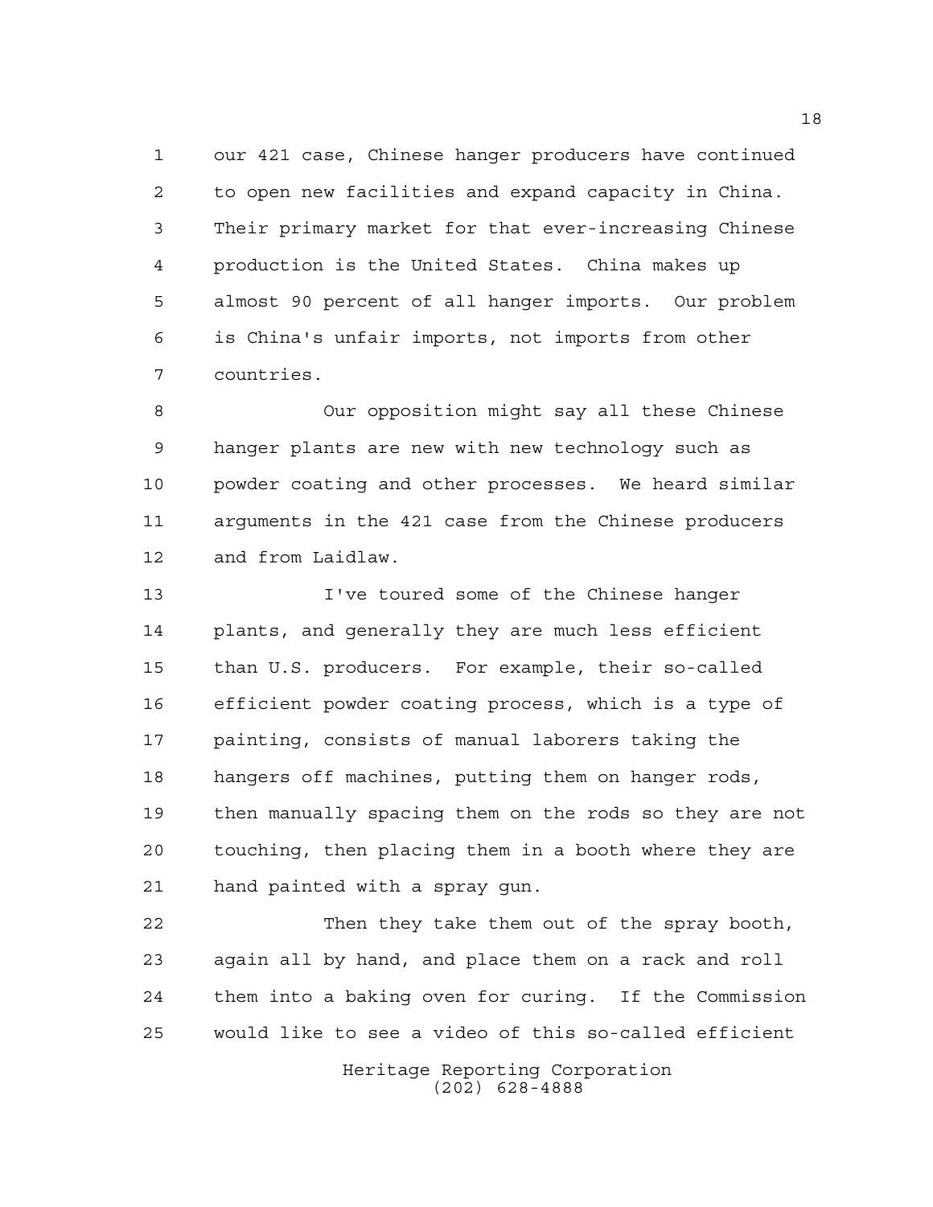our 421 case, Chinese hanger producers have continued to open new facilities and expand capacity in China. Their primary market for that ever-increasing Chinese production is the United States. China makes up almost 90 percent of all hanger imports. Our problem is China's unfair imports, not imports from other countries.

Our opposition might say all these Chinese hanger plants are new with new technology such as powder coating and other processes. We heard similar arguments in the 421 case from the Chinese producers and from Laidlaw.

I've toured some of the Chinese hanger plants, and generally they are much less efficient than U.S. producers. For example, their so-called efficient powder coating process, which is a type of painting, consists of manual laborers taking the hangers off machines, putting them on hanger rods, then manually spacing them on the rods so they are not touching, then placing them in a booth where they are hand painted with a spray gun.

Then they take them out of the spray booth, again all by hand, and place them on a rack and roll them into a baking oven for curing. If the Commission would like to see a video of this so-called efficient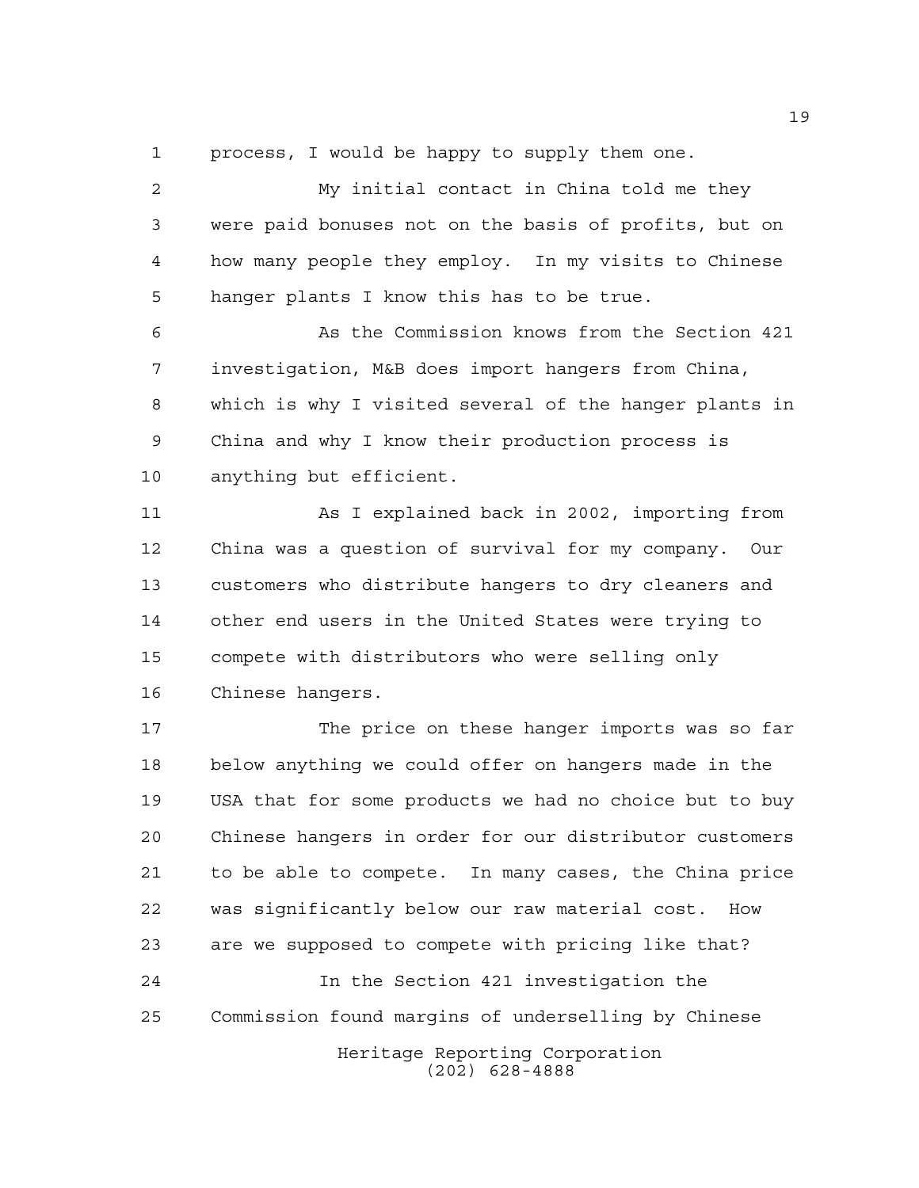process, I would be happy to supply them one.

My initial contact in China told me they were paid bonuses not on the basis of profits, but on how many people they employ. In my visits to Chinese hanger plants I know this has to be true.

As the Commission knows from the Section 421 investigation, M&B does import hangers from China, which is why I visited several of the hanger plants in China and why I know their production process is anything but efficient.

As I explained back in 2002, importing from China was a question of survival for my company. Our customers who distribute hangers to dry cleaners and other end users in the United States were trying to compete with distributors who were selling only Chinese hangers.

The price on these hanger imports was so far below anything we could offer on hangers made in the USA that for some products we had no choice but to buy Chinese hangers in order for our distributor customers to be able to compete. In many cases, the China price was significantly below our raw material cost. How are we supposed to compete with pricing like that?

In the Section 421 investigation the Commission found margins of underselling by Chinese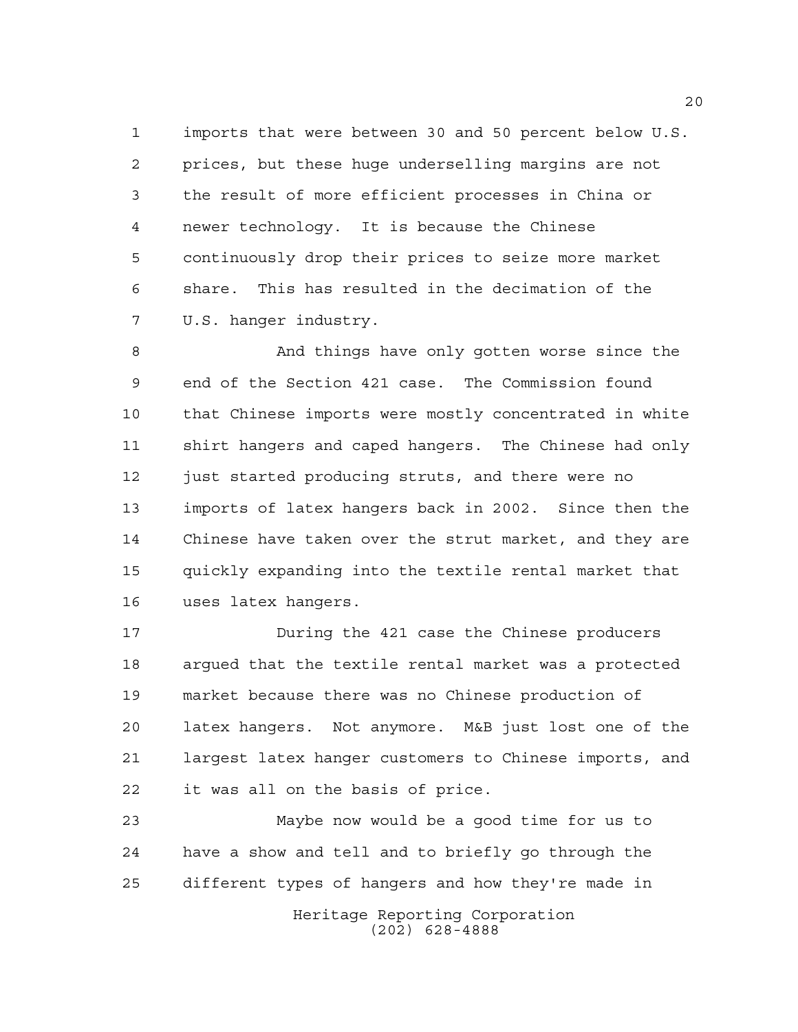imports that were between 30 and 50 percent below U.S. prices, but these huge underselling margins are not the result of more efficient processes in China or newer technology. It is because the Chinese continuously drop their prices to seize more market share. This has resulted in the decimation of the U.S. hanger industry.

And things have only gotten worse since the end of the Section 421 case. The Commission found that Chinese imports were mostly concentrated in white shirt hangers and caped hangers. The Chinese had only just started producing struts, and there were no imports of latex hangers back in 2002. Since then the Chinese have taken over the strut market, and they are quickly expanding into the textile rental market that uses latex hangers.

During the 421 case the Chinese producers argued that the textile rental market was a protected market because there was no Chinese production of latex hangers. Not anymore. M&B just lost one of the largest latex hanger customers to Chinese imports, and it was all on the basis of price.

Maybe now would be a good time for us to have a show and tell and to briefly go through the different types of hangers and how they're made in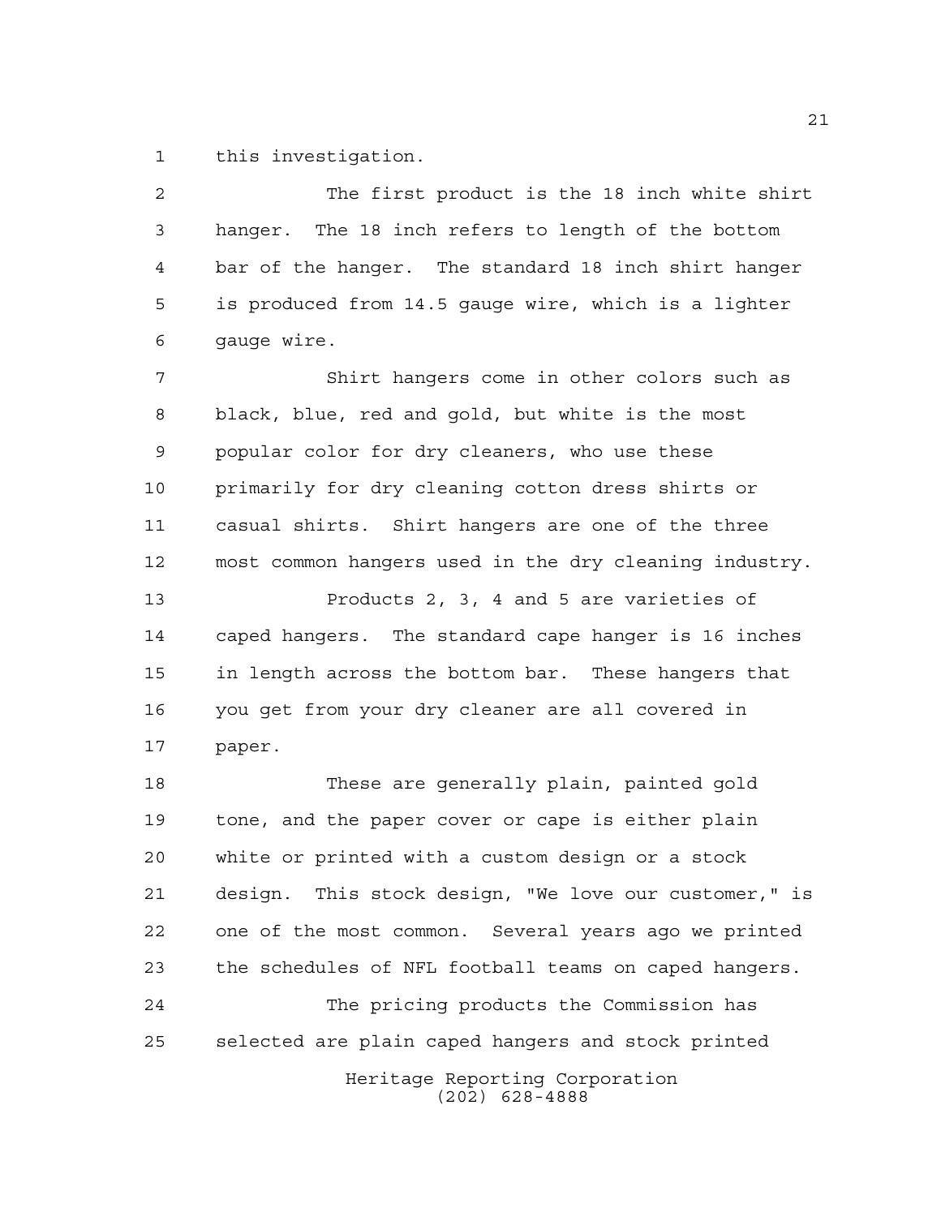this investigation.

The first product is the 18 inch white shirt hanger. The 18 inch refers to length of the bottom bar of the hanger. The standard 18 inch shirt hanger is produced from 14.5 gauge wire, which is a lighter gauge wire.

Shirt hangers come in other colors such as black, blue, red and gold, but white is the most popular color for dry cleaners, who use these primarily for dry cleaning cotton dress shirts or casual shirts. Shirt hangers are one of the three most common hangers used in the dry cleaning industry.

Products 2, 3, 4 and 5 are varieties of caped hangers. The standard cape hanger is 16 inches in length across the bottom bar. These hangers that you get from your dry cleaner are all covered in paper.

These are generally plain, painted gold tone, and the paper cover or cape is either plain white or printed with a custom design or a stock design. This stock design, "We love our customer," is one of the most common. Several years ago we printed the schedules of NFL football teams on caped hangers.

The pricing products the Commission has selected are plain caped hangers and stock printed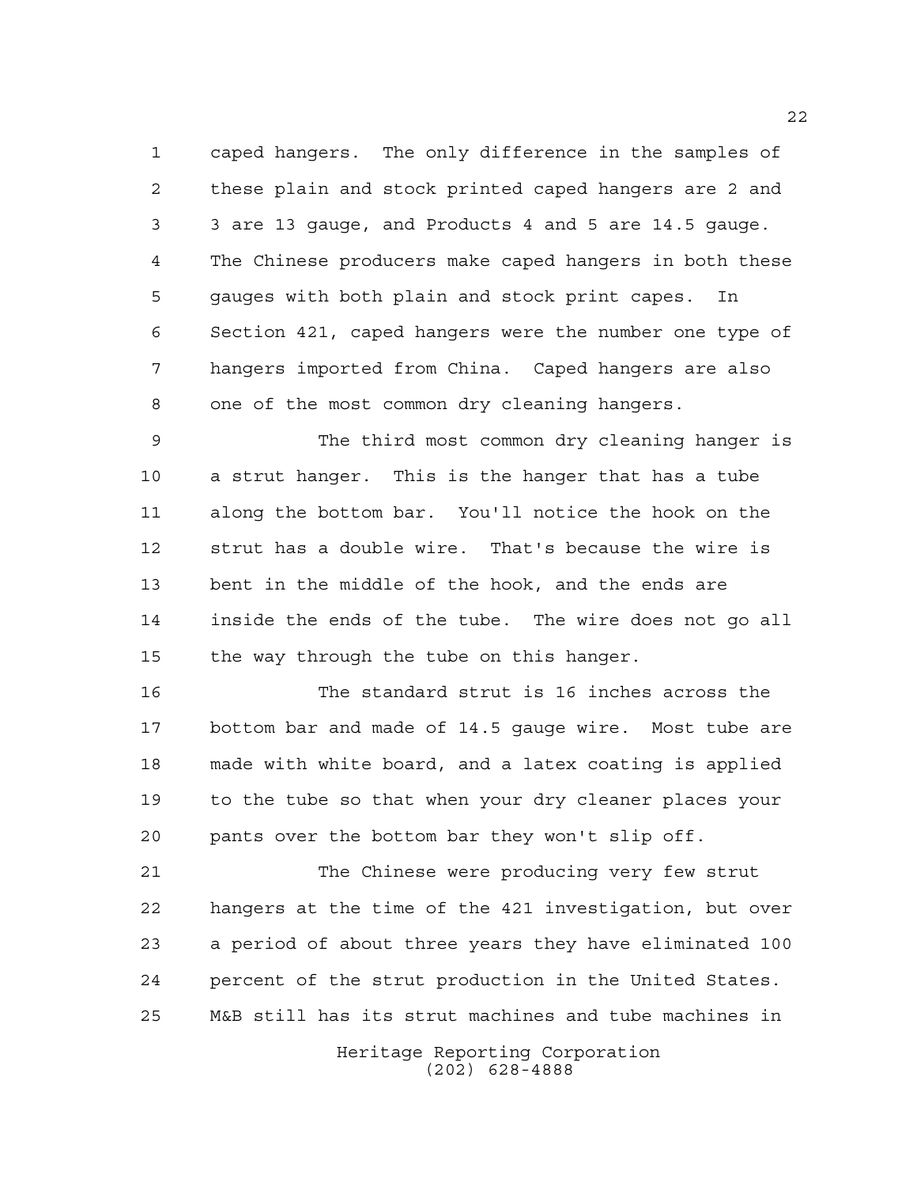caped hangers. The only difference in the samples of these plain and stock printed caped hangers are 2 and 3 are 13 gauge, and Products 4 and 5 are 14.5 gauge. The Chinese producers make caped hangers in both these gauges with both plain and stock print capes. In Section 421, caped hangers were the number one type of hangers imported from China. Caped hangers are also one of the most common dry cleaning hangers.

The third most common dry cleaning hanger is a strut hanger. This is the hanger that has a tube along the bottom bar. You'll notice the hook on the strut has a double wire. That's because the wire is bent in the middle of the hook, and the ends are inside the ends of the tube. The wire does not go all the way through the tube on this hanger.

The standard strut is 16 inches across the bottom bar and made of 14.5 gauge wire. Most tube are made with white board, and a latex coating is applied to the tube so that when your dry cleaner places your pants over the bottom bar they won't slip off.

The Chinese were producing very few strut hangers at the time of the 421 investigation, but over a period of about three years they have eliminated 100 percent of the strut production in the United States. M&B still has its strut machines and tube machines in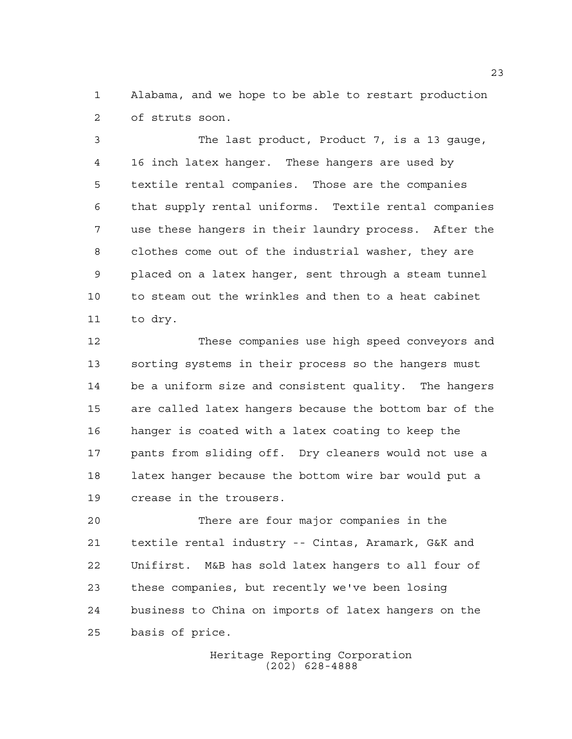Alabama, and we hope to be able to restart production of struts soon.

The last product, Product 7, is a 13 gauge, 16 inch latex hanger. These hangers are used by textile rental companies. Those are the companies that supply rental uniforms. Textile rental companies use these hangers in their laundry process. After the clothes come out of the industrial washer, they are placed on a latex hanger, sent through a steam tunnel to steam out the wrinkles and then to a heat cabinet to dry.

These companies use high speed conveyors and sorting systems in their process so the hangers must be a uniform size and consistent quality. The hangers are called latex hangers because the bottom bar of the hanger is coated with a latex coating to keep the pants from sliding off. Dry cleaners would not use a latex hanger because the bottom wire bar would put a crease in the trousers.

There are four major companies in the textile rental industry -- Cintas, Aramark, G&K and Unifirst. M&B has sold latex hangers to all four of these companies, but recently we've been losing business to China on imports of latex hangers on the basis of price.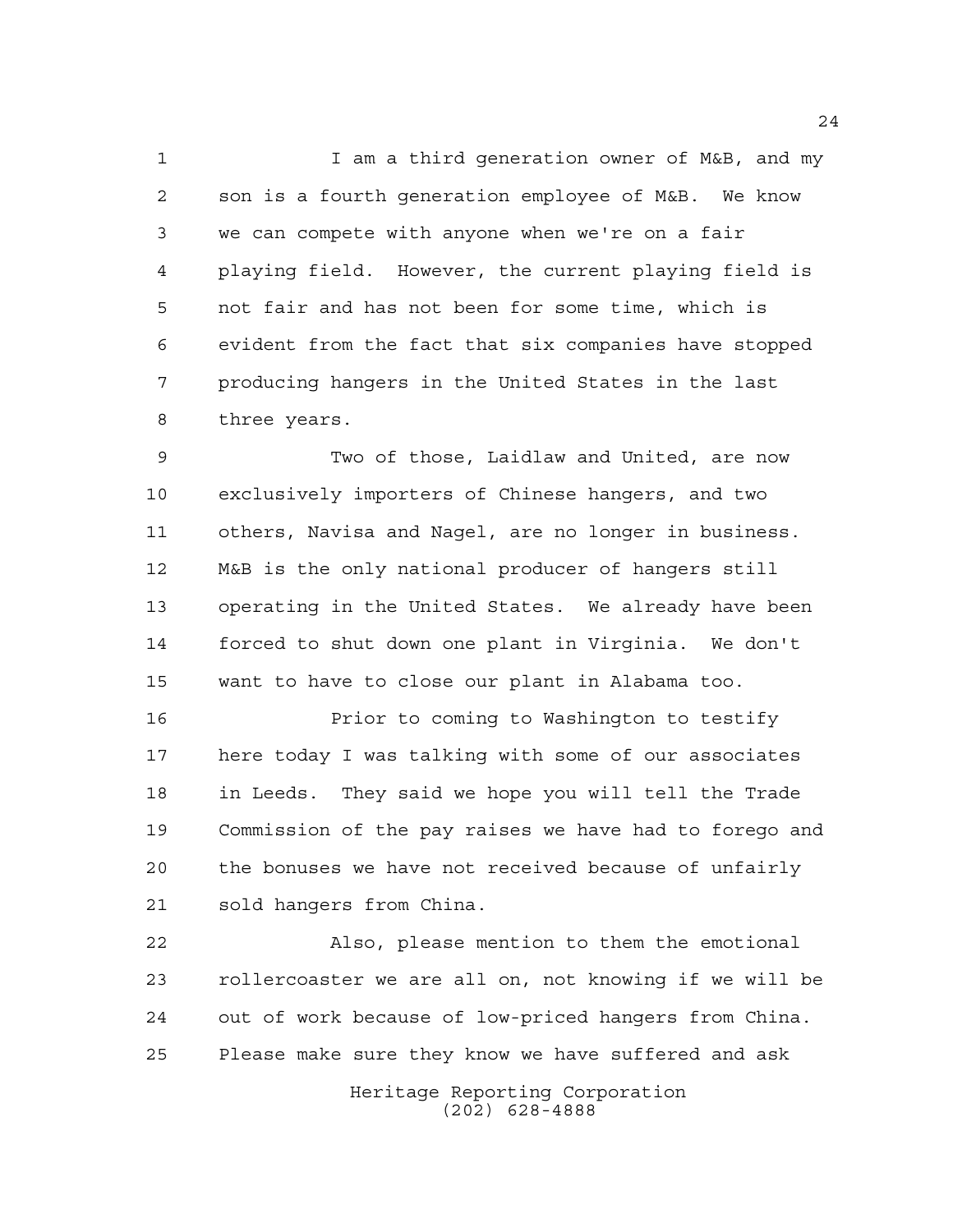I am a third generation owner of M&B, and my son is a fourth generation employee of M&B. We know we can compete with anyone when we're on a fair playing field. However, the current playing field is not fair and has not been for some time, which is evident from the fact that six companies have stopped producing hangers in the United States in the last three years.

Two of those, Laidlaw and United, are now exclusively importers of Chinese hangers, and two others, Navisa and Nagel, are no longer in business. M&B is the only national producer of hangers still operating in the United States. We already have been forced to shut down one plant in Virginia. We don't want to have to close our plant in Alabama too.

Prior to coming to Washington to testify here today I was talking with some of our associates in Leeds. They said we hope you will tell the Trade Commission of the pay raises we have had to forego and the bonuses we have not received because of unfairly sold hangers from China.

Also, please mention to them the emotional rollercoaster we are all on, not knowing if we will be out of work because of low-priced hangers from China. Please make sure they know we have suffered and ask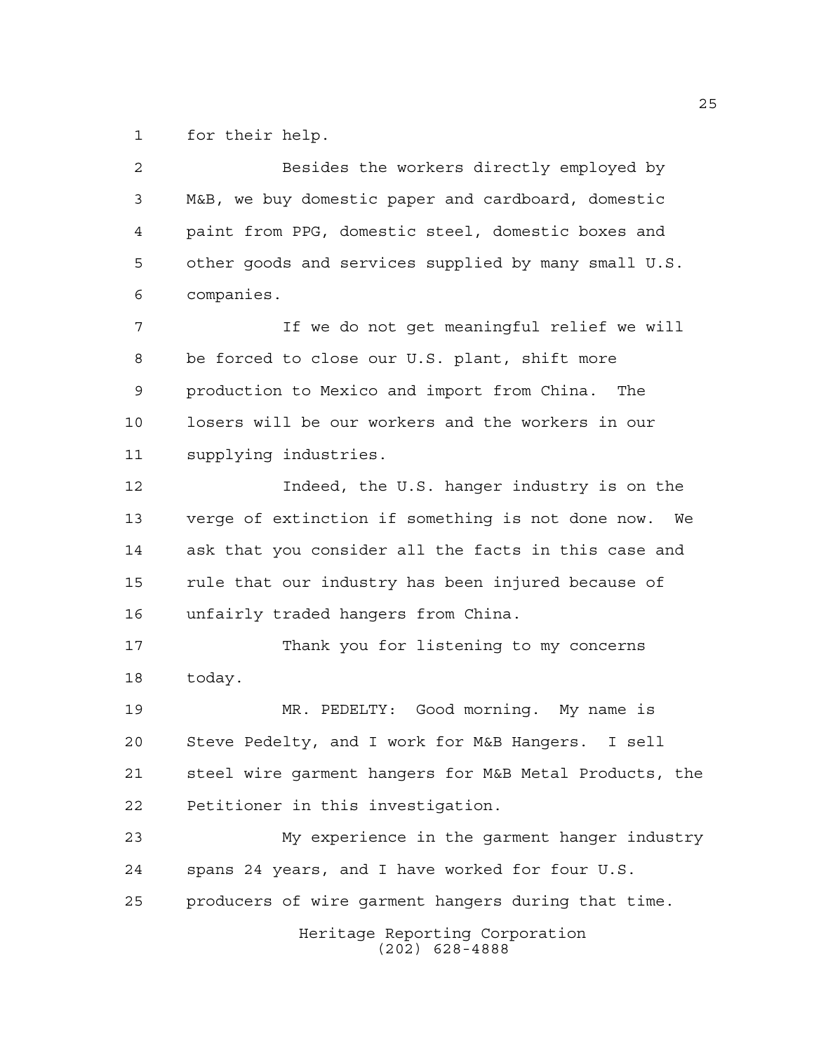for their help.

Besides the workers directly employed by M&B, we buy domestic paper and cardboard, domestic paint from PPG, domestic steel, domestic boxes and other goods and services supplied by many small U.S. companies.

If we do not get meaningful relief we will be forced to close our U.S. plant, shift more production to Mexico and import from China. The losers will be our workers and the workers in our supplying industries.

Indeed, the U.S. hanger industry is on the verge of extinction if something is not done now. We ask that you consider all the facts in this case and rule that our industry has been injured because of unfairly traded hangers from China.

Thank you for listening to my concerns today.

MR. PEDELTY: Good morning. My name is Steve Pedelty, and I work for M&B Hangers. I sell steel wire garment hangers for M&B Metal Products, the Petitioner in this investigation.

My experience in the garment hanger industry spans 24 years, and I have worked for four U.S. producers of wire garment hangers during that time.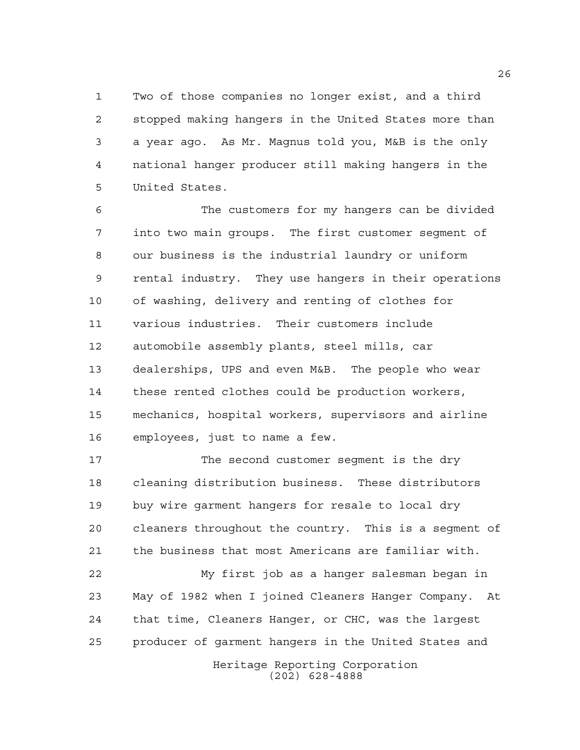Two of those companies no longer exist, and a third stopped making hangers in the United States more than a year ago. As Mr. Magnus told you, M&B is the only national hanger producer still making hangers in the United States.

The customers for my hangers can be divided into two main groups. The first customer segment of our business is the industrial laundry or uniform rental industry. They use hangers in their operations of washing, delivery and renting of clothes for various industries. Their customers include automobile assembly plants, steel mills, car dealerships, UPS and even M&B. The people who wear these rented clothes could be production workers, mechanics, hospital workers, supervisors and airline employees, just to name a few.

The second customer segment is the dry cleaning distribution business. These distributors buy wire garment hangers for resale to local dry cleaners throughout the country. This is a segment of the business that most Americans are familiar with.

My first job as a hanger salesman began in May of 1982 when I joined Cleaners Hanger Company. At that time, Cleaners Hanger, or CHC, was the largest producer of garment hangers in the United States and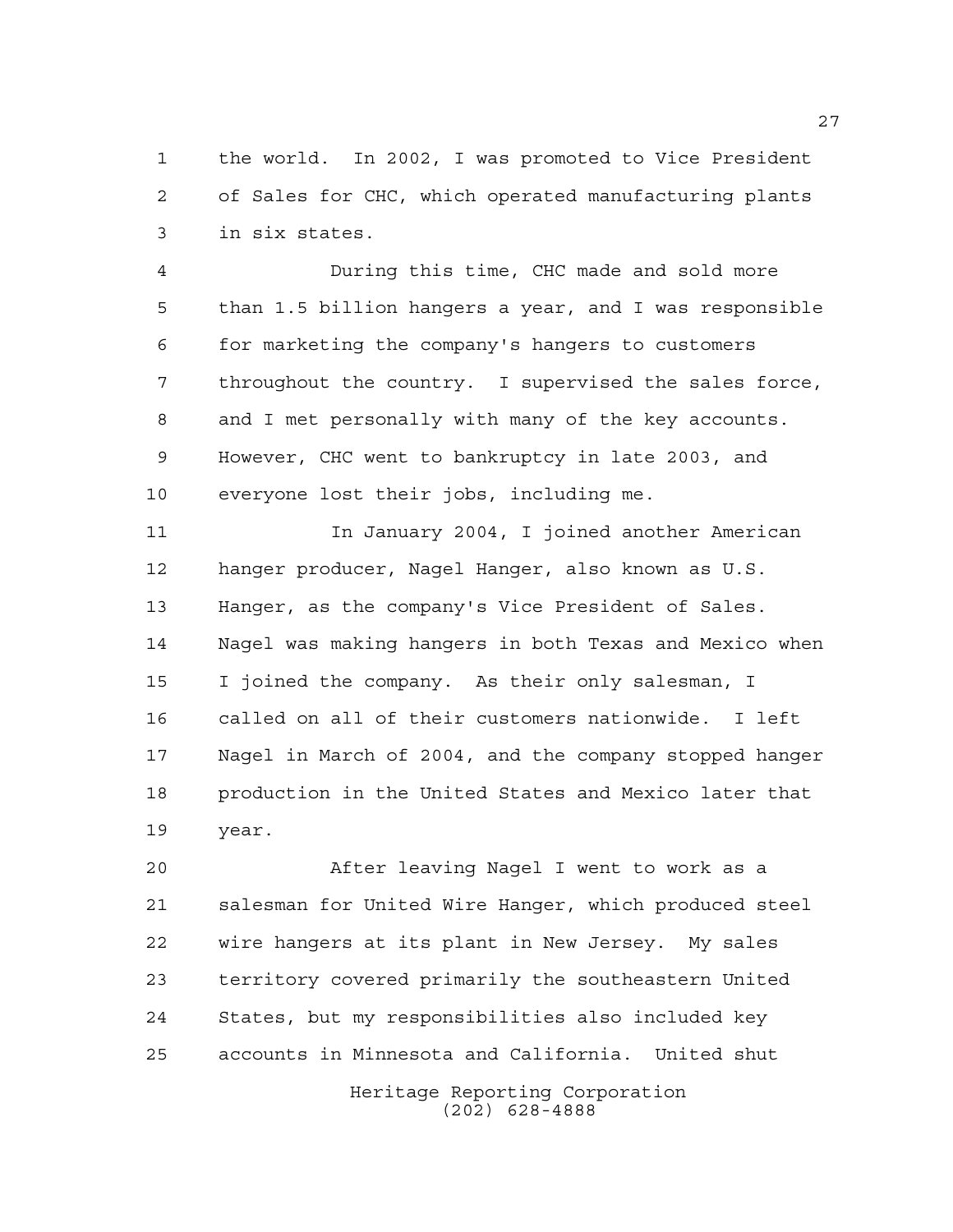the world. In 2002, I was promoted to Vice President of Sales for CHC, which operated manufacturing plants in six states.

During this time, CHC made and sold more than 1.5 billion hangers a year, and I was responsible for marketing the company's hangers to customers throughout the country. I supervised the sales force, and I met personally with many of the key accounts. However, CHC went to bankruptcy in late 2003, and everyone lost their jobs, including me.

In January 2004, I joined another American hanger producer, Nagel Hanger, also known as U.S. Hanger, as the company's Vice President of Sales. Nagel was making hangers in both Texas and Mexico when I joined the company. As their only salesman, I called on all of their customers nationwide. I left Nagel in March of 2004, and the company stopped hanger production in the United States and Mexico later that year.

After leaving Nagel I went to work as a salesman for United Wire Hanger, which produced steel wire hangers at its plant in New Jersey. My sales territory covered primarily the southeastern United States, but my responsibilities also included key accounts in Minnesota and California. United shut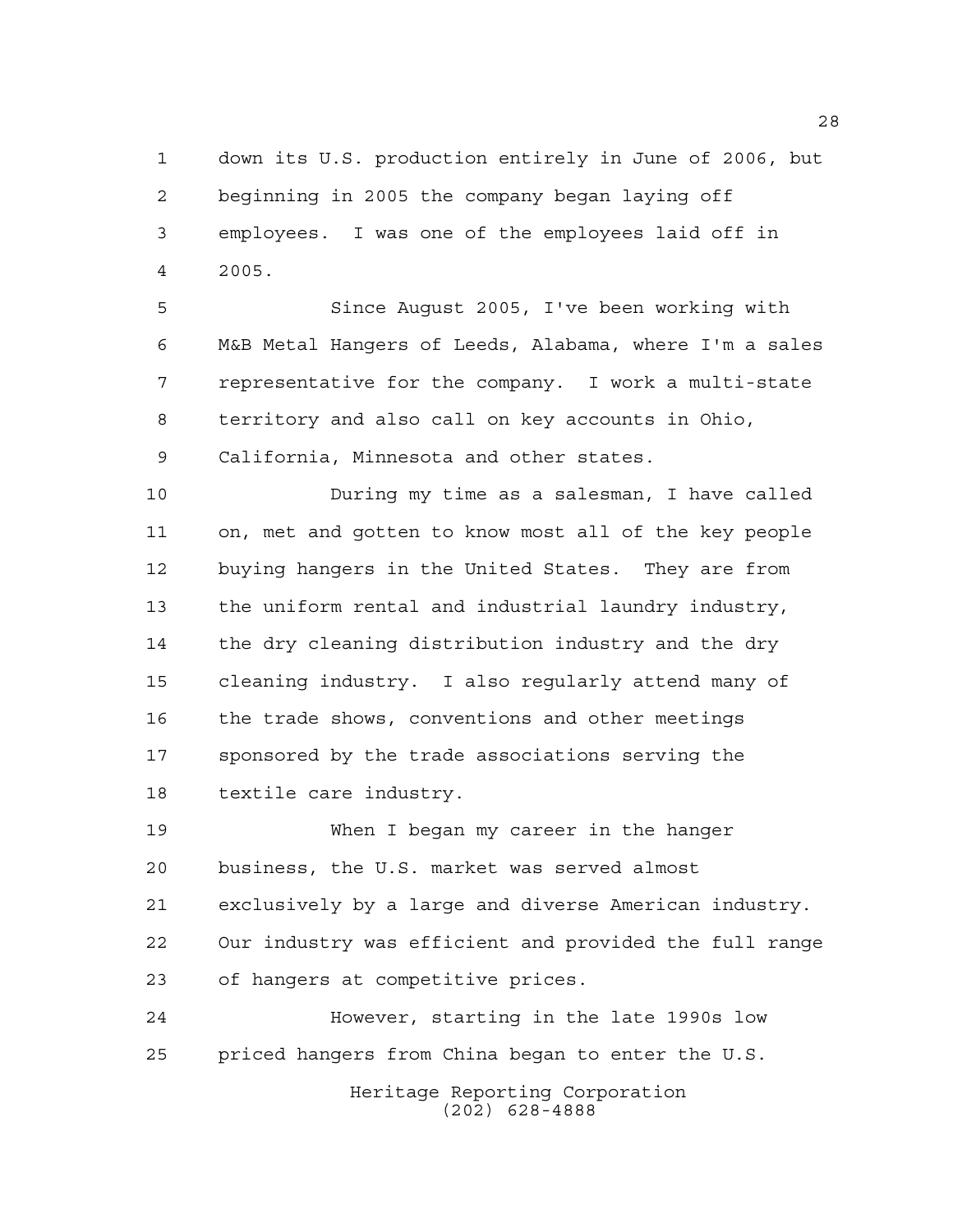down its U.S. production entirely in June of 2006, but beginning in 2005 the company began laying off employees. I was one of the employees laid off in 2005.

Since August 2005, I've been working with M&B Metal Hangers of Leeds, Alabama, where I'm a sales representative for the company. I work a multi-state territory and also call on key accounts in Ohio, California, Minnesota and other states.

During my time as a salesman, I have called on, met and gotten to know most all of the key people buying hangers in the United States. They are from the uniform rental and industrial laundry industry, the dry cleaning distribution industry and the dry cleaning industry. I also regularly attend many of the trade shows, conventions and other meetings sponsored by the trade associations serving the textile care industry.

When I began my career in the hanger business, the U.S. market was served almost exclusively by a large and diverse American industry. Our industry was efficient and provided the full range of hangers at competitive prices.

However, starting in the late 1990s low priced hangers from China began to enter the U.S.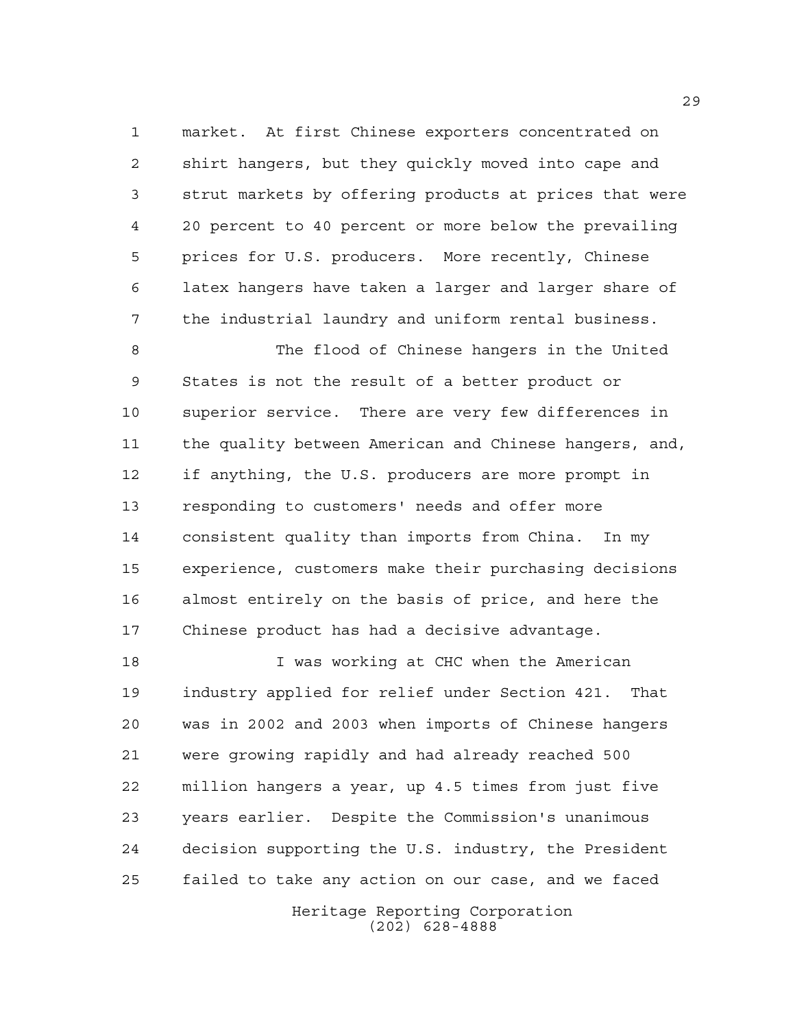market. At first Chinese exporters concentrated on shirt hangers, but they quickly moved into cape and strut markets by offering products at prices that were 20 percent to 40 percent or more below the prevailing prices for U.S. producers. More recently, Chinese latex hangers have taken a larger and larger share of the industrial laundry and uniform rental business.

The flood of Chinese hangers in the United States is not the result of a better product or superior service. There are very few differences in the quality between American and Chinese hangers, and, if anything, the U.S. producers are more prompt in responding to customers' needs and offer more consistent quality than imports from China. In my experience, customers make their purchasing decisions almost entirely on the basis of price, and here the Chinese product has had a decisive advantage.

I was working at CHC when the American industry applied for relief under Section 421. That was in 2002 and 2003 when imports of Chinese hangers were growing rapidly and had already reached 500 million hangers a year, up 4.5 times from just five years earlier. Despite the Commission's unanimous decision supporting the U.S. industry, the President failed to take any action on our case, and we faced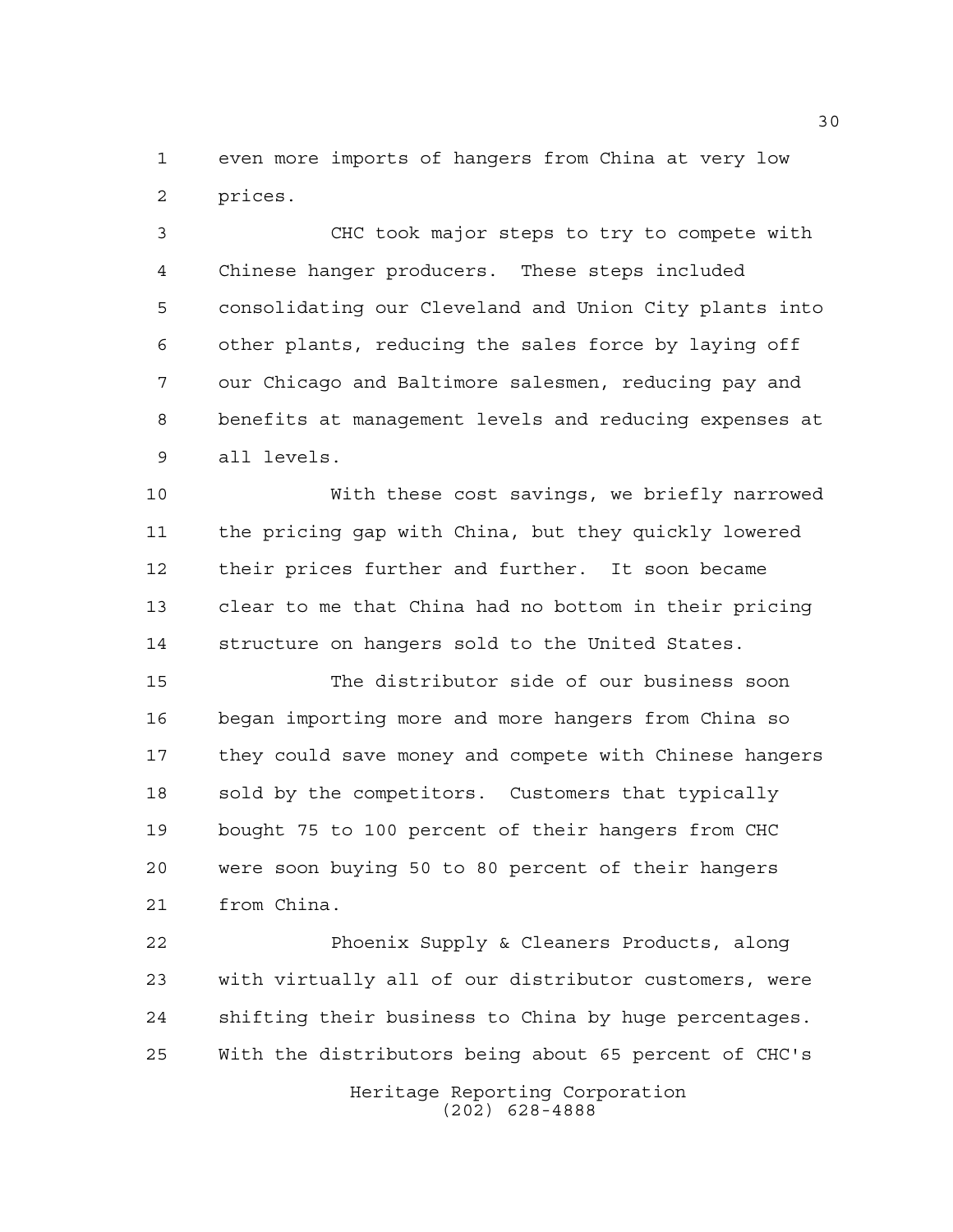even more imports of hangers from China at very low prices.

CHC took major steps to try to compete with Chinese hanger producers. These steps included consolidating our Cleveland and Union City plants into other plants, reducing the sales force by laying off our Chicago and Baltimore salesmen, reducing pay and benefits at management levels and reducing expenses at all levels.

With these cost savings, we briefly narrowed the pricing gap with China, but they quickly lowered their prices further and further. It soon became clear to me that China had no bottom in their pricing structure on hangers sold to the United States.

The distributor side of our business soon began importing more and more hangers from China so they could save money and compete with Chinese hangers sold by the competitors. Customers that typically bought 75 to 100 percent of their hangers from CHC were soon buying 50 to 80 percent of their hangers from China.

Phoenix Supply & Cleaners Products, along with virtually all of our distributor customers, were shifting their business to China by huge percentages. With the distributors being about 65 percent of CHC's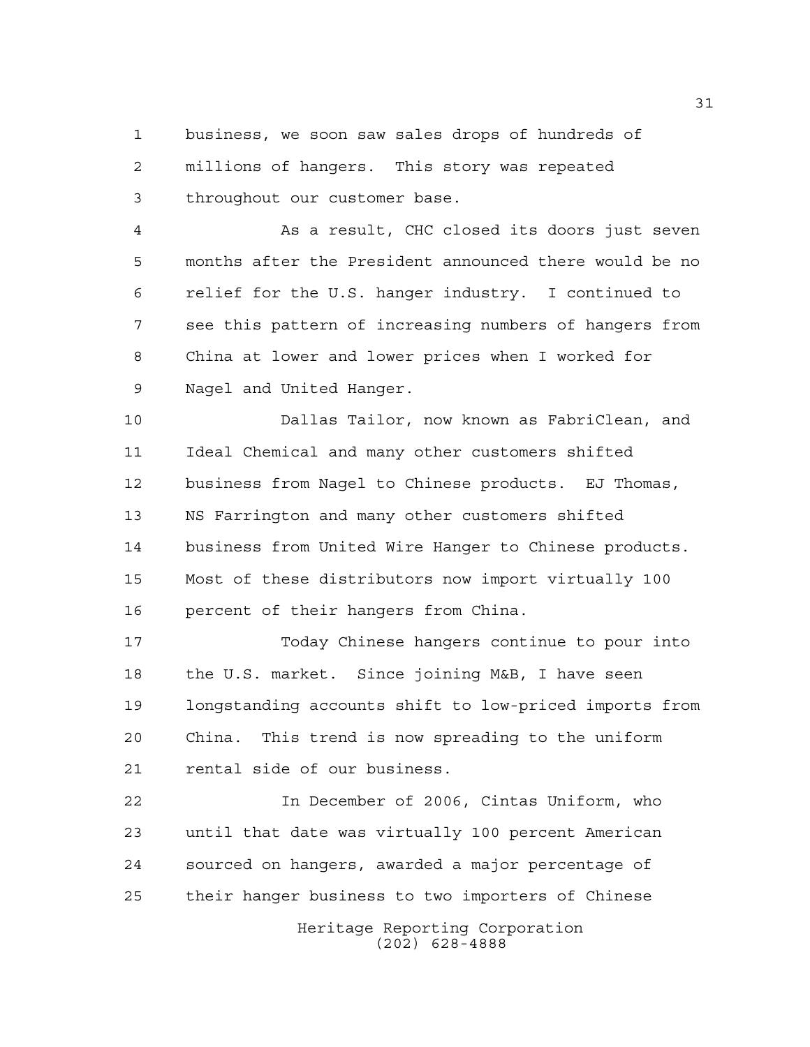business, we soon saw sales drops of hundreds of millions of hangers. This story was repeated throughout our customer base.

As a result, CHC closed its doors just seven months after the President announced there would be no relief for the U.S. hanger industry. I continued to see this pattern of increasing numbers of hangers from China at lower and lower prices when I worked for Nagel and United Hanger.

Dallas Tailor, now known as FabriClean, and Ideal Chemical and many other customers shifted business from Nagel to Chinese products. EJ Thomas, NS Farrington and many other customers shifted business from United Wire Hanger to Chinese products. Most of these distributors now import virtually 100 percent of their hangers from China.

Today Chinese hangers continue to pour into the U.S. market. Since joining M&B, I have seen longstanding accounts shift to low-priced imports from China. This trend is now spreading to the uniform rental side of our business.

In December of 2006, Cintas Uniform, who until that date was virtually 100 percent American sourced on hangers, awarded a major percentage of their hanger business to two importers of Chinese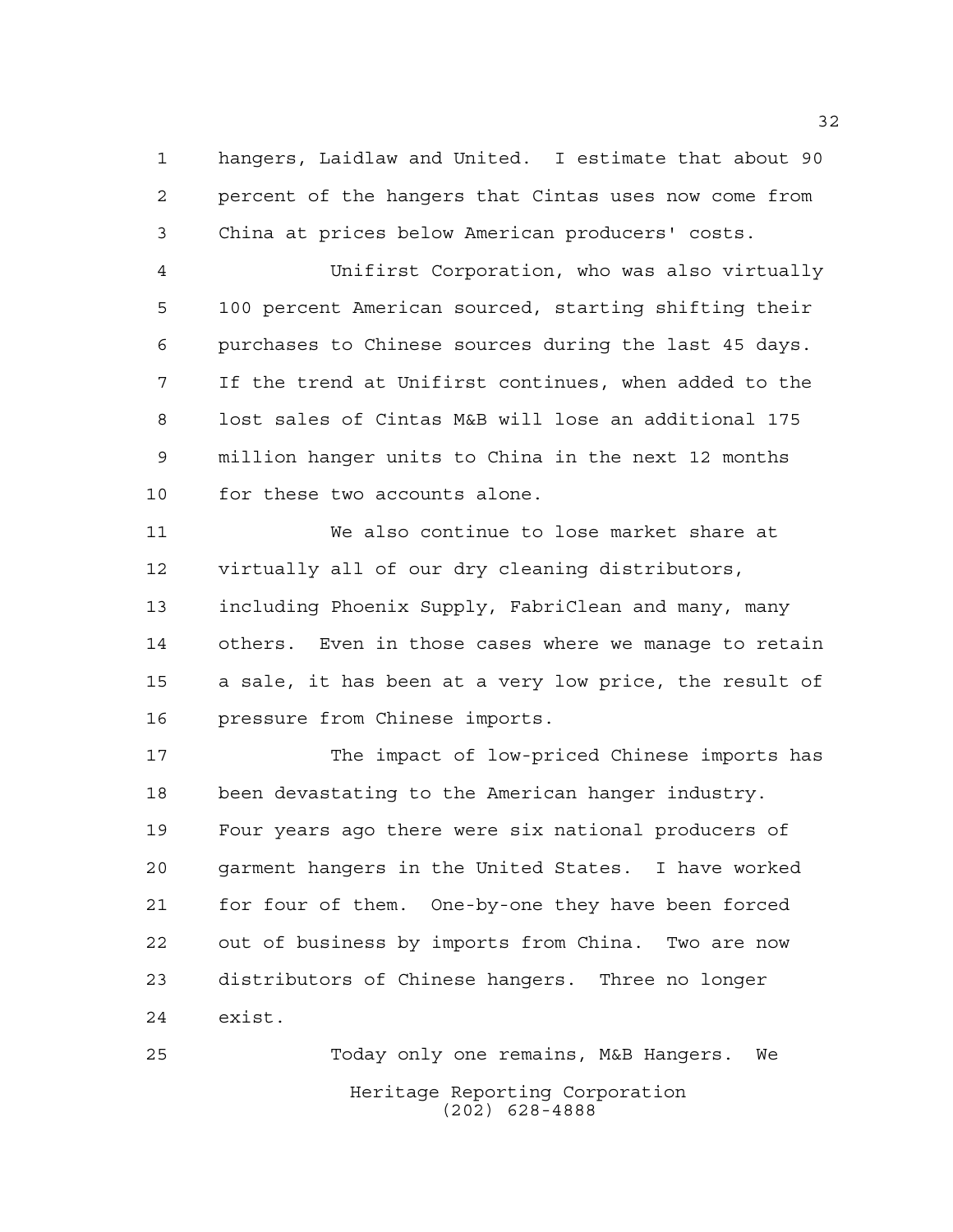hangers, Laidlaw and United. I estimate that about 90 percent of the hangers that Cintas uses now come from China at prices below American producers' costs.

Unifirst Corporation, who was also virtually 100 percent American sourced, starting shifting their purchases to Chinese sources during the last 45 days. If the trend at Unifirst continues, when added to the lost sales of Cintas M&B will lose an additional 175 million hanger units to China in the next 12 months for these two accounts alone.

We also continue to lose market share at virtually all of our dry cleaning distributors, including Phoenix Supply, FabriClean and many, many others. Even in those cases where we manage to retain a sale, it has been at a very low price, the result of pressure from Chinese imports.

The impact of low-priced Chinese imports has been devastating to the American hanger industry. Four years ago there were six national producers of garment hangers in the United States. I have worked for four of them. One-by-one they have been forced out of business by imports from China. Two are now distributors of Chinese hangers. Three no longer exist.

Today only one remains, M&B Hangers. We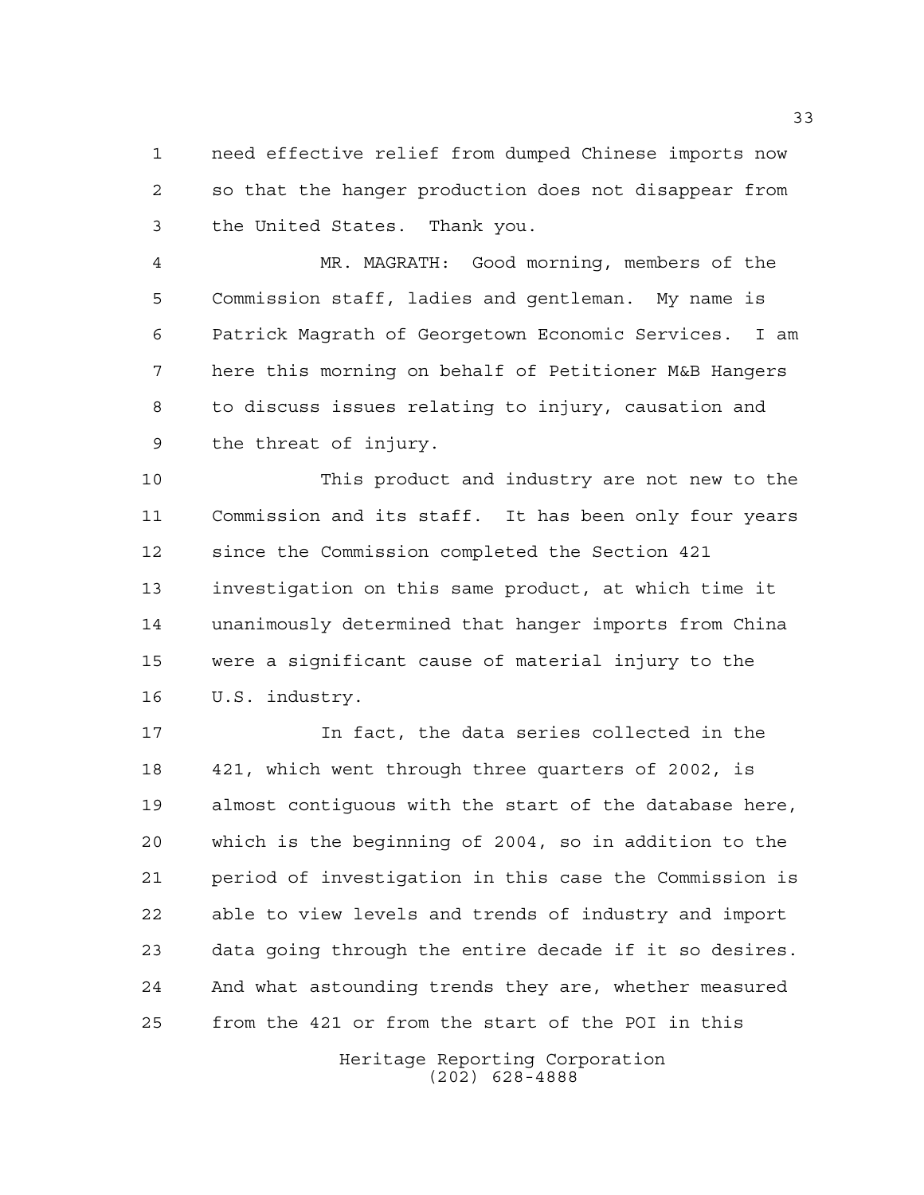need effective relief from dumped Chinese imports now so that the hanger production does not disappear from the United States. Thank you.

MR. MAGRATH: Good morning, members of the Commission staff, ladies and gentleman. My name is Patrick Magrath of Georgetown Economic Services. I am here this morning on behalf of Petitioner M&B Hangers to discuss issues relating to injury, causation and the threat of injury.

This product and industry are not new to the Commission and its staff. It has been only four years since the Commission completed the Section 421 investigation on this same product, at which time it unanimously determined that hanger imports from China were a significant cause of material injury to the U.S. industry.

In fact, the data series collected in the 421, which went through three quarters of 2002, is almost contiguous with the start of the database here, which is the beginning of 2004, so in addition to the period of investigation in this case the Commission is able to view levels and trends of industry and import data going through the entire decade if it so desires. And what astounding trends they are, whether measured from the 421 or from the start of the POI in this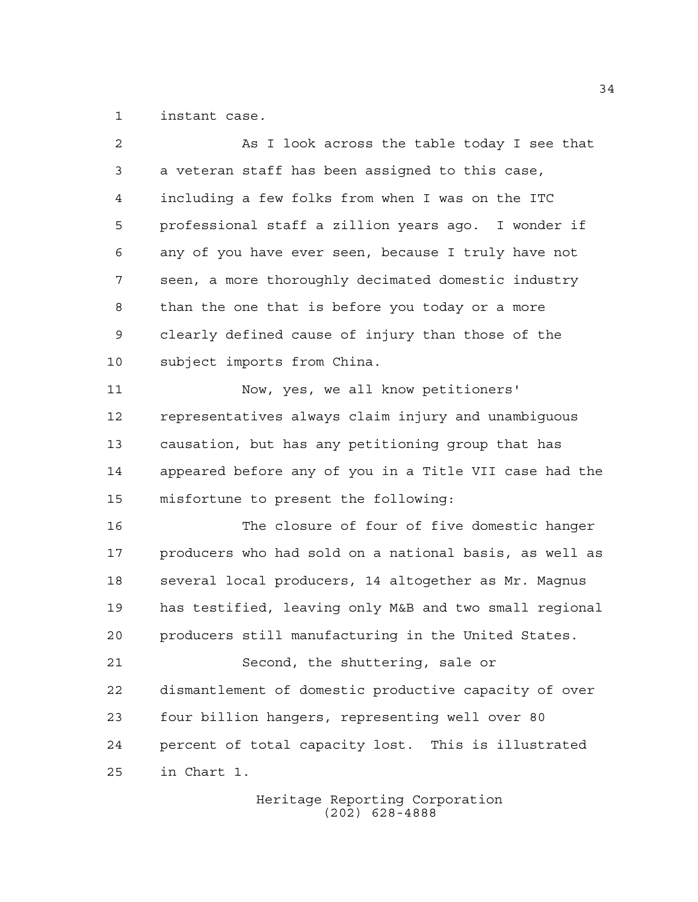instant case.

As I look across the table today I see that a veteran staff has been assigned to this case, including a few folks from when I was on the ITC professional staff a zillion years ago. I wonder if any of you have ever seen, because I truly have not seen, a more thoroughly decimated domestic industry than the one that is before you today or a more clearly defined cause of injury than those of the subject imports from China.

Now, yes, we all know petitioners' representatives always claim injury and unambiguous causation, but has any petitioning group that has appeared before any of you in a Title VII case had the misfortune to present the following:

The closure of four of five domestic hanger producers who had sold on a national basis, as well as several local producers, 14 altogether as Mr. Magnus has testified, leaving only M&B and two small regional producers still manufacturing in the United States.

Second, the shuttering, sale or dismantlement of domestic productive capacity of over four billion hangers, representing well over 80 percent of total capacity lost. This is illustrated in Chart 1.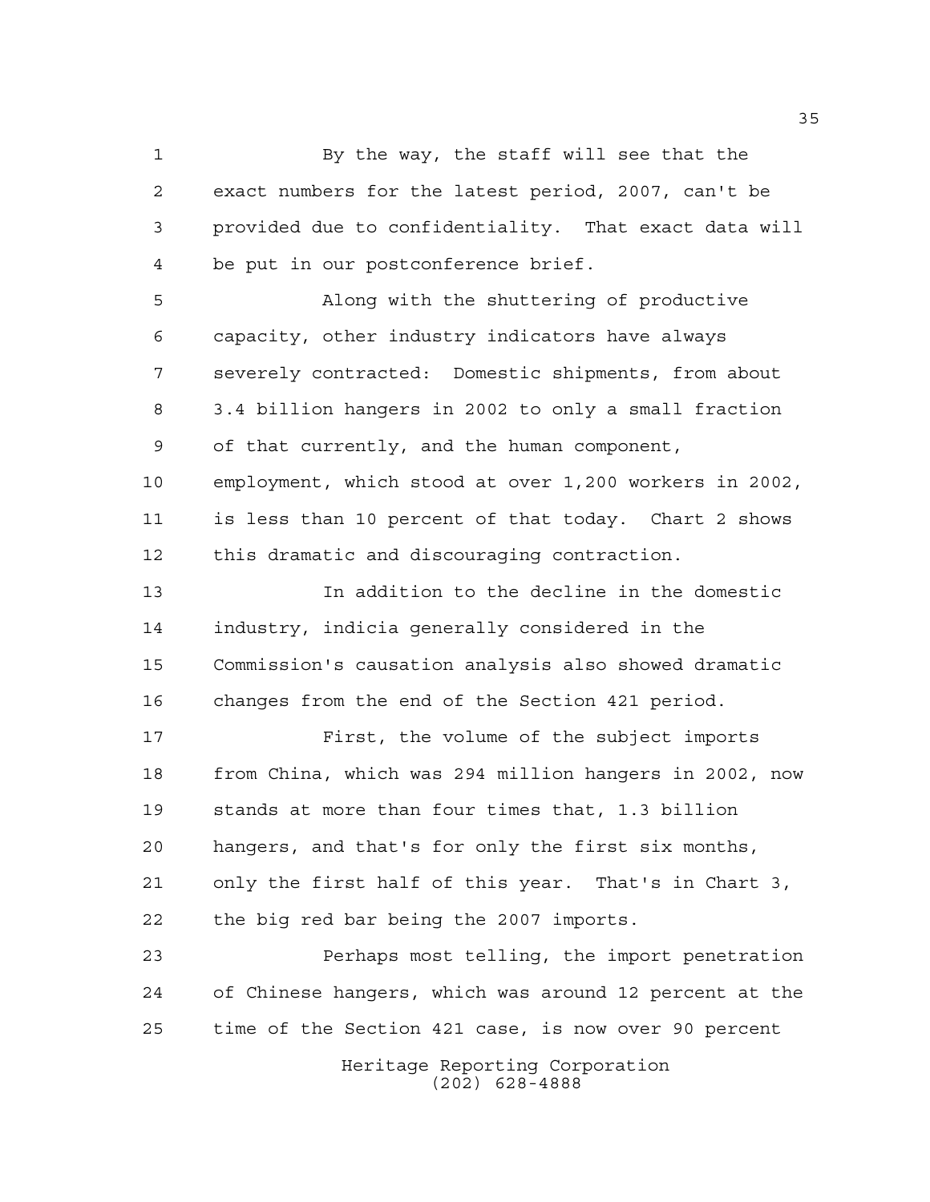By the way, the staff will see that the exact numbers for the latest period, 2007, can't be provided due to confidentiality. That exact data will be put in our postconference brief.

Along with the shuttering of productive capacity, other industry indicators have always severely contracted: Domestic shipments, from about 3.4 billion hangers in 2002 to only a small fraction of that currently, and the human component, employment, which stood at over 1,200 workers in 2002, is less than 10 percent of that today. Chart 2 shows this dramatic and discouraging contraction.

In addition to the decline in the domestic industry, indicia generally considered in the Commission's causation analysis also showed dramatic changes from the end of the Section 421 period.

First, the volume of the subject imports from China, which was 294 million hangers in 2002, now stands at more than four times that, 1.3 billion hangers, and that's for only the first six months, only the first half of this year. That's in Chart 3, the big red bar being the 2007 imports.

Perhaps most telling, the import penetration of Chinese hangers, which was around 12 percent at the time of the Section 421 case, is now over 90 percent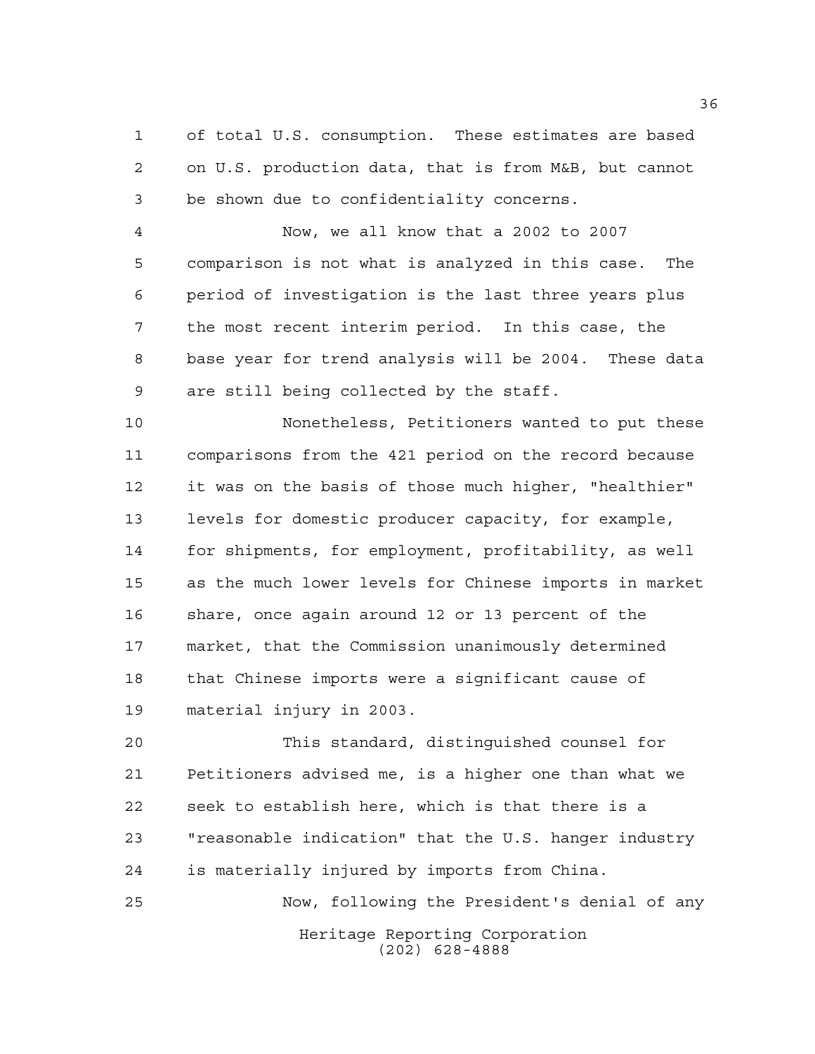of total U.S. consumption. These estimates are based on U.S. production data, that is from M&B, but cannot be shown due to confidentiality concerns.

Now, we all know that a 2002 to 2007 comparison is not what is analyzed in this case. The period of investigation is the last three years plus the most recent interim period. In this case, the base year for trend analysis will be 2004. These data are still being collected by the staff.

Nonetheless, Petitioners wanted to put these comparisons from the 421 period on the record because it was on the basis of those much higher, "healthier" levels for domestic producer capacity, for example, for shipments, for employment, profitability, as well as the much lower levels for Chinese imports in market share, once again around 12 or 13 percent of the market, that the Commission unanimously determined that Chinese imports were a significant cause of material injury in 2003.

This standard, distinguished counsel for Petitioners advised me, is a higher one than what we seek to establish here, which is that there is a "reasonable indication" that the U.S. hanger industry is materially injured by imports from China.

Now, following the President's denial of any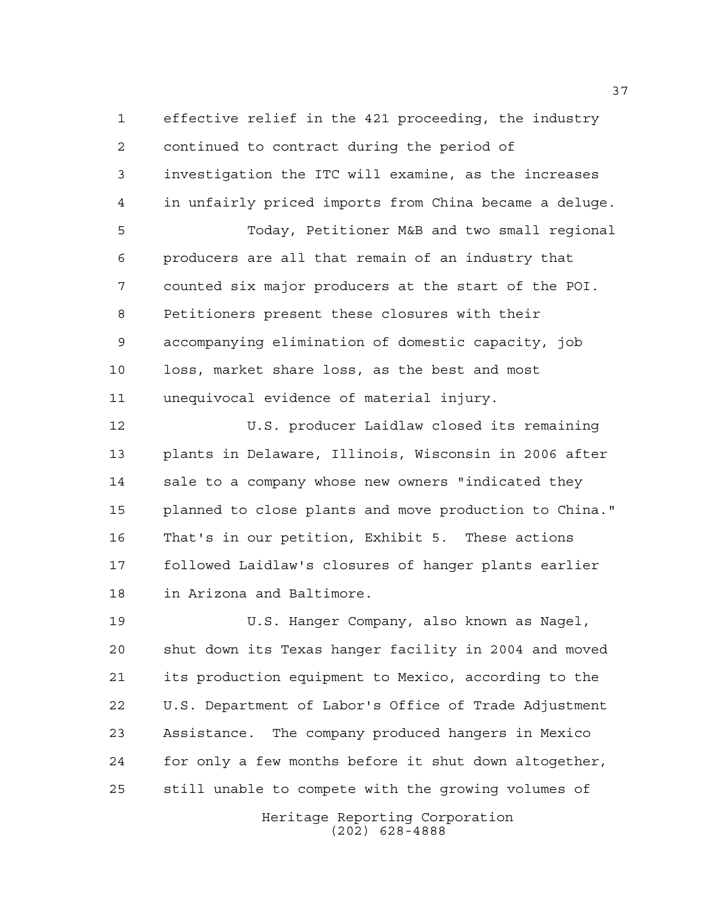effective relief in the 421 proceeding, the industry continued to contract during the period of investigation the ITC will examine, as the increases in unfairly priced imports from China became a deluge.

Today, Petitioner M&B and two small regional producers are all that remain of an industry that counted six major producers at the start of the POI. Petitioners present these closures with their accompanying elimination of domestic capacity, job loss, market share loss, as the best and most unequivocal evidence of material injury.

U.S. producer Laidlaw closed its remaining plants in Delaware, Illinois, Wisconsin in 2006 after sale to a company whose new owners "indicated they planned to close plants and move production to China." That's in our petition, Exhibit 5. These actions followed Laidlaw's closures of hanger plants earlier in Arizona and Baltimore.

U.S. Hanger Company, also known as Nagel, shut down its Texas hanger facility in 2004 and moved its production equipment to Mexico, according to the U.S. Department of Labor's Office of Trade Adjustment Assistance. The company produced hangers in Mexico for only a few months before it shut down altogether, still unable to compete with the growing volumes of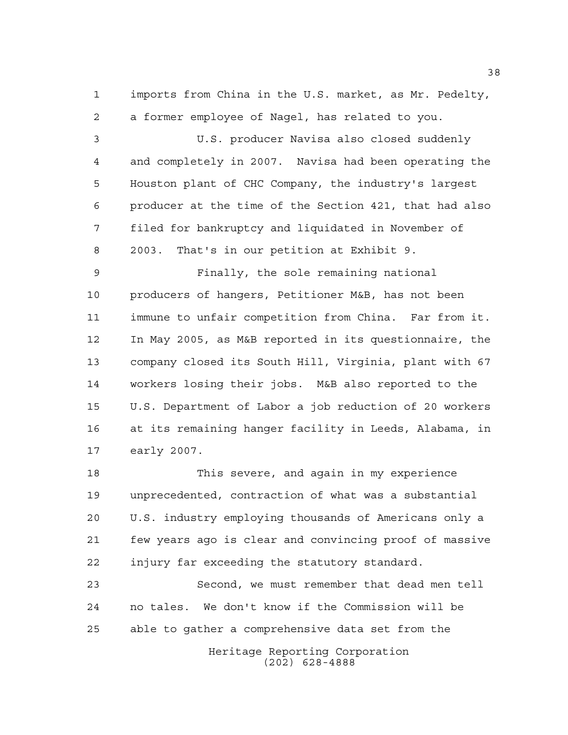imports from China in the U.S. market, as Mr. Pedelty, a former employee of Nagel, has related to you.

U.S. producer Navisa also closed suddenly and completely in 2007. Navisa had been operating the Houston plant of CHC Company, the industry's largest producer at the time of the Section 421, that had also filed for bankruptcy and liquidated in November of 2003. That's in our petition at Exhibit 9.

Finally, the sole remaining national producers of hangers, Petitioner M&B, has not been immune to unfair competition from China. Far from it. In May 2005, as M&B reported in its questionnaire, the company closed its South Hill, Virginia, plant with 67 workers losing their jobs. M&B also reported to the U.S. Department of Labor a job reduction of 20 workers at its remaining hanger facility in Leeds, Alabama, in early 2007.

This severe, and again in my experience unprecedented, contraction of what was a substantial U.S. industry employing thousands of Americans only a few years ago is clear and convincing proof of massive injury far exceeding the statutory standard.

Second, we must remember that dead men tell no tales. We don't know if the Commission will be able to gather a comprehensive data set from the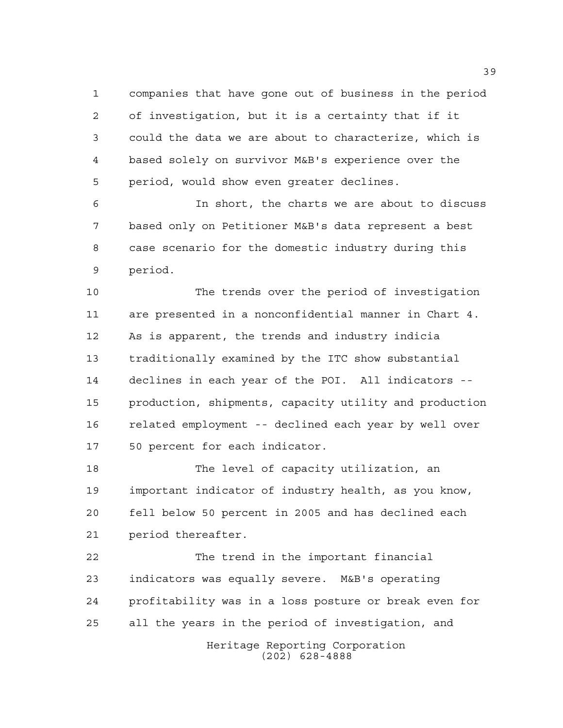companies that have gone out of business in the period of investigation, but it is a certainty that if it could the data we are about to characterize, which is based solely on survivor M&B's experience over the period, would show even greater declines.

In short, the charts we are about to discuss based only on Petitioner M&B's data represent a best case scenario for the domestic industry during this period.

The trends over the period of investigation are presented in a nonconfidential manner in Chart 4. As is apparent, the trends and industry indicia traditionally examined by the ITC show substantial declines in each year of the POI. All indicators -- production, shipments, capacity utility and production related employment -- declined each year by well over 50 percent for each indicator.

The level of capacity utilization, an important indicator of industry health, as you know, fell below 50 percent in 2005 and has declined each period thereafter.

The trend in the important financial indicators was equally severe. M&B's operating profitability was in a loss posture or break even for all the years in the period of investigation, and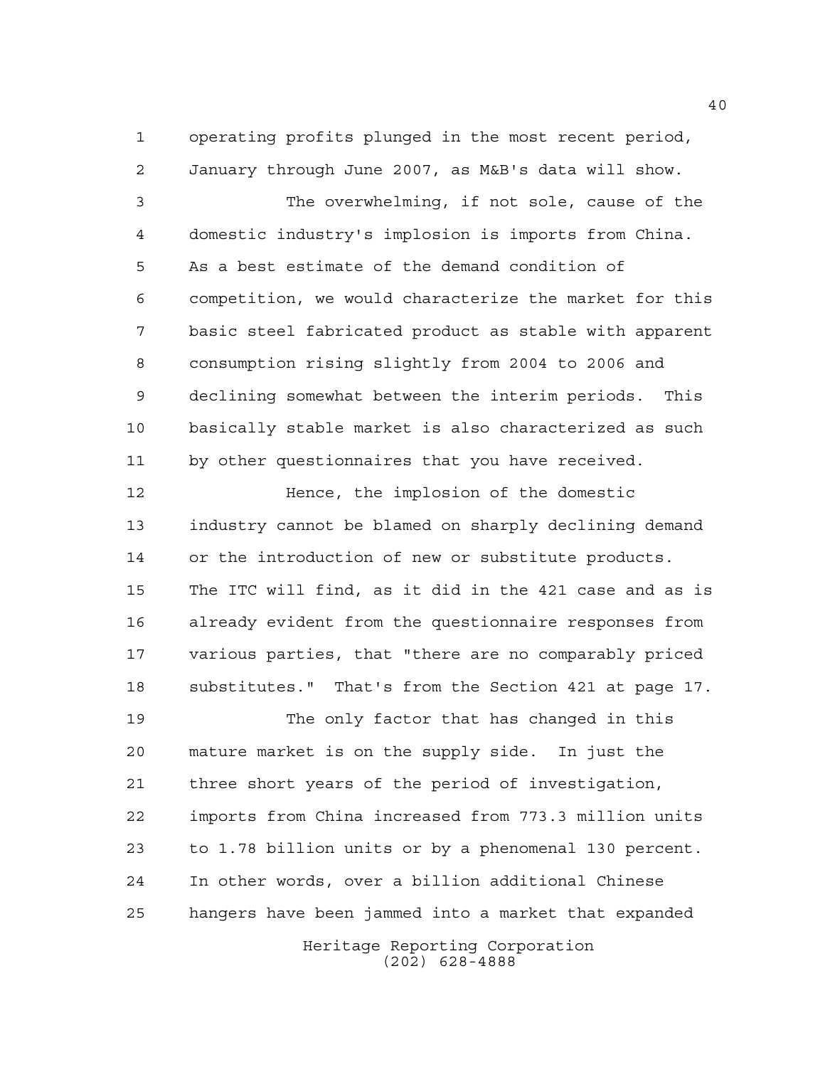operating profits plunged in the most recent period, January through June 2007, as M&B's data will show.

The overwhelming, if not sole, cause of the domestic industry's implosion is imports from China. As a best estimate of the demand condition of competition, we would characterize the market for this basic steel fabricated product as stable with apparent consumption rising slightly from 2004 to 2006 and declining somewhat between the interim periods. This basically stable market is also characterized as such by other questionnaires that you have received.

Hence, the implosion of the domestic industry cannot be blamed on sharply declining demand or the introduction of new or substitute products. The ITC will find, as it did in the 421 case and as is already evident from the questionnaire responses from various parties, that "there are no comparably priced substitutes." That's from the Section 421 at page 17.

The only factor that has changed in this mature market is on the supply side. In just the three short years of the period of investigation, imports from China increased from 773.3 million units to 1.78 billion units or by a phenomenal 130 percent. In other words, over a billion additional Chinese hangers have been jammed into a market that expanded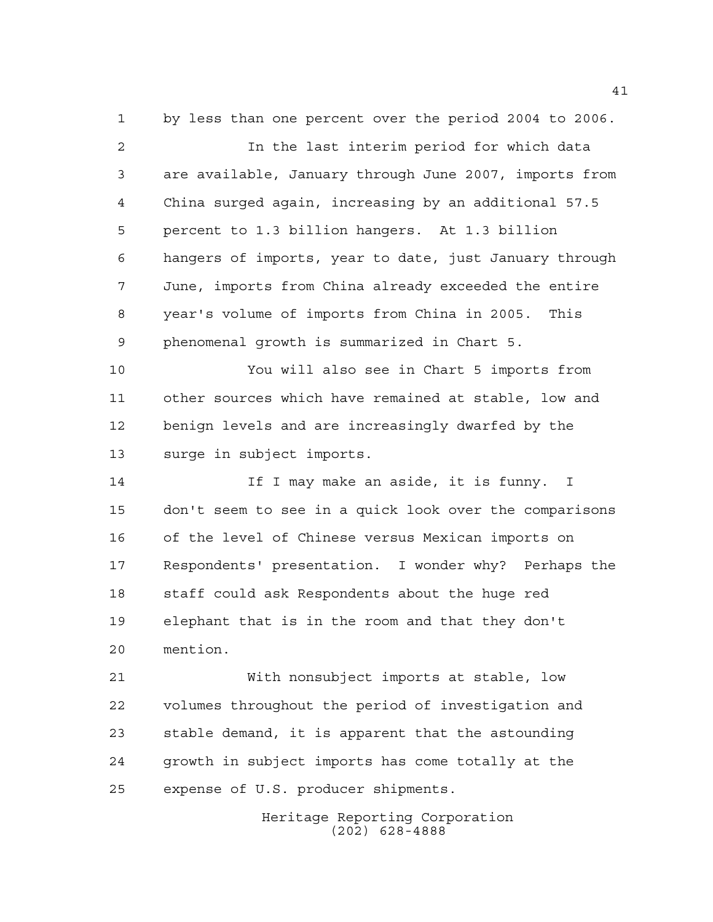by less than one percent over the period 2004 to 2006.

In the last interim period for which data are available, January through June 2007, imports from China surged again, increasing by an additional 57.5 percent to 1.3 billion hangers. At 1.3 billion hangers of imports, year to date, just January through June, imports from China already exceeded the entire year's volume of imports from China in 2005. This phenomenal growth is summarized in Chart 5.

You will also see in Chart 5 imports from other sources which have remained at stable, low and benign levels and are increasingly dwarfed by the surge in subject imports.

If I may make an aside, it is funny. I don't seem to see in a quick look over the comparisons of the level of Chinese versus Mexican imports on Respondents' presentation. I wonder why? Perhaps the staff could ask Respondents about the huge red elephant that is in the room and that they don't mention.

With nonsubject imports at stable, low volumes throughout the period of investigation and stable demand, it is apparent that the astounding growth in subject imports has come totally at the expense of U.S. producer shipments.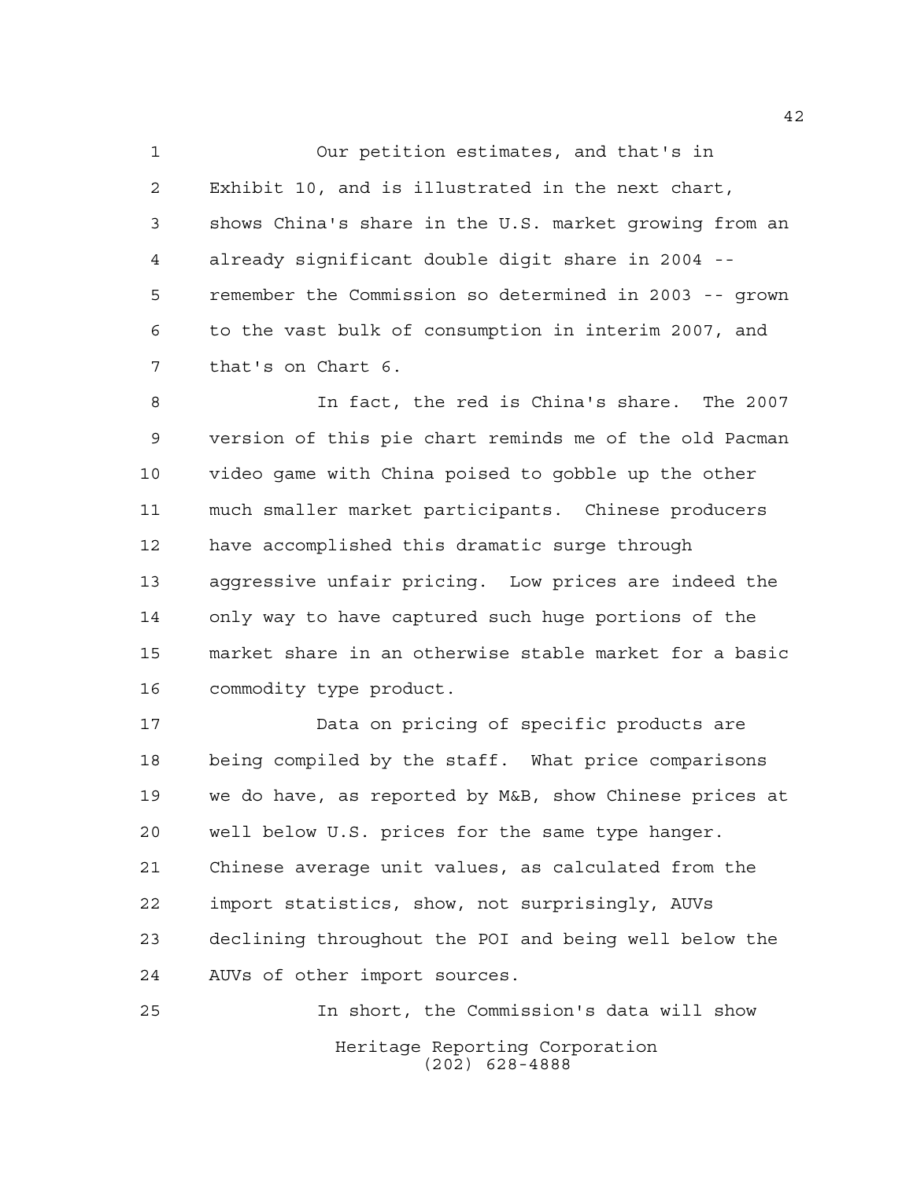Our petition estimates, and that's in Exhibit 10, and is illustrated in the next chart, shows China's share in the U.S. market growing from an already significant double digit share in 2004 -- remember the Commission so determined in 2003 -- grown to the vast bulk of consumption in interim 2007, and that's on Chart 6.

In fact, the red is China's share. The 2007 version of this pie chart reminds me of the old Pacman video game with China poised to gobble up the other much smaller market participants. Chinese producers have accomplished this dramatic surge through aggressive unfair pricing. Low prices are indeed the only way to have captured such huge portions of the market share in an otherwise stable market for a basic commodity type product.

Data on pricing of specific products are being compiled by the staff. What price comparisons we do have, as reported by M&B, show Chinese prices at well below U.S. prices for the same type hanger. Chinese average unit values, as calculated from the import statistics, show, not surprisingly, AUVs declining throughout the POI and being well below the AUVs of other import sources.

In short, the Commission's data will show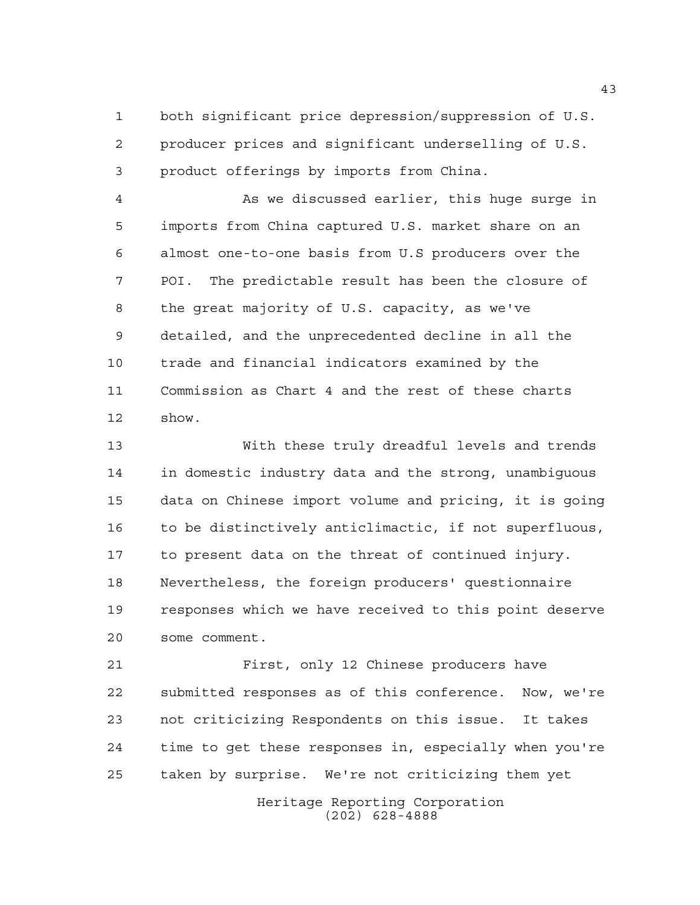both significant price depression/suppression of U.S. producer prices and significant underselling of U.S. product offerings by imports from China.

As we discussed earlier, this huge surge in imports from China captured U.S. market share on an almost one-to-one basis from U.S producers over the POI. The predictable result has been the closure of the great majority of U.S. capacity, as we've detailed, and the unprecedented decline in all the trade and financial indicators examined by the Commission as Chart 4 and the rest of these charts show.

With these truly dreadful levels and trends in domestic industry data and the strong, unambiguous data on Chinese import volume and pricing, it is going to be distinctively anticlimactic, if not superfluous, to present data on the threat of continued injury. Nevertheless, the foreign producers' questionnaire responses which we have received to this point deserve some comment.

First, only 12 Chinese producers have submitted responses as of this conference. Now, we're not criticizing Respondents on this issue. It takes time to get these responses in, especially when you're taken by surprise. We're not criticizing them yet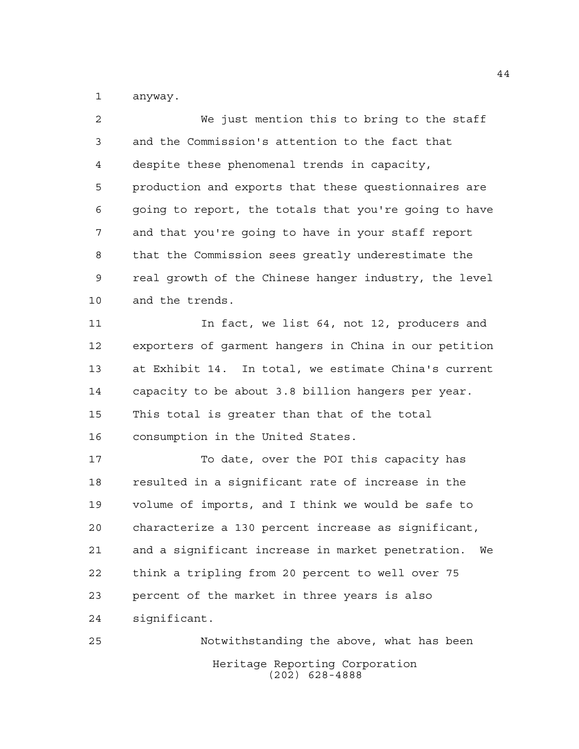anyway.

We just mention this to bring to the staff and the Commission's attention to the fact that despite these phenomenal trends in capacity, production and exports that these questionnaires are going to report, the totals that you're going to have and that you're going to have in your staff report that the Commission sees greatly underestimate the real growth of the Chinese hanger industry, the level and the trends.

In fact, we list 64, not 12, producers and exporters of garment hangers in China in our petition at Exhibit 14. In total, we estimate China's current capacity to be about 3.8 billion hangers per year. This total is greater than that of the total consumption in the United States.

To date, over the POI this capacity has resulted in a significant rate of increase in the volume of imports, and I think we would be safe to characterize a 130 percent increase as significant, and a significant increase in market penetration. We think a tripling from 20 percent to well over 75 percent of the market in three years is also significant.

Notwithstanding the above, what has been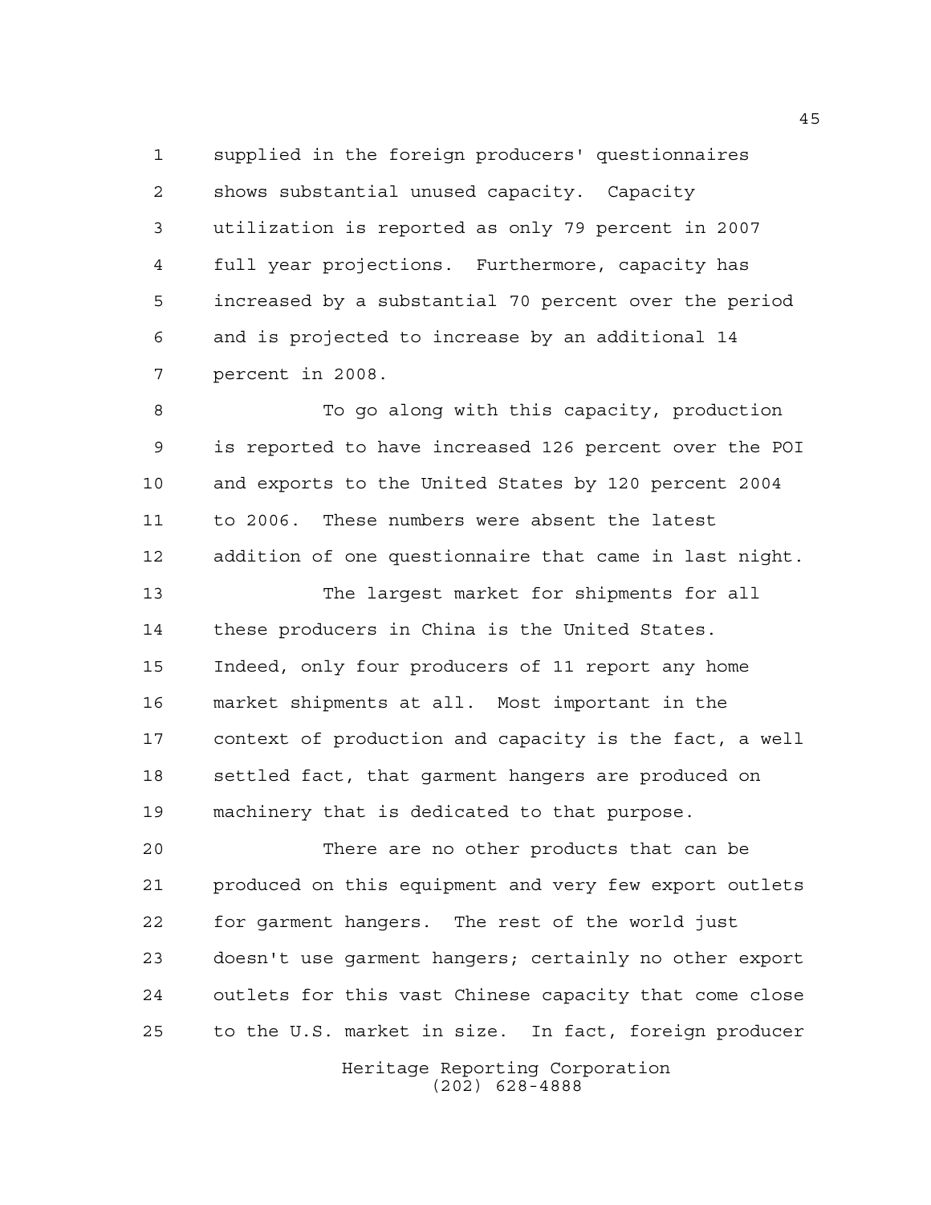supplied in the foreign producers' questionnaires shows substantial unused capacity. Capacity utilization is reported as only 79 percent in 2007 full year projections. Furthermore, capacity has increased by a substantial 70 percent over the period and is projected to increase by an additional 14 percent in 2008.

To go along with this capacity, production is reported to have increased 126 percent over the POI and exports to the United States by 120 percent 2004 to 2006. These numbers were absent the latest addition of one questionnaire that came in last night.

The largest market for shipments for all these producers in China is the United States. Indeed, only four producers of 11 report any home market shipments at all. Most important in the context of production and capacity is the fact, a well settled fact, that garment hangers are produced on machinery that is dedicated to that purpose.

There are no other products that can be produced on this equipment and very few export outlets for garment hangers. The rest of the world just doesn't use garment hangers; certainly no other export outlets for this vast Chinese capacity that come close to the U.S. market in size. In fact, foreign producer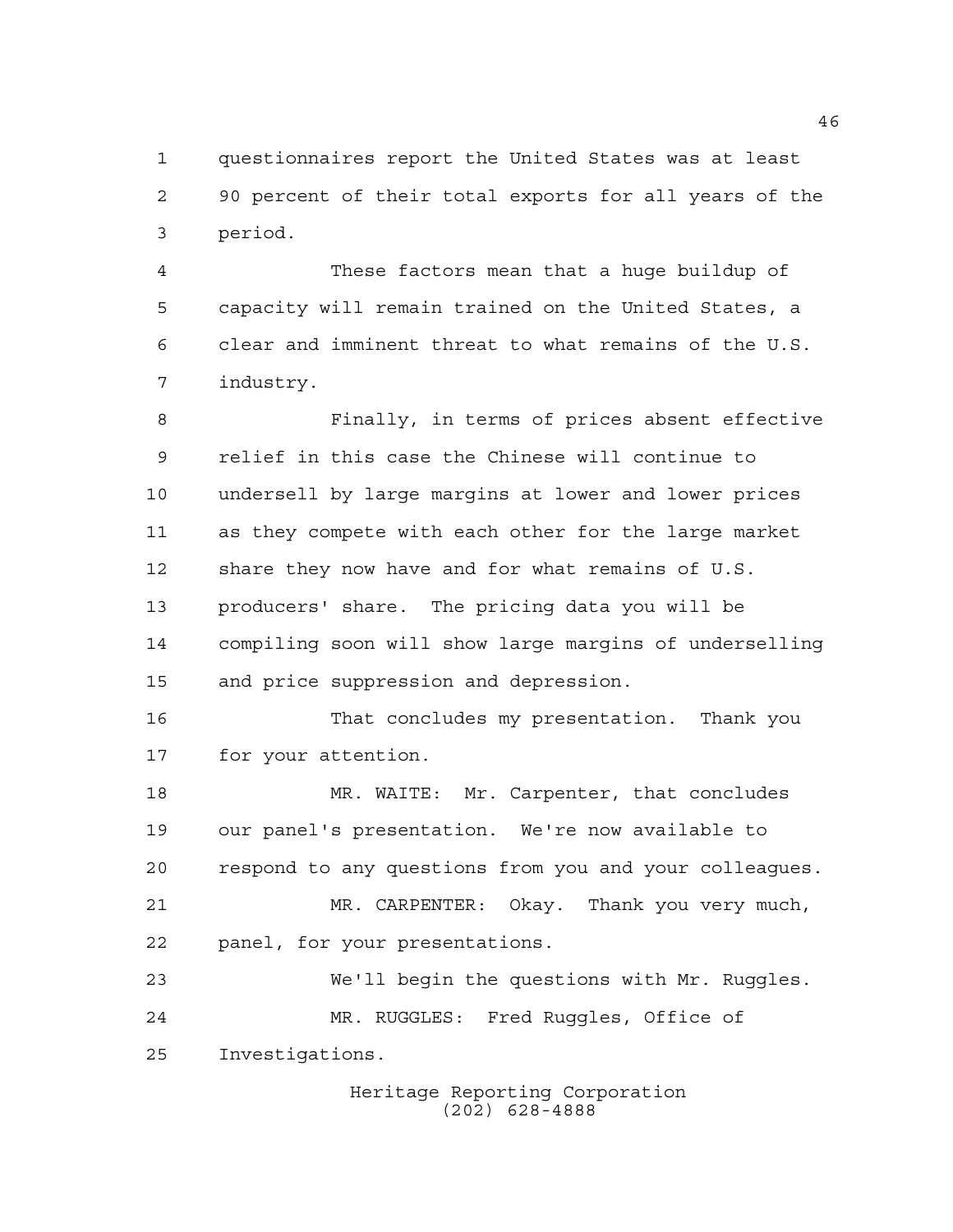questionnaires report the United States was at least 90 percent of their total exports for all years of the period.

These factors mean that a huge buildup of capacity will remain trained on the United States, a clear and imminent threat to what remains of the U.S. industry.

Finally, in terms of prices absent effective relief in this case the Chinese will continue to undersell by large margins at lower and lower prices as they compete with each other for the large market share they now have and for what remains of U.S. producers' share. The pricing data you will be compiling soon will show large margins of underselling and price suppression and depression.

That concludes my presentation. Thank you for your attention.

MR. WAITE: Mr. Carpenter, that concludes our panel's presentation. We're now available to respond to any questions from you and your colleagues.

MR. CARPENTER: Okay. Thank you very much, panel, for your presentations.

We'll begin the questions with Mr. Ruggles.

MR. RUGGLES: Fred Ruggles, Office of Investigations.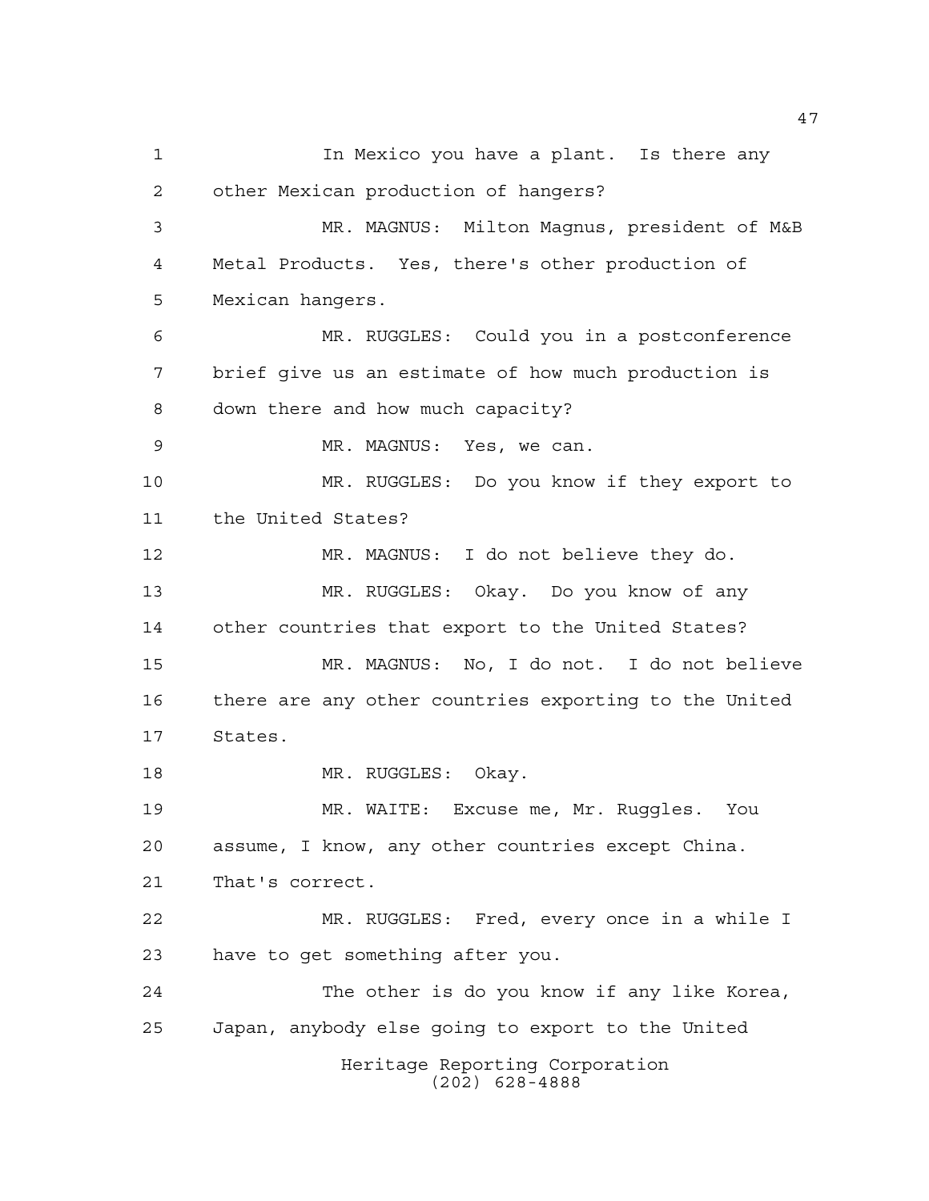In Mexico you have a plant. Is there any other Mexican production of hangers?

MR. MAGNUS: Milton Magnus, president of M&B Metal Products. Yes, there's other production of Mexican hangers.

MR. RUGGLES: Could you in a postconference brief give us an estimate of how much production is down there and how much capacity?

MR. MAGNUS: Yes, we can.

MR. RUGGLES: Do you know if they export to the United States?

MR. MAGNUS: I do not believe they do.

MR. RUGGLES: Okay. Do you know of any other countries that export to the United States?

MR. MAGNUS: No, I do not. I do not believe there are any other countries exporting to the United States.

MR. RUGGLES: Okay.

MR. WAITE: Excuse me, Mr. Ruggles. You assume, I know, any other countries except China. That's correct.

MR. RUGGLES: Fred, every once in a while I have to get something after you.

The other is do you know if any like Korea, Japan, anybody else going to export to the United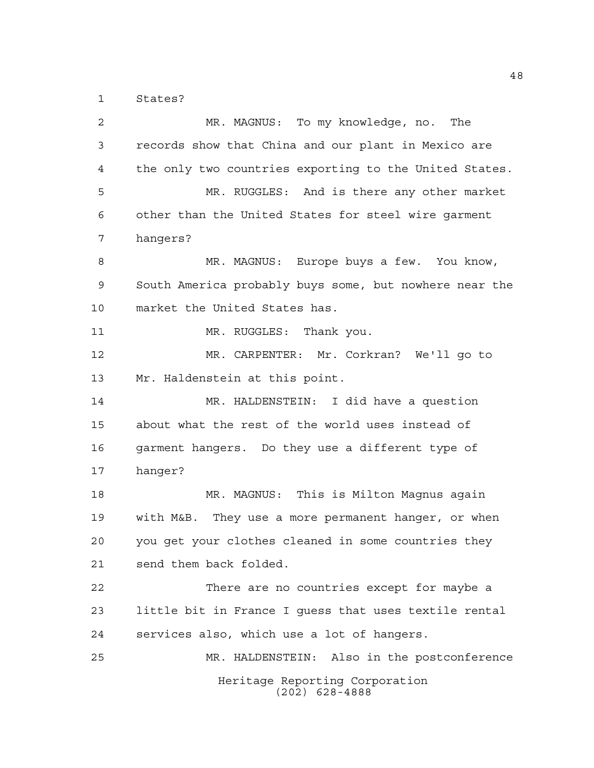States?

MR. MAGNUS: To my knowledge, no. The records show that China and our plant in Mexico are the only two countries exporting to the United States.

MR. RUGGLES: And is there any other market other than the United States for steel wire garment hangers?

MR. MAGNUS: Europe buys a few. You know, South America probably buys some, but nowhere near the market the United States has.

MR. RUGGLES: Thank you.

MR. CARPENTER: Mr. Corkran? We'll go to Mr. Haldenstein at this point.

MR. HALDENSTEIN: I did have a question about what the rest of the world uses instead of garment hangers. Do they use a different type of hanger?

MR. MAGNUS: This is Milton Magnus again with M&B. They use a more permanent hanger, or when you get your clothes cleaned in some countries they send them back folded.

There are no countries except for maybe a little bit in France I guess that uses textile rental services also, which use a lot of hangers.

MR. HALDENSTEIN: Also in the postconference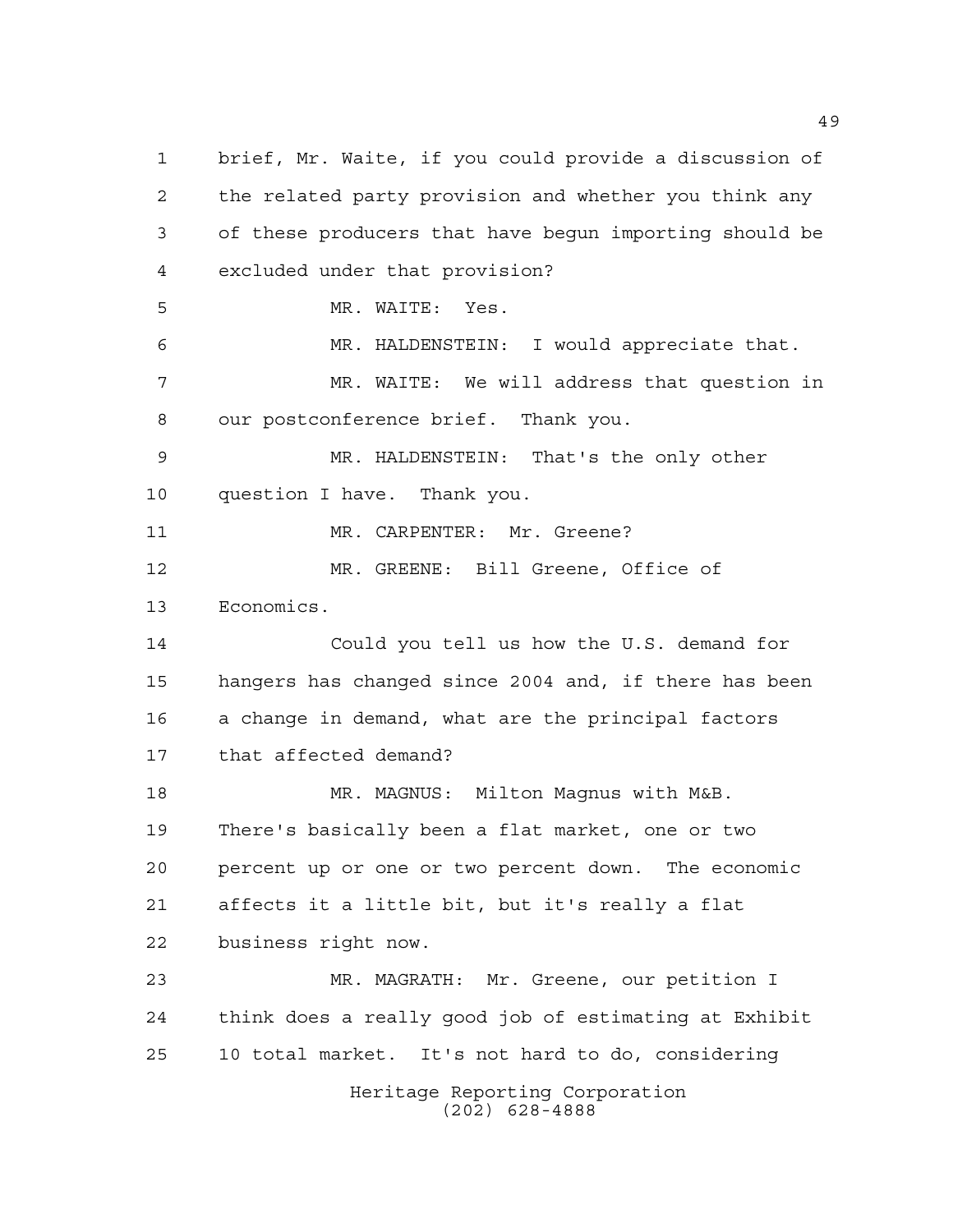brief, Mr. Waite, if you could provide a discussion of the related party provision and whether you think any of these producers that have begun importing should be excluded under that provision?

MR. WAITE: Yes.

MR. HALDENSTEIN: I would appreciate that.

MR. WAITE: We will address that question in our postconference brief. Thank you.

MR. HALDENSTEIN: That's the only other question I have. Thank you.

MR. CARPENTER: Mr. Greene?

MR. GREENE: Bill Greene, Office of Economics.

Could you tell us how the U.S. demand for hangers has changed since 2004 and, if there has been a change in demand, what are the principal factors that affected demand?

MR. MAGNUS: Milton Magnus with M&B. There's basically been a flat market, one or two percent up or one or two percent down. The economic affects it a little bit, but it's really a flat business right now.

MR. MAGRATH: Mr. Greene, our petition I think does a really good job of estimating at Exhibit 10 total market. It's not hard to do, considering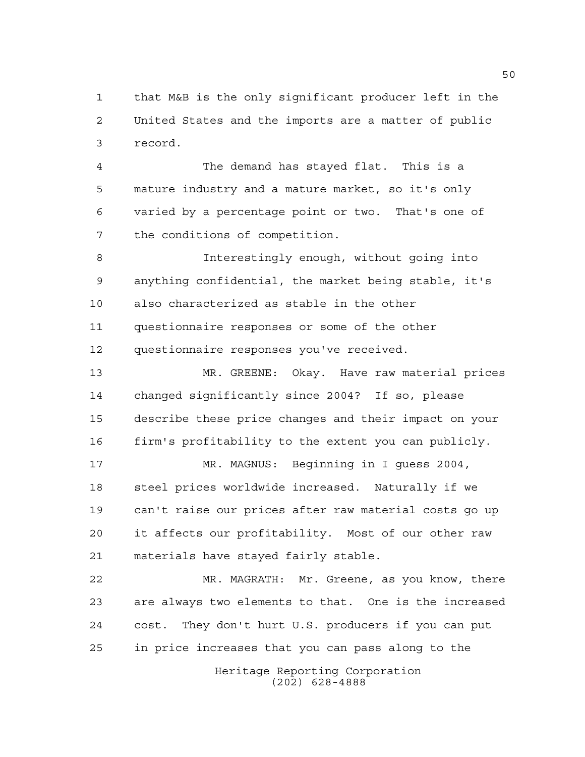that M&B is the only significant producer left in the United States and the imports are a matter of public record.

The demand has stayed flat. This is a mature industry and a mature market, so it's only varied by a percentage point or two. That's one of the conditions of competition.

Interestingly enough, without going into anything confidential, the market being stable, it's also characterized as stable in the other questionnaire responses or some of the other questionnaire responses you've received.

MR. GREENE: Okay. Have raw material prices changed significantly since 2004? If so, please describe these price changes and their impact on your firm's profitability to the extent you can publicly.

MR. MAGNUS: Beginning in I guess 2004, steel prices worldwide increased. Naturally if we can't raise our prices after raw material costs go up it affects our profitability. Most of our other raw materials have stayed fairly stable.

MR. MAGRATH: Mr. Greene, as you know, there are always two elements to that. One is the increased cost. They don't hurt U.S. producers if you can put in price increases that you can pass along to the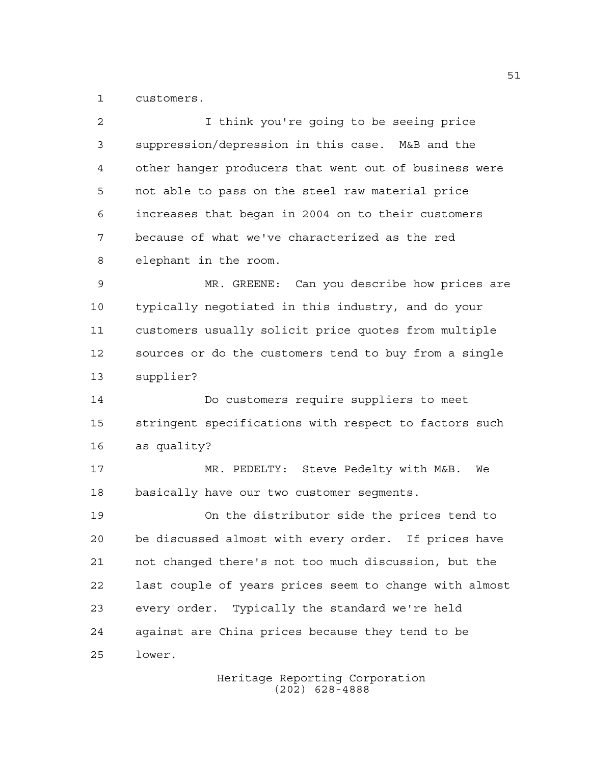customers.

I think you're going to be seeing price suppression/depression in this case. M&B and the other hanger producers that went out of business were not able to pass on the steel raw material price increases that began in 2004 on to their customers because of what we've characterized as the red elephant in the room.

MR. GREENE: Can you describe how prices are typically negotiated in this industry, and do your customers usually solicit price quotes from multiple sources or do the customers tend to buy from a single supplier?

Do customers require suppliers to meet stringent specifications with respect to factors such as quality?

MR. PEDELTY: Steve Pedelty with M&B. We basically have our two customer segments.

On the distributor side the prices tend to be discussed almost with every order. If prices have not changed there's not too much discussion, but the last couple of years prices seem to change with almost every order. Typically the standard we're held against are China prices because they tend to be lower.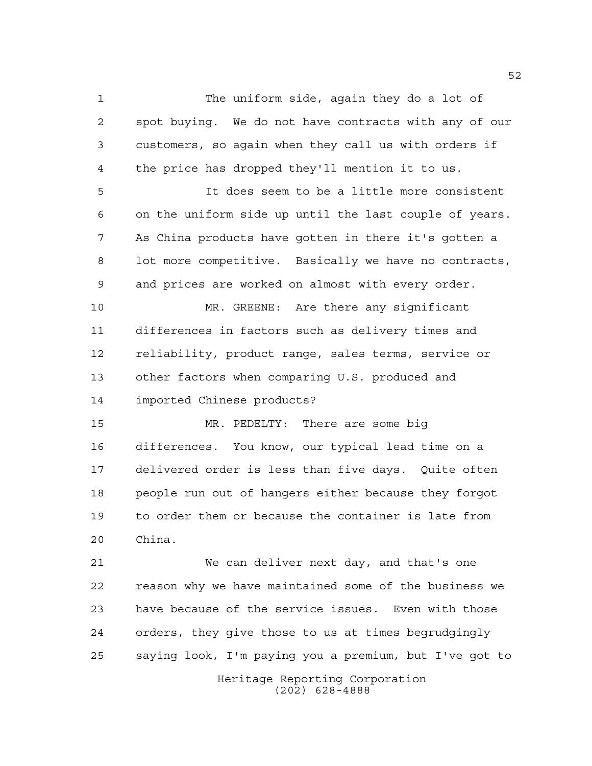The uniform side, again they do a lot of spot buying. We do not have contracts with any of our customers, so again when they call us with orders if the price has dropped they'll mention it to us.

It does seem to be a little more consistent on the uniform side up until the last couple of years. As China products have gotten in there it's gotten a lot more competitive. Basically we have no contracts, and prices are worked on almost with every order.

MR. GREENE: Are there any significant differences in factors such as delivery times and reliability, product range, sales terms, service or other factors when comparing U.S. produced and imported Chinese products?

MR. PEDELTY: There are some big differences. You know, our typical lead time on a delivered order is less than five days. Quite often people run out of hangers either because they forgot to order them or because the container is late from China.

We can deliver next day, and that's one reason why we have maintained some of the business we have because of the service issues. Even with those orders, they give those to us at times begrudgingly saying look, I'm paying you a premium, but I've got to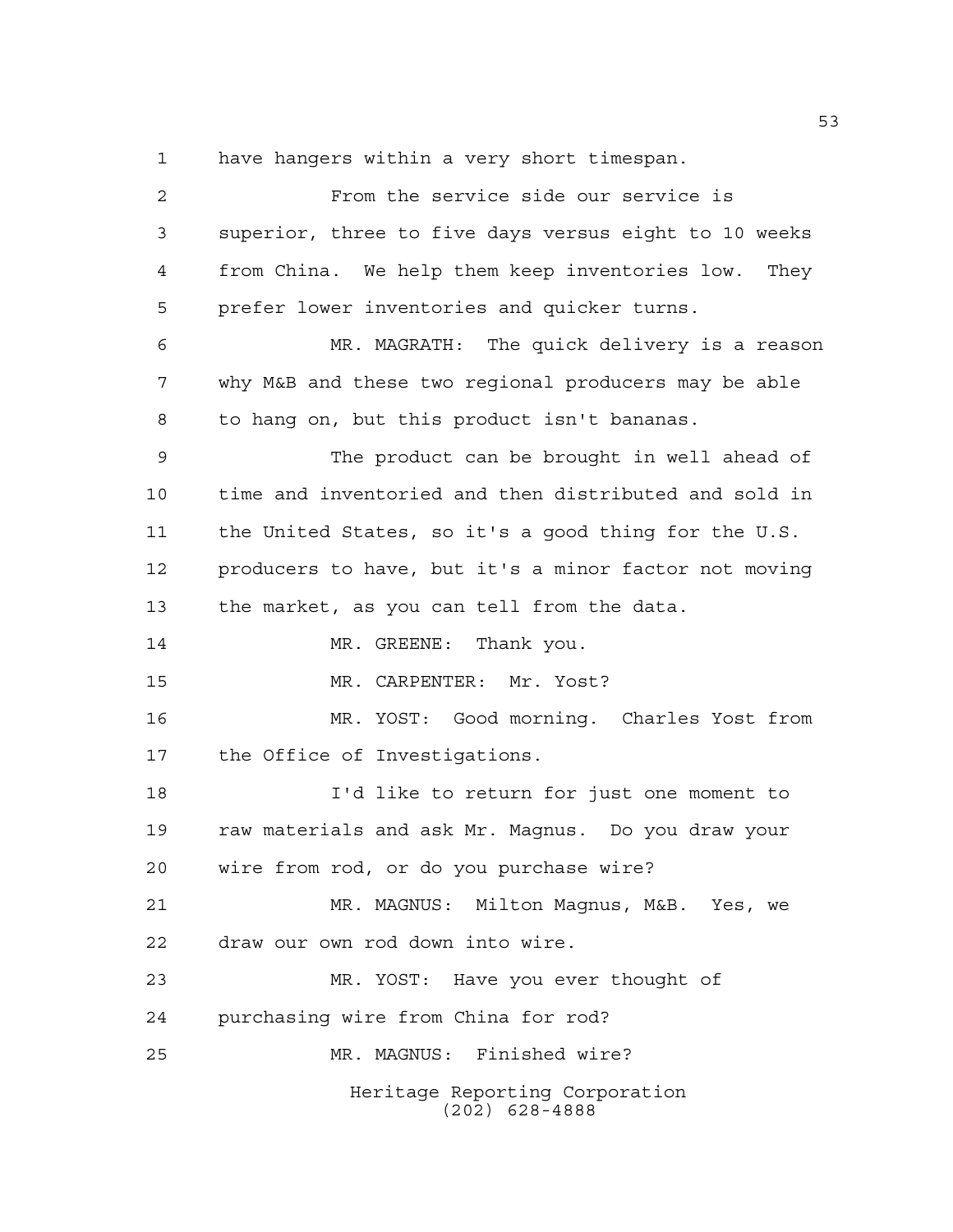have hangers within a very short timespan.

From the service side our service is superior, three to five days versus eight to 10 weeks from China. We help them keep inventories low. They prefer lower inventories and quicker turns.

MR. MAGRATH: The quick delivery is a reason why M&B and these two regional producers may be able to hang on, but this product isn't bananas.

The product can be brought in well ahead of time and inventoried and then distributed and sold in the United States, so it's a good thing for the U.S. producers to have, but it's a minor factor not moving the market, as you can tell from the data.

MR. GREENE: Thank you.

MR. CARPENTER: Mr. Yost?

MR. YOST: Good morning. Charles Yost from the Office of Investigations.

I'd like to return for just one moment to raw materials and ask Mr. Magnus. Do you draw your wire from rod, or do you purchase wire?

MR. MAGNUS: Milton Magnus, M&B. Yes, we draw our own rod down into wire.

MR. YOST: Have you ever thought of purchasing wire from China for rod?

MR. MAGNUS: Finished wire?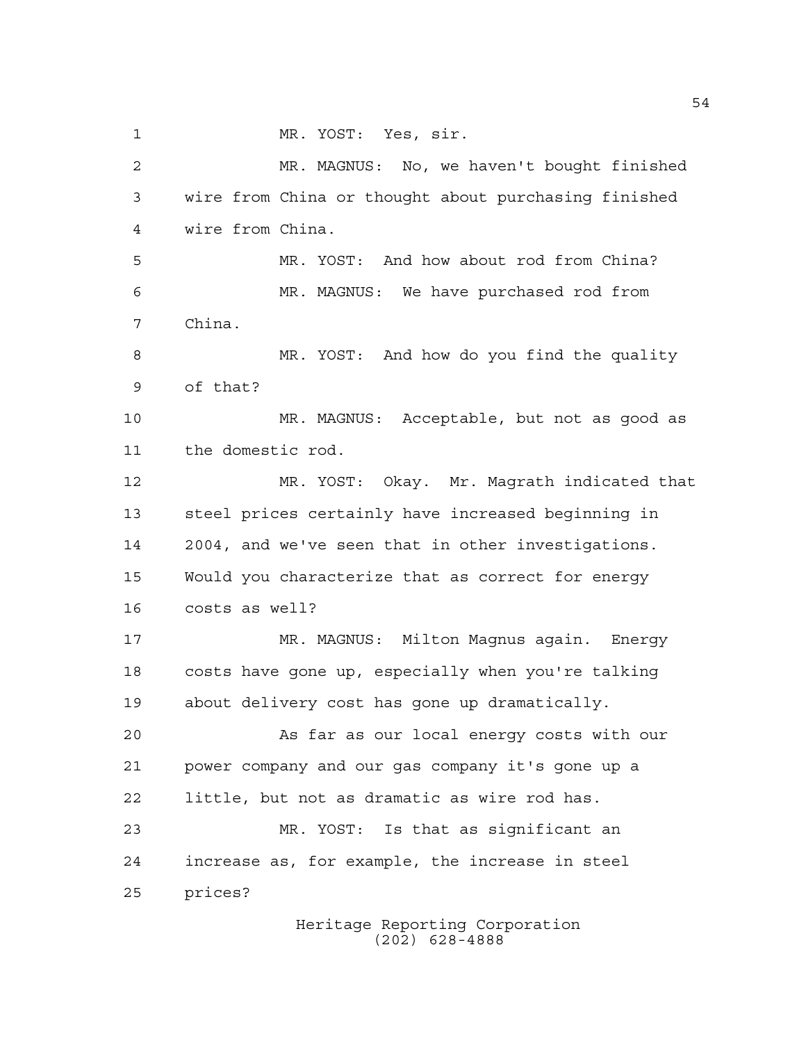MR. YOST: Yes, sir.

MR. MAGNUS: No, we haven't bought finished wire from China or thought about purchasing finished wire from China.

MR. YOST: And how about rod from China?

MR. MAGNUS: We have purchased rod from China.

MR. YOST: And how do you find the quality of that?

MR. MAGNUS: Acceptable, but not as good as the domestic rod.

MR. YOST: Okay. Mr. Magrath indicated that steel prices certainly have increased beginning in 2004, and we've seen that in other investigations. Would you characterize that as correct for energy costs as well?

MR. MAGNUS: Milton Magnus again. Energy costs have gone up, especially when you're talking about delivery cost has gone up dramatically.

As far as our local energy costs with our power company and our gas company it's gone up a little, but not as dramatic as wire rod has.

MR. YOST: Is that as significant an increase as, for example, the increase in steel prices?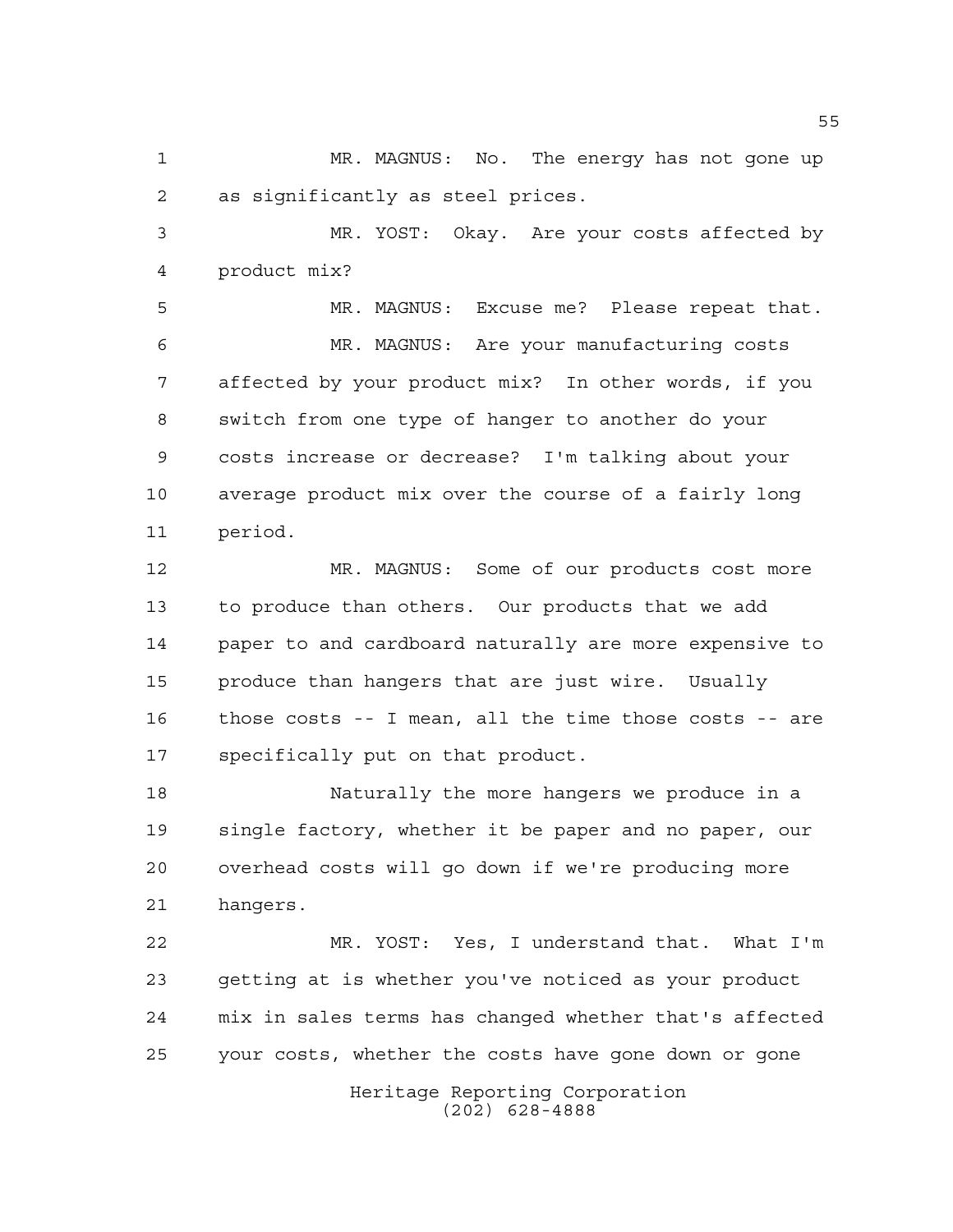MR. MAGNUS: No. The energy has not gone up as significantly as steel prices.

MR. YOST: Okay. Are your costs affected by product mix?

MR. MAGNUS: Excuse me? Please repeat that.

MR. MAGNUS: Are your manufacturing costs affected by your product mix? In other words, if you switch from one type of hanger to another do your costs increase or decrease? I'm talking about your average product mix over the course of a fairly long period.

MR. MAGNUS: Some of our products cost more to produce than others. Our products that we add paper to and cardboard naturally are more expensive to produce than hangers that are just wire. Usually those costs -- I mean, all the time those costs -- are specifically put on that product.

Naturally the more hangers we produce in a single factory, whether it be paper and no paper, our overhead costs will go down if we're producing more hangers.

MR. YOST: Yes, I understand that. What I'm getting at is whether you've noticed as your product mix in sales terms has changed whether that's affected your costs, whether the costs have gone down or gone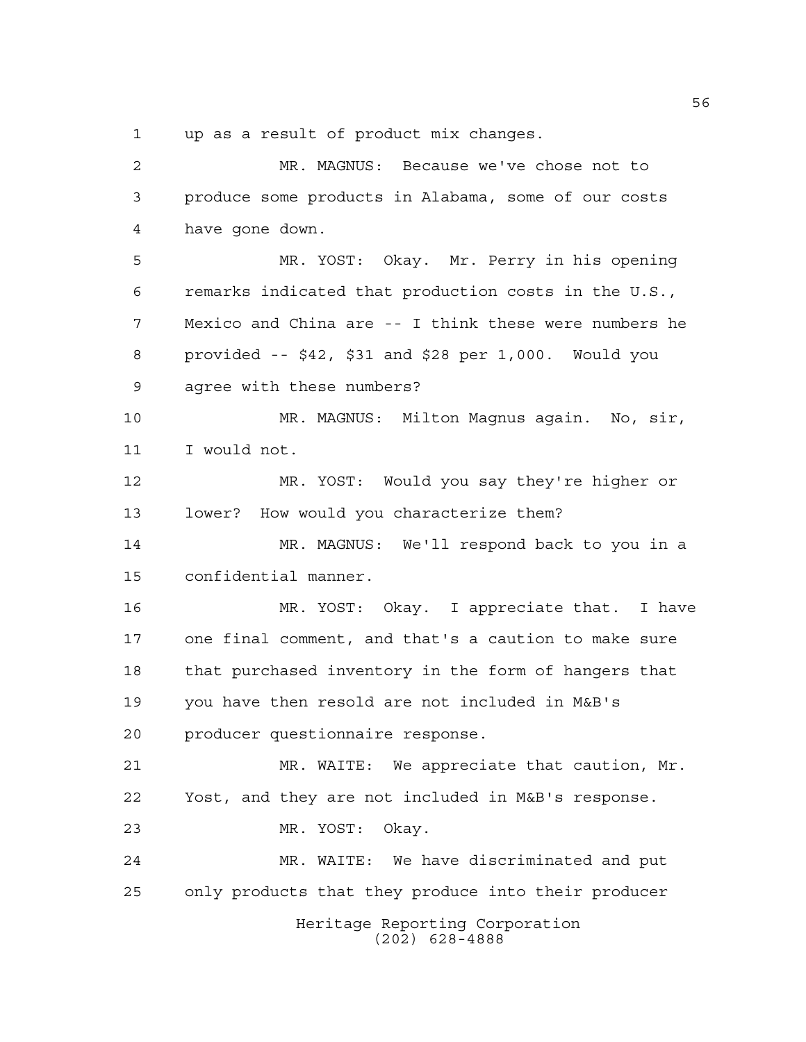up as a result of product mix changes.

MR. MAGNUS: Because we've chose not to produce some products in Alabama, some of our costs have gone down.

MR. YOST: Okay. Mr. Perry in his opening remarks indicated that production costs in the U.S., Mexico and China are -- I think these were numbers he provided -- $42, $31 and $28 per 1,000. Would you agree with these numbers?

MR. MAGNUS: Milton Magnus again. No, sir, I would not.

MR. YOST: Would you say they're higher or lower? How would you characterize them?

MR. MAGNUS: We'll respond back to you in a confidential manner.

MR. YOST: Okay. I appreciate that. I have one final comment, and that's a caution to make sure that purchased inventory in the form of hangers that you have then resold are not included in M&B's producer questionnaire response.

MR. WAITE: We appreciate that caution, Mr. Yost, and they are not included in M&B's response.

MR. YOST: Okay.

MR. WAITE: We have discriminated and put only products that they produce into their producer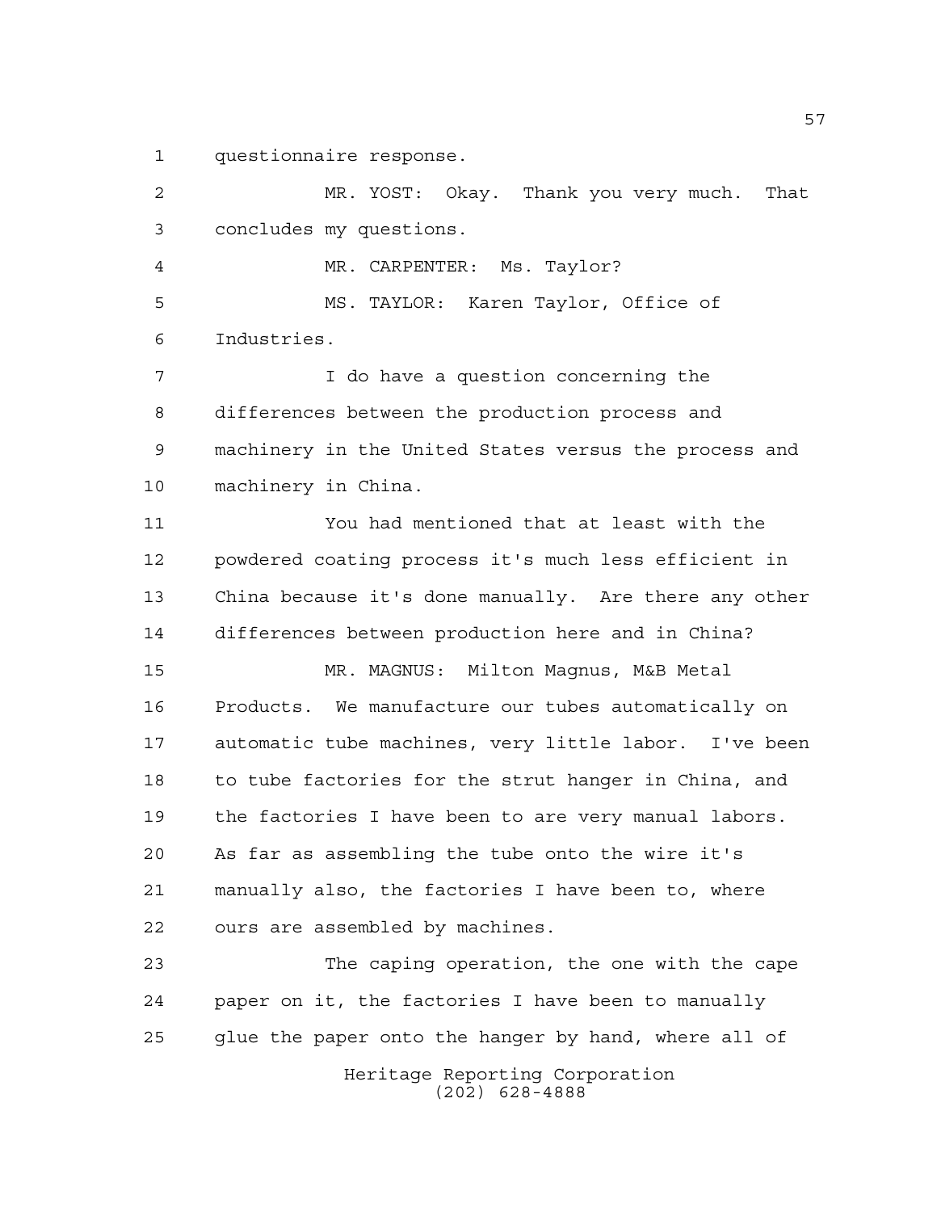questionnaire response.

MR. YOST: Okay. Thank you very much. That concludes my questions.

MR. CARPENTER: Ms. Taylor?

MS. TAYLOR: Karen Taylor, Office of Industries.

I do have a question concerning the differences between the production process and machinery in the United States versus the process and machinery in China.

You had mentioned that at least with the powdered coating process it's much less efficient in China because it's done manually. Are there any other differences between production here and in China?

MR. MAGNUS: Milton Magnus, M&B Metal Products. We manufacture our tubes automatically on automatic tube machines, very little labor. I've been to tube factories for the strut hanger in China, and the factories I have been to are very manual labors. As far as assembling the tube onto the wire it's manually also, the factories I have been to, where ours are assembled by machines.

The caping operation, the one with the cape paper on it, the factories I have been to manually glue the paper onto the hanger by hand, where all of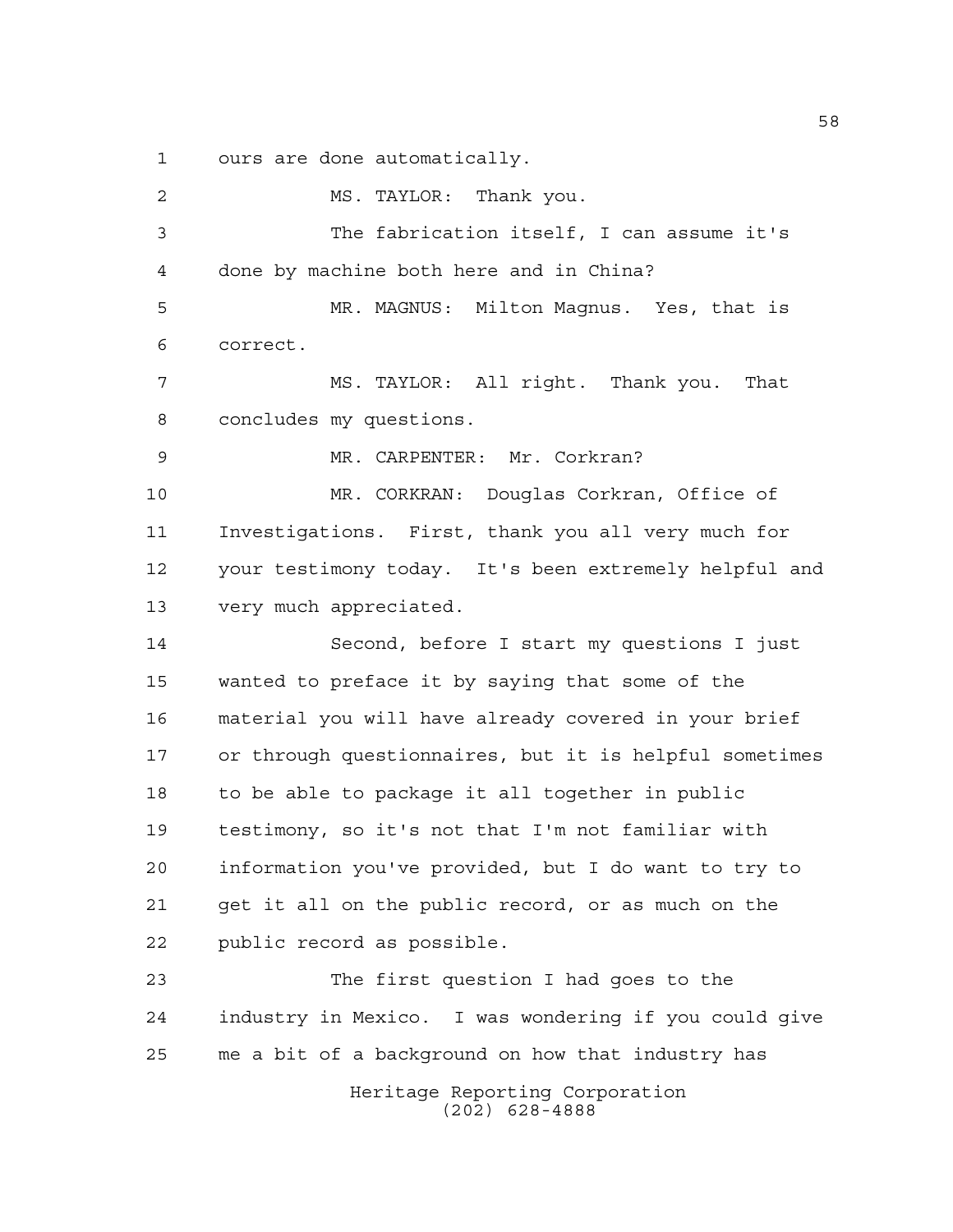ours are done automatically.

MS. TAYLOR: Thank you.

The fabrication itself, I can assume it's done by machine both here and in China?

MR. MAGNUS: Milton Magnus. Yes, that is correct.

MS. TAYLOR: All right. Thank you. That concludes my questions.

MR. CARPENTER: Mr. Corkran?

MR. CORKRAN: Douglas Corkran, Office of Investigations. First, thank you all very much for your testimony today. It's been extremely helpful and very much appreciated.

Second, before I start my questions I just wanted to preface it by saying that some of the material you will have already covered in your brief or through questionnaires, but it is helpful sometimes to be able to package it all together in public testimony, so it's not that I'm not familiar with information you've provided, but I do want to try to get it all on the public record, or as much on the public record as possible.

The first question I had goes to the industry in Mexico. I was wondering if you could give me a bit of a background on how that industry has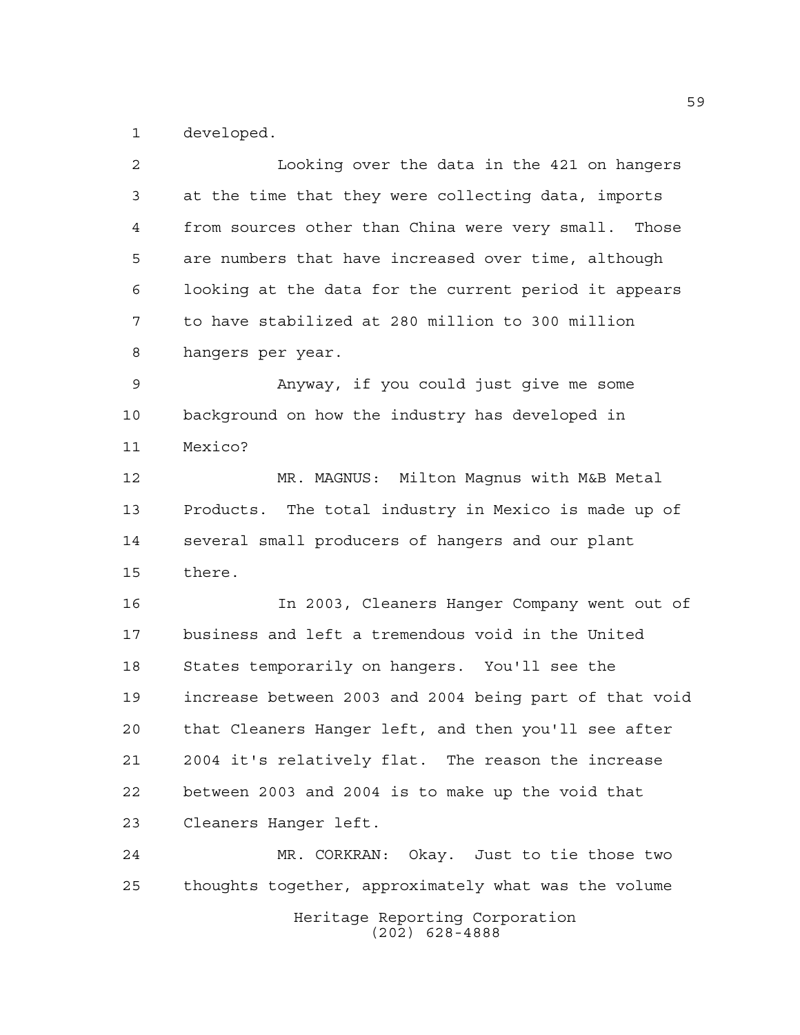developed.

Looking over the data in the 421 on hangers at the time that they were collecting data, imports from sources other than China were very small. Those are numbers that have increased over time, although looking at the data for the current period it appears to have stabilized at 280 million to 300 million hangers per year.

Anyway, if you could just give me some background on how the industry has developed in Mexico?

MR. MAGNUS: Milton Magnus with M&B Metal Products. The total industry in Mexico is made up of several small producers of hangers and our plant there.

In 2003, Cleaners Hanger Company went out of business and left a tremendous void in the United States temporarily on hangers. You'll see the increase between 2003 and 2004 being part of that void that Cleaners Hanger left, and then you'll see after 2004 it's relatively flat. The reason the increase between 2003 and 2004 is to make up the void that Cleaners Hanger left.

MR. CORKRAN: Okay. Just to tie those two thoughts together, approximately what was the volume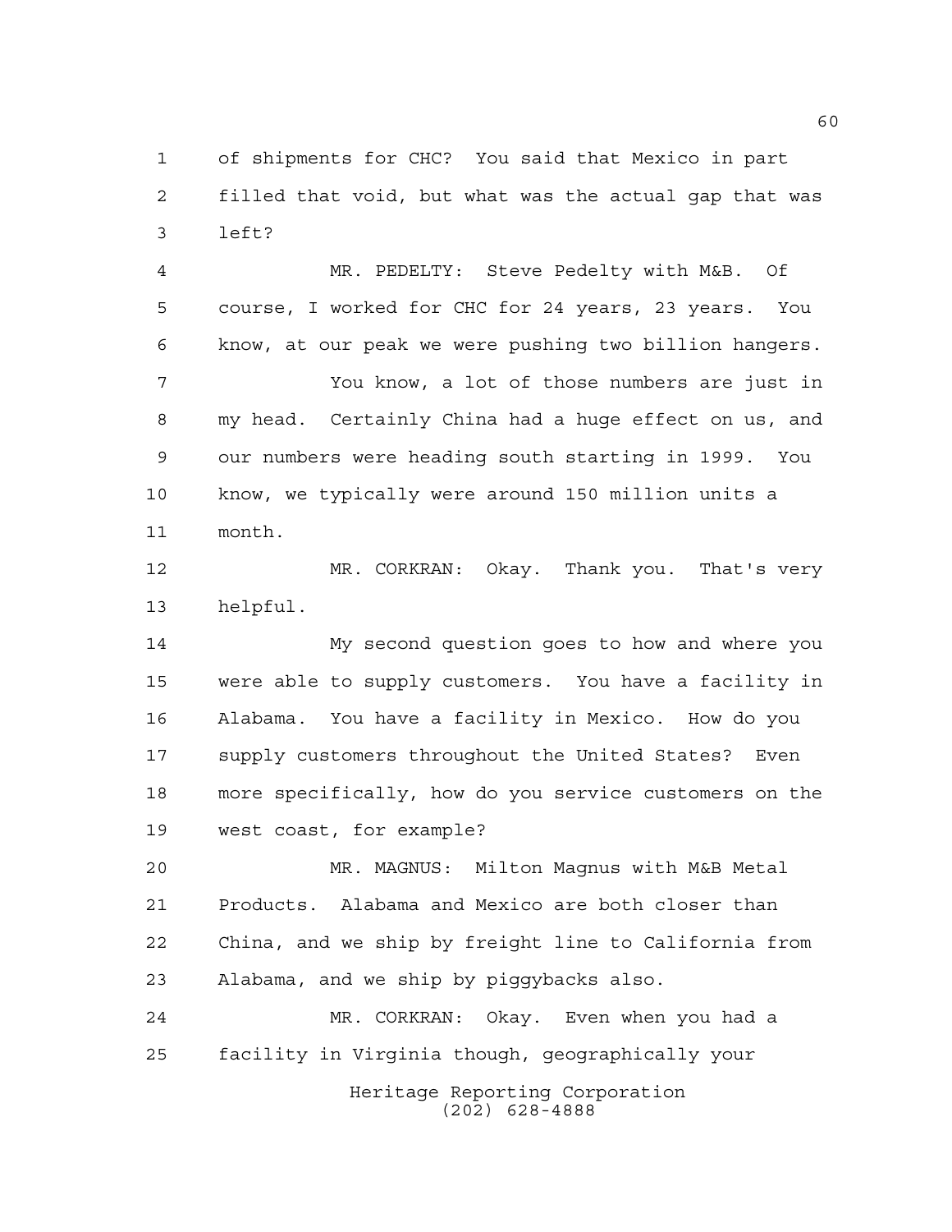of shipments for CHC? You said that Mexico in part filled that void, but what was the actual gap that was left?

MR. PEDELTY: Steve Pedelty with M&B. Of course, I worked for CHC for 24 years, 23 years. You know, at our peak we were pushing two billion hangers.

You know, a lot of those numbers are just in my head. Certainly China had a huge effect on us, and our numbers were heading south starting in 1999. You know, we typically were around 150 million units a month.

MR. CORKRAN: Okay. Thank you. That's very helpful.

My second question goes to how and where you were able to supply customers. You have a facility in Alabama. You have a facility in Mexico. How do you supply customers throughout the United States? Even more specifically, how do you service customers on the west coast, for example?

MR. MAGNUS: Milton Magnus with M&B Metal Products. Alabama and Mexico are both closer than China, and we ship by freight line to California from Alabama, and we ship by piggybacks also.

MR. CORKRAN: Okay. Even when you had a facility in Virginia though, geographically your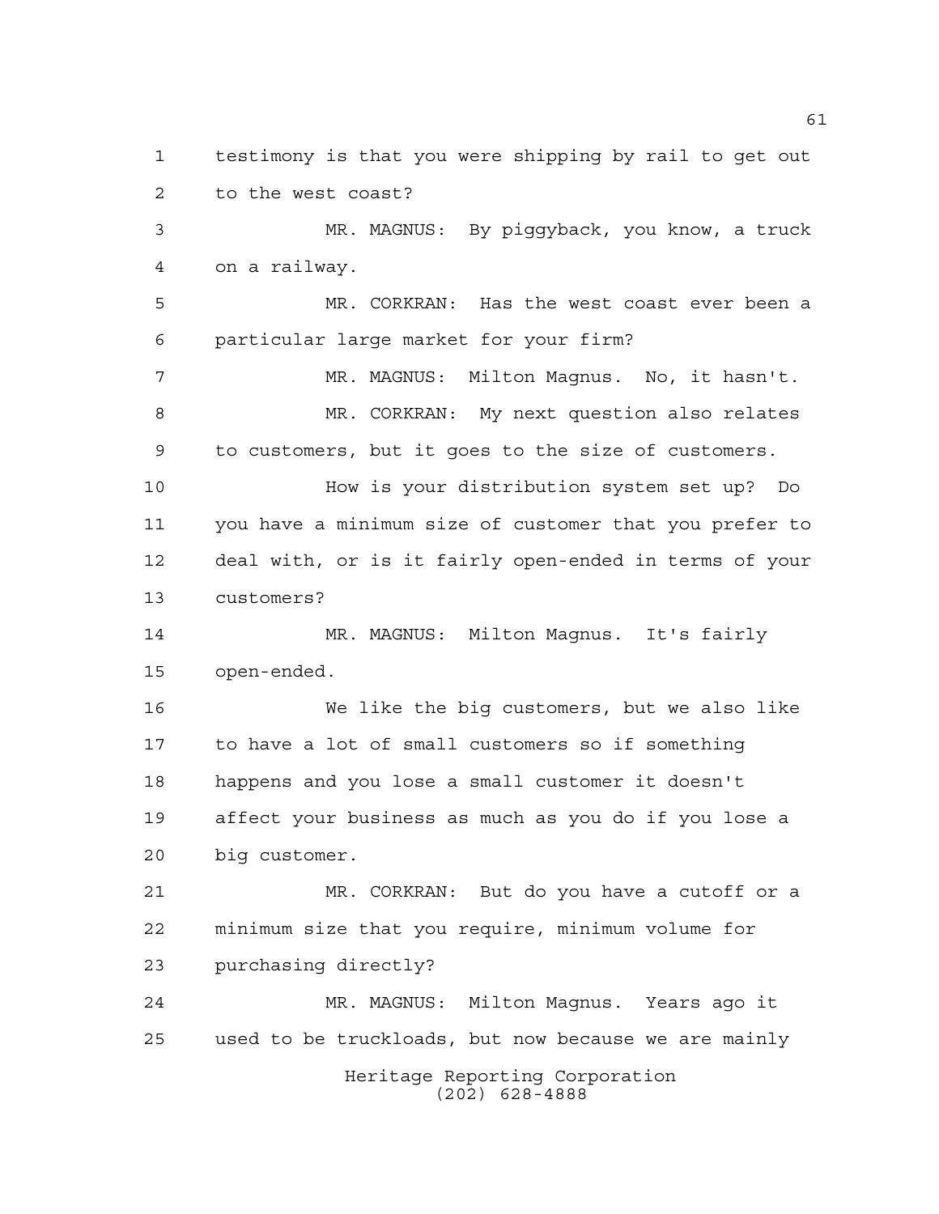testimony is that you were shipping by rail to get out to the west coast?

MR. MAGNUS: By piggyback, you know, a truck on a railway.

MR. CORKRAN: Has the west coast ever been a particular large market for your firm?

MR. MAGNUS: Milton Magnus. No, it hasn't.

MR. CORKRAN: My next question also relates to customers, but it goes to the size of customers.

How is your distribution system set up? Do you have a minimum size of customer that you prefer to deal with, or is it fairly open-ended in terms of your customers?

MR. MAGNUS: Milton Magnus. It's fairly open-ended.

We like the big customers, but we also like to have a lot of small customers so if something happens and you lose a small customer it doesn't affect your business as much as you do if you lose a big customer.

MR. CORKRAN: But do you have a cutoff or a minimum size that you require, minimum volume for purchasing directly?

MR. MAGNUS: Milton Magnus. Years ago it used to be truckloads, but now because we are mainly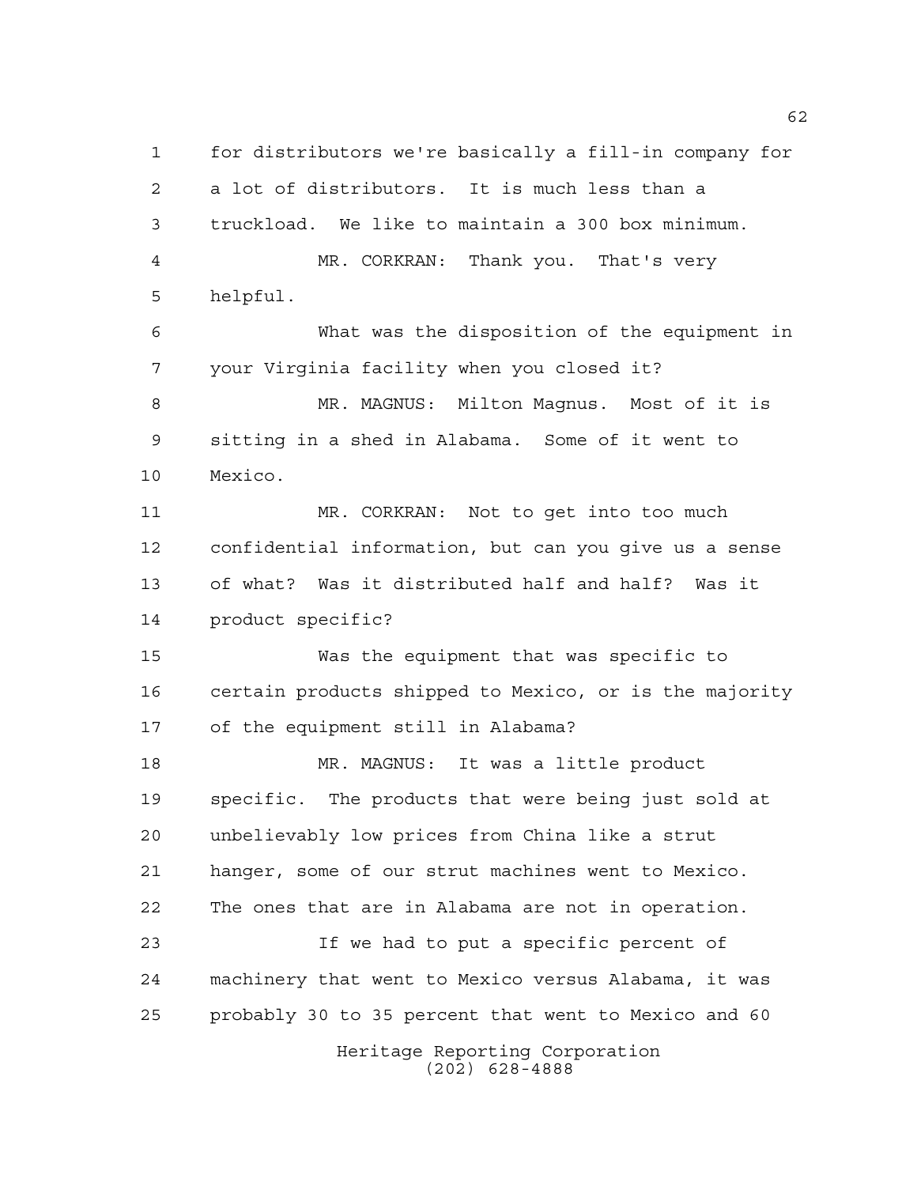for distributors we're basically a fill-in company for a lot of distributors. It is much less than a truckload. We like to maintain a 300 box minimum.

MR. CORKRAN: Thank you. That's very helpful.

What was the disposition of the equipment in your Virginia facility when you closed it?

MR. MAGNUS: Milton Magnus. Most of it is sitting in a shed in Alabama. Some of it went to Mexico.

MR. CORKRAN: Not to get into too much confidential information, but can you give us a sense of what? Was it distributed half and half? Was it product specific?

Was the equipment that was specific to certain products shipped to Mexico, or is the majority of the equipment still in Alabama?

MR. MAGNUS: It was a little product specific. The products that were being just sold at unbelievably low prices from China like a strut hanger, some of our strut machines went to Mexico. The ones that are in Alabama are not in operation.

If we had to put a specific percent of machinery that went to Mexico versus Alabama, it was probably 30 to 35 percent that went to Mexico and 60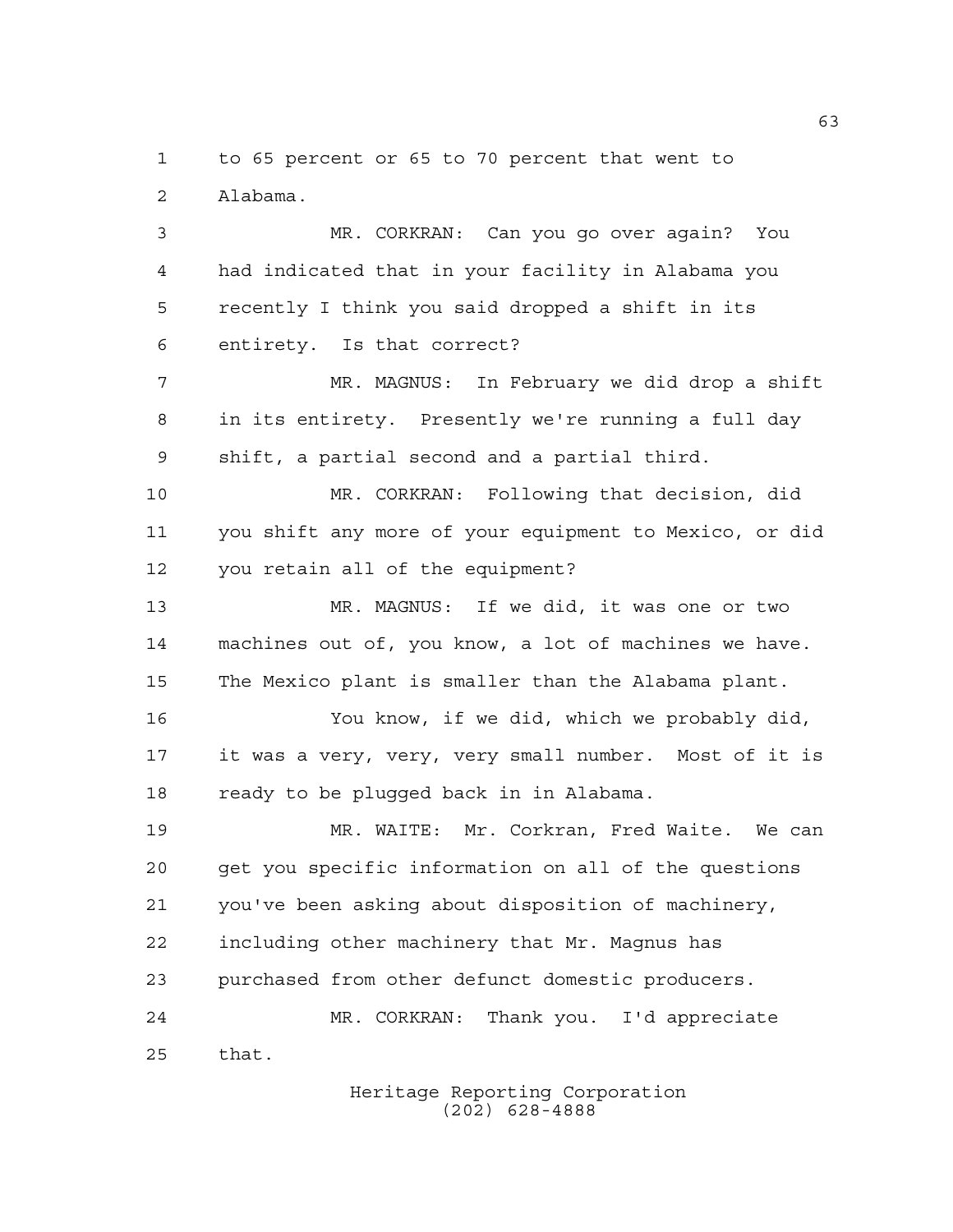to 65 percent or 65 to 70 percent that went to Alabama.

MR. CORKRAN: Can you go over again? You had indicated that in your facility in Alabama you recently I think you said dropped a shift in its entirety. Is that correct?

MR. MAGNUS: In February we did drop a shift in its entirety. Presently we're running a full day shift, a partial second and a partial third.

MR. CORKRAN: Following that decision, did you shift any more of your equipment to Mexico, or did you retain all of the equipment?

MR. MAGNUS: If we did, it was one or two machines out of, you know, a lot of machines we have. The Mexico plant is smaller than the Alabama plant.

You know, if we did, which we probably did, it was a very, very, very small number. Most of it is ready to be plugged back in in Alabama.

MR. WAITE: Mr. Corkran, Fred Waite. We can get you specific information on all of the questions you've been asking about disposition of machinery, including other machinery that Mr. Magnus has purchased from other defunct domestic producers.

MR. CORKRAN: Thank you. I'd appreciate that.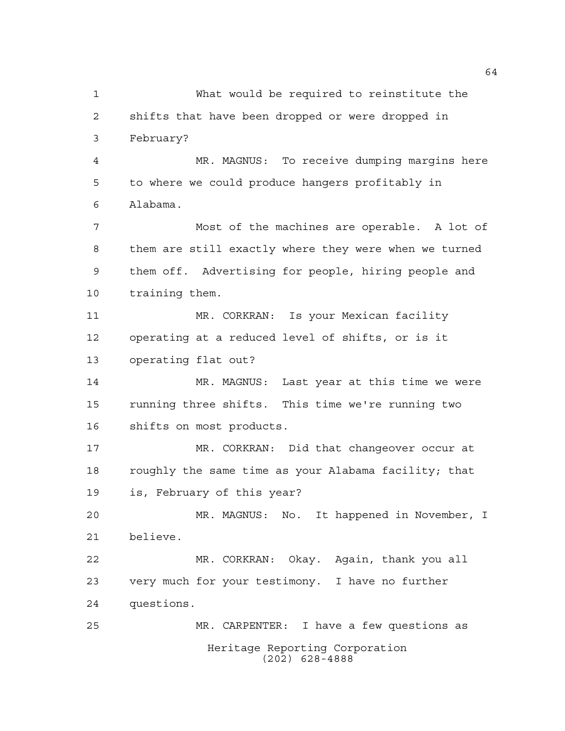What would be required to reinstitute the shifts that have been dropped or were dropped in February?

MR. MAGNUS: To receive dumping margins here to where we could produce hangers profitably in Alabama.

Most of the machines are operable. A lot of them are still exactly where they were when we turned them off. Advertising for people, hiring people and training them.

MR. CORKRAN: Is your Mexican facility operating at a reduced level of shifts, or is it operating flat out?

MR. MAGNUS: Last year at this time we were running three shifts. This time we're running two shifts on most products.

MR. CORKRAN: Did that changeover occur at roughly the same time as your Alabama facility; that is, February of this year?

MR. MAGNUS: No. It happened in November, I believe.

MR. CORKRAN: Okay. Again, thank you all very much for your testimony. I have no further questions.

MR. CARPENTER: I have a few questions as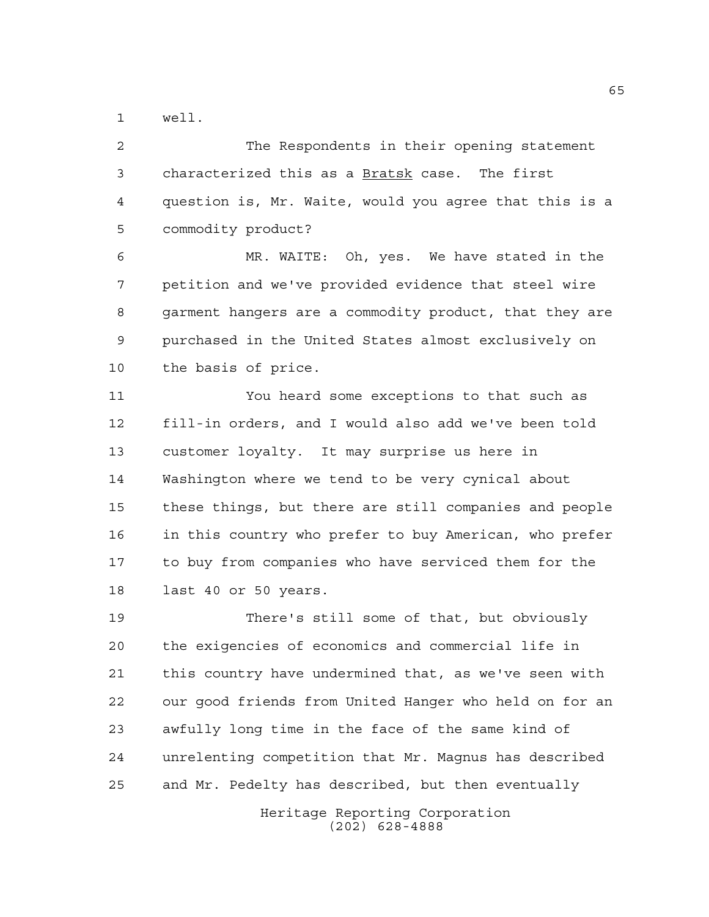well.

The Respondents in their opening statement characterized this as a _Bratsk_ case. The first question is, Mr. Waite, would you agree that this is a commodity product?

MR. WAITE: Oh, yes. We have stated in the petition and we've provided evidence that steel wire garment hangers are a commodity product, that they are purchased in the United States almost exclusively on the basis of price.

You heard some exceptions to that such as fill-in orders, and I would also add we've been told customer loyalty. It may surprise us here in Washington where we tend to be very cynical about these things, but there are still companies and people in this country who prefer to buy American, who prefer to buy from companies who have serviced them for the last 40 or 50 years.

There's still some of that, but obviously the exigencies of economics and commercial life in this country have undermined that, as we've seen with our good friends from United Hanger who held on for an awfully long time in the face of the same kind of unrelenting competition that Mr. Magnus has described and Mr. Pedelty has described, but then eventually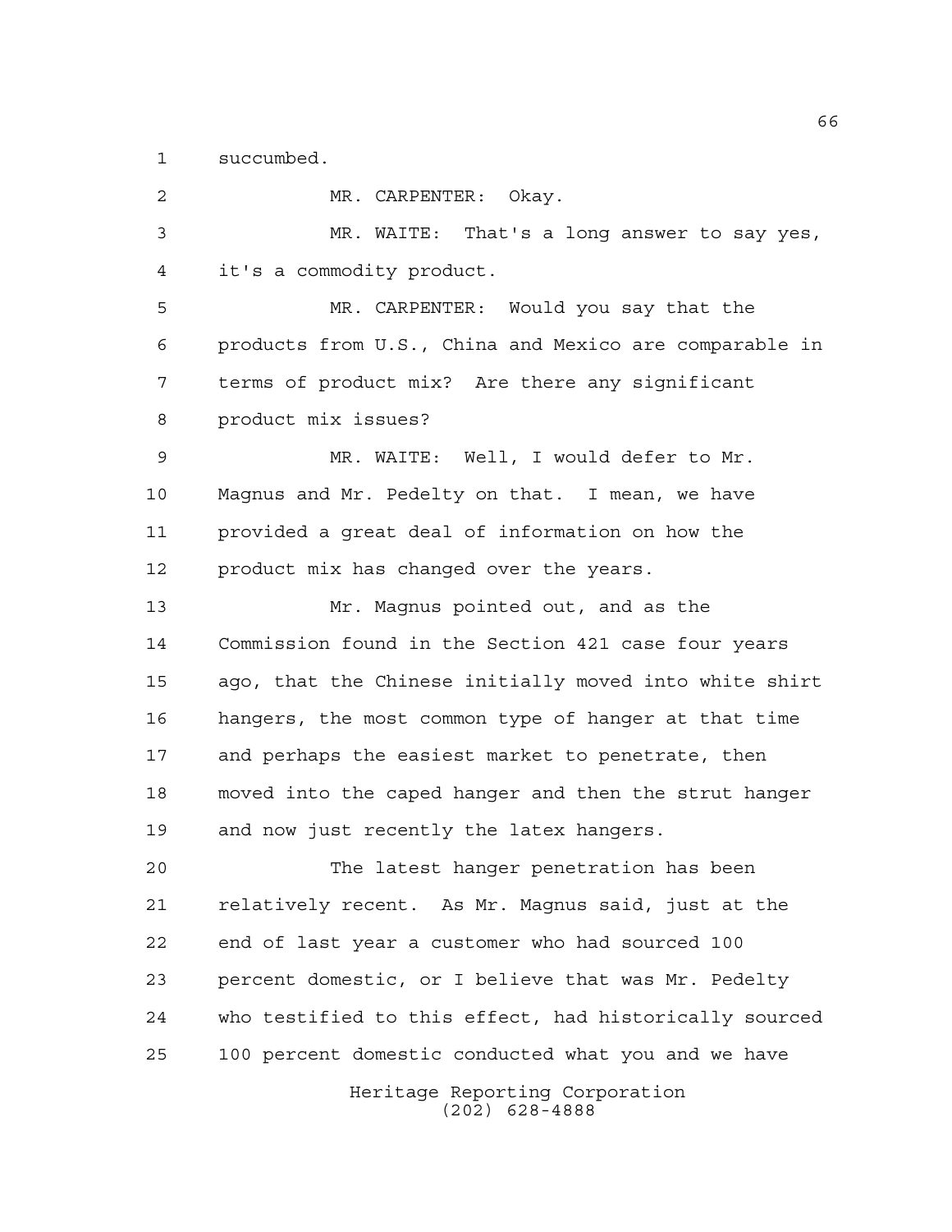succumbed.

MR. CARPENTER: Okay.

MR. WAITE: That's a long answer to say yes, it's a commodity product.

MR. CARPENTER: Would you say that the products from U.S., China and Mexico are comparable in terms of product mix? Are there any significant product mix issues?

MR. WAITE: Well, I would defer to Mr. Magnus and Mr. Pedelty on that. I mean, we have provided a great deal of information on how the product mix has changed over the years.

Mr. Magnus pointed out, and as the Commission found in the Section 421 case four years ago, that the Chinese initially moved into white shirt hangers, the most common type of hanger at that time and perhaps the easiest market to penetrate, then moved into the caped hanger and then the strut hanger and now just recently the latex hangers.

The latest hanger penetration has been relatively recent. As Mr. Magnus said, just at the end of last year a customer who had sourced 100 percent domestic, or I believe that was Mr. Pedelty who testified to this effect, had historically sourced 100 percent domestic conducted what you and we have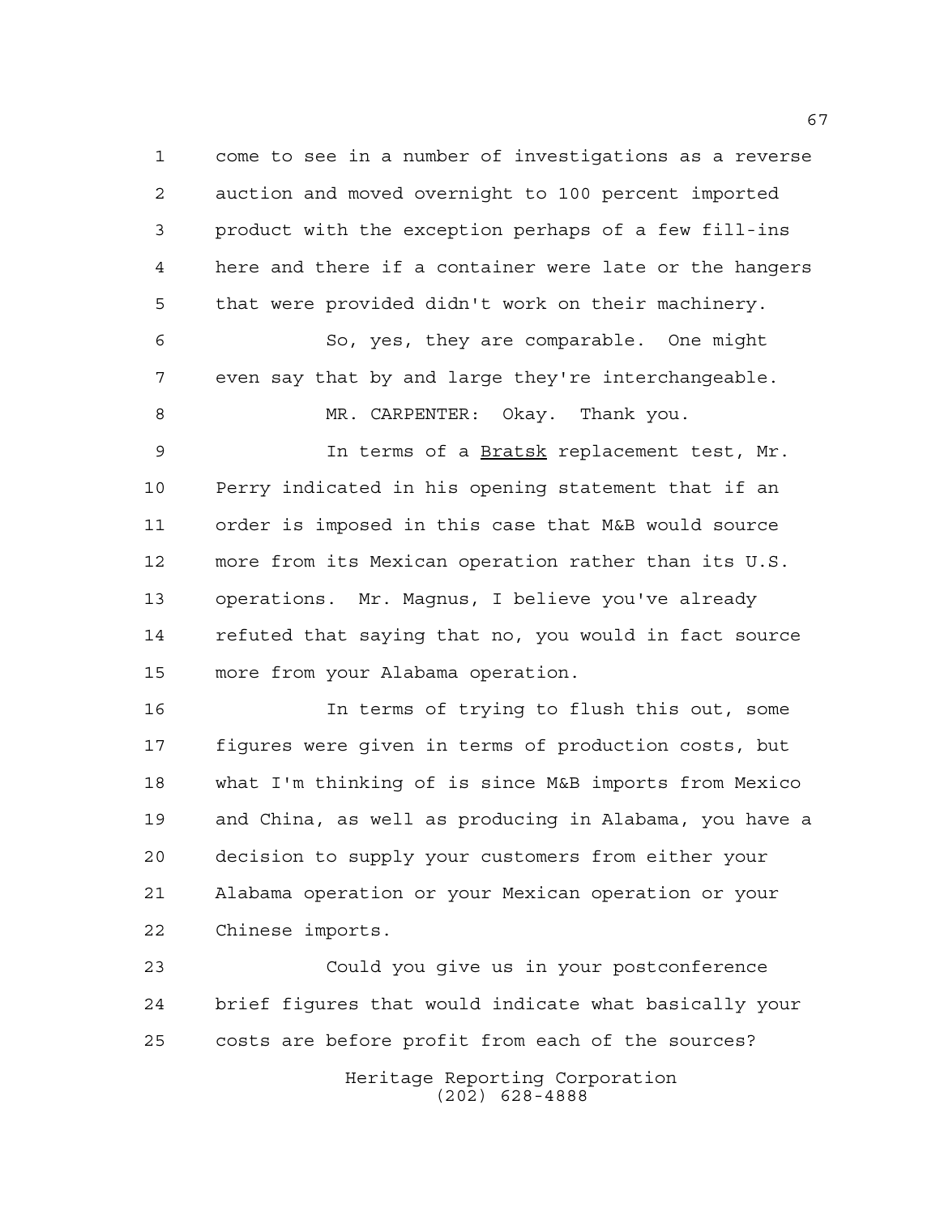come to see in a number of investigations as a reverse auction and moved overnight to 100 percent imported product with the exception perhaps of a few fill-ins here and there if a container were late or the hangers that were provided didn't work on their machinery.

So, yes, they are comparable. One might even say that by and large they're interchangeable.

MR. CARPENTER: Okay. Thank you.

In terms of a Bratsk replacement test, Mr. Perry indicated in his opening statement that if an order is imposed in this case that M&B would source more from its Mexican operation rather than its U.S. operations. Mr. Magnus, I believe you've already refuted that saying that no, you would in fact source more from your Alabama operation.

In terms of trying to flush this out, some figures were given in terms of production costs, but what I'm thinking of is since M&B imports from Mexico and China, as well as producing in Alabama, you have a decision to supply your customers from either your Alabama operation or your Mexican operation or your Chinese imports.

Could you give us in your postconference brief figures that would indicate what basically your costs are before profit from each of the sources?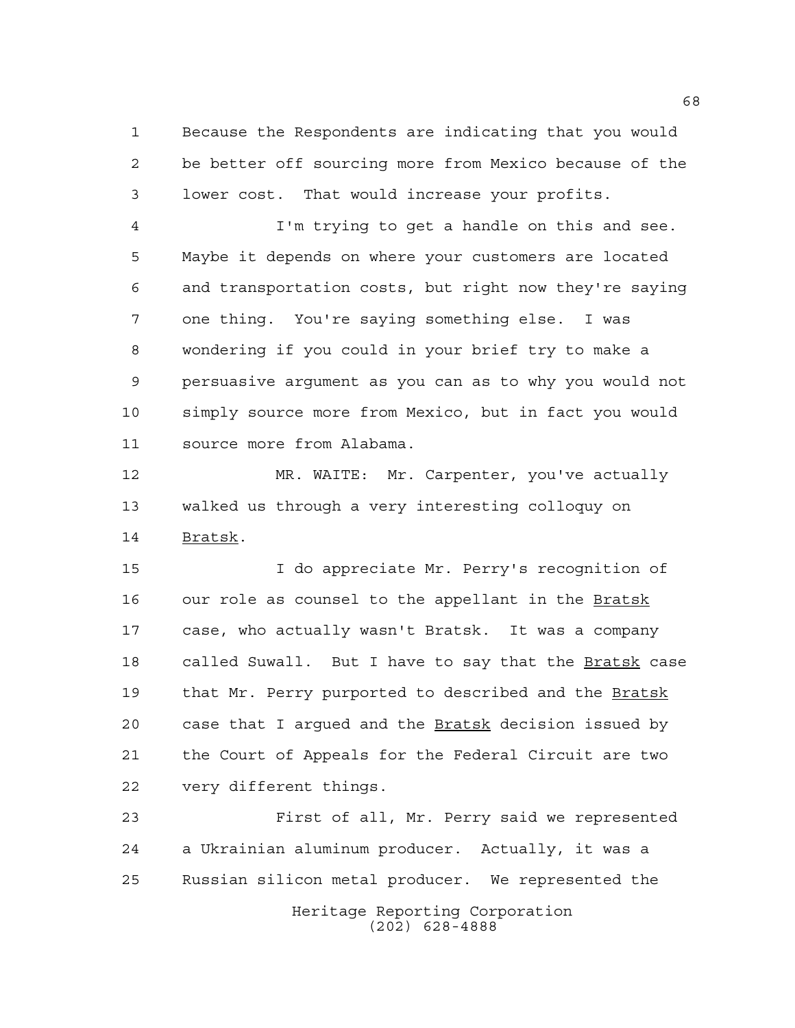Because the Respondents are indicating that you would be better off sourcing more from Mexico because of the lower cost. That would increase your profits.

I'm trying to get a handle on this and see. Maybe it depends on where your customers are located and transportation costs, but right now they're saying one thing. You're saying something else. I was wondering if you could in your brief try to make a persuasive argument as you can as to why you would not simply source more from Mexico, but in fact you would source more from Alabama.

MR. WAITE: Mr. Carpenter, you've actually walked us through a very interesting colloquy on _Bratsk_.

I do appreciate Mr. Perry's recognition of our role as counsel to the appellant in the _Bratsk_ case, who actually wasn't Bratsk. It was a company called Suwall. But I have to say that the _Bratsk_ case that Mr. Perry purported to described and the _Bratsk_ case that I argued and the _Bratsk_ decision issued by the Court of Appeals for the Federal Circuit are two very different things.

First of all, Mr. Perry said we represented a Ukrainian aluminum producer. Actually, it was a Russian silicon metal producer. We represented the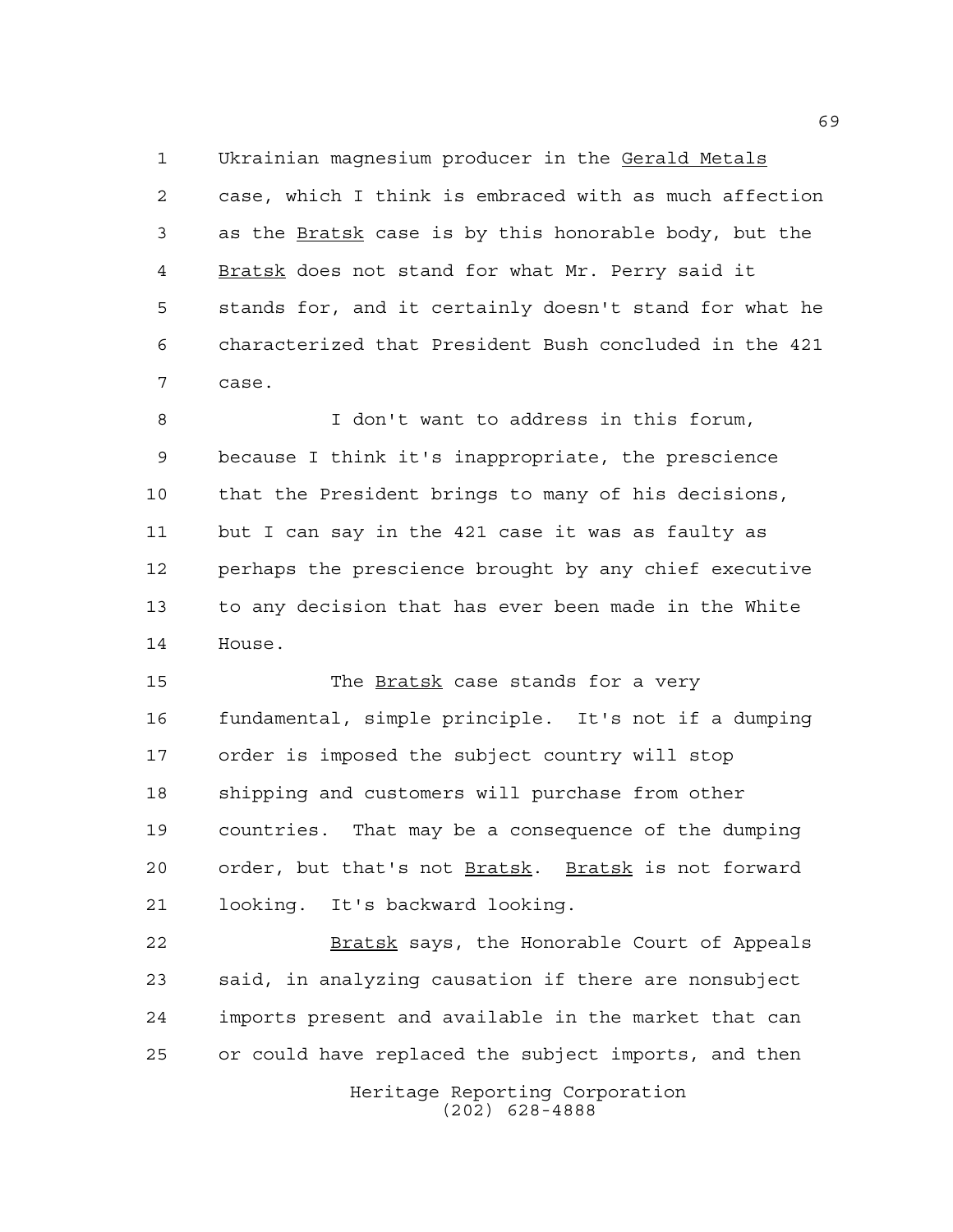Ukrainian magnesium producer in the _Gerald Metals_ case, which I think is embraced with as much affection as the _Bratsk_ case is by this honorable body, but the _Bratsk_ does not stand for what Mr. Perry said it stands for, and it certainly doesn't stand for what he characterized that President Bush concluded in the 421 case.

I don't want to address in this forum, because I think it's inappropriate, the prescience that the President brings to many of his decisions, but I can say in the 421 case it was as faulty as perhaps the prescience brought by any chief executive to any decision that has ever been made in the White House.

The _Bratsk_ case stands for a very fundamental, simple principle. It's not if a dumping order is imposed the subject country will stop shipping and customers will purchase from other countries. That may be a consequence of the dumping order, but that's not _Bratsk_. _Bratsk_ is not forward looking. It's backward looking.

_Bratsk_ says, the Honorable Court of Appeals said, in analyzing causation if there are nonsubject imports present and available in the market that can or could have replaced the subject imports, and then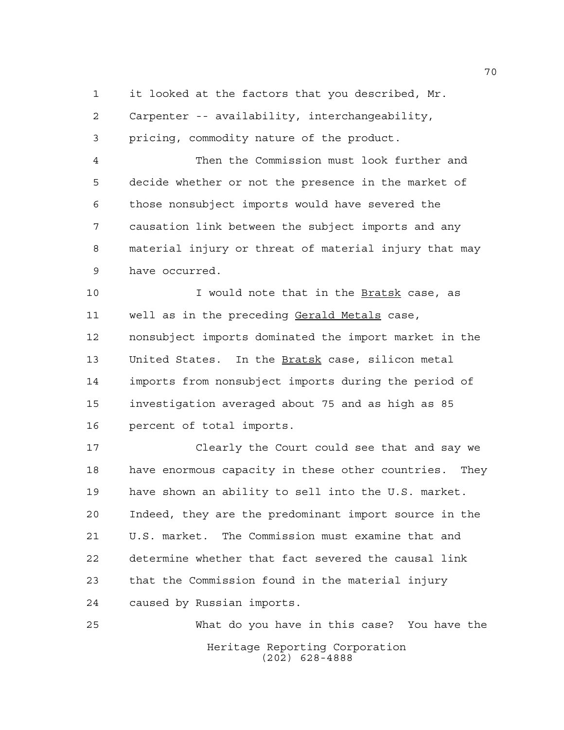it looked at the factors that you described, Mr. Carpenter -- availability, interchangeability, pricing, commodity nature of the product.

Then the Commission must look further and decide whether or not the presence in the market of those nonsubject imports would have severed the causation link between the subject imports and any material injury or threat of material injury that may have occurred.

I would note that in the Bratsk case, as well as in the preceding Gerald Metals case, nonsubject imports dominated the import market in the United States. In the Bratsk case, silicon metal imports from nonsubject imports during the period of investigation averaged about 75 and as high as 85 percent of total imports.

Clearly the Court could see that and say we have enormous capacity in these other countries. They have shown an ability to sell into the U.S. market. Indeed, they are the predominant import source in the U.S. market. The Commission must examine that and determine whether that fact severed the causal link that the Commission found in the material injury caused by Russian imports.

What do you have in this case? You have the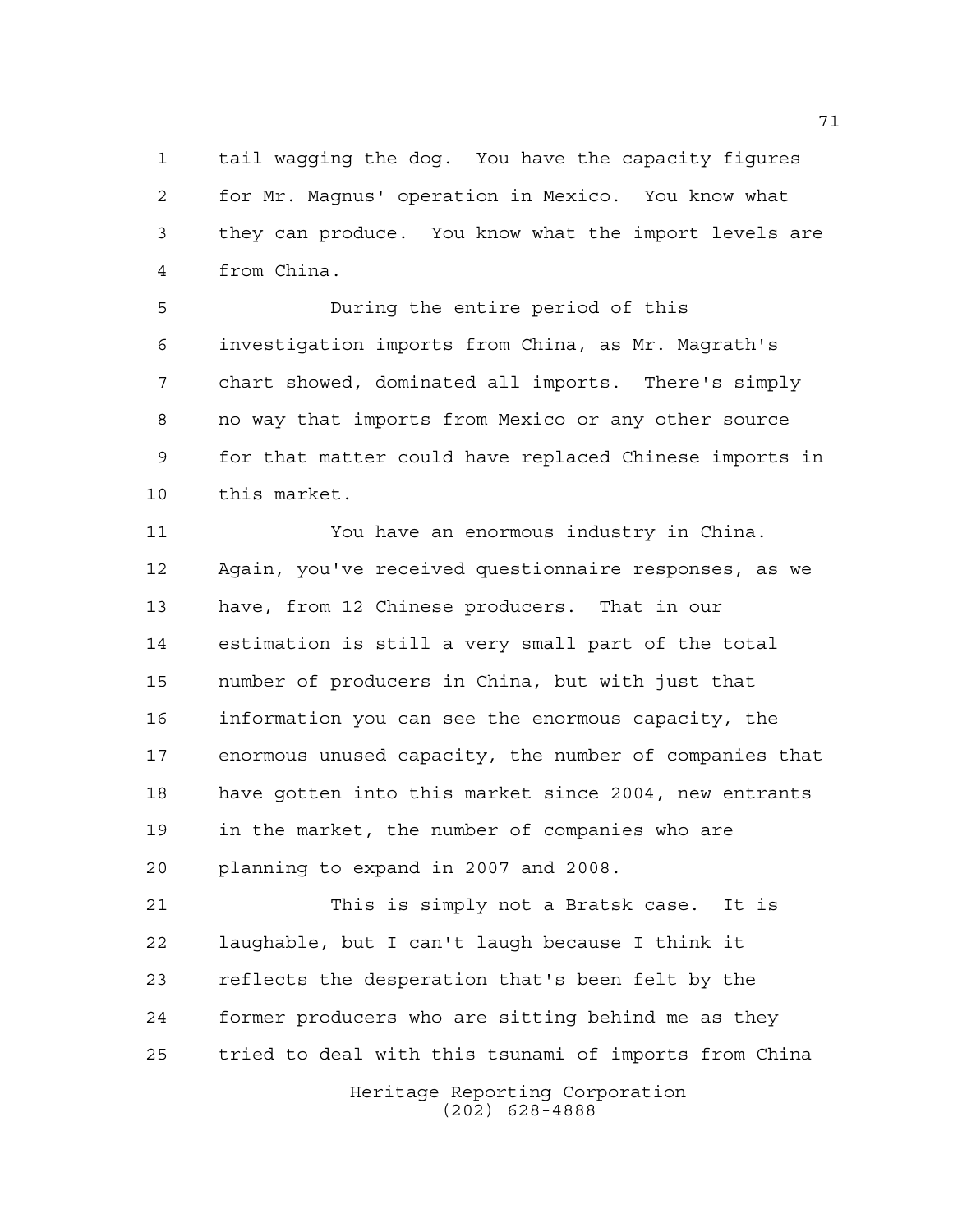tail wagging the dog. You have the capacity figures for Mr. Magnus' operation in Mexico. You know what they can produce. You know what the import levels are from China.

During the entire period of this investigation imports from China, as Mr. Magrath's chart showed, dominated all imports. There's simply no way that imports from Mexico or any other source for that matter could have replaced Chinese imports in this market.

You have an enormous industry in China. Again, you've received questionnaire responses, as we have, from 12 Chinese producers. That in our estimation is still a very small part of the total number of producers in China, but with just that information you can see the enormous capacity, the enormous unused capacity, the number of companies that have gotten into this market since 2004, new entrants in the market, the number of companies who are planning to expand in 2007 and 2008.

This is simply not a _Bratsk_ case. It is laughable, but I can't laugh because I think it reflects the desperation that's been felt by the former producers who are sitting behind me as they tried to deal with this tsunami of imports from China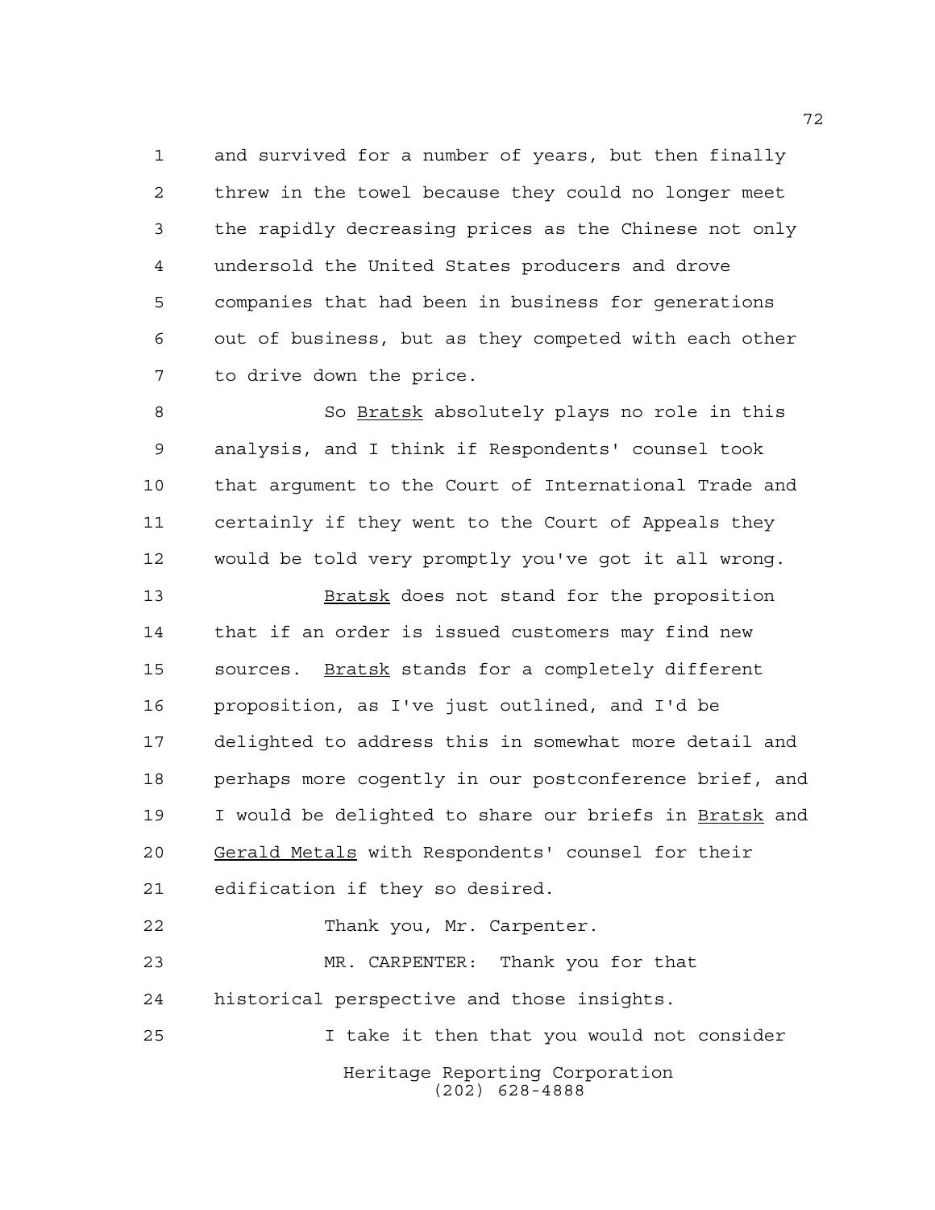and survived for a number of years, but then finally threw in the towel because they could no longer meet the rapidly decreasing prices as the Chinese not only undersold the United States producers and drove companies that had been in business for generations out of business, but as they competed with each other to drive down the price.

So _Bratsk_ absolutely plays no role in this analysis, and I think if Respondents' counsel took that argument to the Court of International Trade and certainly if they went to the Court of Appeals they would be told very promptly you've got it all wrong.

_Bratsk_ does not stand for the proposition that if an order is issued customers may find new sources. _Bratsk_ stands for a completely different proposition, as I've just outlined, and I'd be delighted to address this in somewhat more detail and perhaps more cogently in our postconference brief, and I would be delighted to share our briefs in _Bratsk_ and _Gerald Metals_ with Respondents' counsel for their edification if they so desired.

Thank you, Mr. Carpenter.

MR. CARPENTER: Thank you for that historical perspective and those insights.

I take it then that you would not consider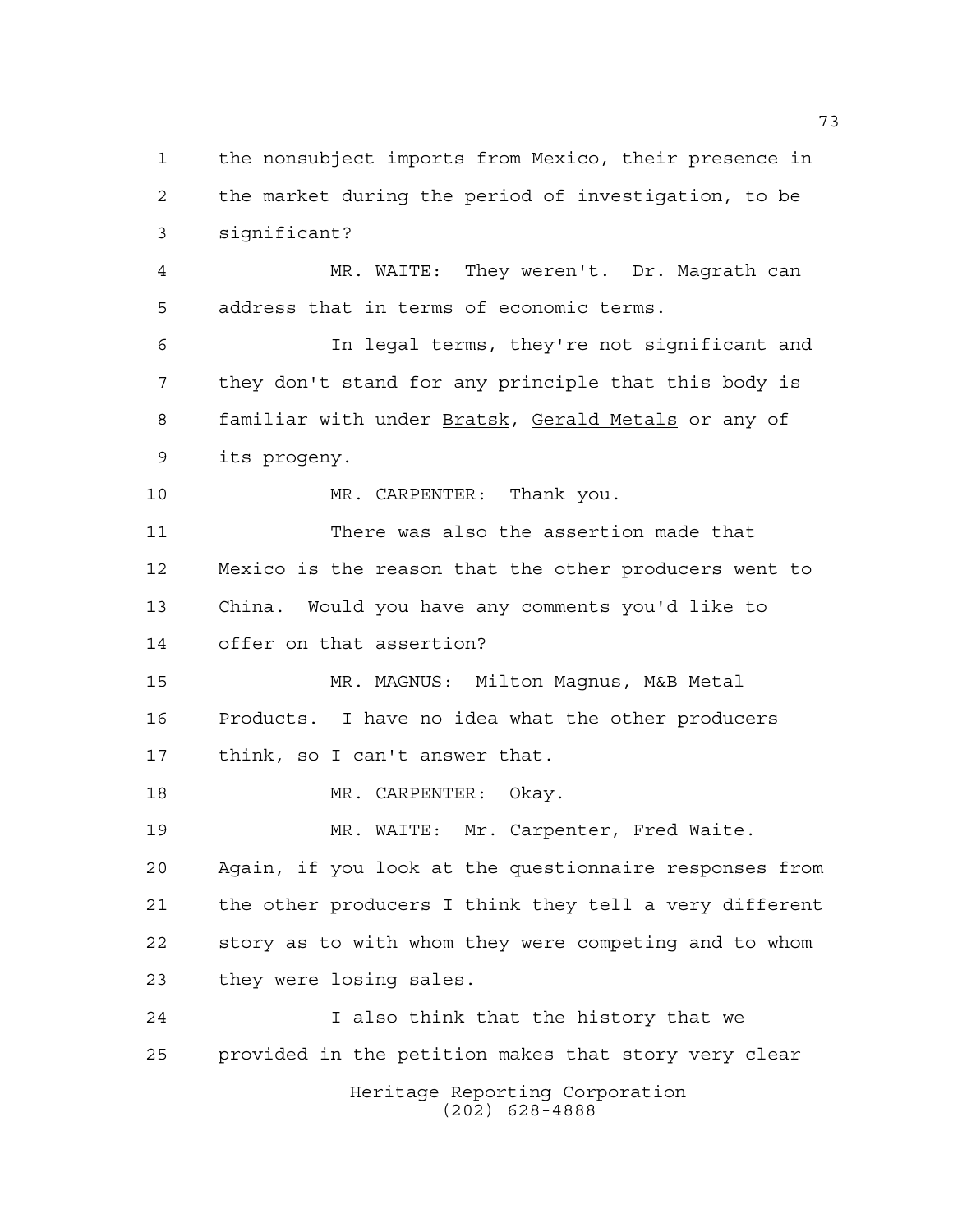the nonsubject imports from Mexico, their presence in the market during the period of investigation, to be significant?

MR. WAITE: They weren't. Dr. Magrath can address that in terms of economic terms.

In legal terms, they're not significant and they don't stand for any principle that this body is familiar with under Bratsk, Gerald Metals or any of its progeny.

MR. CARPENTER: Thank you.

There was also the assertion made that Mexico is the reason that the other producers went to China. Would you have any comments you'd like to offer on that assertion?

MR. MAGNUS: Milton Magnus, M&B Metal Products. I have no idea what the other producers think, so I can't answer that.

MR. CARPENTER: Okay.

MR. WAITE: Mr. Carpenter, Fred Waite. Again, if you look at the questionnaire responses from the other producers I think they tell a very different story as to with whom they were competing and to whom they were losing sales.

I also think that the history that we provided in the petition makes that story very clear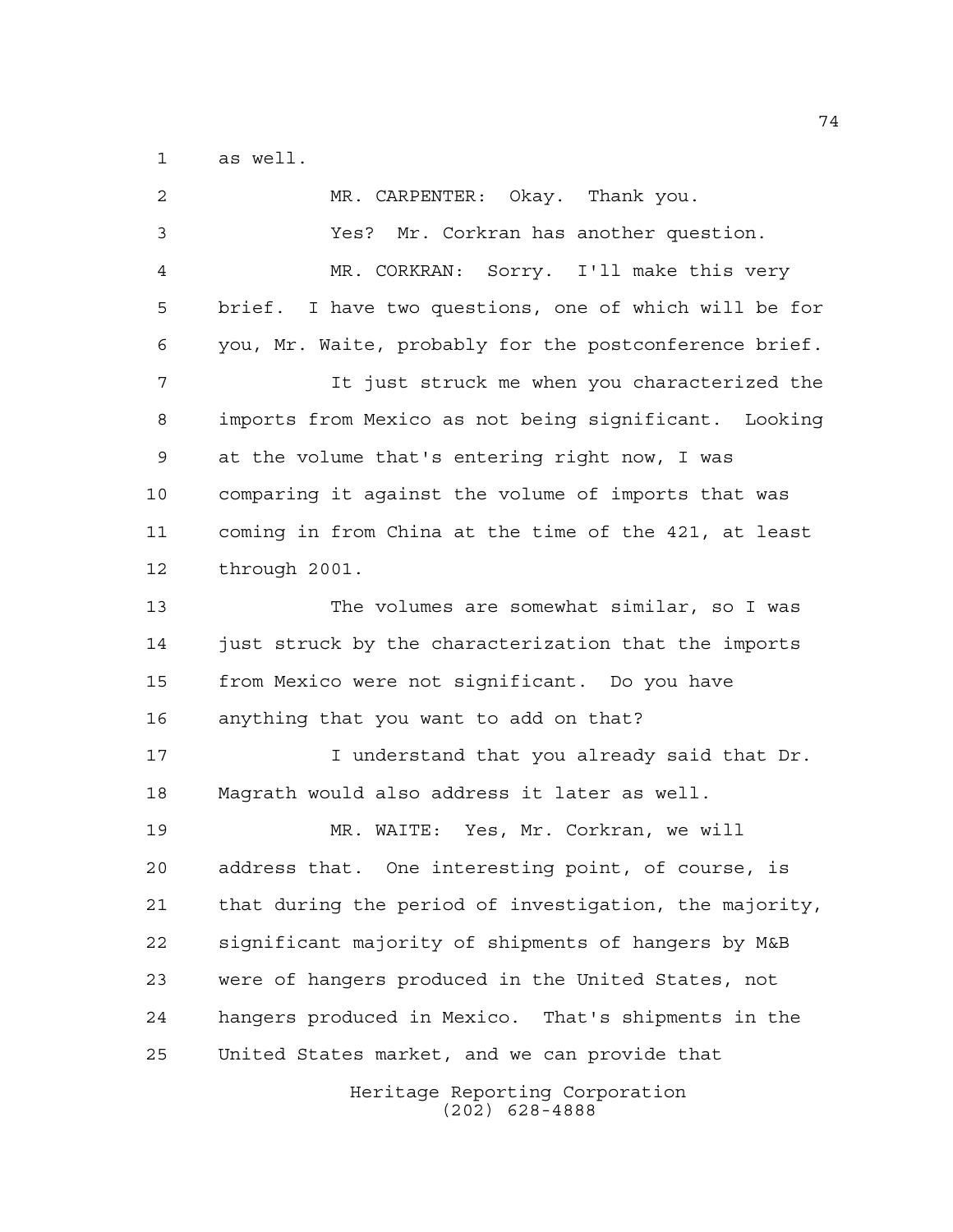as well.

MR. CARPENTER: Okay. Thank you.

Yes? Mr. Corkran has another question.

MR. CORKRAN: Sorry. I'll make this very brief. I have two questions, one of which will be for you, Mr. Waite, probably for the postconference brief.

It just struck me when you characterized the imports from Mexico as not being significant. Looking at the volume that's entering right now, I was comparing it against the volume of imports that was coming in from China at the time of the 421, at least through 2001.

The volumes are somewhat similar, so I was just struck by the characterization that the imports from Mexico were not significant. Do you have anything that you want to add on that?

I understand that you already said that Dr. Magrath would also address it later as well.

MR. WAITE: Yes, Mr. Corkran, we will address that. One interesting point, of course, is that during the period of investigation, the majority, significant majority of shipments of hangers by M&B were of hangers produced in the United States, not hangers produced in Mexico. That's shipments in the United States market, and we can provide that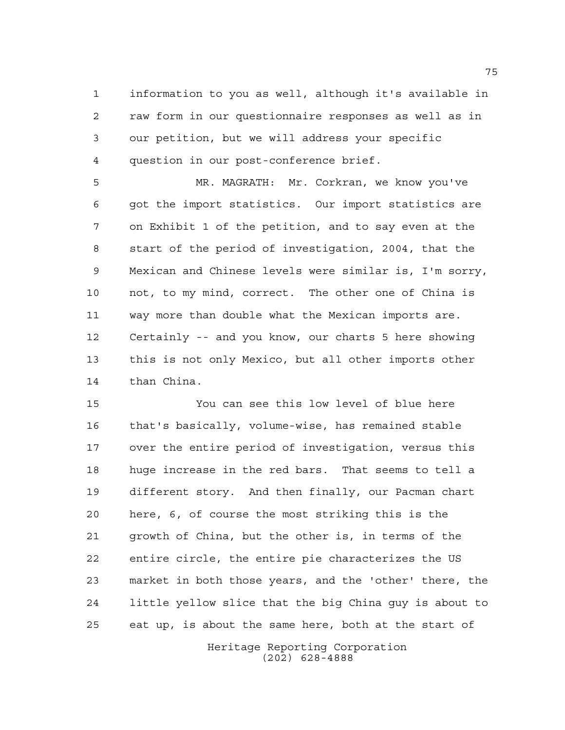information to you as well, although it's available in raw form in our questionnaire responses as well as in our petition, but we will address your specific question in our post-conference brief.

MR. MAGRATH: Mr. Corkran, we know you've got the import statistics. Our import statistics are on Exhibit 1 of the petition, and to say even at the start of the period of investigation, 2004, that the Mexican and Chinese levels were similar is, I'm sorry, not, to my mind, correct. The other one of China is way more than double what the Mexican imports are. Certainly -- and you know, our charts 5 here showing this is not only Mexico, but all other imports other than China.

You can see this low level of blue here that's basically, volume-wise, has remained stable over the entire period of investigation, versus this huge increase in the red bars. That seems to tell a different story. And then finally, our Pacman chart here, 6, of course the most striking this is the growth of China, but the other is, in terms of the entire circle, the entire pie characterizes the US market in both those years, and the 'other' there, the little yellow slice that the big China guy is about to eat up, is about the same here, both at the start of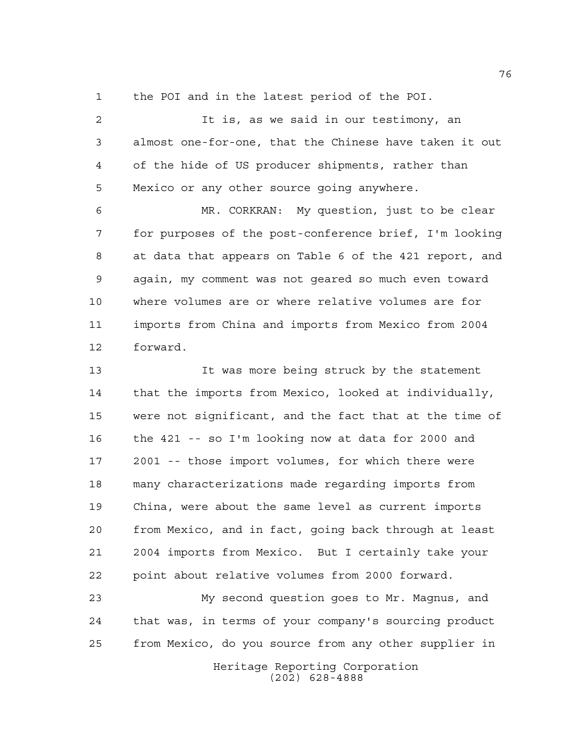the POI and in the latest period of the POI.

It is, as we said in our testimony, an almost one-for-one, that the Chinese have taken it out of the hide of US producer shipments, rather than Mexico or any other source going anywhere.

MR. CORKRAN: My question, just to be clear for purposes of the post-conference brief, I'm looking at data that appears on Table 6 of the 421 report, and again, my comment was not geared so much even toward where volumes are or where relative volumes are for imports from China and imports from Mexico from 2004 forward.

It was more being struck by the statement that the imports from Mexico, looked at individually, were not significant, and the fact that at the time of the 421 -- so I'm looking now at data for 2000 and 2001 -- those import volumes, for which there were many characterizations made regarding imports from China, were about the same level as current imports from Mexico, and in fact, going back through at least 2004 imports from Mexico. But I certainly take your point about relative volumes from 2000 forward.

My second question goes to Mr. Magnus, and that was, in terms of your company's sourcing product from Mexico, do you source from any other supplier in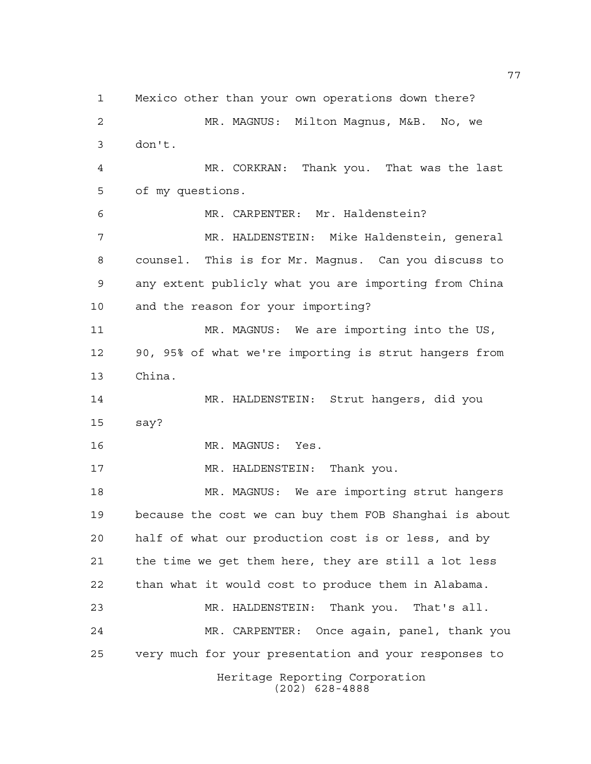Mexico other than your own operations down there?

MR. MAGNUS: Milton Magnus, M&B. No, we don't.

MR. CORKRAN: Thank you. That was the last of my questions.

MR. CARPENTER: Mr. Haldenstein?

MR. HALDENSTEIN: Mike Haldenstein, general counsel. This is for Mr. Magnus. Can you discuss to any extent publicly what you are importing from China and the reason for your importing?

MR. MAGNUS: We are importing into the US, 90, 95% of what we're importing is strut hangers from China.

MR. HALDENSTEIN: Strut hangers, did you say?

MR. MAGNUS: Yes.

MR. HALDENSTEIN: Thank you.

MR. MAGNUS: We are importing strut hangers because the cost we can buy them FOB Shanghai is about half of what our production cost is or less, and by the time we get them here, they are still a lot less than what it would cost to produce them in Alabama.

MR. HALDENSTEIN: Thank you. That's all.

MR. CARPENTER: Once again, panel, thank you very much for your presentation and your responses to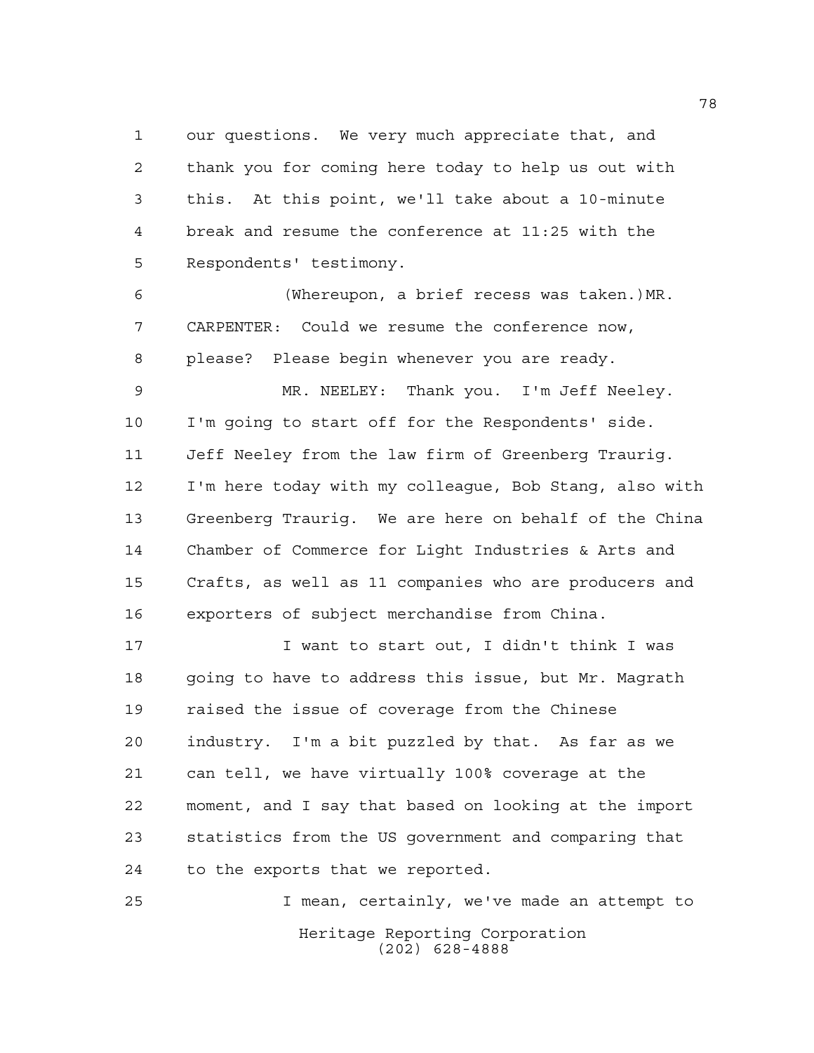our questions. We very much appreciate that, and thank you for coming here today to help us out with this. At this point, we'll take about a 10-minute break and resume the conference at 11:25 with the Respondents' testimony.

(Whereupon, a brief recess was taken.)MR. CARPENTER: Could we resume the conference now, please? Please begin whenever you are ready.

MR. NEELEY: Thank you. I'm Jeff Neeley. I'm going to start off for the Respondents' side. Jeff Neeley from the law firm of Greenberg Traurig. I'm here today with my colleague, Bob Stang, also with Greenberg Traurig. We are here on behalf of the China Chamber of Commerce for Light Industries & Arts and Crafts, as well as 11 companies who are producers and exporters of subject merchandise from China.

I want to start out, I didn't think I was going to have to address this issue, but Mr. Magrath raised the issue of coverage from the Chinese industry. I'm a bit puzzled by that. As far as we can tell, we have virtually 100% coverage at the moment, and I say that based on looking at the import statistics from the US government and comparing that to the exports that we reported.

I mean, certainly, we've made an attempt to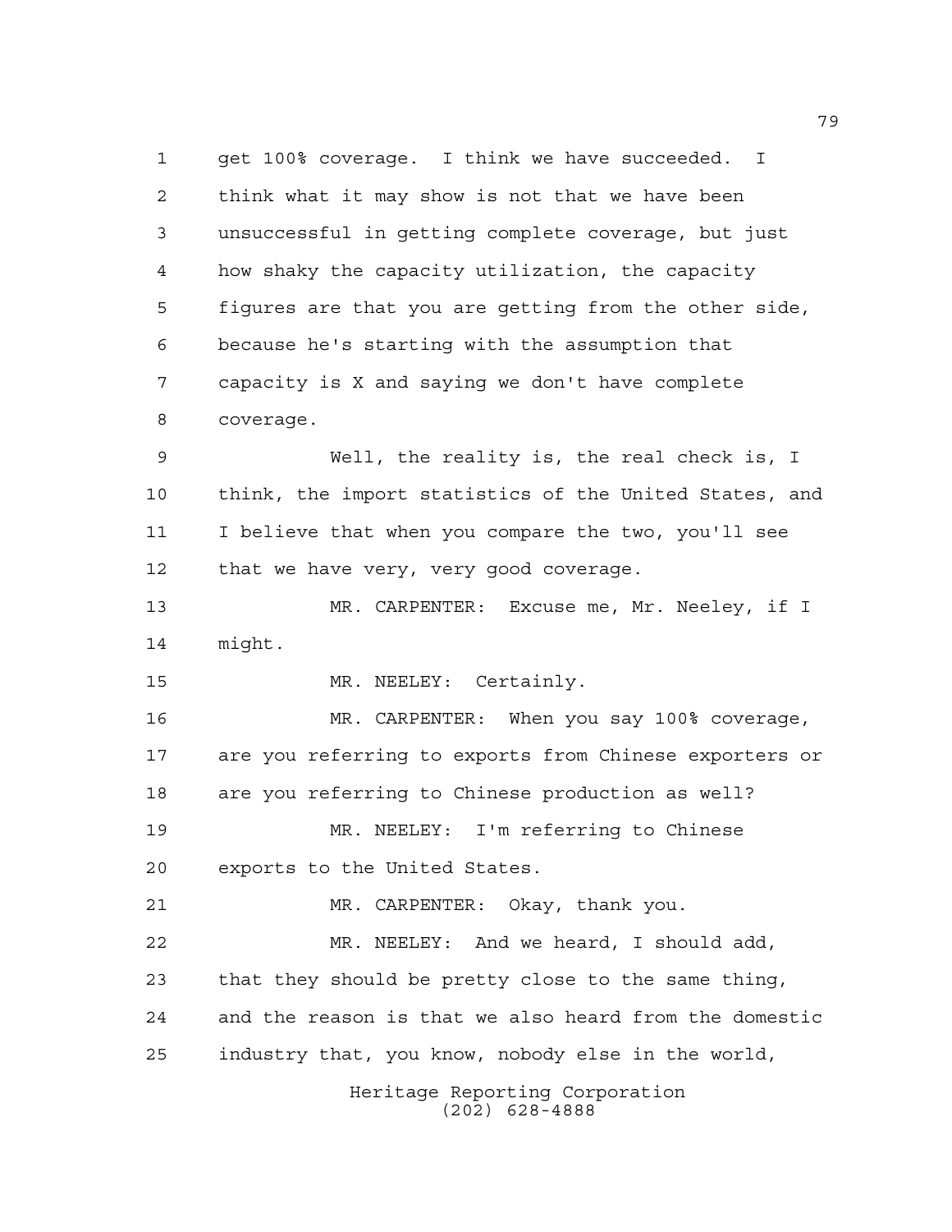get 100% coverage. I think we have succeeded. I think what it may show is not that we have been unsuccessful in getting complete coverage, but just how shaky the capacity utilization, the capacity figures are that you are getting from the other side, because he's starting with the assumption that capacity is X and saying we don't have complete coverage.

Well, the reality is, the real check is, I think, the import statistics of the United States, and I believe that when you compare the two, you'll see that we have very, very good coverage.

MR. CARPENTER: Excuse me, Mr. Neeley, if I might.

MR. NEELEY: Certainly.

MR. CARPENTER: When you say 100% coverage, are you referring to exports from Chinese exporters or are you referring to Chinese production as well?

MR. NEELEY: I'm referring to Chinese exports to the United States.

MR. CARPENTER: Okay, thank you.

MR. NEELEY: And we heard, I should add, that they should be pretty close to the same thing, and the reason is that we also heard from the domestic industry that, you know, nobody else in the world,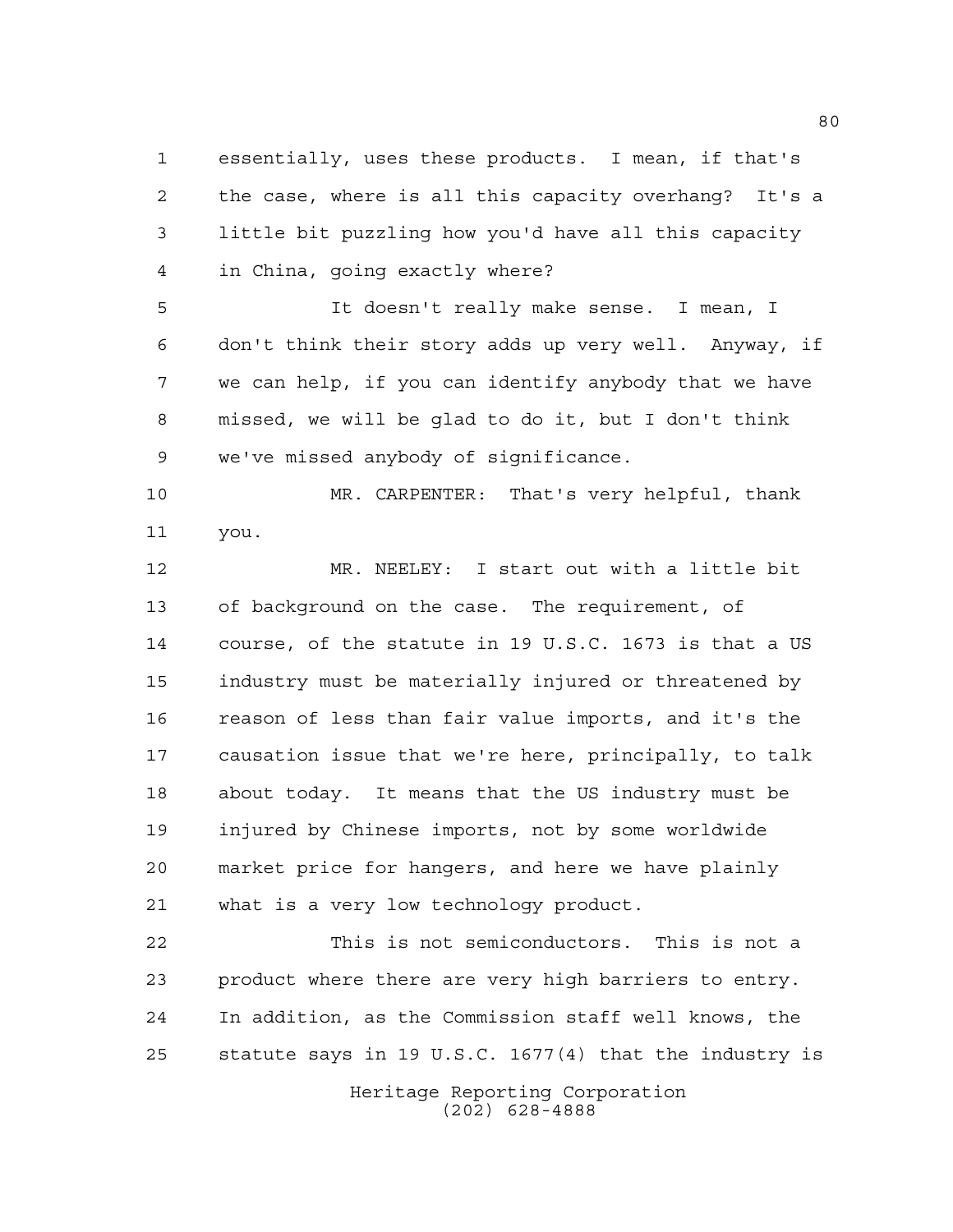essentially, uses these products. I mean, if that's the case, where is all this capacity overhang? It's a little bit puzzling how you'd have all this capacity in China, going exactly where?

It doesn't really make sense. I mean, I don't think their story adds up very well. Anyway, if we can help, if you can identify anybody that we have missed, we will be glad to do it, but I don't think we've missed anybody of significance.

MR. CARPENTER: That's very helpful, thank you.

MR. NEELEY: I start out with a little bit of background on the case. The requirement, of course, of the statute in 19 U.S.C. 1673 is that a US industry must be materially injured or threatened by reason of less than fair value imports, and it's the causation issue that we're here, principally, to talk about today. It means that the US industry must be injured by Chinese imports, not by some worldwide market price for hangers, and here we have plainly what is a very low technology product.

This is not semiconductors. This is not a product where there are very high barriers to entry. In addition, as the Commission staff well knows, the statute says in 19 U.S.C. 1677(4) that the industry is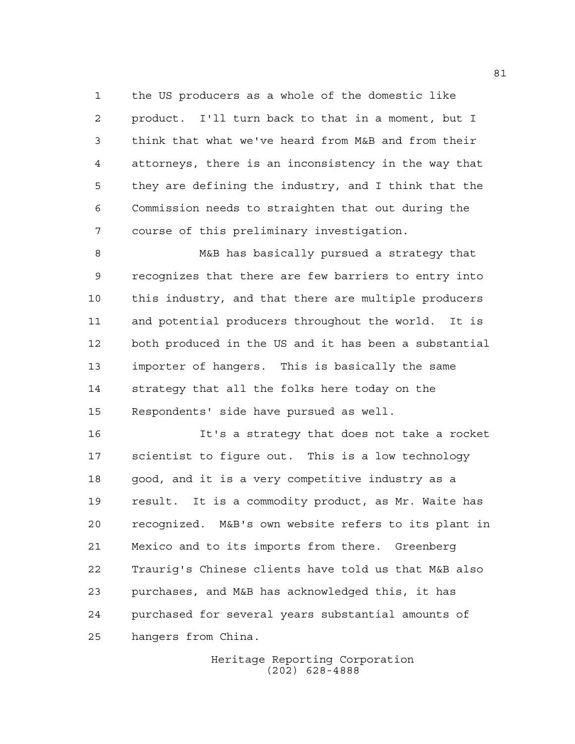the US producers as a whole of the domestic like product. I'll turn back to that in a moment, but I think that what we've heard from M&B and from their attorneys, there is an inconsistency in the way that they are defining the industry, and I think that the Commission needs to straighten that out during the course of this preliminary investigation.

M&B has basically pursued a strategy that recognizes that there are few barriers to entry into this industry, and that there are multiple producers and potential producers throughout the world. It is both produced in the US and it has been a substantial importer of hangers. This is basically the same strategy that all the folks here today on the Respondents' side have pursued as well.

It's a strategy that does not take a rocket scientist to figure out. This is a low technology good, and it is a very competitive industry as a result. It is a commodity product, as Mr. Waite has recognized. M&B's own website refers to its plant in Mexico and to its imports from there. Greenberg Traurig's Chinese clients have told us that M&B also purchases, and M&B has acknowledged this, it has purchased for several years substantial amounts of hangers from China.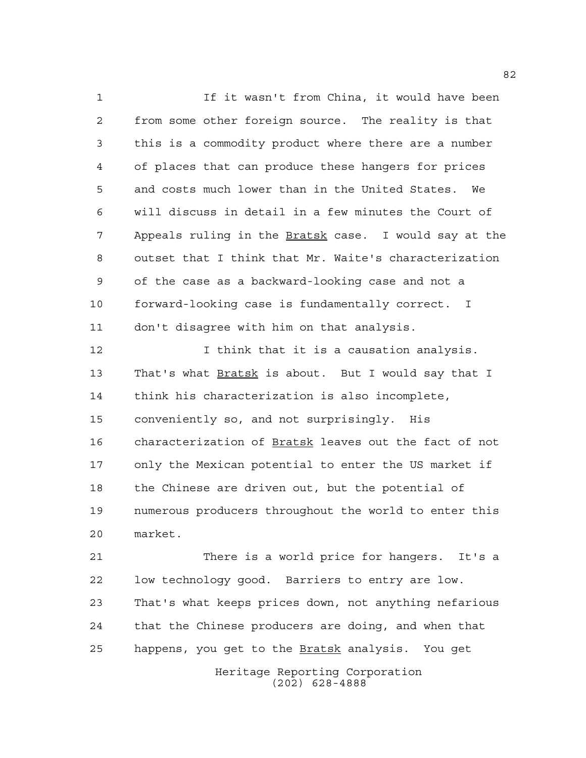If it wasn't from China, it would have been from some other foreign source. The reality is that this is a commodity product where there are a number of places that can produce these hangers for prices and costs much lower than in the United States. We will discuss in detail in a few minutes the Court of Appeals ruling in the _Bratsk_ case. I would say at the outset that I think that Mr. Waite's characterization of the case as a backward-looking case and not a forward-looking case is fundamentally correct. I don't disagree with him on that analysis.

I think that it is a causation analysis. That's what _Bratsk_ is about. But I would say that I think his characterization is also incomplete, conveniently so, and not surprisingly. His characterization of _Bratsk_ leaves out the fact of not only the Mexican potential to enter the US market if the Chinese are driven out, but the potential of numerous producers throughout the world to enter this market.

There is a world price for hangers. It's a low technology good. Barriers to entry are low. That's what keeps prices down, not anything nefarious that the Chinese producers are doing, and when that happens, you get to the _Bratsk_ analysis. You get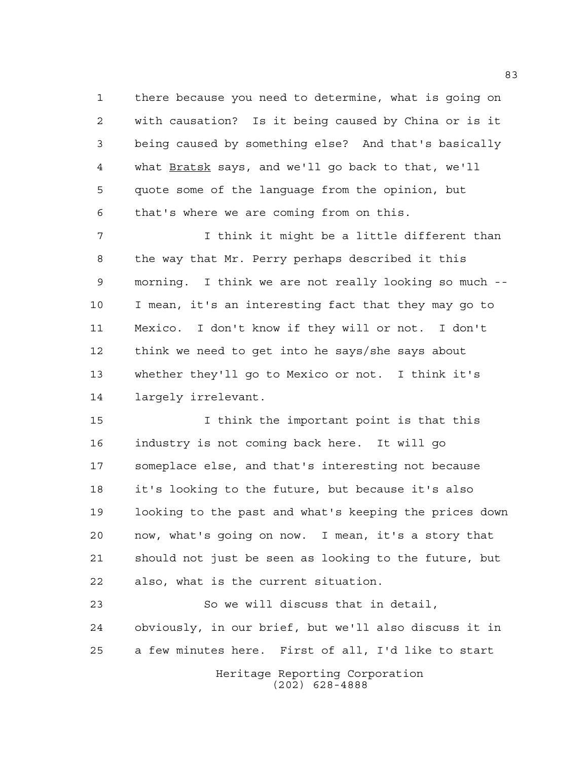there because you need to determine, what is going on with causation? Is it being caused by China or is it being caused by something else? And that's basically what Bratsk says, and we'll go back to that, we'll quote some of the language from the opinion, but that's where we are coming from on this.

I think it might be a little different than the way that Mr. Perry perhaps described it this morning. I think we are not really looking so much -- I mean, it's an interesting fact that they may go to Mexico. I don't know if they will or not. I don't think we need to get into he says/she says about whether they'll go to Mexico or not. I think it's largely irrelevant.

I think the important point is that this industry is not coming back here. It will go someplace else, and that's interesting not because it's looking to the future, but because it's also looking to the past and what's keeping the prices down now, what's going on now. I mean, it's a story that should not just be seen as looking to the future, but also, what is the current situation.

So we will discuss that in detail, obviously, in our brief, but we'll also discuss it in a few minutes here. First of all, I'd like to start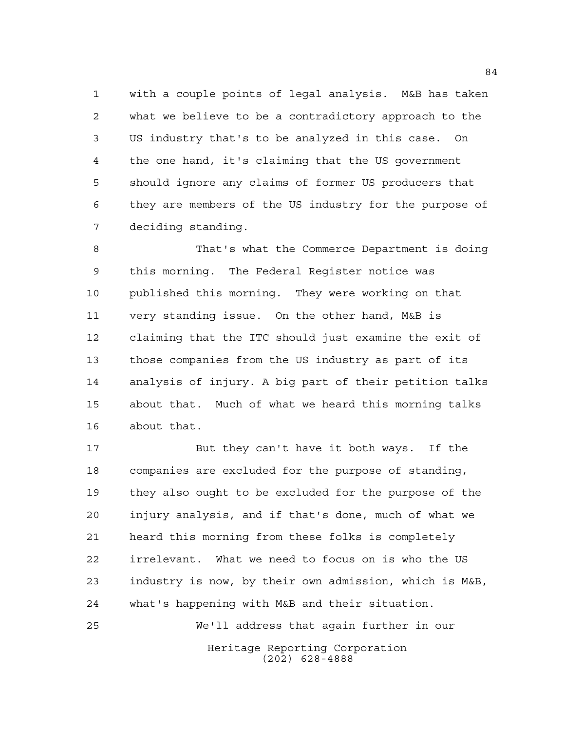with a couple points of legal analysis. M&B has taken what we believe to be a contradictory approach to the US industry that's to be analyzed in this case. On the one hand, it's claiming that the US government should ignore any claims of former US producers that they are members of the US industry for the purpose of deciding standing.

That's what the Commerce Department is doing this morning. The Federal Register notice was published this morning. They were working on that very standing issue. On the other hand, M&B is claiming that the ITC should just examine the exit of those companies from the US industry as part of its analysis of injury. A big part of their petition talks about that. Much of what we heard this morning talks about that.

But they can't have it both ways. If the companies are excluded for the purpose of standing, they also ought to be excluded for the purpose of the injury analysis, and if that's done, much of what we heard this morning from these folks is completely irrelevant. What we need to focus on is who the US industry is now, by their own admission, which is M&B, what's happening with M&B and their situation.

We'll address that again further in our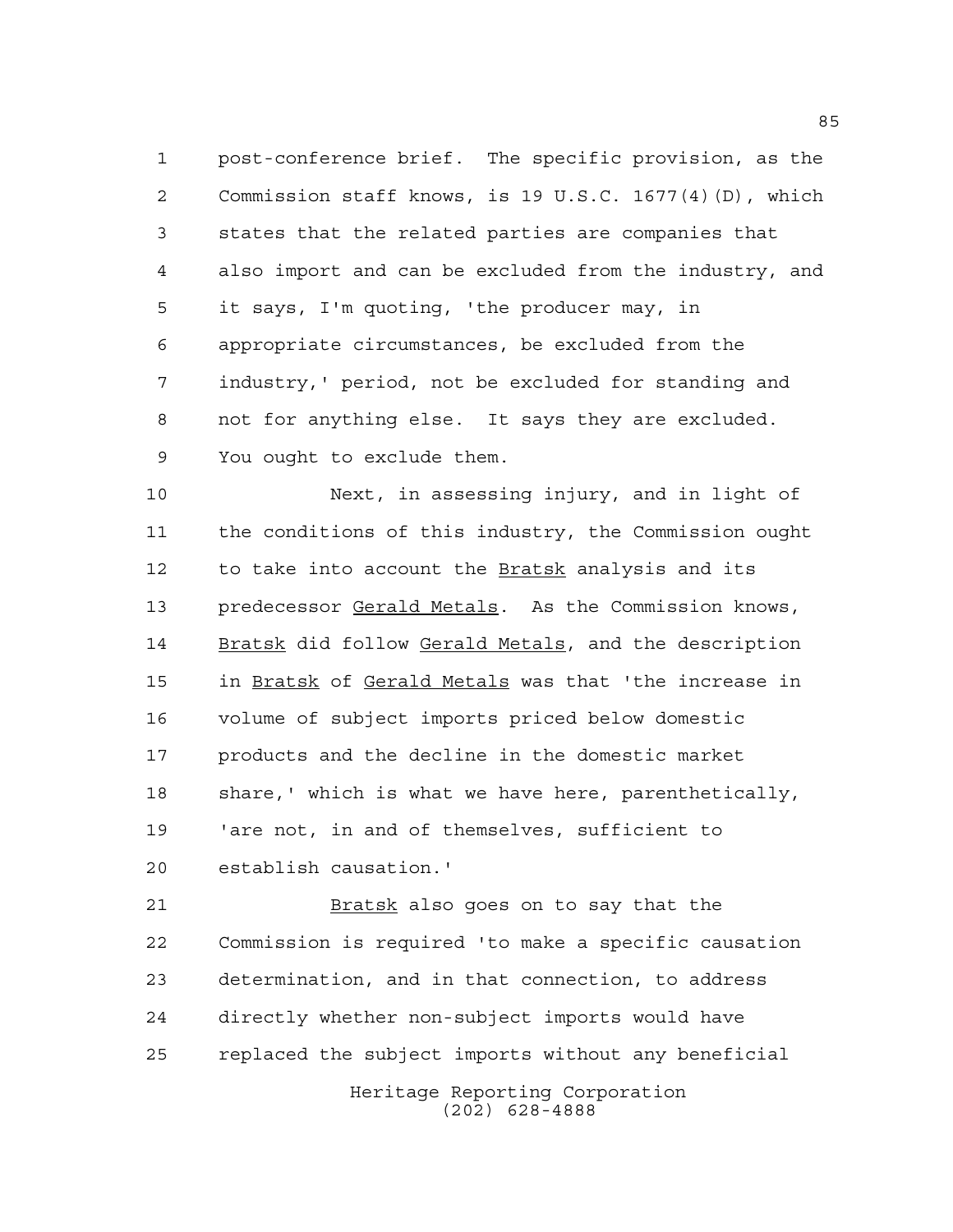post-conference brief. The specific provision, as the Commission staff knows, is 19 U.S.C. 1677(4)(D), which states that the related parties are companies that also import and can be excluded from the industry, and it says, I'm quoting, 'the producer may, in appropriate circumstances, be excluded from the industry,' period, not be excluded for standing and not for anything else. It says they are excluded. You ought to exclude them.

Next, in assessing injury, and in light of the conditions of this industry, the Commission ought to take into account the _Bratsk_ analysis and its predecessor _Gerald Metals_. As the Commission knows, _Bratsk_ did follow _Gerald Metals_, and the description in _Bratsk_ of _Gerald Metals_ was that 'the increase in volume of subject imports priced below domestic products and the decline in the domestic market share,' which is what we have here, parenthetically, 'are not, in and of themselves, sufficient to establish causation.'

_Bratsk_ also goes on to say that the Commission is required 'to make a specific causation determination, and in that connection, to address directly whether non-subject imports would have replaced the subject imports without any beneficial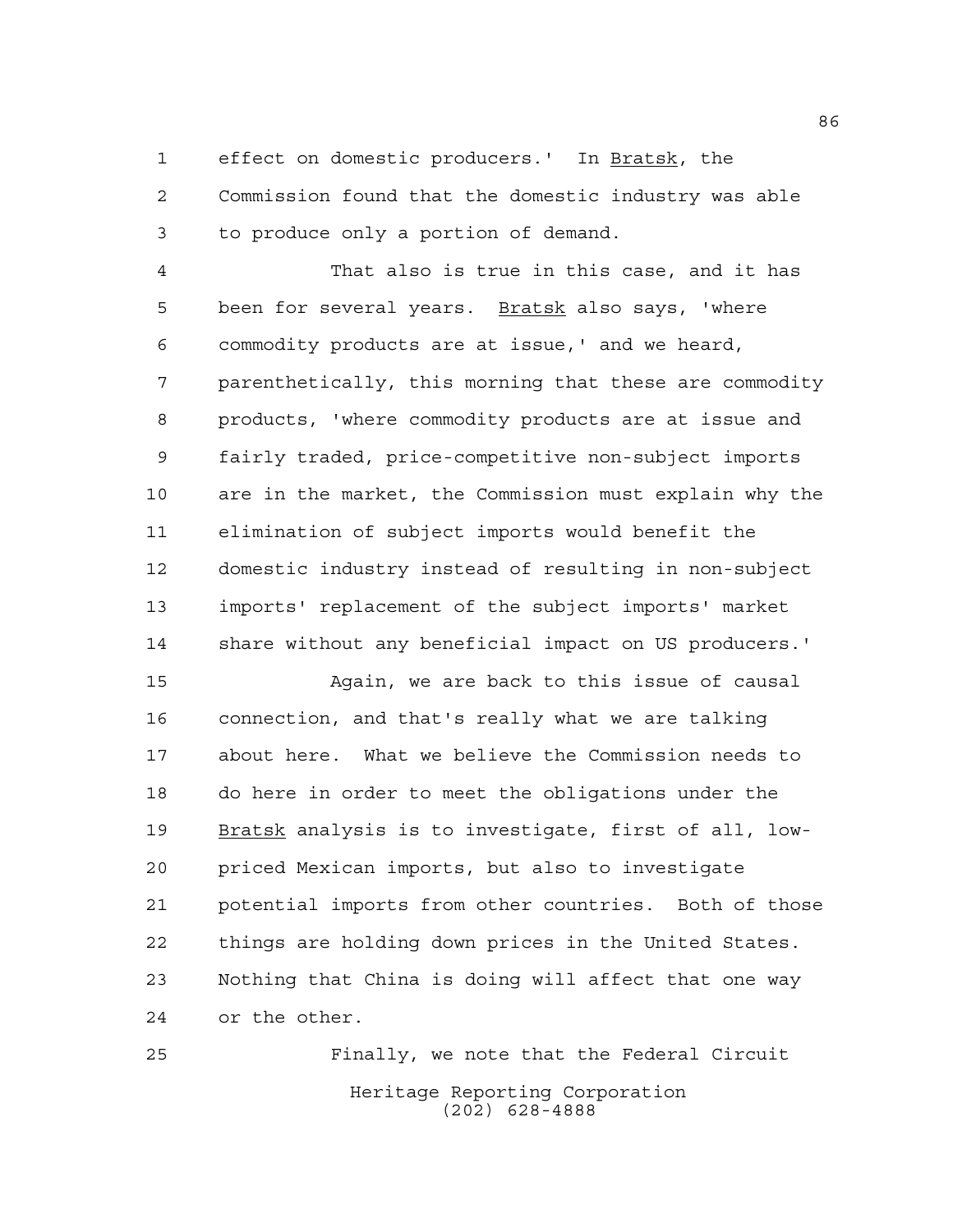effect on domestic producers.' In Bratsk, the Commission found that the domestic industry was able to produce only a portion of demand.

That also is true in this case, and it has been for several years. Bratsk also says, 'where commodity products are at issue,' and we heard, parenthetically, this morning that these are commodity products, 'where commodity products are at issue and fairly traded, price-competitive non-subject imports are in the market, the Commission must explain why the elimination of subject imports would benefit the domestic industry instead of resulting in non-subject imports' replacement of the subject imports' market share without any beneficial impact on US producers.'

Again, we are back to this issue of causal connection, and that's really what we are talking about here. What we believe the Commission needs to do here in order to meet the obligations under the Bratsk analysis is to investigate, first of all, low-priced Mexican imports, but also to investigate potential imports from other countries. Both of those things are holding down prices in the United States. Nothing that China is doing will affect that one way or the other.

Finally, we note that the Federal Circuit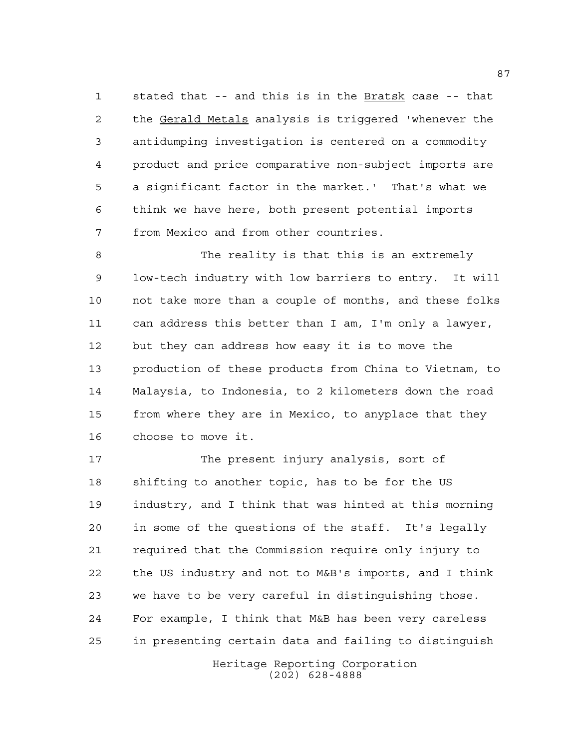stated that -- and this is in the *Bratsk* case -- that the *Gerald Metals* analysis is triggered 'whenever the antidumping investigation is centered on a commodity product and price comparative non-subject imports are a significant factor in the market.' That's what we think we have here, both present potential imports from Mexico and from other countries.

The reality is that this is an extremely low-tech industry with low barriers to entry. It will not take more than a couple of months, and these folks can address this better than I am, I'm only a lawyer, but they can address how easy it is to move the production of these products from China to Vietnam, to Malaysia, to Indonesia, to 2 kilometers down the road from where they are in Mexico, to anyplace that they choose to move it.

The present injury analysis, sort of shifting to another topic, has to be for the US industry, and I think that was hinted at this morning in some of the questions of the staff. It's legally required that the Commission require only injury to the US industry and not to M&B's imports, and I think we have to be very careful in distinguishing those. For example, I think that M&B has been very careless in presenting certain data and failing to distinguish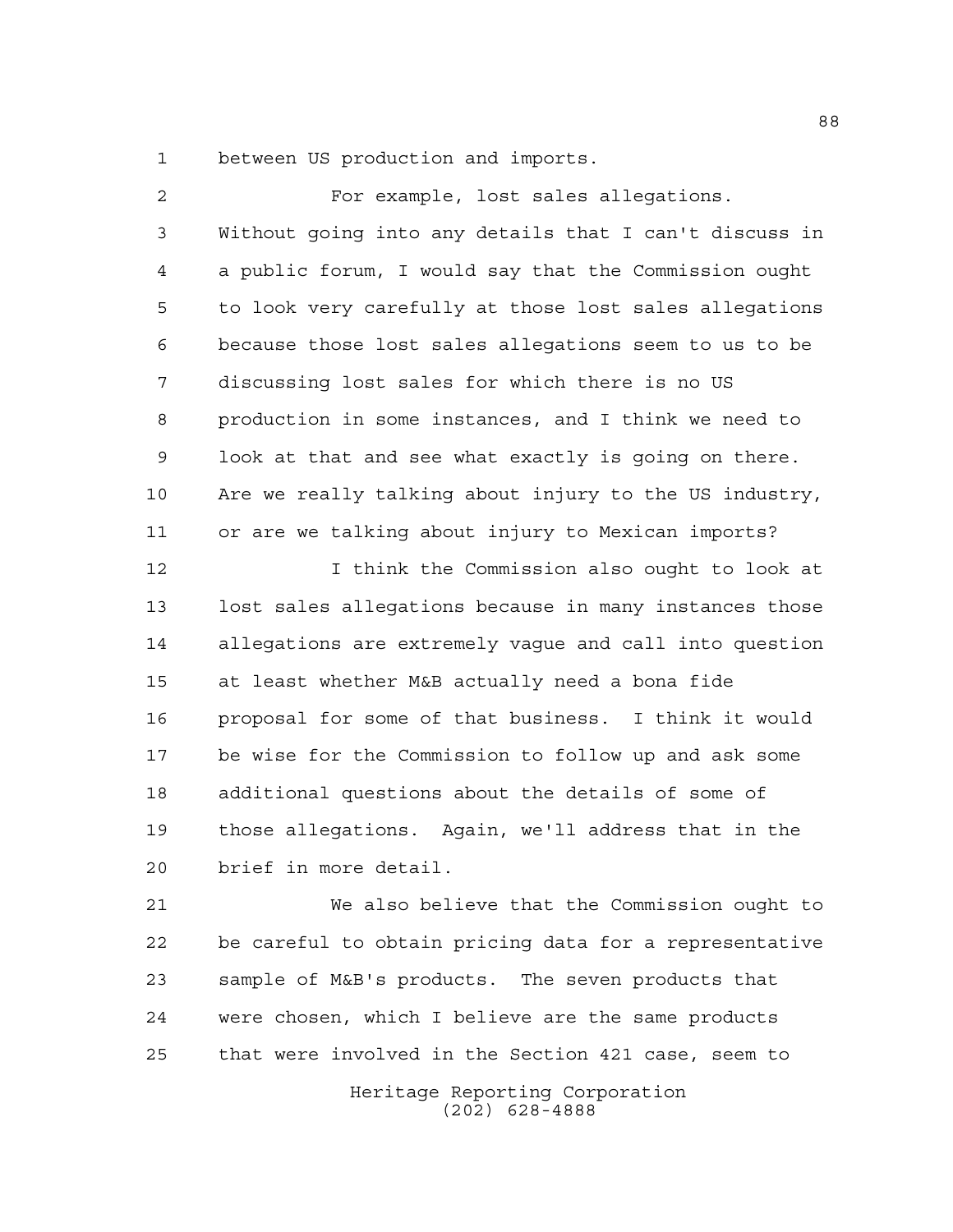between US production and imports.

For example, lost sales allegations. Without going into any details that I can't discuss in a public forum, I would say that the Commission ought to look very carefully at those lost sales allegations because those lost sales allegations seem to us to be discussing lost sales for which there is no US production in some instances, and I think we need to look at that and see what exactly is going on there. Are we really talking about injury to the US industry, or are we talking about injury to Mexican imports?

I think the Commission also ought to look at lost sales allegations because in many instances those allegations are extremely vague and call into question at least whether M&B actually need a bona fide proposal for some of that business. I think it would be wise for the Commission to follow up and ask some additional questions about the details of some of those allegations. Again, we'll address that in the brief in more detail.

We also believe that the Commission ought to be careful to obtain pricing data for a representative sample of M&B's products. The seven products that were chosen, which I believe are the same products that were involved in the Section 421 case, seem to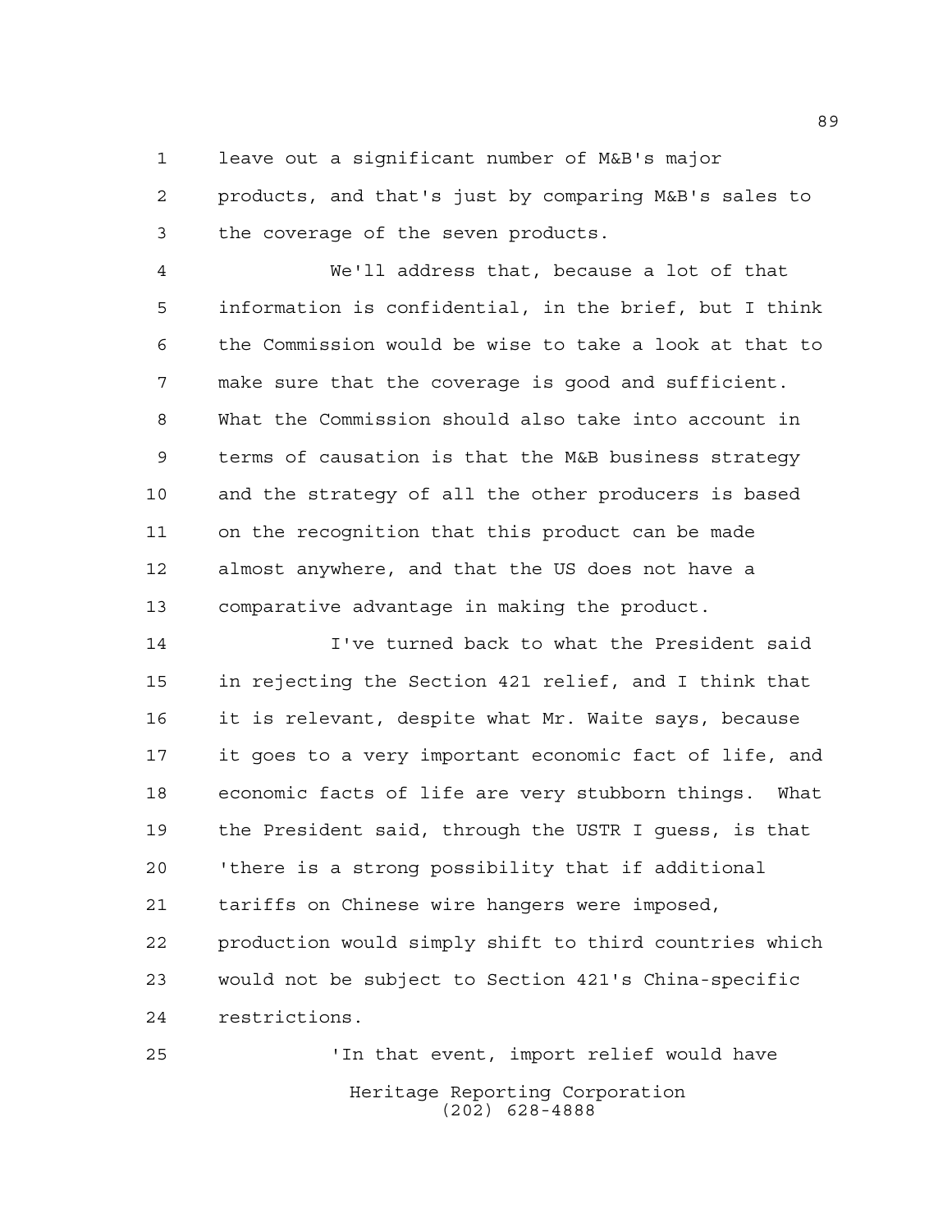leave out a significant number of M&B's major products, and that's just by comparing M&B's sales to the coverage of the seven products.

We'll address that, because a lot of that information is confidential, in the brief, but I think the Commission would be wise to take a look at that to make sure that the coverage is good and sufficient. What the Commission should also take into account in terms of causation is that the M&B business strategy and the strategy of all the other producers is based on the recognition that this product can be made almost anywhere, and that the US does not have a comparative advantage in making the product.

I've turned back to what the President said in rejecting the Section 421 relief, and I think that it is relevant, despite what Mr. Waite says, because it goes to a very important economic fact of life, and economic facts of life are very stubborn things. What the President said, through the USTR I guess, is that 'there is a strong possibility that if additional tariffs on Chinese wire hangers were imposed, production would simply shift to third countries which would not be subject to Section 421's China-specific restrictions.

'In that event, import relief would have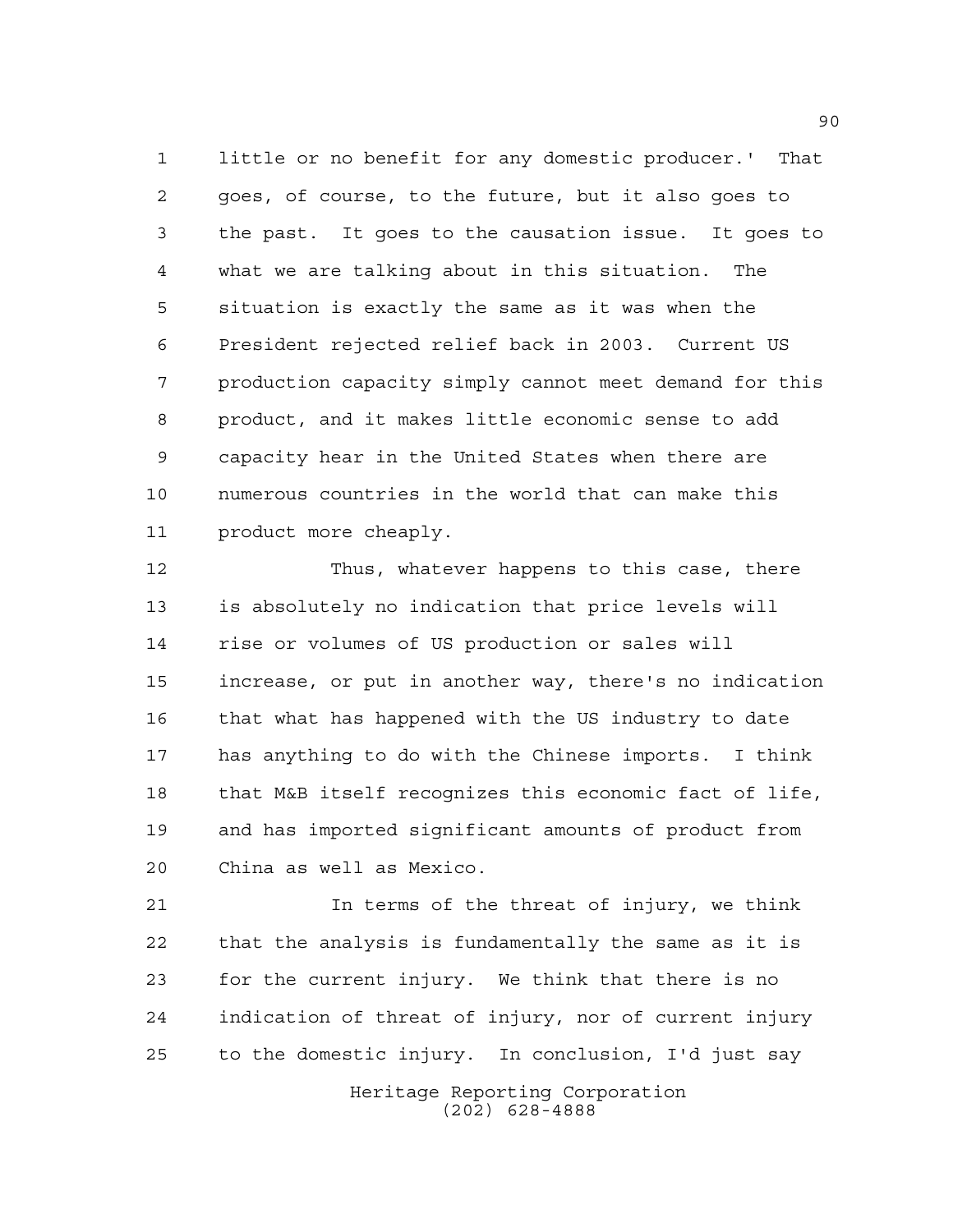little or no benefit for any domestic producer.' That goes, of course, to the future, but it also goes to the past. It goes to the causation issue. It goes to what we are talking about in this situation. The situation is exactly the same as it was when the President rejected relief back in 2003. Current US production capacity simply cannot meet demand for this product, and it makes little economic sense to add capacity hear in the United States when there are numerous countries in the world that can make this product more cheaply.

Thus, whatever happens to this case, there is absolutely no indication that price levels will rise or volumes of US production or sales will increase, or put in another way, there's no indication that what has happened with the US industry to date has anything to do with the Chinese imports. I think that M&B itself recognizes this economic fact of life, and has imported significant amounts of product from China as well as Mexico.

In terms of the threat of injury, we think that the analysis is fundamentally the same as it is for the current injury. We think that there is no indication of threat of injury, nor of current injury to the domestic injury. In conclusion, I'd just say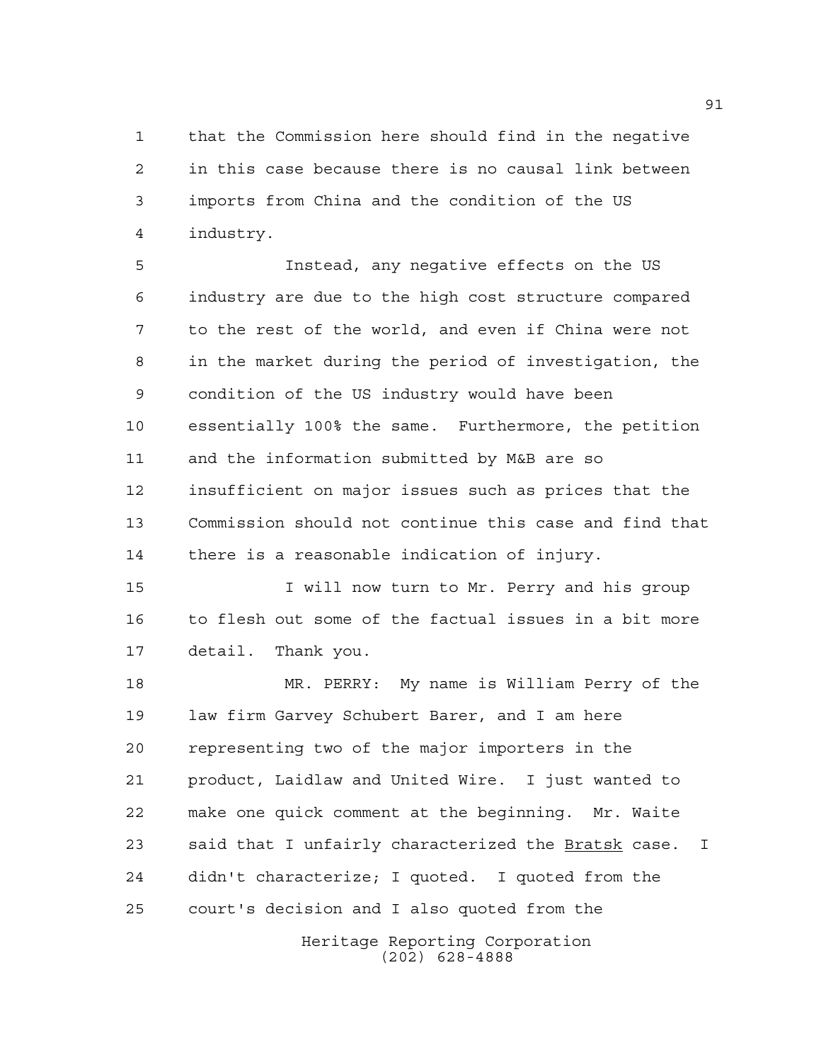that the Commission here should find in the negative in this case because there is no causal link between imports from China and the condition of the US industry.

Instead, any negative effects on the US industry are due to the high cost structure compared to the rest of the world, and even if China were not in the market during the period of investigation, the condition of the US industry would have been essentially 100% the same. Furthermore, the petition and the information submitted by M&B are so insufficient on major issues such as prices that the Commission should not continue this case and find that there is a reasonable indication of injury.

I will now turn to Mr. Perry and his group to flesh out some of the factual issues in a bit more detail. Thank you.

MR. PERRY: My name is William Perry of the law firm Garvey Schubert Barer, and I am here representing two of the major importers in the product, Laidlaw and United Wire. I just wanted to make one quick comment at the beginning. Mr. Waite said that I unfairly characterized the Bratsk case. I didn't characterize; I quoted. I quoted from the court's decision and I also quoted from the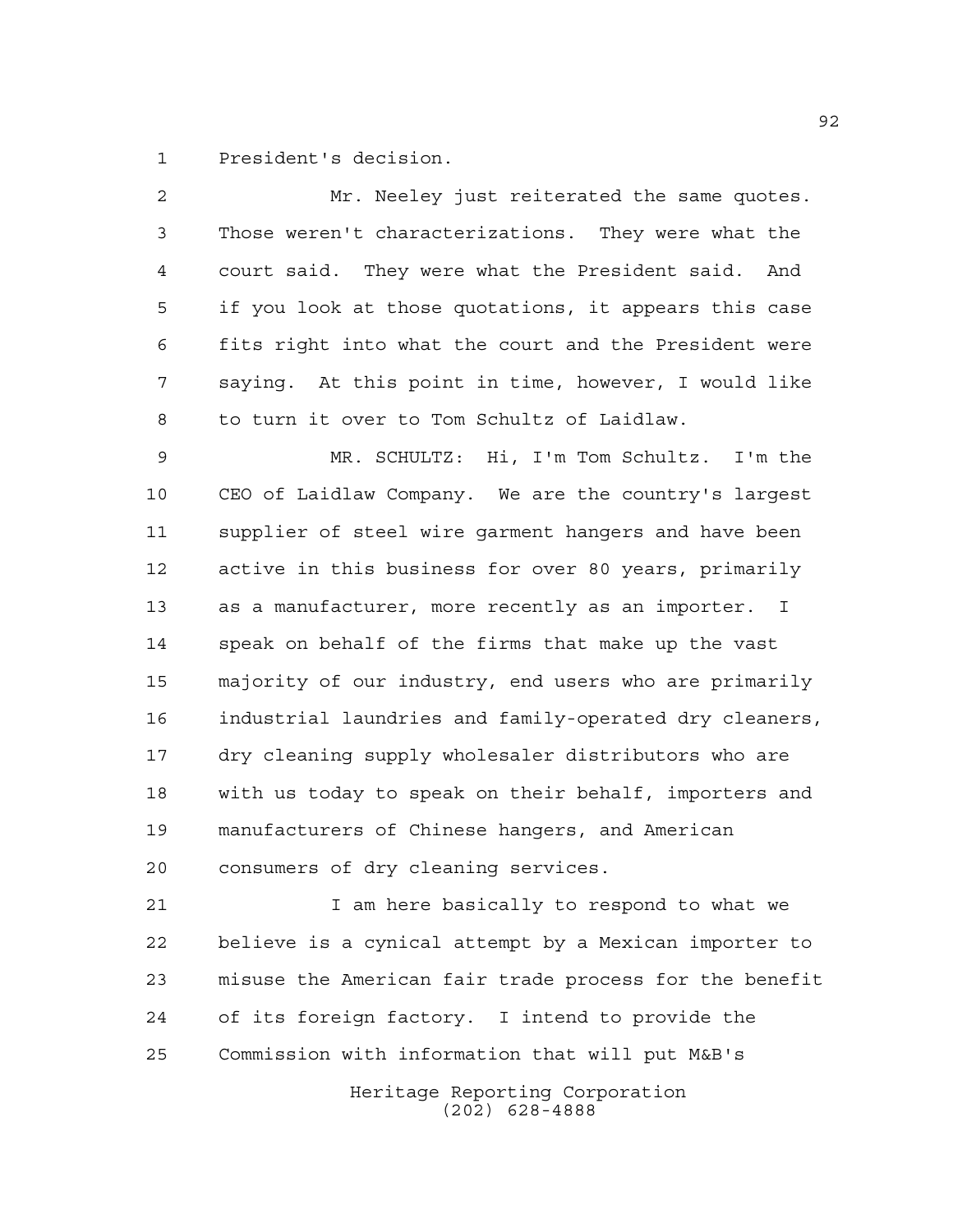President's decision.

Mr. Neeley just reiterated the same quotes. Those weren't characterizations. They were what the court said. They were what the President said. And if you look at those quotations, it appears this case fits right into what the court and the President were saying. At this point in time, however, I would like to turn it over to Tom Schultz of Laidlaw.

MR. SCHULTZ: Hi, I'm Tom Schultz. I'm the CEO of Laidlaw Company. We are the country's largest supplier of steel wire garment hangers and have been active in this business for over 80 years, primarily as a manufacturer, more recently as an importer. I speak on behalf of the firms that make up the vast majority of our industry, end users who are primarily industrial laundries and family-operated dry cleaners, dry cleaning supply wholesaler distributors who are with us today to speak on their behalf, importers and manufacturers of Chinese hangers, and American consumers of dry cleaning services.

I am here basically to respond to what we believe is a cynical attempt by a Mexican importer to misuse the American fair trade process for the benefit of its foreign factory. I intend to provide the Commission with information that will put M&B's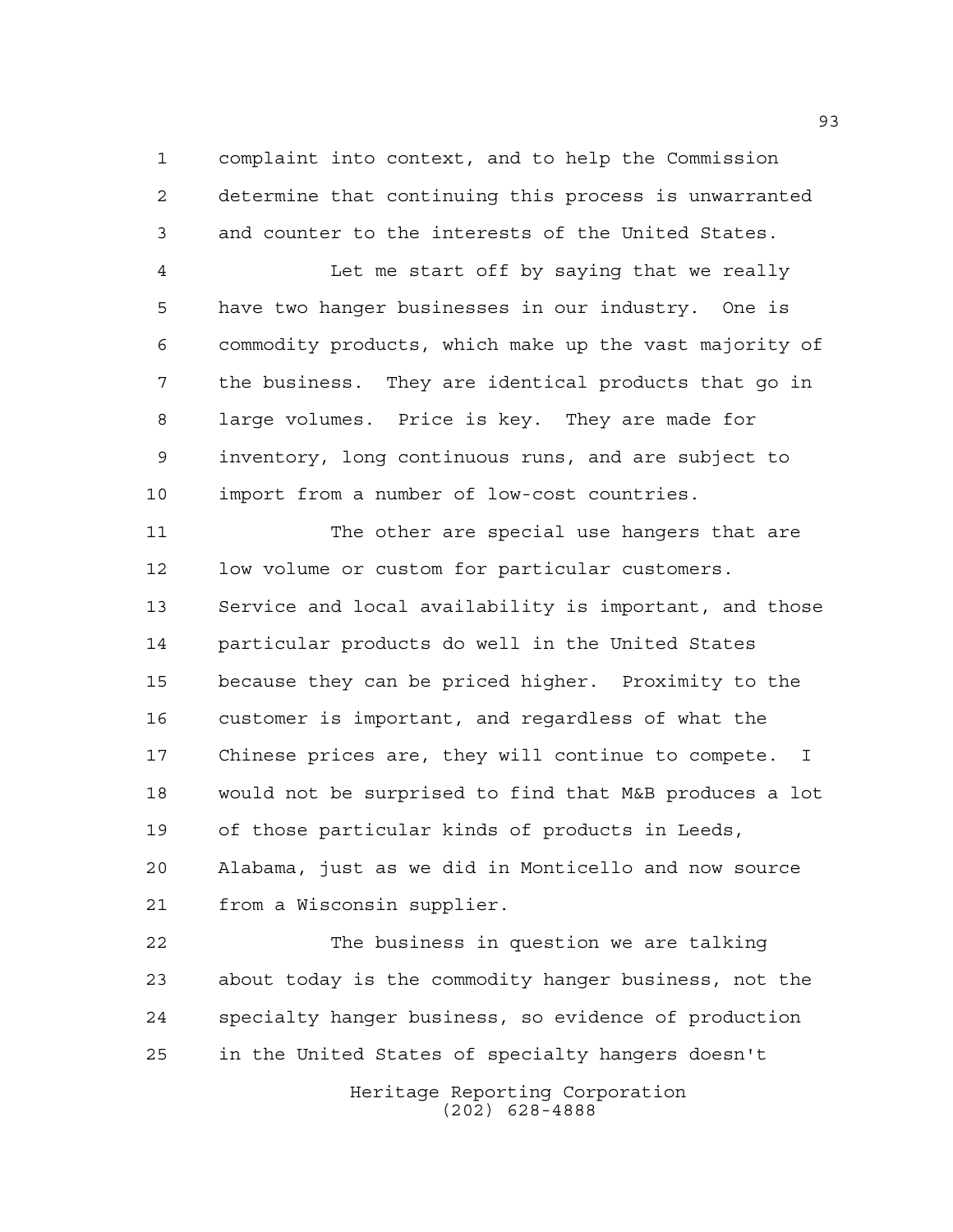complaint into context, and to help the Commission determine that continuing this process is unwarranted and counter to the interests of the United States.

Let me start off by saying that we really have two hanger businesses in our industry. One is commodity products, which make up the vast majority of the business. They are identical products that go in large volumes. Price is key. They are made for inventory, long continuous runs, and are subject to import from a number of low-cost countries.

The other are special use hangers that are low volume or custom for particular customers. Service and local availability is important, and those particular products do well in the United States because they can be priced higher. Proximity to the customer is important, and regardless of what the Chinese prices are, they will continue to compete. I would not be surprised to find that M&B produces a lot of those particular kinds of products in Leeds, Alabama, just as we did in Monticello and now source from a Wisconsin supplier.

The business in question we are talking about today is the commodity hanger business, not the specialty hanger business, so evidence of production in the United States of specialty hangers doesn't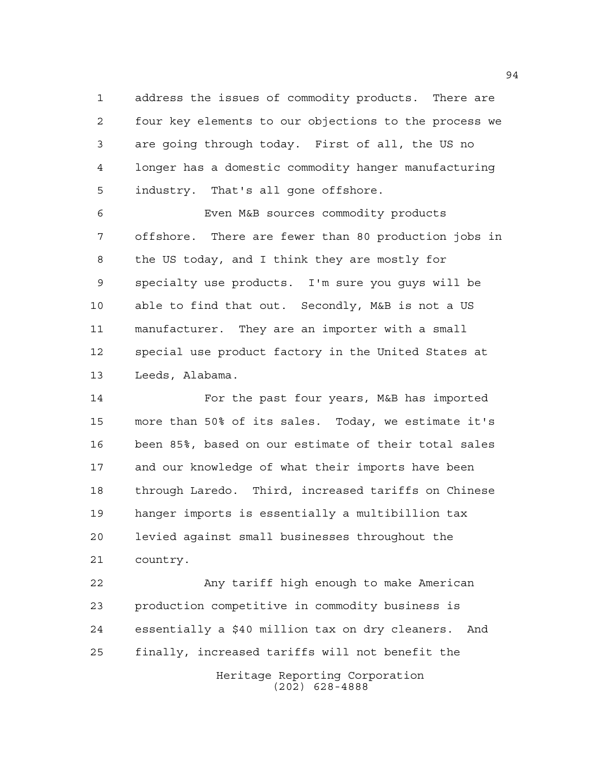address the issues of commodity products. There are four key elements to our objections to the process we are going through today. First of all, the US no longer has a domestic commodity hanger manufacturing industry. That's all gone offshore.

Even M&B sources commodity products offshore. There are fewer than 80 production jobs in the US today, and I think they are mostly for specialty use products. I'm sure you guys will be able to find that out. Secondly, M&B is not a US manufacturer. They are an importer with a small special use product factory in the United States at Leeds, Alabama.

For the past four years, M&B has imported more than 50% of its sales. Today, we estimate it's been 85%, based on our estimate of their total sales and our knowledge of what their imports have been through Laredo. Third, increased tariffs on Chinese hanger imports is essentially a multibillion tax levied against small businesses throughout the country.

Any tariff high enough to make American production competitive in commodity business is essentially a $40 million tax on dry cleaners. And finally, increased tariffs will not benefit the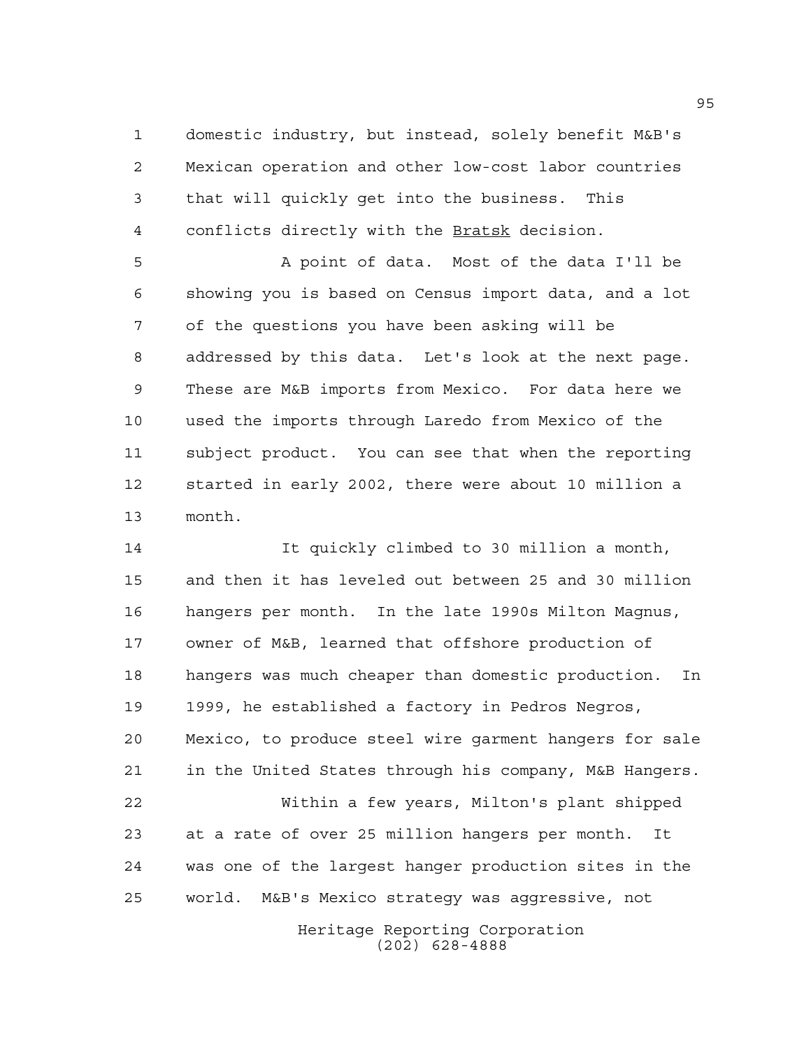domestic industry, but instead, solely benefit M&B's Mexican operation and other low-cost labor countries that will quickly get into the business. This conflicts directly with the Bratsk decision.

A point of data. Most of the data I'll be showing you is based on Census import data, and a lot of the questions you have been asking will be addressed by this data. Let's look at the next page. These are M&B imports from Mexico. For data here we used the imports through Laredo from Mexico of the subject product. You can see that when the reporting started in early 2002, there were about 10 million a month.

It quickly climbed to 30 million a month, and then it has leveled out between 25 and 30 million hangers per month. In the late 1990s Milton Magnus, owner of M&B, learned that offshore production of hangers was much cheaper than domestic production. In 1999, he established a factory in Pedros Negros, Mexico, to produce steel wire garment hangers for sale in the United States through his company, M&B Hangers.

Within a few years, Milton's plant shipped at a rate of over 25 million hangers per month. It was one of the largest hanger production sites in the world. M&B's Mexico strategy was aggressive, not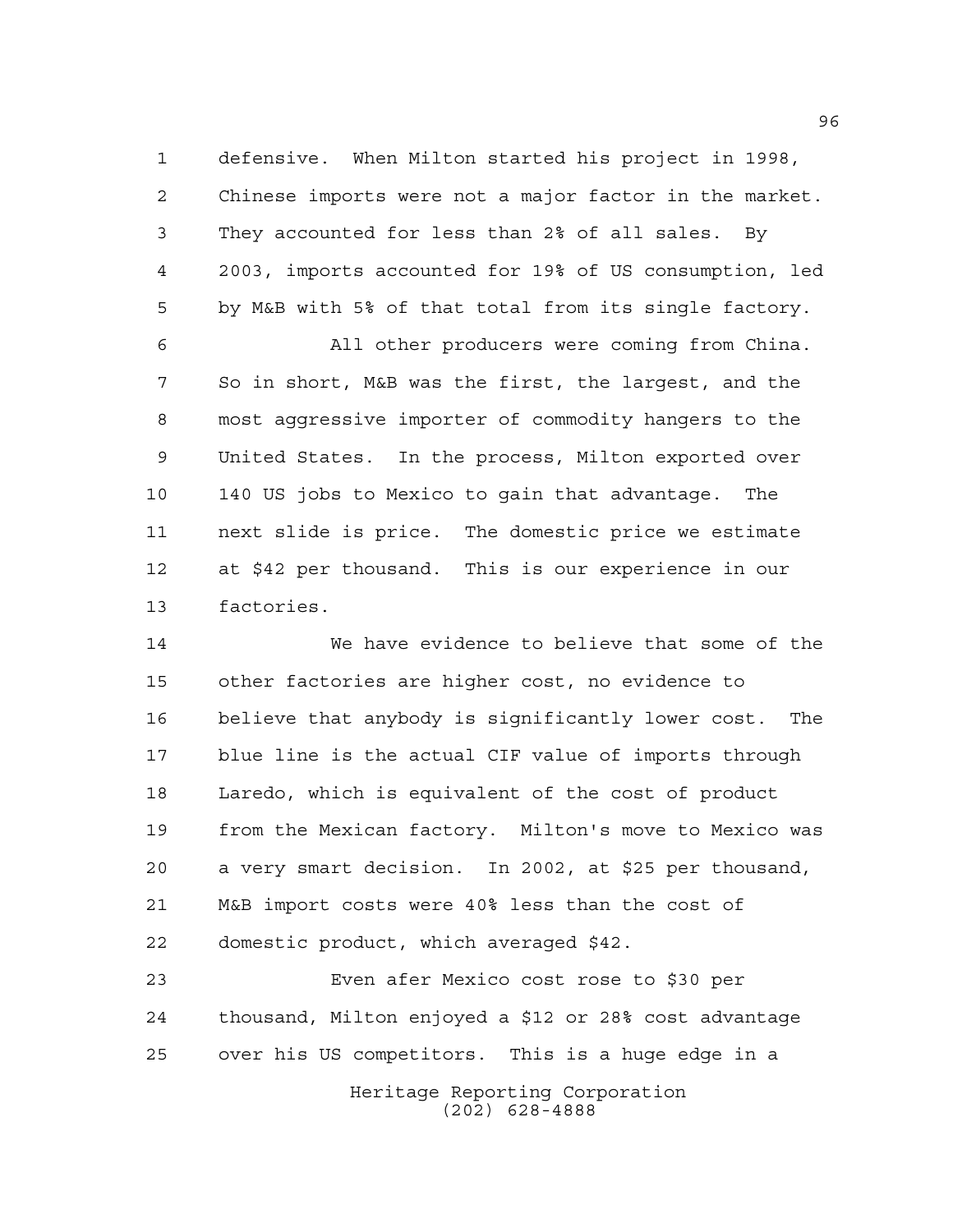defensive. When Milton started his project in 1998, Chinese imports were not a major factor in the market. They accounted for less than 2% of all sales. By 2003, imports accounted for 19% of US consumption, led by M&B with 5% of that total from its single factory.

All other producers were coming from China. So in short, M&B was the first, the largest, and the most aggressive importer of commodity hangers to the United States. In the process, Milton exported over 140 US jobs to Mexico to gain that advantage. The next slide is price. The domestic price we estimate at $42 per thousand. This is our experience in our factories.

We have evidence to believe that some of the other factories are higher cost, no evidence to believe that anybody is significantly lower cost. The blue line is the actual CIF value of imports through Laredo, which is equivalent of the cost of product from the Mexican factory. Milton's move to Mexico was a very smart decision. In 2002, at $25 per thousand, M&B import costs were 40% less than the cost of domestic product, which averaged $42.

Even afer Mexico cost rose to $30 per thousand, Milton enjoyed a $12 or 28% cost advantage over his US competitors. This is a huge edge in a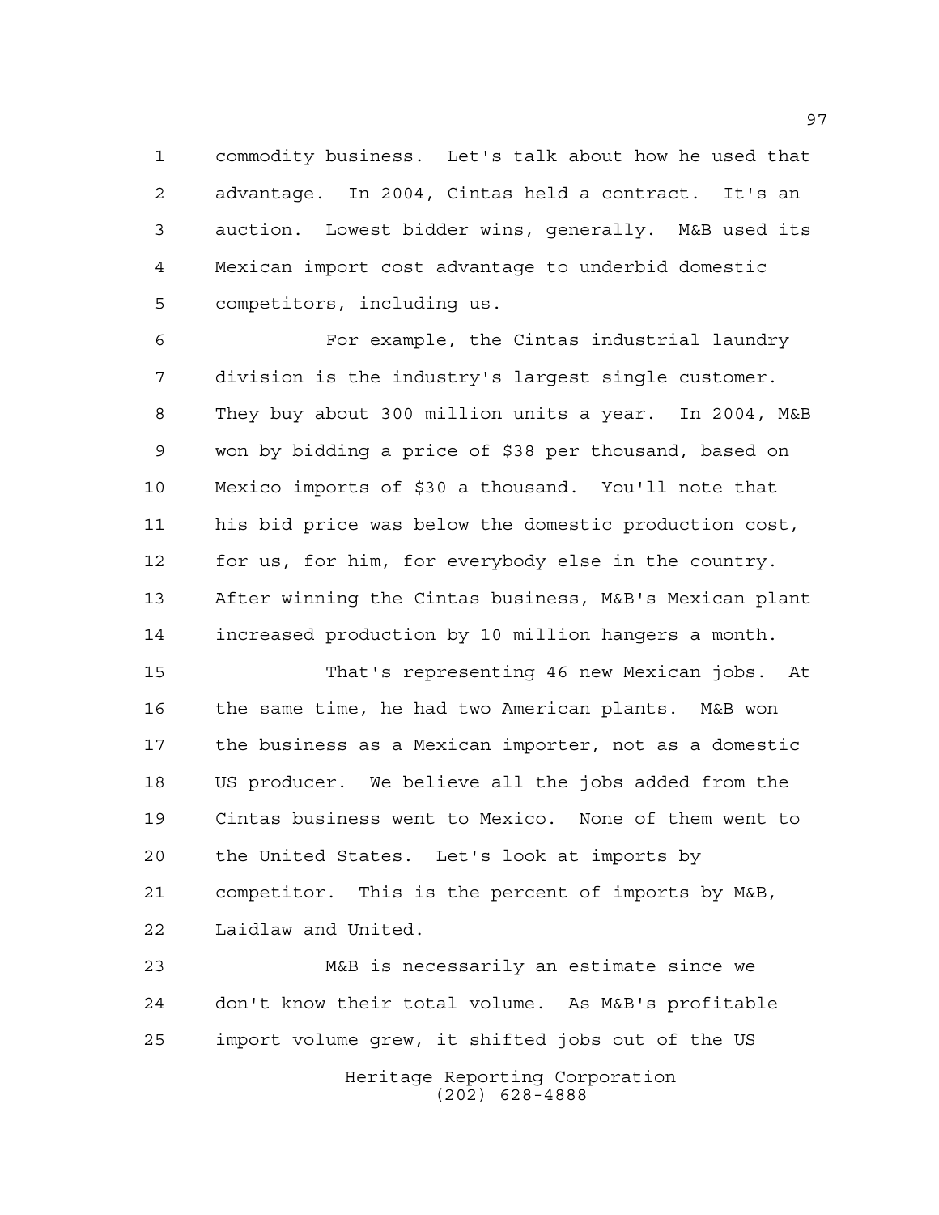commodity business. Let's talk about how he used that advantage. In 2004, Cintas held a contract. It's an auction. Lowest bidder wins, generally. M&B used its Mexican import cost advantage to underbid domestic competitors, including us.

For example, the Cintas industrial laundry division is the industry's largest single customer. They buy about 300 million units a year. In 2004, M&B won by bidding a price of $38 per thousand, based on Mexico imports of $30 a thousand. You'll note that his bid price was below the domestic production cost, for us, for him, for everybody else in the country. After winning the Cintas business, M&B's Mexican plant increased production by 10 million hangers a month.

That's representing 46 new Mexican jobs. At the same time, he had two American plants. M&B won the business as a Mexican importer, not as a domestic US producer. We believe all the jobs added from the Cintas business went to Mexico. None of them went to the United States. Let's look at imports by competitor. This is the percent of imports by M&B, Laidlaw and United.

M&B is necessarily an estimate since we don't know their total volume. As M&B's profitable import volume grew, it shifted jobs out of the US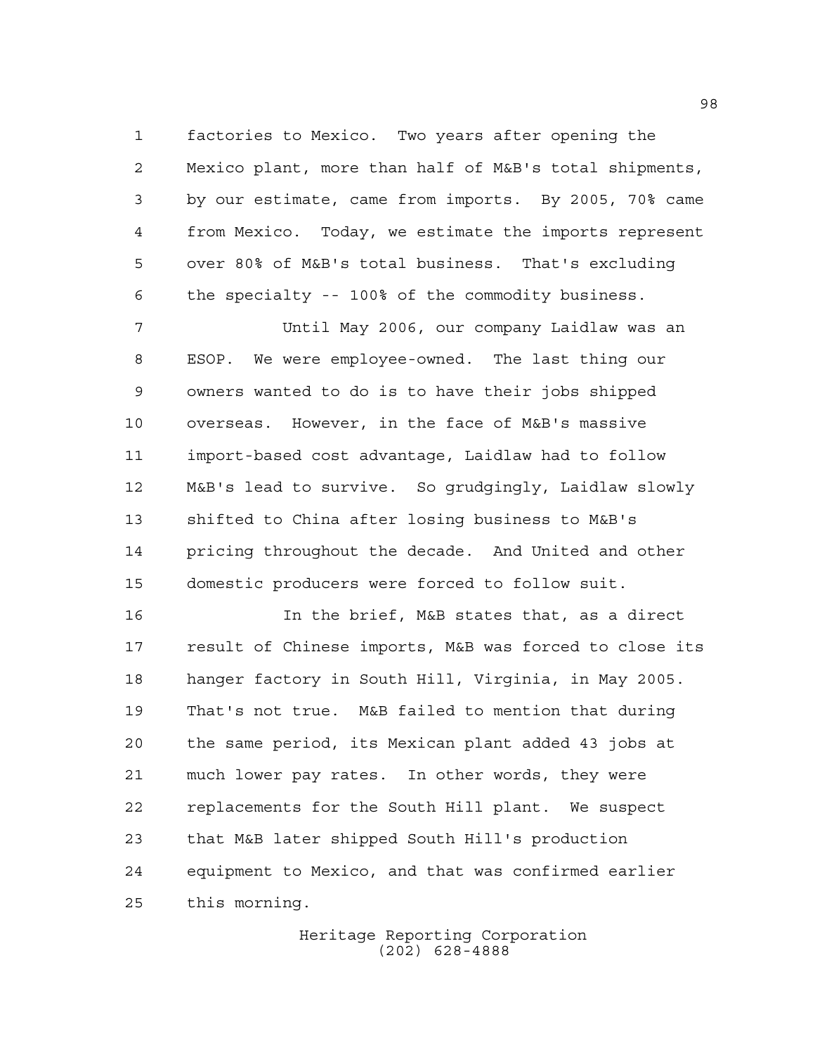factories to Mexico. Two years after opening the Mexico plant, more than half of M&B's total shipments, by our estimate, came from imports. By 2005, 70% came from Mexico. Today, we estimate the imports represent over 80% of M&B's total business. That's excluding the specialty -- 100% of the commodity business.

Until May 2006, our company Laidlaw was an ESOP. We were employee-owned. The last thing our owners wanted to do is to have their jobs shipped overseas. However, in the face of M&B's massive import-based cost advantage, Laidlaw had to follow M&B's lead to survive. So grudgingly, Laidlaw slowly shifted to China after losing business to M&B's pricing throughout the decade. And United and other domestic producers were forced to follow suit.

In the brief, M&B states that, as a direct result of Chinese imports, M&B was forced to close its hanger factory in South Hill, Virginia, in May 2005. That's not true. M&B failed to mention that during the same period, its Mexican plant added 43 jobs at much lower pay rates. In other words, they were replacements for the South Hill plant. We suspect that M&B later shipped South Hill's production equipment to Mexico, and that was confirmed earlier this morning.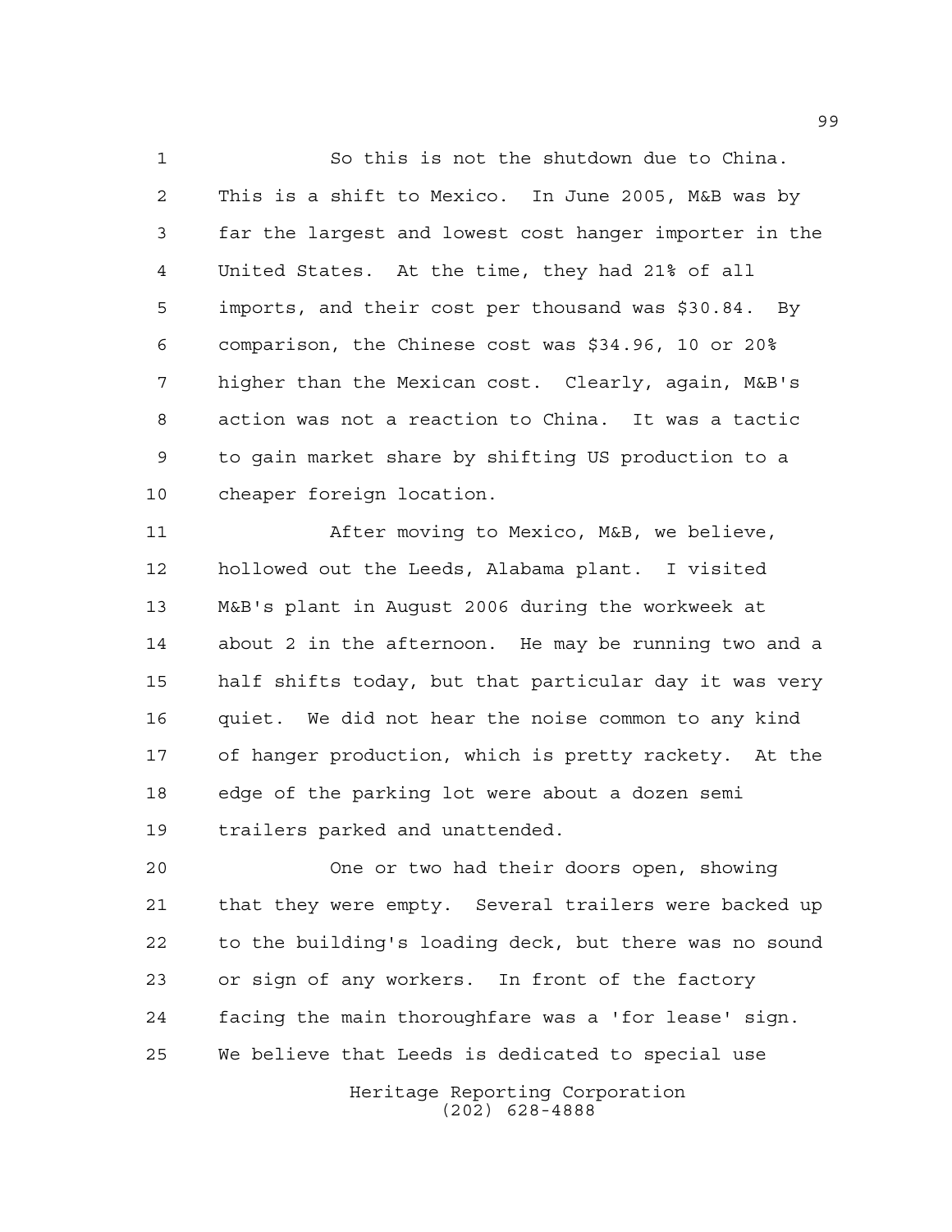So this is not the shutdown due to China. This is a shift to Mexico. In June 2005, M&B was by far the largest and lowest cost hanger importer in the United States. At the time, they had 21% of all imports, and their cost per thousand was $30.84. By comparison, the Chinese cost was $34.96, 10 or 20% higher than the Mexican cost. Clearly, again, M&B's action was not a reaction to China. It was a tactic to gain market share by shifting US production to a cheaper foreign location.

After moving to Mexico, M&B, we believe, hollowed out the Leeds, Alabama plant. I visited M&B's plant in August 2006 during the workweek at about 2 in the afternoon. He may be running two and a half shifts today, but that particular day it was very quiet. We did not hear the noise common to any kind of hanger production, which is pretty rackety. At the edge of the parking lot were about a dozen semi trailers parked and unattended.

One or two had their doors open, showing that they were empty. Several trailers were backed up to the building's loading deck, but there was no sound or sign of any workers. In front of the factory facing the main thoroughfare was a 'for lease' sign. We believe that Leeds is dedicated to special use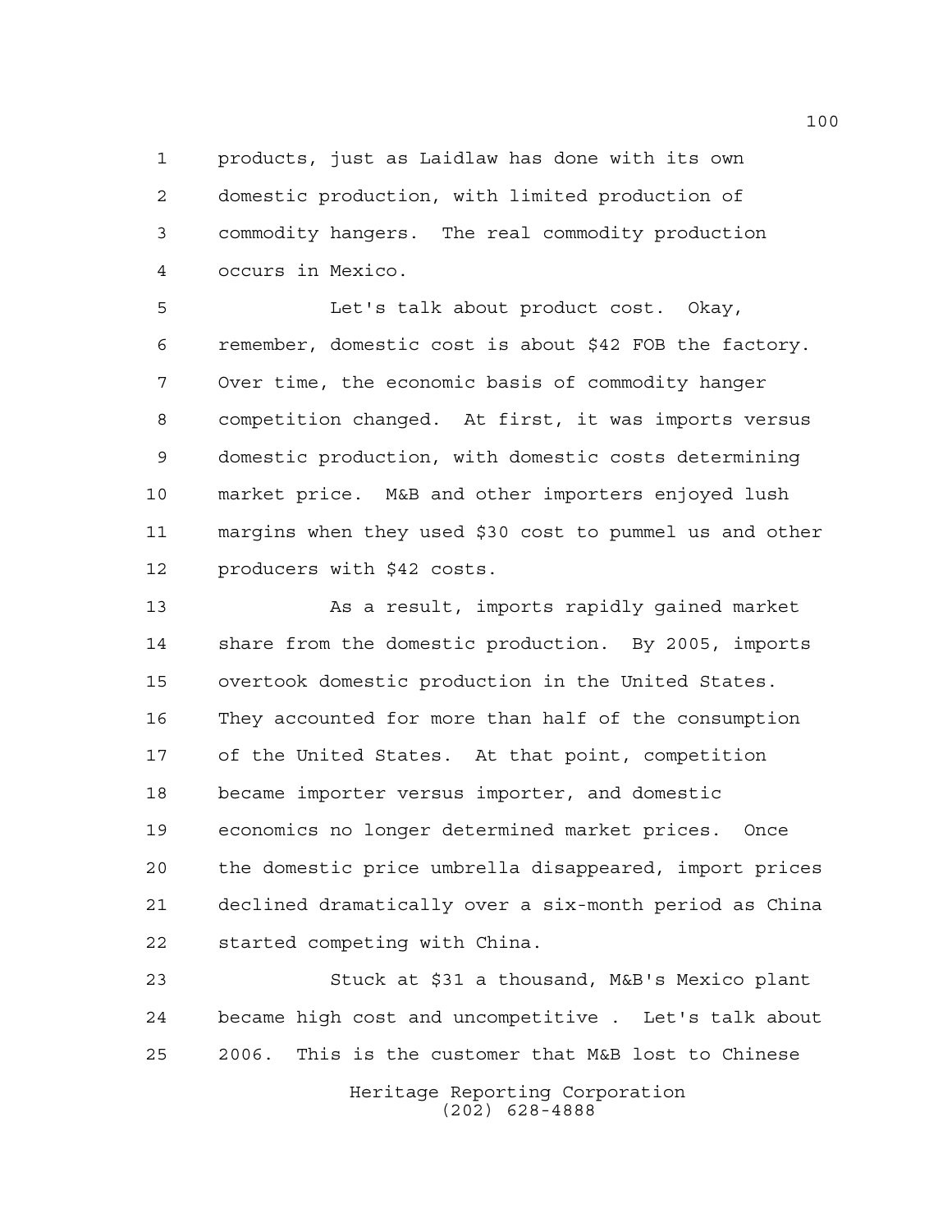products, just as Laidlaw has done with its own domestic production, with limited production of commodity hangers. The real commodity production occurs in Mexico.

Let's talk about product cost. Okay, remember, domestic cost is about $42 FOB the factory. Over time, the economic basis of commodity hanger competition changed. At first, it was imports versus domestic production, with domestic costs determining market price. M&B and other importers enjoyed lush margins when they used $30 cost to pummel us and other producers with $42 costs.

As a result, imports rapidly gained market share from the domestic production. By 2005, imports overtook domestic production in the United States. They accounted for more than half of the consumption of the United States. At that point, competition became importer versus importer, and domestic economics no longer determined market prices. Once the domestic price umbrella disappeared, import prices declined dramatically over a six-month period as China started competing with China.

Stuck at $31 a thousand, M&B's Mexico plant became high cost and uncompetitive . Let's talk about 2006. This is the customer that M&B lost to Chinese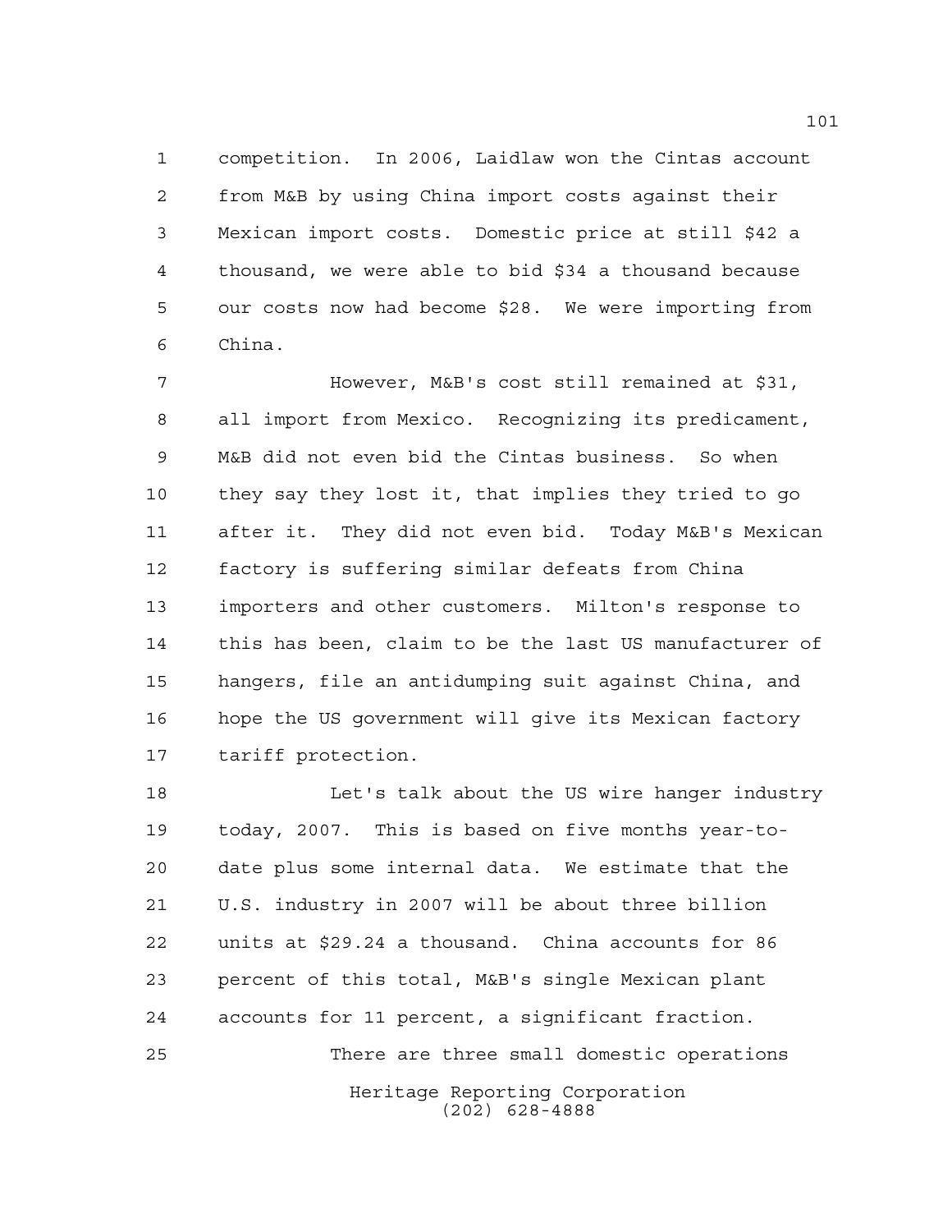competition. In 2006, Laidlaw won the Cintas account from M&B by using China import costs against their Mexican import costs. Domestic price at still $42 a thousand, we were able to bid $34 a thousand because our costs now had become $28. We were importing from China.

However, M&B's cost still remained at $31, all import from Mexico. Recognizing its predicament, M&B did not even bid the Cintas business. So when they say they lost it, that implies they tried to go after it. They did not even bid. Today M&B's Mexican factory is suffering similar defeats from China importers and other customers. Milton's response to this has been, claim to be the last US manufacturer of hangers, file an antidumping suit against China, and hope the US government will give its Mexican factory tariff protection.

Let's talk about the US wire hanger industry today, 2007. This is based on five months year-to-date plus some internal data. We estimate that the U.S. industry in 2007 will be about three billion units at $29.24 a thousand. China accounts for 86 percent of this total, M&B's single Mexican plant accounts for 11 percent, a significant fraction.

There are three small domestic operations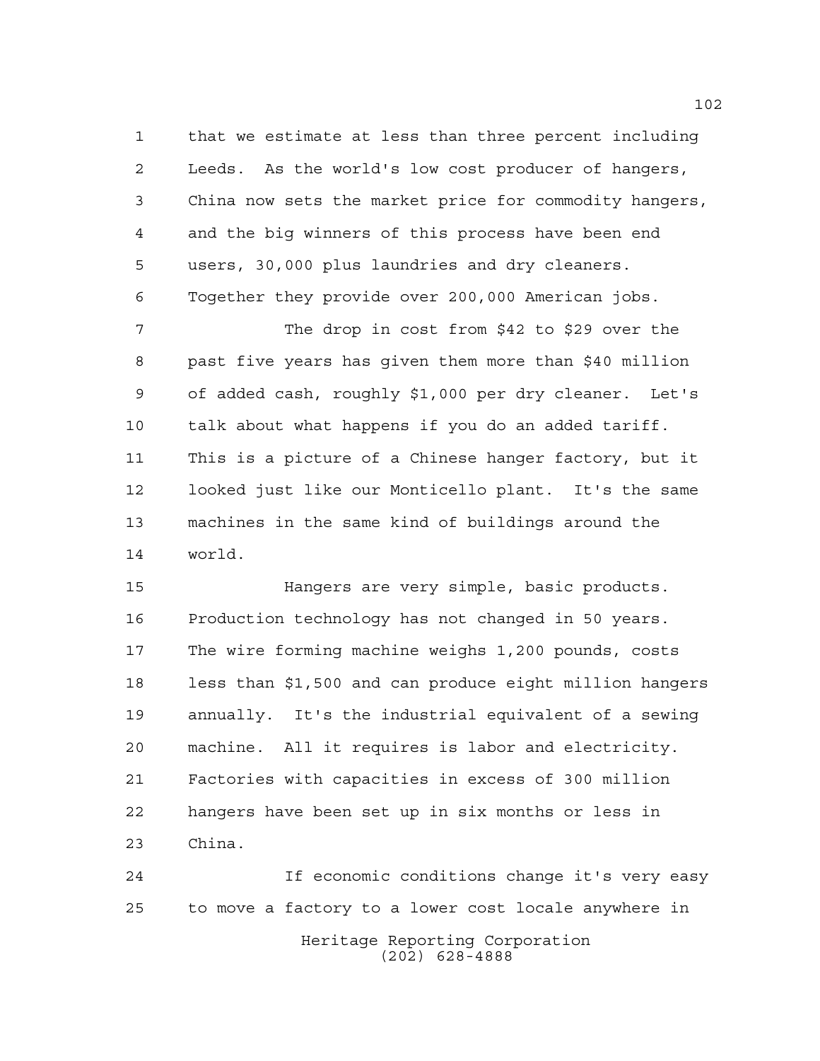that we estimate at less than three percent including Leeds. As the world's low cost producer of hangers, China now sets the market price for commodity hangers, and the big winners of this process have been end users, 30,000 plus laundries and dry cleaners. Together they provide over 200,000 American jobs.

The drop in cost from $42 to $29 over the past five years has given them more than $40 million of added cash, roughly $1,000 per dry cleaner. Let's talk about what happens if you do an added tariff. This is a picture of a Chinese hanger factory, but it looked just like our Monticello plant. It's the same machines in the same kind of buildings around the world.

Hangers are very simple, basic products. Production technology has not changed in 50 years. The wire forming machine weighs 1,200 pounds, costs less than $1,500 and can produce eight million hangers annually. It's the industrial equivalent of a sewing machine. All it requires is labor and electricity. Factories with capacities in excess of 300 million hangers have been set up in six months or less in China.

If economic conditions change it's very easy to move a factory to a lower cost locale anywhere in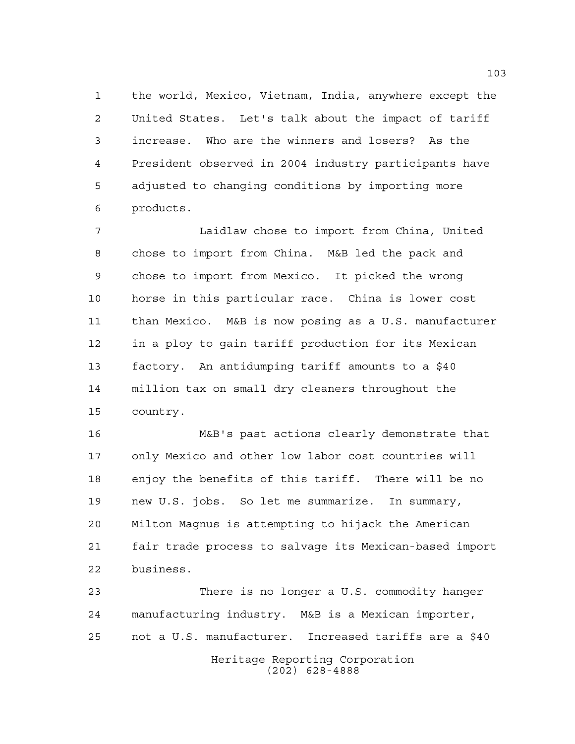the world, Mexico, Vietnam, India, anywhere except the United States. Let's talk about the impact of tariff increase. Who are the winners and losers? As the President observed in 2004 industry participants have adjusted to changing conditions by importing more products.

Laidlaw chose to import from China, United chose to import from China. M&B led the pack and chose to import from Mexico. It picked the wrong horse in this particular race. China is lower cost than Mexico. M&B is now posing as a U.S. manufacturer in a ploy to gain tariff production for its Mexican factory. An antidumping tariff amounts to a $40 million tax on small dry cleaners throughout the country.

M&B's past actions clearly demonstrate that only Mexico and other low labor cost countries will enjoy the benefits of this tariff. There will be no new U.S. jobs. So let me summarize. In summary, Milton Magnus is attempting to hijack the American fair trade process to salvage its Mexican-based import business.

There is no longer a U.S. commodity hanger manufacturing industry. M&B is a Mexican importer, not a U.S. manufacturer. Increased tariffs are a $40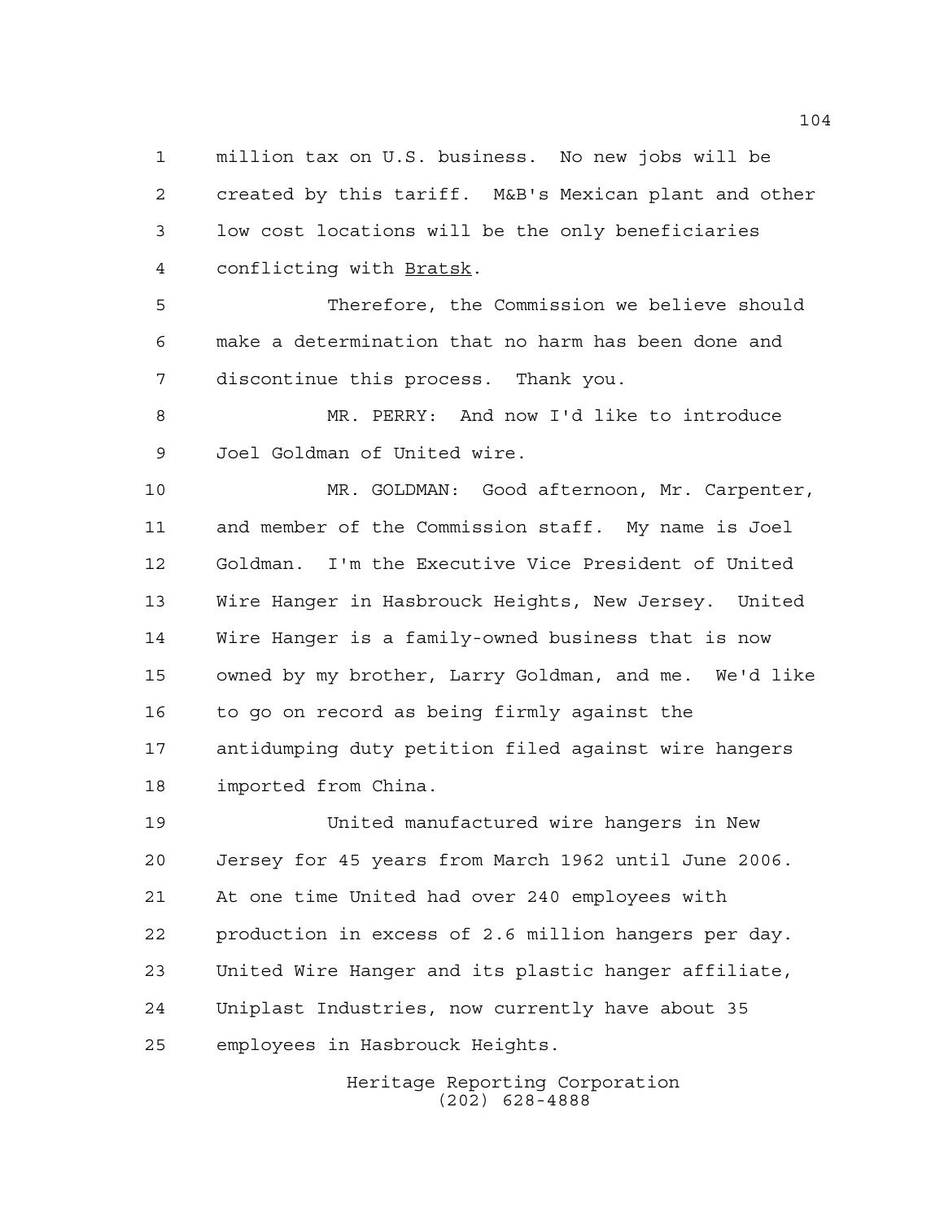million tax on U.S. business. No new jobs will be created by this tariff. M&B's Mexican plant and other low cost locations will be the only beneficiaries conflicting with Bratsk.

Therefore, the Commission we believe should make a determination that no harm has been done and discontinue this process. Thank you.

MR. PERRY: And now I'd like to introduce Joel Goldman of United wire.

MR. GOLDMAN: Good afternoon, Mr. Carpenter, and member of the Commission staff. My name is Joel Goldman. I'm the Executive Vice President of United Wire Hanger in Hasbrouck Heights, New Jersey. United Wire Hanger is a family-owned business that is now owned by my brother, Larry Goldman, and me. We'd like to go on record as being firmly against the antidumping duty petition filed against wire hangers imported from China.

United manufactured wire hangers in New Jersey for 45 years from March 1962 until June 2006. At one time United had over 240 employees with production in excess of 2.6 million hangers per day. United Wire Hanger and its plastic hanger affiliate, Uniplast Industries, now currently have about 35 employees in Hasbrouck Heights.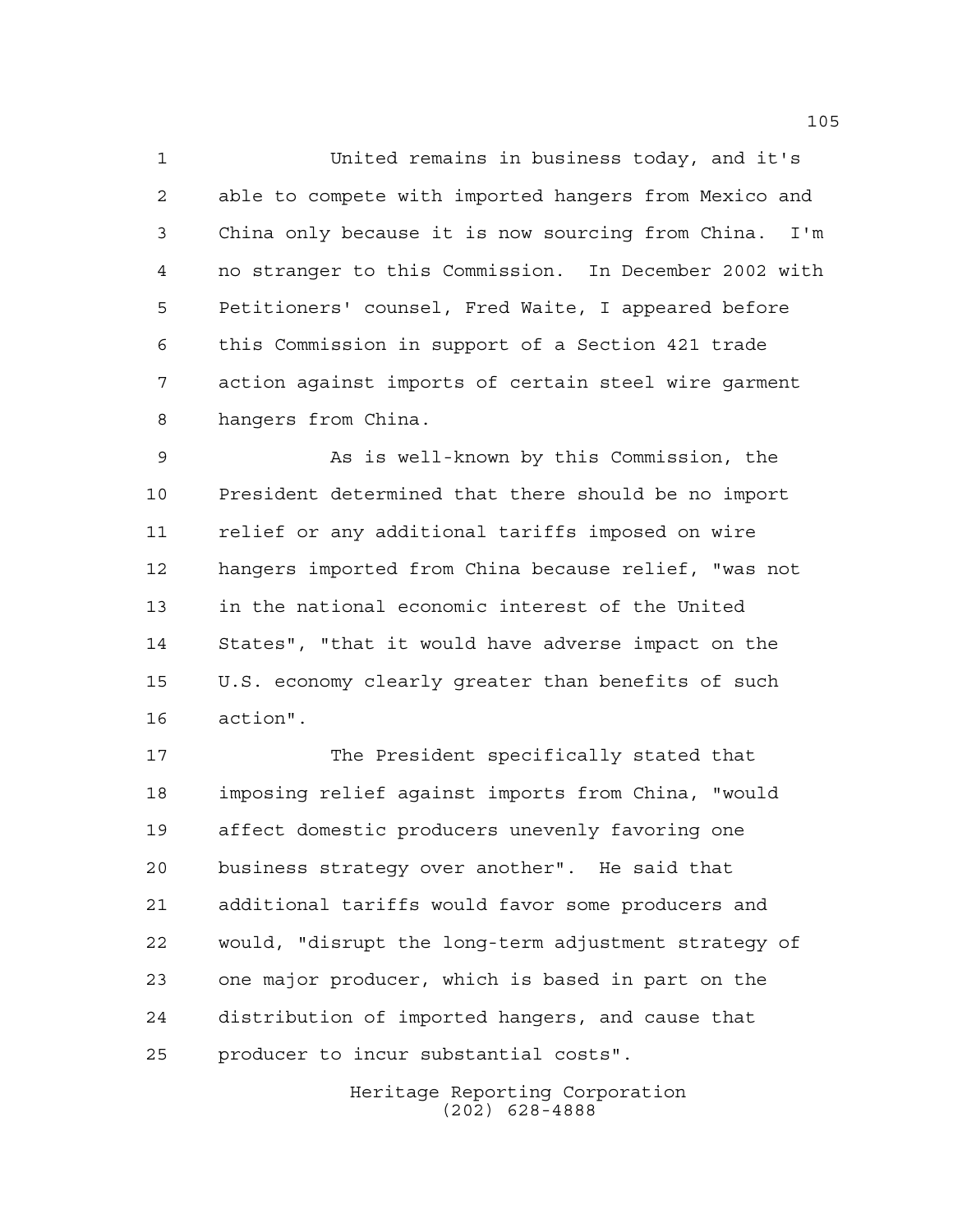United remains in business today, and it's able to compete with imported hangers from Mexico and China only because it is now sourcing from China. I'm no stranger to this Commission. In December 2002 with Petitioners' counsel, Fred Waite, I appeared before this Commission in support of a Section 421 trade action against imports of certain steel wire garment hangers from China.

As is well-known by this Commission, the President determined that there should be no import relief or any additional tariffs imposed on wire hangers imported from China because relief, "was not in the national economic interest of the United States", "that it would have adverse impact on the U.S. economy clearly greater than benefits of such action".

The President specifically stated that imposing relief against imports from China, "would affect domestic producers unevenly favoring one business strategy over another". He said that additional tariffs would favor some producers and would, "disrupt the long-term adjustment strategy of one major producer, which is based in part on the distribution of imported hangers, and cause that producer to incur substantial costs".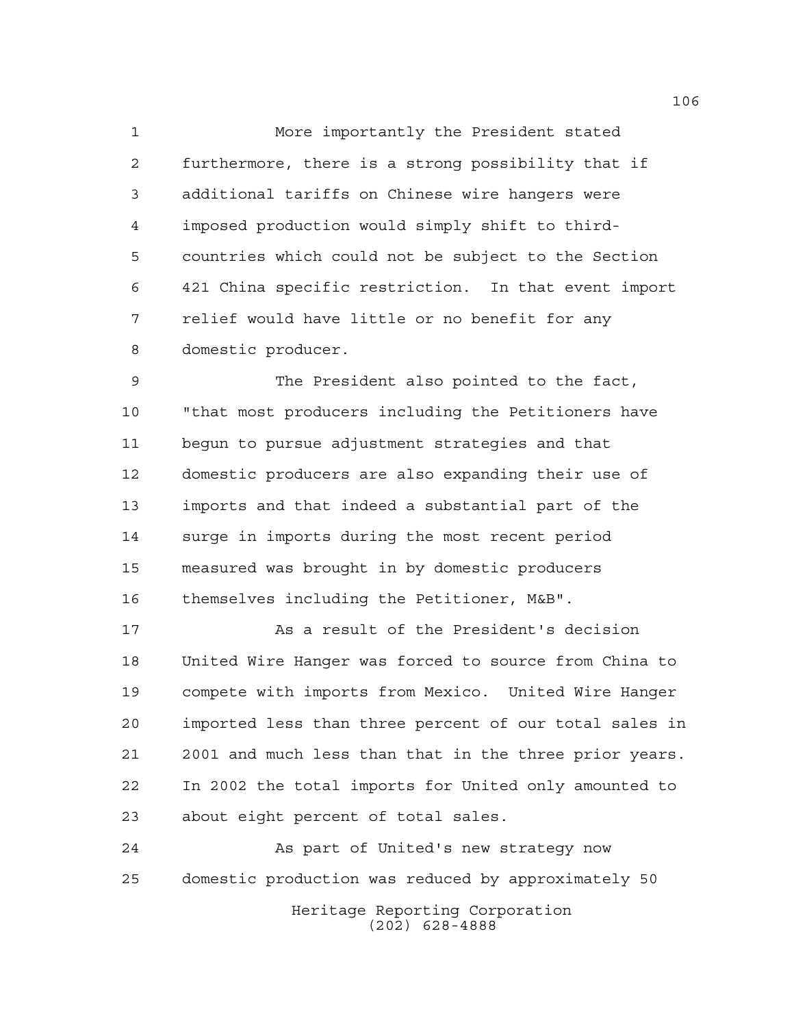More importantly the President stated furthermore, there is a strong possibility that if additional tariffs on Chinese wire hangers were imposed production would simply shift to third-countries which could not be subject to the Section 421 China specific restriction. In that event import relief would have little or no benefit for any domestic producer.

The President also pointed to the fact, "that most producers including the Petitioners have begun to pursue adjustment strategies and that domestic producers are also expanding their use of imports and that indeed a substantial part of the surge in imports during the most recent period measured was brought in by domestic producers themselves including the Petitioner, M&B".

As a result of the President's decision United Wire Hanger was forced to source from China to compete with imports from Mexico. United Wire Hanger imported less than three percent of our total sales in 2001 and much less than that in the three prior years. In 2002 the total imports for United only amounted to about eight percent of total sales.

As part of United's new strategy now domestic production was reduced by approximately 50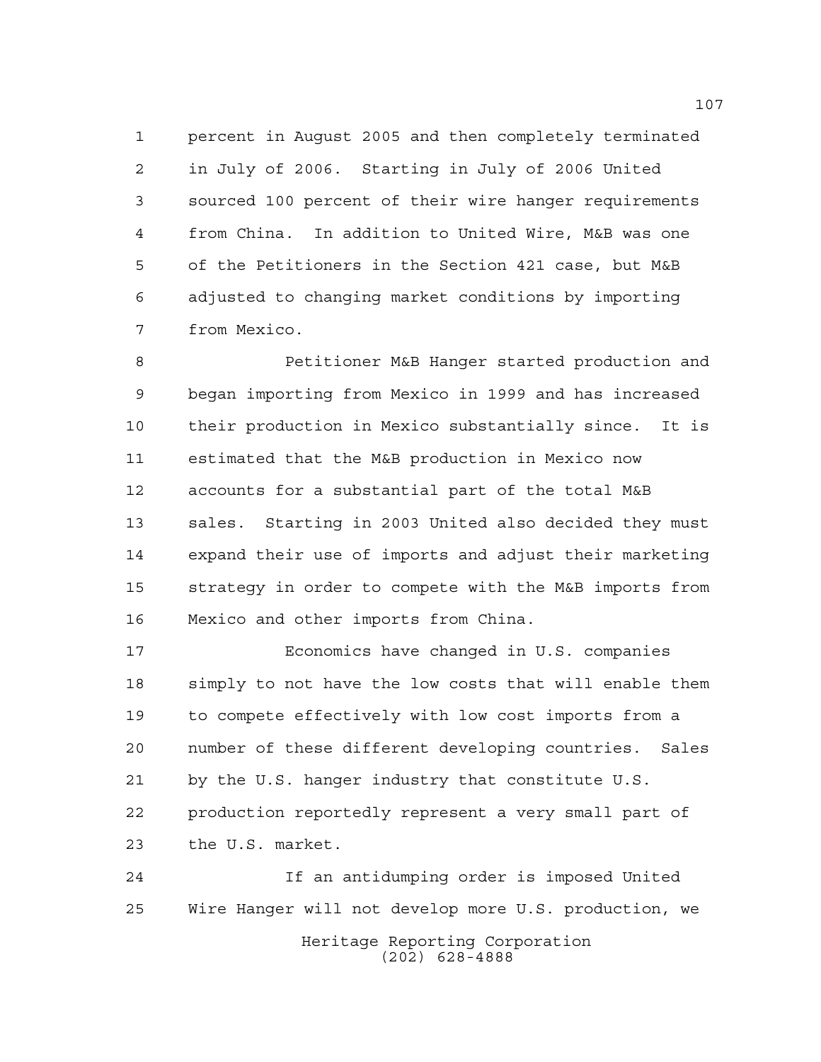percent in August 2005 and then completely terminated in July of 2006. Starting in July of 2006 United sourced 100 percent of their wire hanger requirements from China. In addition to United Wire, M&B was one of the Petitioners in the Section 421 case, but M&B adjusted to changing market conditions by importing from Mexico.

Petitioner M&B Hanger started production and began importing from Mexico in 1999 and has increased their production in Mexico substantially since. It is estimated that the M&B production in Mexico now accounts for a substantial part of the total M&B sales. Starting in 2003 United also decided they must expand their use of imports and adjust their marketing strategy in order to compete with the M&B imports from Mexico and other imports from China.

Economics have changed in U.S. companies simply to not have the low costs that will enable them to compete effectively with low cost imports from a number of these different developing countries. Sales by the U.S. hanger industry that constitute U.S. production reportedly represent a very small part of the U.S. market.

If an antidumping order is imposed United Wire Hanger will not develop more U.S. production, we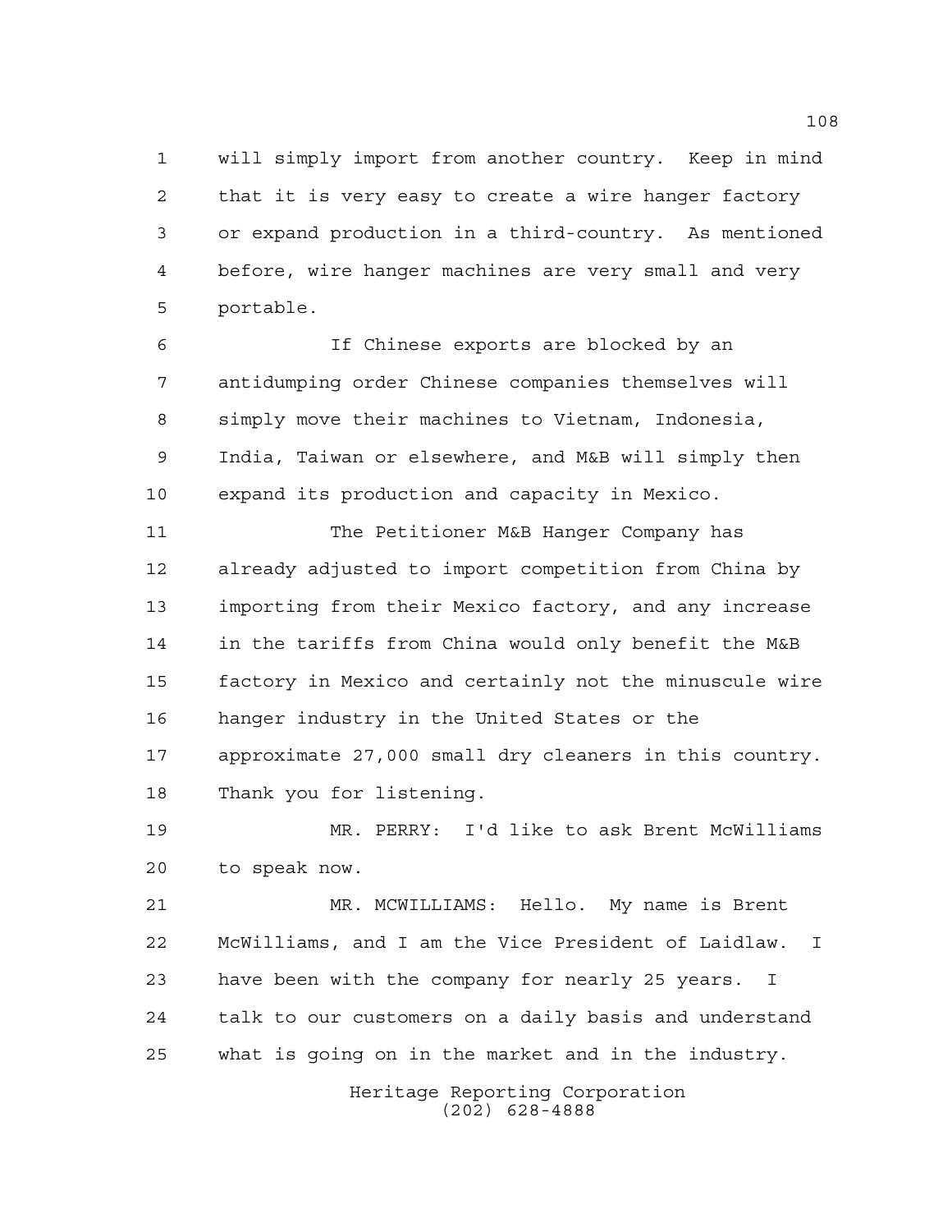will simply import from another country. Keep in mind that it is very easy to create a wire hanger factory or expand production in a third-country. As mentioned before, wire hanger machines are very small and very portable.

If Chinese exports are blocked by an antidumping order Chinese companies themselves will simply move their machines to Vietnam, Indonesia, India, Taiwan or elsewhere, and M&B will simply then expand its production and capacity in Mexico.

The Petitioner M&B Hanger Company has already adjusted to import competition from China by importing from their Mexico factory, and any increase in the tariffs from China would only benefit the M&B factory in Mexico and certainly not the minuscule wire hanger industry in the United States or the approximate 27,000 small dry cleaners in this country. Thank you for listening.

MR. PERRY: I'd like to ask Brent McWilliams to speak now.

MR. MCWILLIAMS: Hello. My name is Brent McWilliams, and I am the Vice President of Laidlaw. I have been with the company for nearly 25 years. I talk to our customers on a daily basis and understand what is going on in the market and in the industry.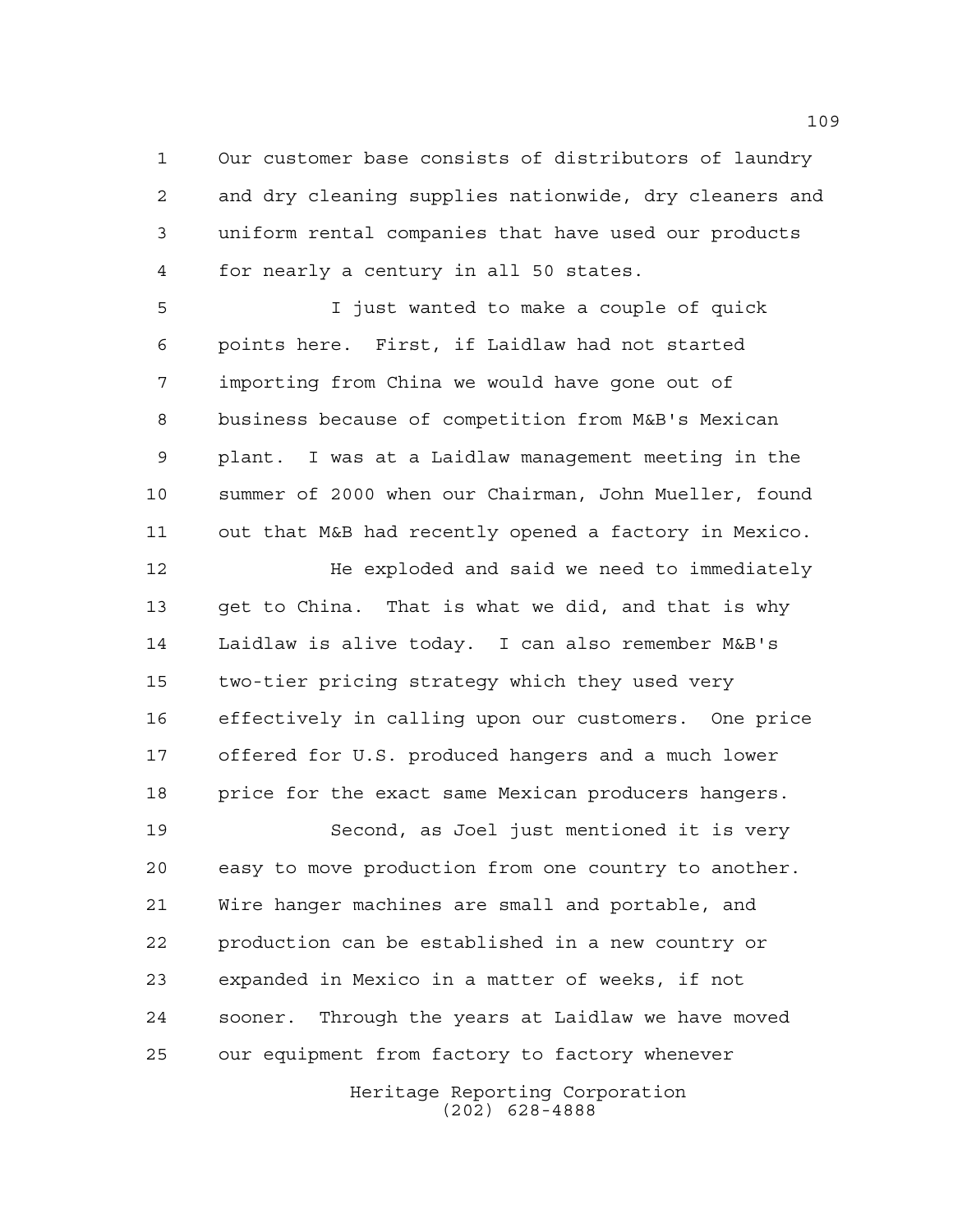Our customer base consists of distributors of laundry and dry cleaning supplies nationwide, dry cleaners and uniform rental companies that have used our products for nearly a century in all 50 states.

I just wanted to make a couple of quick points here. First, if Laidlaw had not started importing from China we would have gone out of business because of competition from M&B's Mexican plant. I was at a Laidlaw management meeting in the summer of 2000 when our Chairman, John Mueller, found out that M&B had recently opened a factory in Mexico.

He exploded and said we need to immediately get to China. That is what we did, and that is why Laidlaw is alive today. I can also remember M&B's two-tier pricing strategy which they used very effectively in calling upon our customers. One price offered for U.S. produced hangers and a much lower price for the exact same Mexican producers hangers.

Second, as Joel just mentioned it is very easy to move production from one country to another. Wire hanger machines are small and portable, and production can be established in a new country or expanded in Mexico in a matter of weeks, if not sooner. Through the years at Laidlaw we have moved our equipment from factory to factory whenever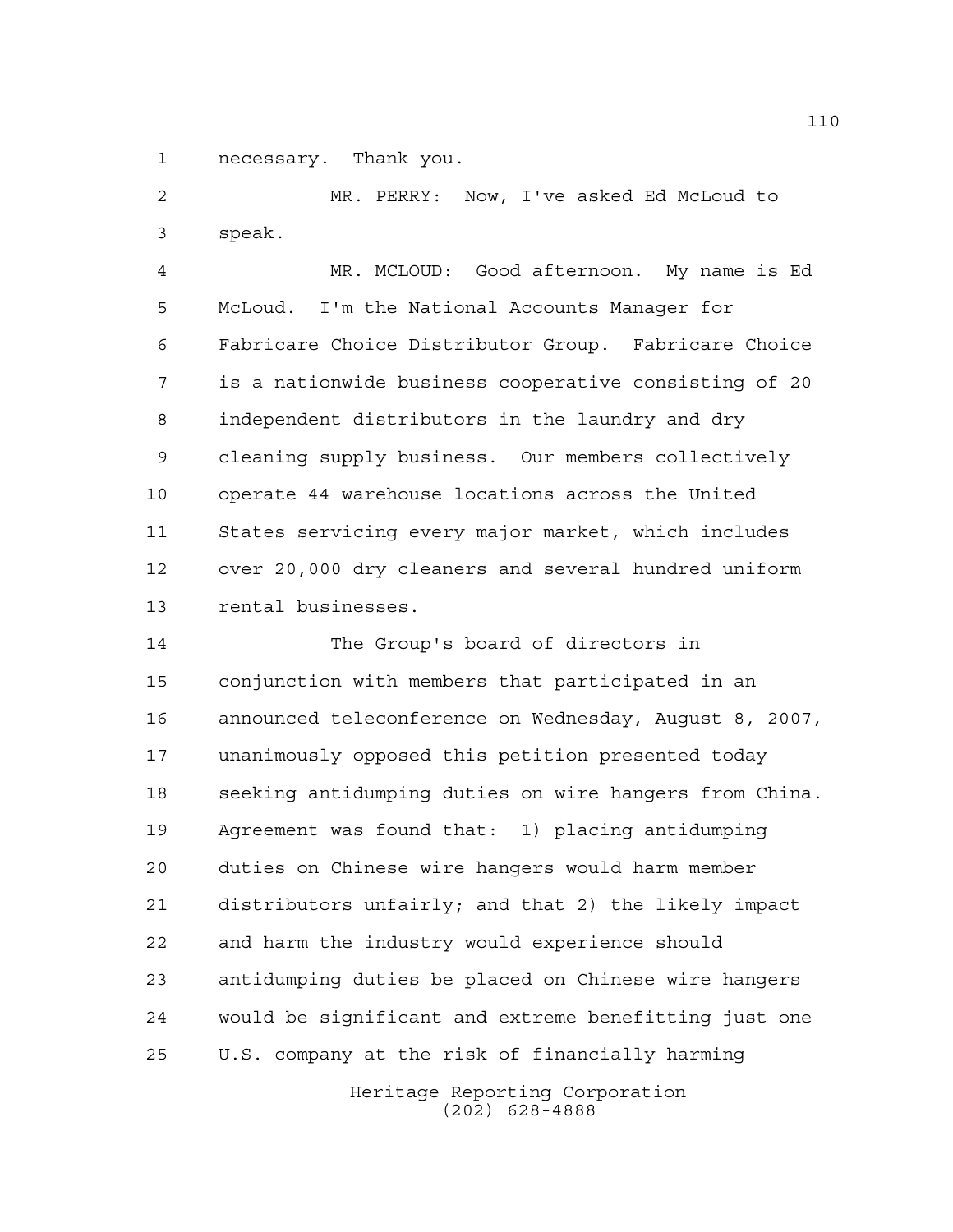necessary. Thank you.

MR. PERRY: Now, I've asked Ed McLoud to speak.

MR. MCLOUD: Good afternoon. My name is Ed McLoud. I'm the National Accounts Manager for Fabricare Choice Distributor Group. Fabricare Choice is a nationwide business cooperative consisting of 20 independent distributors in the laundry and dry cleaning supply business. Our members collectively operate 44 warehouse locations across the United States servicing every major market, which includes over 20,000 dry cleaners and several hundred uniform rental businesses.

The Group's board of directors in conjunction with members that participated in an announced teleconference on Wednesday, August 8, 2007, unanimously opposed this petition presented today seeking antidumping duties on wire hangers from China. Agreement was found that: 1) placing antidumping duties on Chinese wire hangers would harm member distributors unfairly; and that 2) the likely impact and harm the industry would experience should antidumping duties be placed on Chinese wire hangers would be significant and extreme benefitting just one U.S. company at the risk of financially harming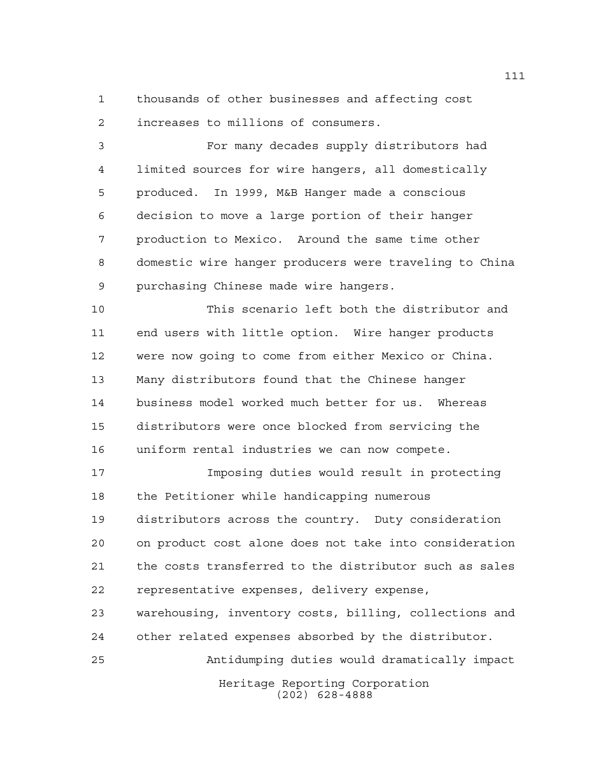thousands of other businesses and affecting cost increases to millions of consumers.

For many decades supply distributors had limited sources for wire hangers, all domestically produced. In 1999, M&B Hanger made a conscious decision to move a large portion of their hanger production to Mexico. Around the same time other domestic wire hanger producers were traveling to China purchasing Chinese made wire hangers.

This scenario left both the distributor and end users with little option. Wire hanger products were now going to come from either Mexico or China. Many distributors found that the Chinese hanger business model worked much better for us. Whereas distributors were once blocked from servicing the uniform rental industries we can now compete.

Imposing duties would result in protecting the Petitioner while handicapping numerous distributors across the country. Duty consideration on product cost alone does not take into consideration the costs transferred to the distributor such as sales representative expenses, delivery expense, warehousing, inventory costs, billing, collections and other related expenses absorbed by the distributor.

Antidumping duties would dramatically impact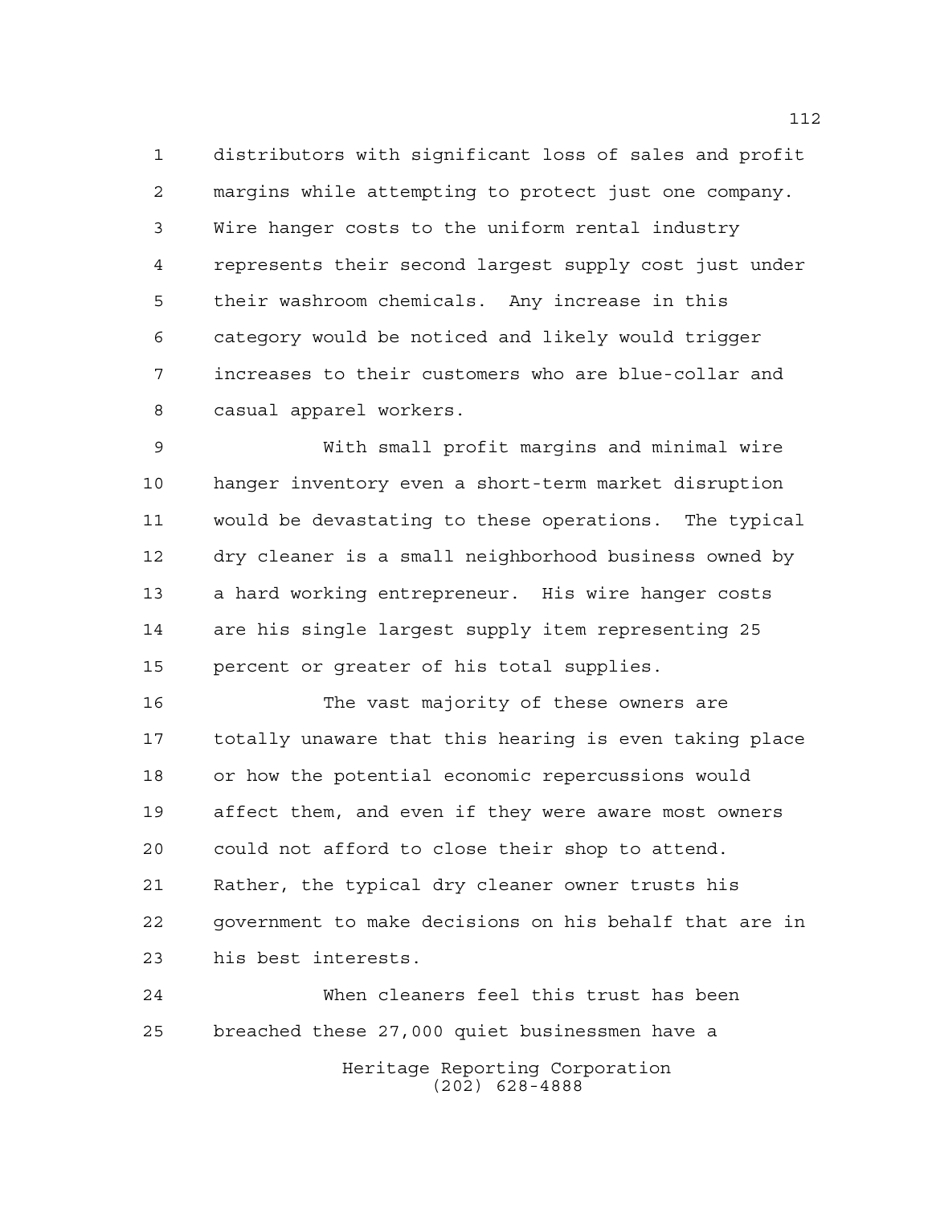distributors with significant loss of sales and profit margins while attempting to protect just one company. Wire hanger costs to the uniform rental industry represents their second largest supply cost just under their washroom chemicals. Any increase in this category would be noticed and likely would trigger increases to their customers who are blue-collar and casual apparel workers.

With small profit margins and minimal wire hanger inventory even a short-term market disruption would be devastating to these operations. The typical dry cleaner is a small neighborhood business owned by a hard working entrepreneur. His wire hanger costs are his single largest supply item representing 25 percent or greater of his total supplies.

The vast majority of these owners are totally unaware that this hearing is even taking place or how the potential economic repercussions would affect them, and even if they were aware most owners could not afford to close their shop to attend. Rather, the typical dry cleaner owner trusts his government to make decisions on his behalf that are in his best interests.

When cleaners feel this trust has been breached these 27,000 quiet businessmen have a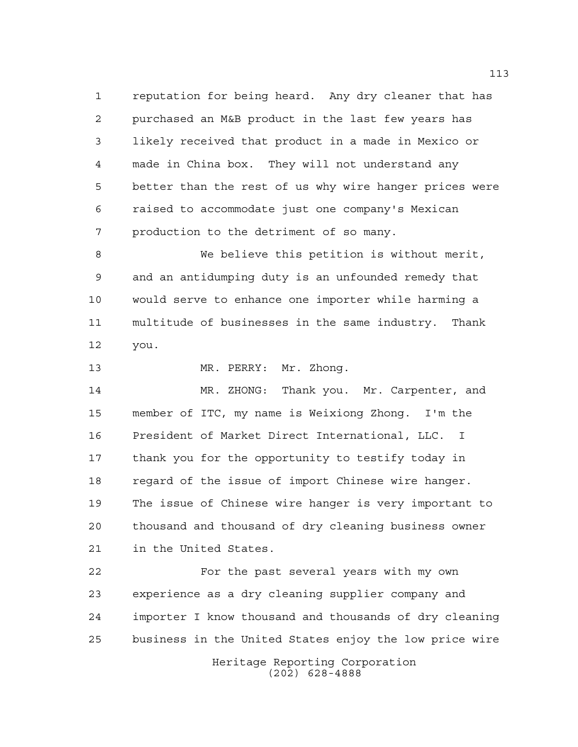reputation for being heard. Any dry cleaner that has purchased an M&B product in the last few years has likely received that product in a made in Mexico or made in China box. They will not understand any better than the rest of us why wire hanger prices were raised to accommodate just one company's Mexican production to the detriment of so many.

We believe this petition is without merit, and an antidumping duty is an unfounded remedy that would serve to enhance one importer while harming a multitude of businesses in the same industry. Thank you.

MR. PERRY: Mr. Zhong.

MR. ZHONG: Thank you. Mr. Carpenter, and member of ITC, my name is Weixiong Zhong. I'm the President of Market Direct International, LLC. I thank you for the opportunity to testify today in regard of the issue of import Chinese wire hanger. The issue of Chinese wire hanger is very important to thousand and thousand of dry cleaning business owner in the United States.

For the past several years with my own experience as a dry cleaning supplier company and importer I know thousand and thousands of dry cleaning business in the United States enjoy the low price wire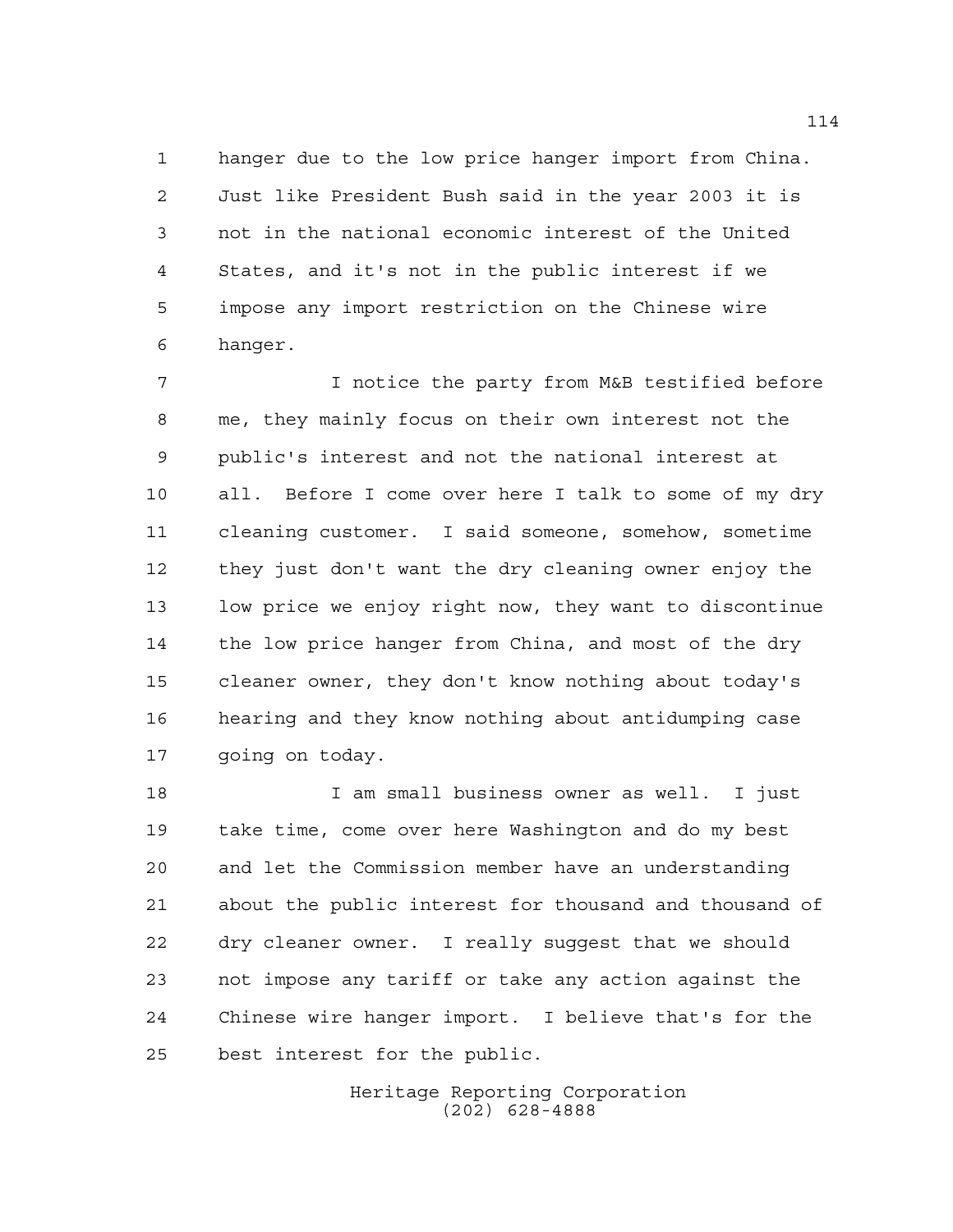hanger due to the low price hanger import from China. Just like President Bush said in the year 2003 it is not in the national economic interest of the United States, and it's not in the public interest if we impose any import restriction on the Chinese wire hanger.

I notice the party from M&B testified before me, they mainly focus on their own interest not the public's interest and not the national interest at all. Before I come over here I talk to some of my dry cleaning customer. I said someone, somehow, sometime they just don't want the dry cleaning owner enjoy the low price we enjoy right now, they want to discontinue the low price hanger from China, and most of the dry cleaner owner, they don't know nothing about today's hearing and they know nothing about antidumping case going on today.

I am small business owner as well. I just take time, come over here Washington and do my best and let the Commission member have an understanding about the public interest for thousand and thousand of dry cleaner owner. I really suggest that we should not impose any tariff or take any action against the Chinese wire hanger import. I believe that's for the best interest for the public.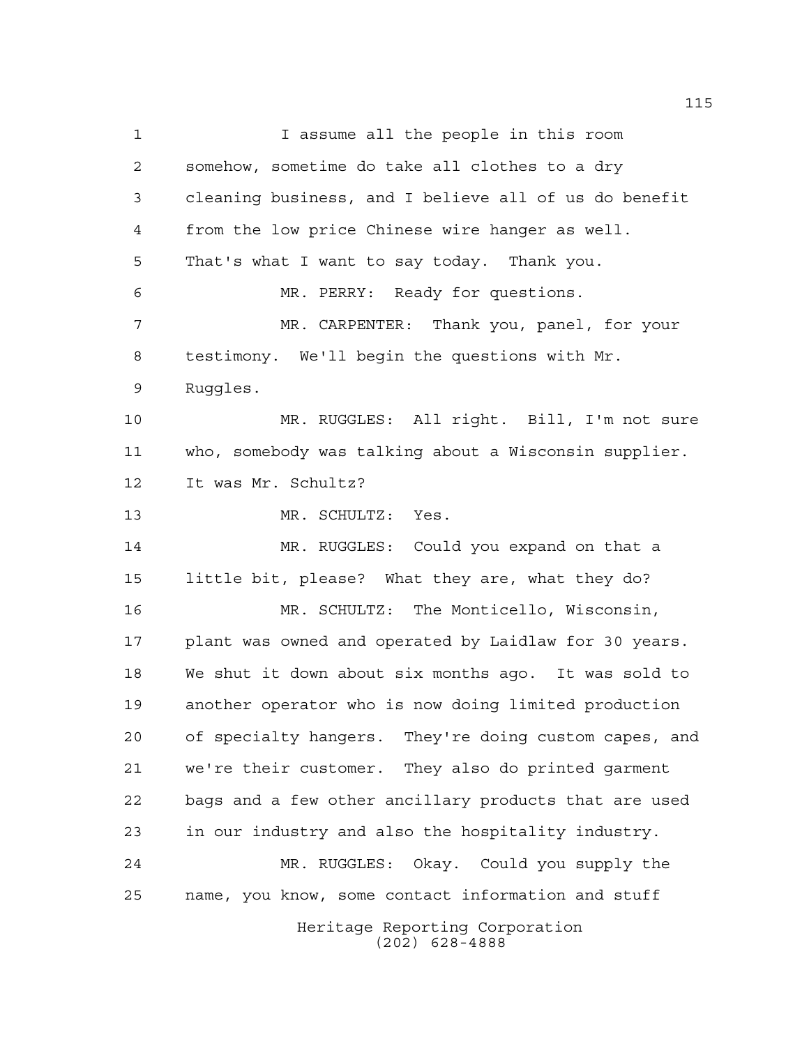I assume all the people in this room somehow, sometime do take all clothes to a dry cleaning business, and I believe all of us do benefit from the low price Chinese wire hanger as well. That's what I want to say today. Thank you.

MR. PERRY: Ready for questions.

MR. CARPENTER: Thank you, panel, for your testimony. We'll begin the questions with Mr. Ruggles.

MR. RUGGLES: All right. Bill, I'm not sure who, somebody was talking about a Wisconsin supplier. It was Mr. Schultz?

MR. SCHULTZ: Yes.

MR. RUGGLES: Could you expand on that a little bit, please? What they are, what they do?

MR. SCHULTZ: The Monticello, Wisconsin, plant was owned and operated by Laidlaw for 30 years. We shut it down about six months ago. It was sold to another operator who is now doing limited production of specialty hangers. They're doing custom capes, and we're their customer. They also do printed garment bags and a few other ancillary products that are used in our industry and also the hospitality industry.

MR. RUGGLES: Okay. Could you supply the name, you know, some contact information and stuff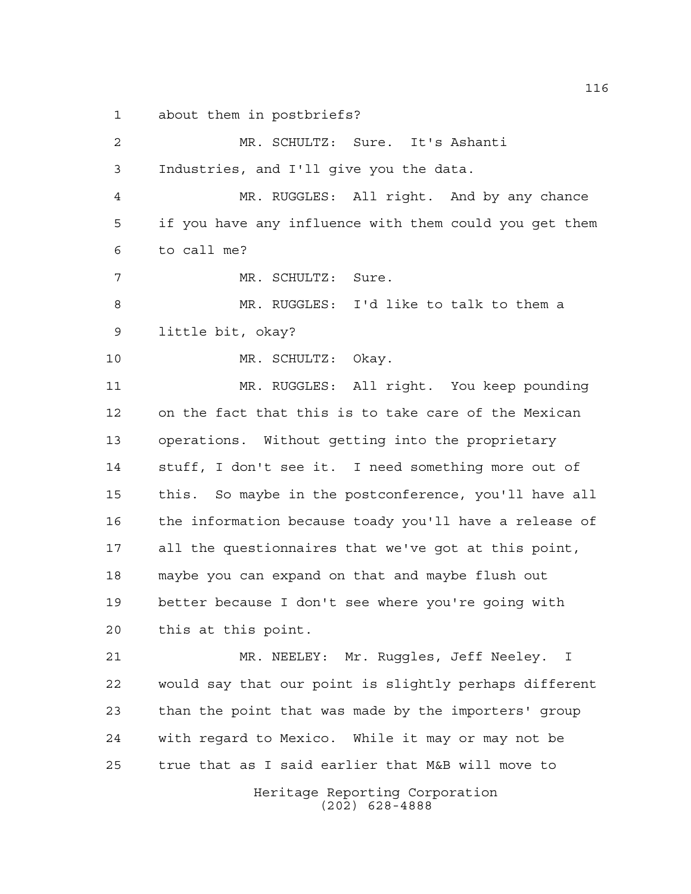about them in postbriefs?

MR. SCHULTZ: Sure. It's Ashanti Industries, and I'll give you the data.

MR. RUGGLES: All right. And by any chance if you have any influence with them could you get them to call me?

MR. SCHULTZ: Sure.

MR. RUGGLES: I'd like to talk to them a little bit, okay?

MR. SCHULTZ: Okay.

MR. RUGGLES: All right. You keep pounding on the fact that this is to take care of the Mexican operations. Without getting into the proprietary stuff, I don't see it. I need something more out of this. So maybe in the postconference, you'll have all the information because toady you'll have a release of all the questionnaires that we've got at this point, maybe you can expand on that and maybe flush out better because I don't see where you're going with this at this point.

MR. NEELEY: Mr. Ruggles, Jeff Neeley. I would say that our point is slightly perhaps different than the point that was made by the importers' group with regard to Mexico. While it may or may not be true that as I said earlier that M&B will move to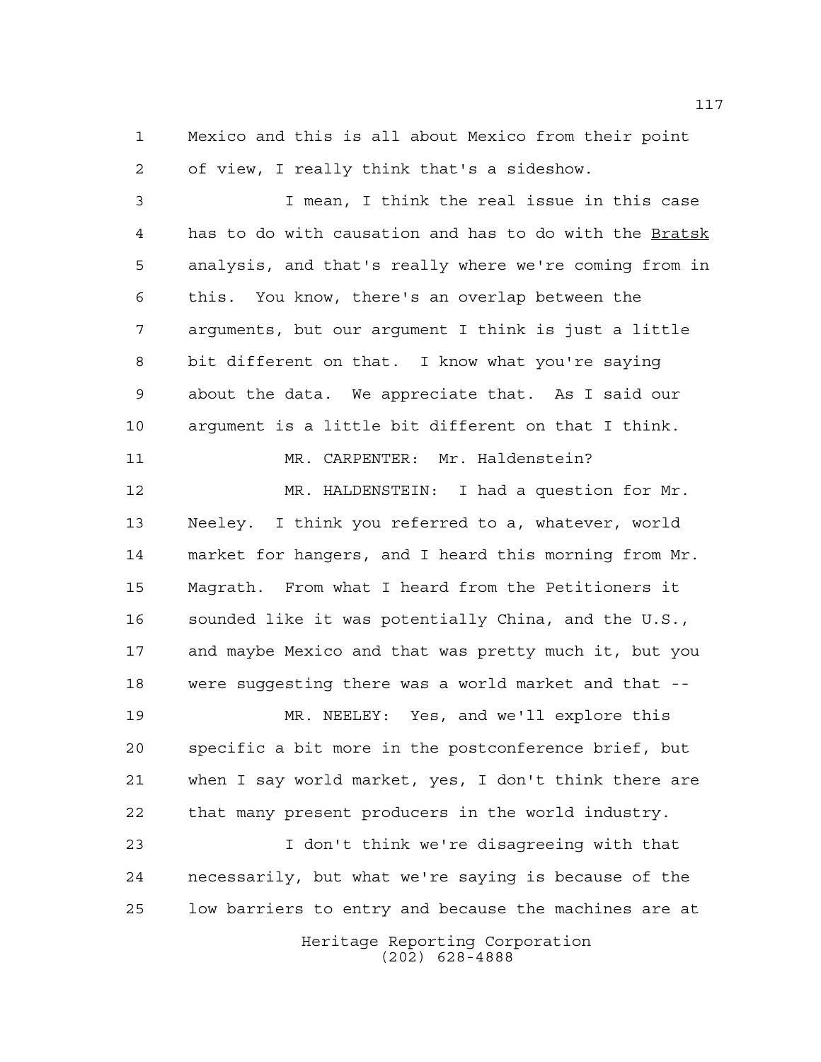Mexico and this is all about Mexico from their point of view, I really think that's a sideshow.

I mean, I think the real issue in this case has to do with causation and has to do with the Bratsk analysis, and that's really where we're coming from in this. You know, there's an overlap between the arguments, but our argument I think is just a little bit different on that. I know what you're saying about the data. We appreciate that. As I said our argument is a little bit different on that I think.

MR. CARPENTER: Mr. Haldenstein?

MR. HALDENSTEIN: I had a question for Mr. Neeley. I think you referred to a, whatever, world market for hangers, and I heard this morning from Mr. Magrath. From what I heard from the Petitioners it sounded like it was potentially China, and the U.S., and maybe Mexico and that was pretty much it, but you were suggesting there was a world market and that --

MR. NEELEY: Yes, and we'll explore this specific a bit more in the postconference brief, but when I say world market, yes, I don't think there are that many present producers in the world industry.

I don't think we're disagreeing with that necessarily, but what we're saying is because of the low barriers to entry and because the machines are at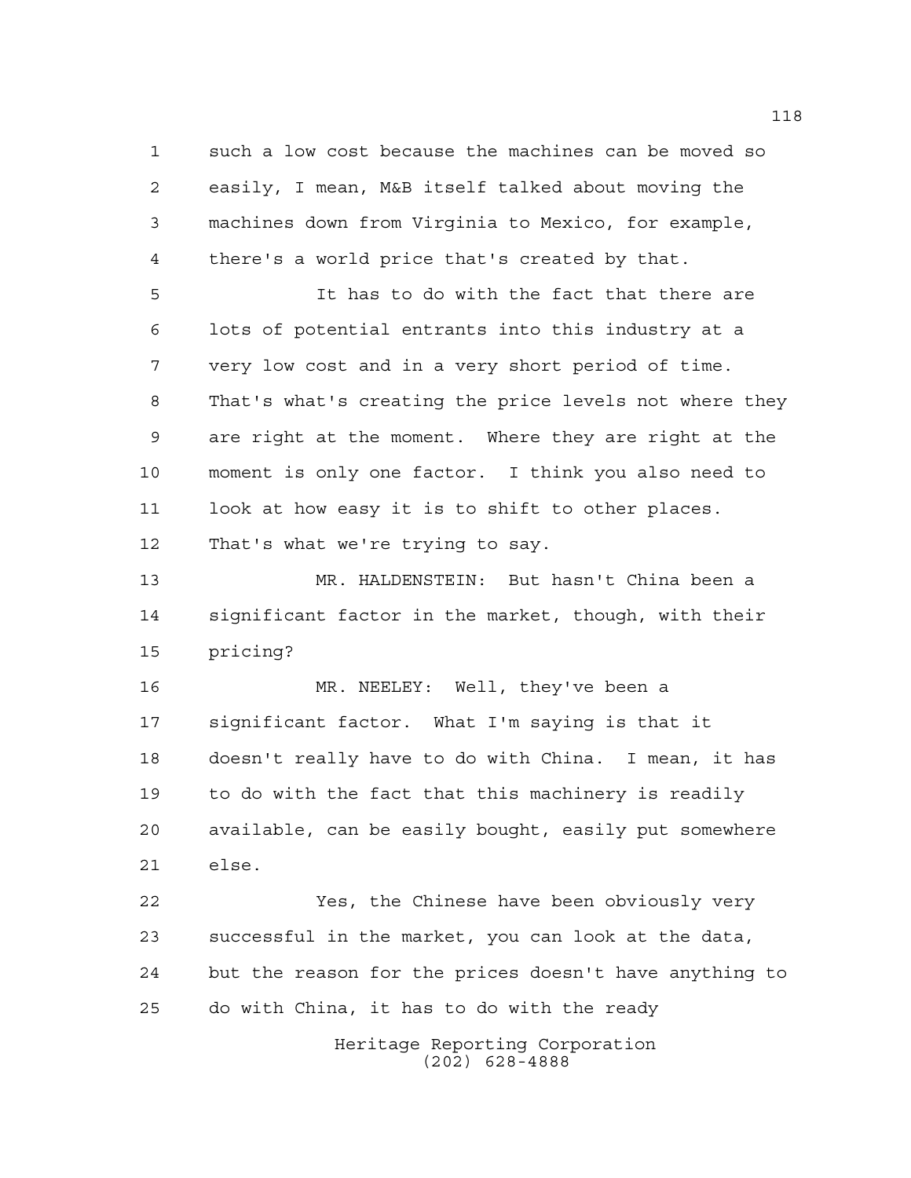such a low cost because the machines can be moved so easily, I mean, M&B itself talked about moving the machines down from Virginia to Mexico, for example, there's a world price that's created by that.

It has to do with the fact that there are lots of potential entrants into this industry at a very low cost and in a very short period of time. That's what's creating the price levels not where they are right at the moment. Where they are right at the moment is only one factor. I think you also need to look at how easy it is to shift to other places. That's what we're trying to say.

MR. HALDENSTEIN: But hasn't China been a significant factor in the market, though, with their pricing?

MR. NEELEY: Well, they've been a significant factor. What I'm saying is that it doesn't really have to do with China. I mean, it has to do with the fact that this machinery is readily available, can be easily bought, easily put somewhere else.

Yes, the Chinese have been obviously very successful in the market, you can look at the data, but the reason for the prices doesn't have anything to do with China, it has to do with the ready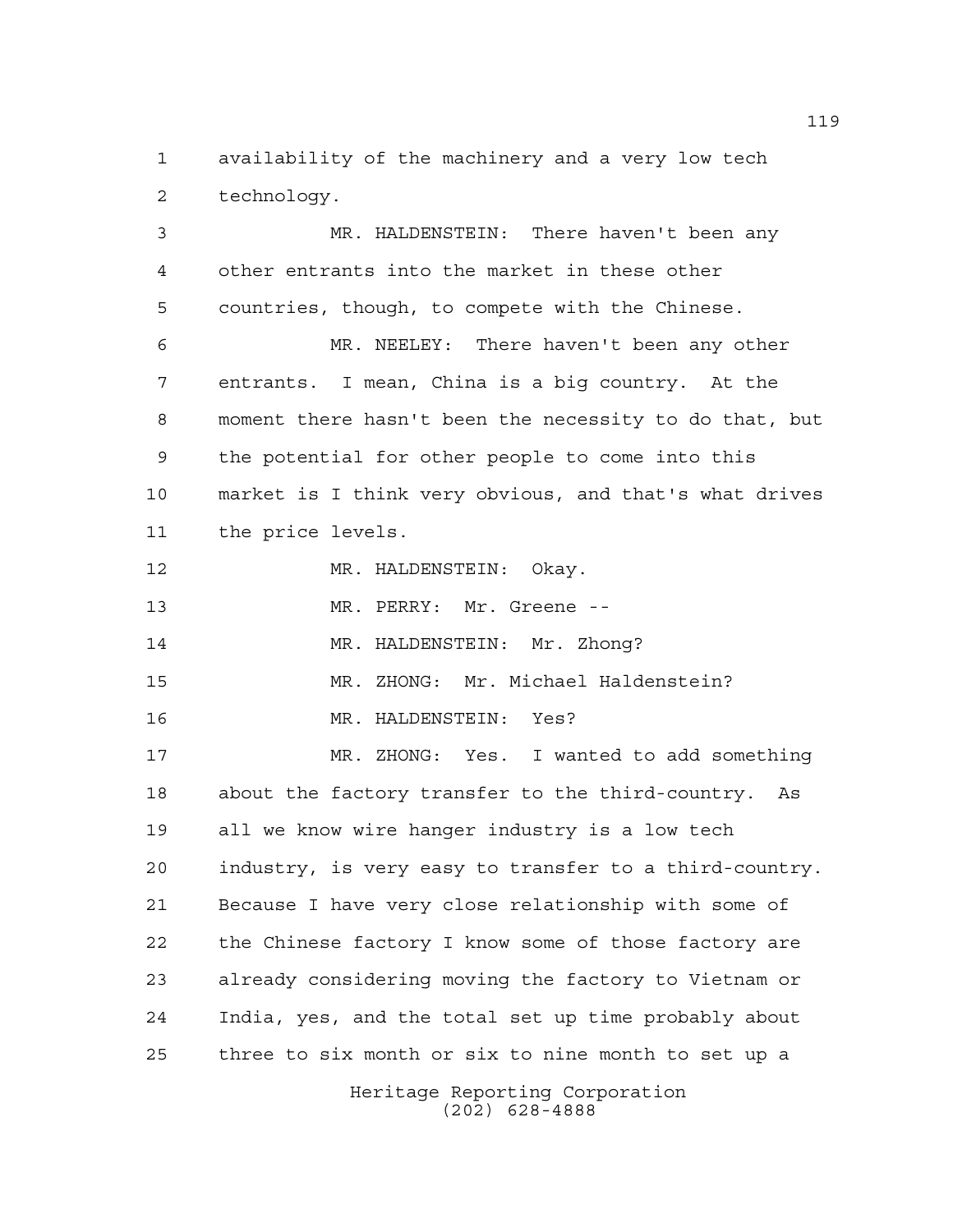availability of the machinery and a very low tech technology.

MR. HALDENSTEIN: There haven't been any other entrants into the market in these other countries, though, to compete with the Chinese.

MR. NEELEY: There haven't been any other entrants. I mean, China is a big country. At the moment there hasn't been the necessity to do that, but the potential for other people to come into this market is I think very obvious, and that's what drives the price levels.

MR. HALDENSTEIN: Okay.

MR. PERRY: Mr. Greene --

MR. HALDENSTEIN: Mr. Zhong?

MR. ZHONG: Mr. Michael Haldenstein?

MR. HALDENSTEIN: Yes?

MR. ZHONG: Yes. I wanted to add something about the factory transfer to the third-country. As all we know wire hanger industry is a low tech industry, is very easy to transfer to a third-country. Because I have very close relationship with some of the Chinese factory I know some of those factory are already considering moving the factory to Vietnam or India, yes, and the total set up time probably about three to six month or six to nine month to set up a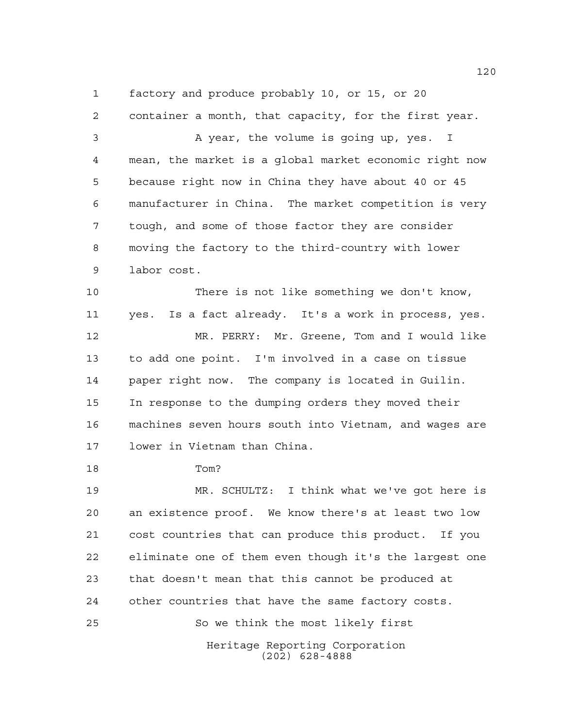factory and produce probably 10, or 15, or 20 container a month, that capacity, for the first year.

A year, the volume is going up, yes. I mean, the market is a global market economic right now because right now in China they have about 40 or 45 manufacturer in China. The market competition is very tough, and some of those factor they are consider moving the factory to the third-country with lower labor cost.

There is not like something we don't know, yes. Is a fact already. It's a work in process, yes.

MR. PERRY: Mr. Greene, Tom and I would like to add one point. I'm involved in a case on tissue paper right now. The company is located in Guilin. In response to the dumping orders they moved their machines seven hours south into Vietnam, and wages are lower in Vietnam than China.

Tom?

MR. SCHULTZ: I think what we've got here is an existence proof. We know there's at least two low cost countries that can produce this product. If you eliminate one of them even though it's the largest one that doesn't mean that this cannot be produced at other countries that have the same factory costs.

So we think the most likely first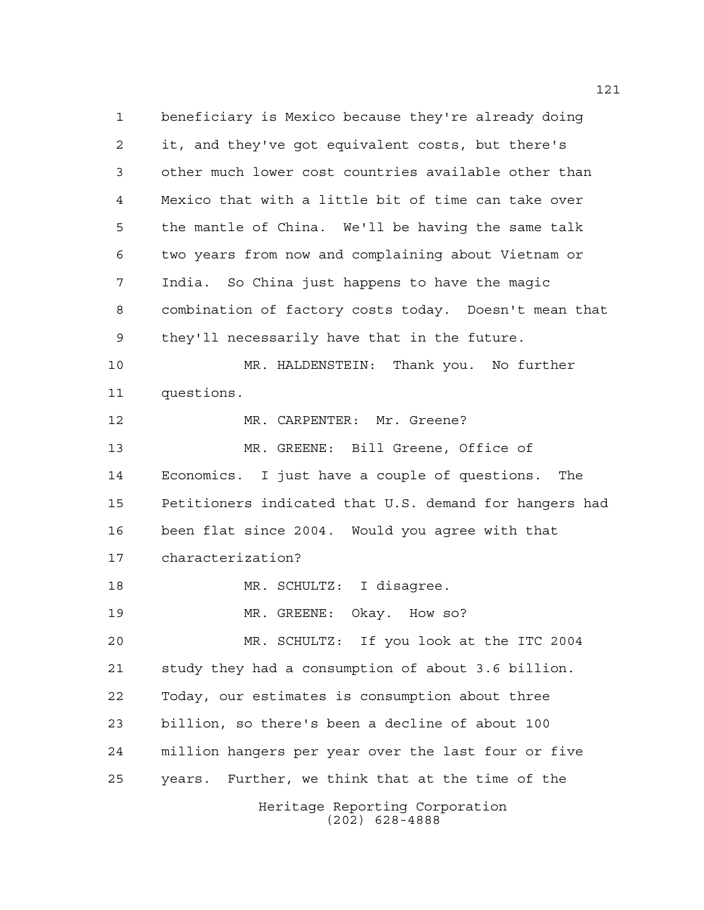beneficiary is Mexico because they're already doing it, and they've got equivalent costs, but there's other much lower cost countries available other than Mexico that with a little bit of time can take over the mantle of China. We'll be having the same talk two years from now and complaining about Vietnam or India. So China just happens to have the magic combination of factory costs today. Doesn't mean that they'll necessarily have that in the future.

MR. HALDENSTEIN: Thank you. No further questions.

MR. CARPENTER: Mr. Greene?

MR. GREENE: Bill Greene, Office of Economics. I just have a couple of questions. The Petitioners indicated that U.S. demand for hangers had been flat since 2004. Would you agree with that characterization?

MR. SCHULTZ: I disagree.

MR. GREENE: Okay. How so?

MR. SCHULTZ: If you look at the ITC 2004 study they had a consumption of about 3.6 billion. Today, our estimates is consumption about three billion, so there's been a decline of about 100 million hangers per year over the last four or five years. Further, we think that at the time of the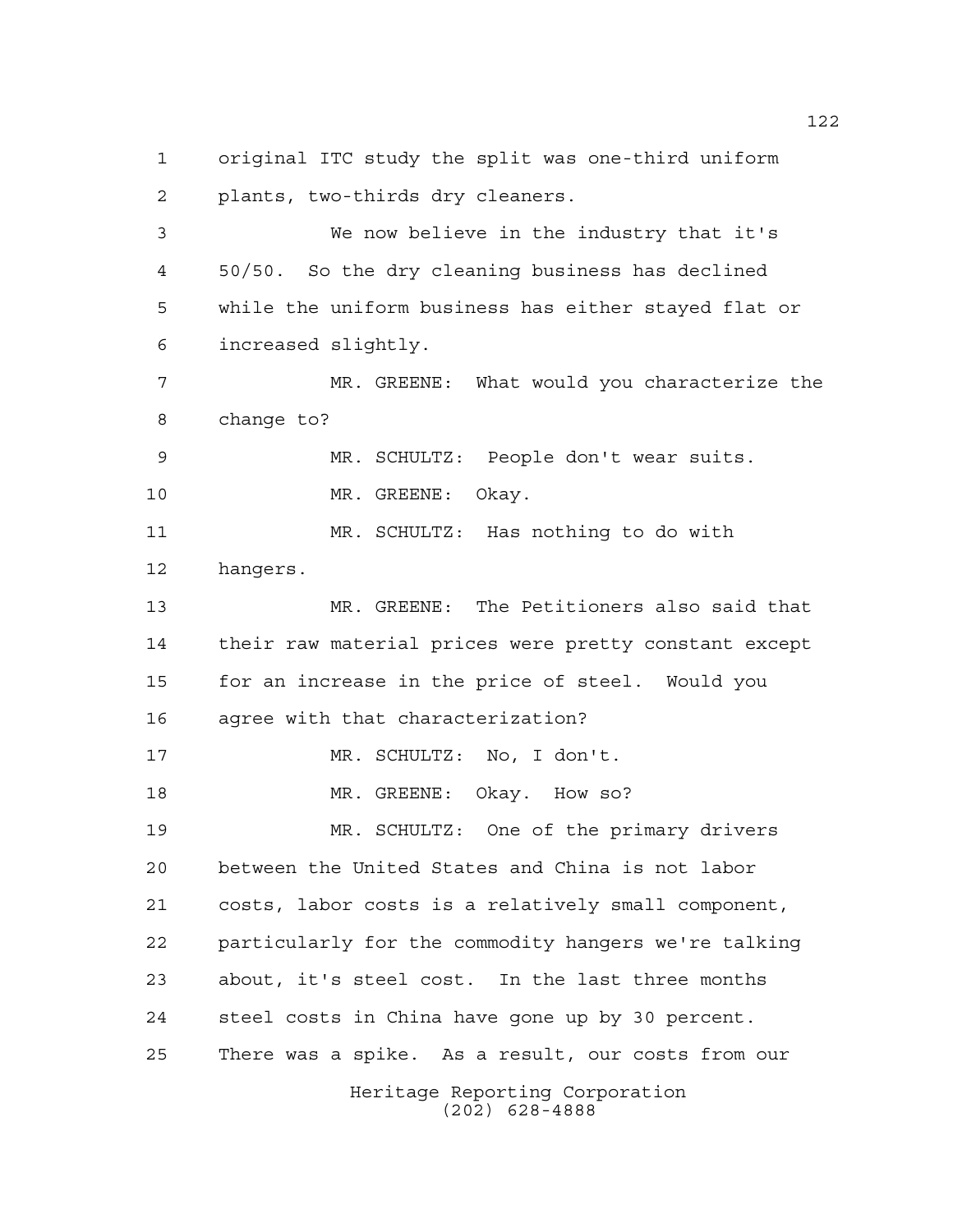original ITC study the split was one-third uniform plants, two-thirds dry cleaners.

We now believe in the industry that it's 50/50. So the dry cleaning business has declined while the uniform business has either stayed flat or increased slightly.

MR. GREENE: What would you characterize the change to?

MR. SCHULTZ: People don't wear suits.

MR. GREENE: Okay.

MR. SCHULTZ: Has nothing to do with hangers.

MR. GREENE: The Petitioners also said that their raw material prices were pretty constant except for an increase in the price of steel. Would you agree with that characterization?

MR. SCHULTZ: No, I don't.

MR. GREENE: Okay. How so?

MR. SCHULTZ: One of the primary drivers between the United States and China is not labor costs, labor costs is a relatively small component, particularly for the commodity hangers we're talking about, it's steel cost. In the last three months steel costs in China have gone up by 30 percent. There was a spike. As a result, our costs from our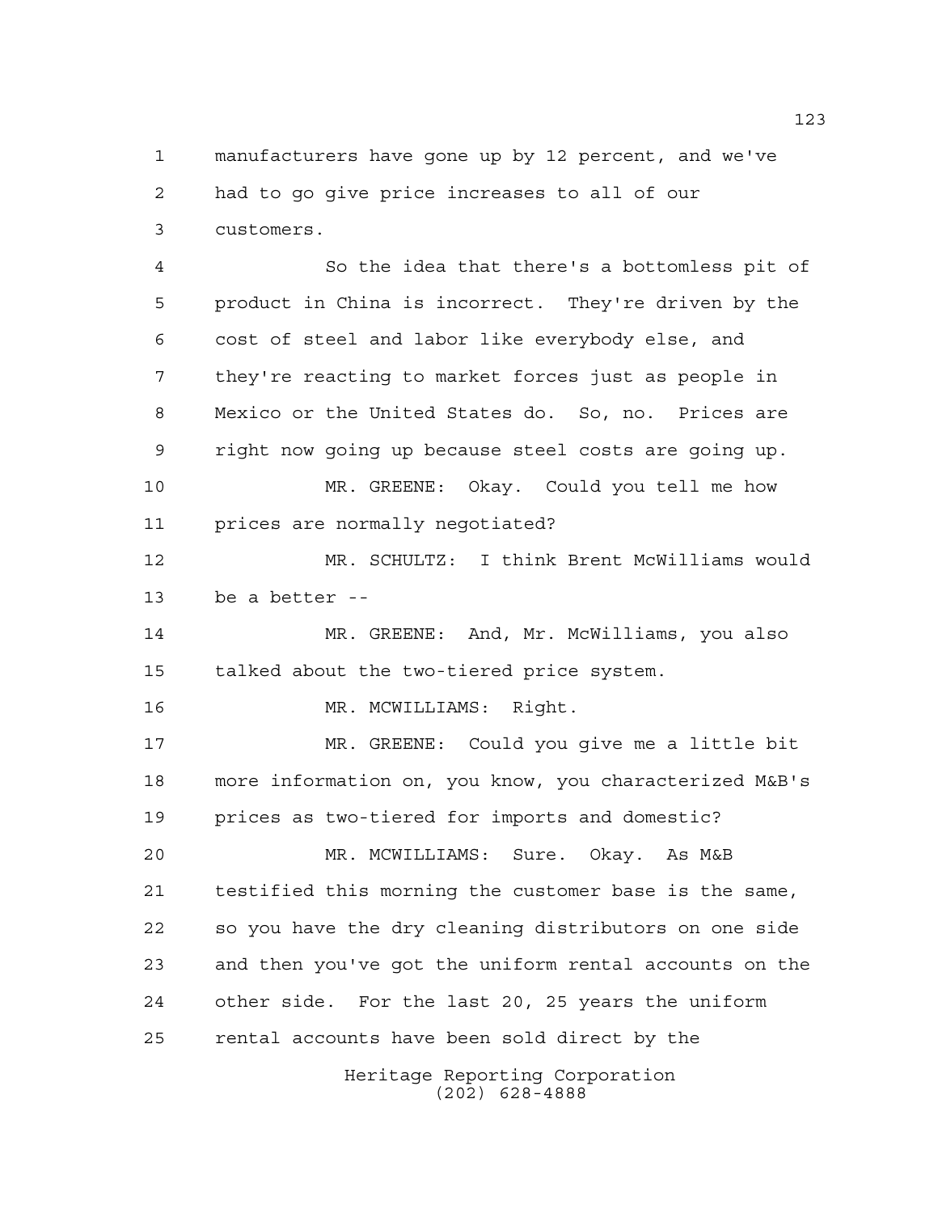manufacturers have gone up by 12 percent, and we've had to go give price increases to all of our customers.

So the idea that there's a bottomless pit of product in China is incorrect. They're driven by the cost of steel and labor like everybody else, and they're reacting to market forces just as people in Mexico or the United States do. So, no. Prices are right now going up because steel costs are going up.

MR. GREENE: Okay. Could you tell me how prices are normally negotiated?

MR. SCHULTZ: I think Brent McWilliams would be a better --

MR. GREENE: And, Mr. McWilliams, you also talked about the two-tiered price system.

MR. MCWILLIAMS: Right.

MR. GREENE: Could you give me a little bit more information on, you know, you characterized M&B's prices as two-tiered for imports and domestic?

MR. MCWILLIAMS: Sure. Okay. As M&B testified this morning the customer base is the same, so you have the dry cleaning distributors on one side and then you've got the uniform rental accounts on the other side. For the last 20, 25 years the uniform rental accounts have been sold direct by the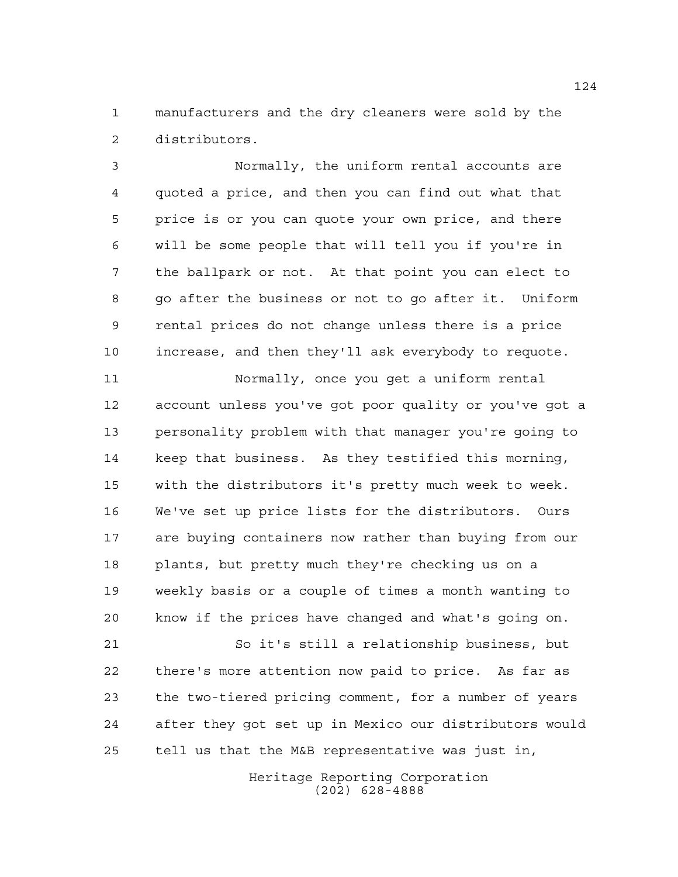manufacturers and the dry cleaners were sold by the distributors.

Normally, the uniform rental accounts are quoted a price, and then you can find out what that price is or you can quote your own price, and there will be some people that will tell you if you're in the ballpark or not. At that point you can elect to go after the business or not to go after it. Uniform rental prices do not change unless there is a price increase, and then they'll ask everybody to requote.

Normally, once you get a uniform rental account unless you've got poor quality or you've got a personality problem with that manager you're going to keep that business. As they testified this morning, with the distributors it's pretty much week to week. We've set up price lists for the distributors. Ours are buying containers now rather than buying from our plants, but pretty much they're checking us on a weekly basis or a couple of times a month wanting to know if the prices have changed and what's going on.

So it's still a relationship business, but there's more attention now paid to price. As far as the two-tiered pricing comment, for a number of years after they got set up in Mexico our distributors would tell us that the M&B representative was just in,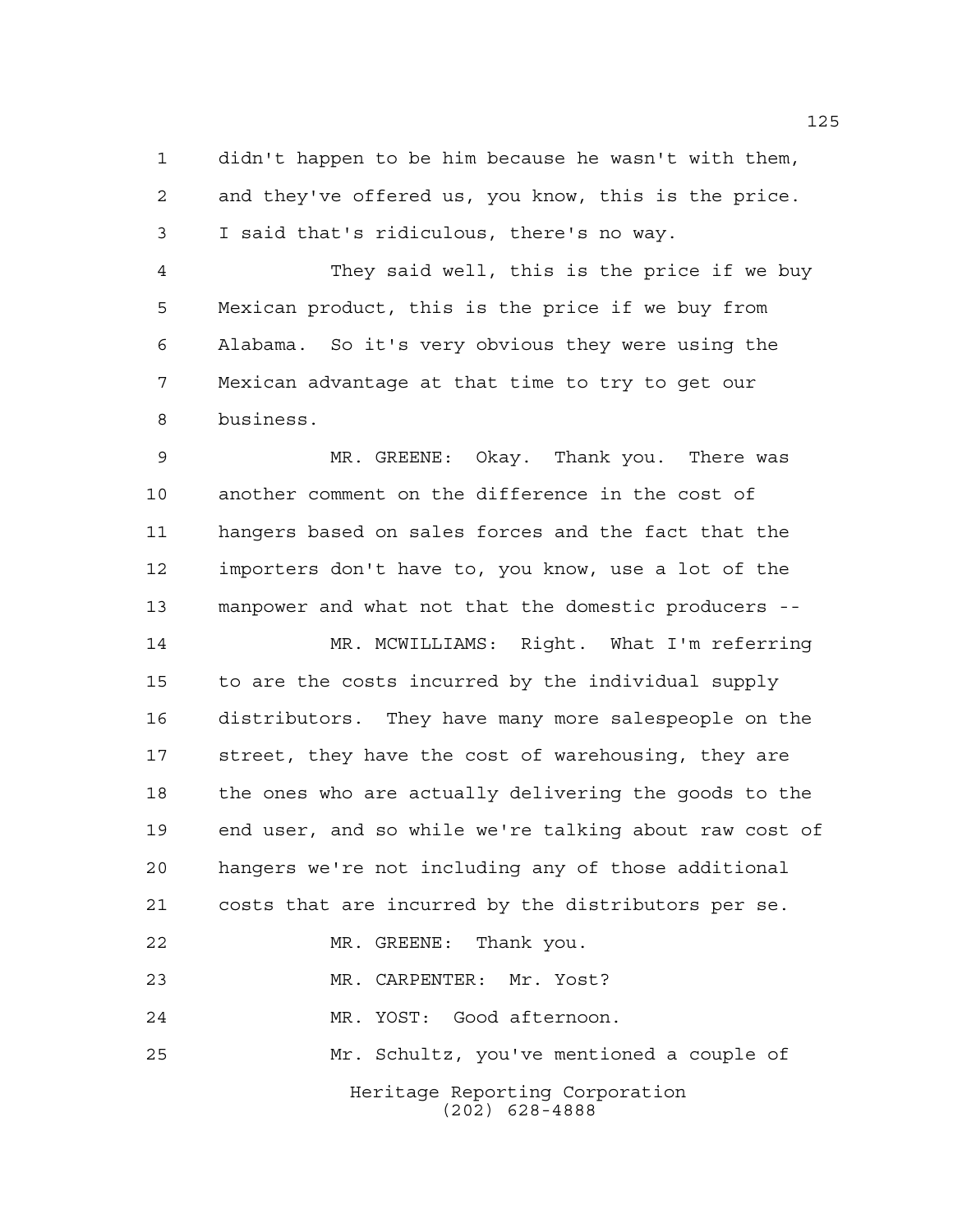didn't happen to be him because he wasn't with them, and they've offered us, you know, this is the price. I said that's ridiculous, there's no way.

They said well, this is the price if we buy Mexican product, this is the price if we buy from Alabama. So it's very obvious they were using the Mexican advantage at that time to try to get our business.

MR. GREENE: Okay. Thank you. There was another comment on the difference in the cost of hangers based on sales forces and the fact that the importers don't have to, you know, use a lot of the manpower and what not that the domestic producers --

MR. MCWILLIAMS: Right. What I'm referring to are the costs incurred by the individual supply distributors. They have many more salespeople on the street, they have the cost of warehousing, they are the ones who are actually delivering the goods to the end user, and so while we're talking about raw cost of hangers we're not including any of those additional costs that are incurred by the distributors per se.

MR. GREENE: Thank you.

MR. CARPENTER: Mr. Yost?

MR. YOST: Good afternoon.

Mr. Schultz, you've mentioned a couple of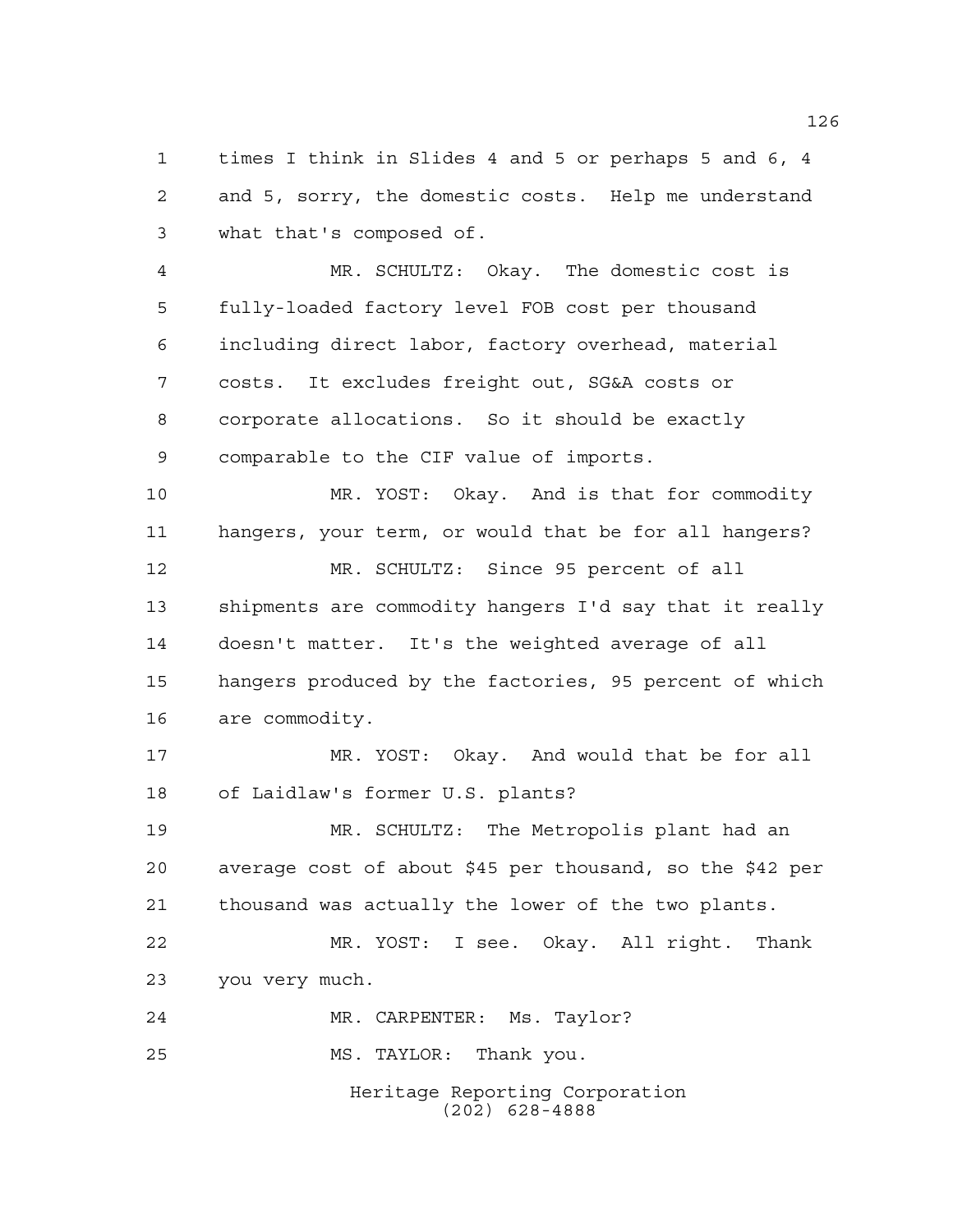times I think in Slides 4 and 5 or perhaps 5 and 6, 4 and 5, sorry, the domestic costs. Help me understand what that's composed of.

MR. SCHULTZ: Okay. The domestic cost is fully-loaded factory level FOB cost per thousand including direct labor, factory overhead, material costs. It excludes freight out, SG&A costs or corporate allocations. So it should be exactly comparable to the CIF value of imports.

MR. YOST: Okay. And is that for commodity hangers, your term, or would that be for all hangers?

MR. SCHULTZ: Since 95 percent of all shipments are commodity hangers I'd say that it really doesn't matter. It's the weighted average of all hangers produced by the factories, 95 percent of which are commodity.

MR. YOST: Okay. And would that be for all of Laidlaw's former U.S. plants?

MR. SCHULTZ: The Metropolis plant had an average cost of about $45 per thousand, so the $42 per thousand was actually the lower of the two plants.

MR. YOST: I see. Okay. All right. Thank you very much.

MR. CARPENTER: Ms. Taylor?

MS. TAYLOR: Thank you.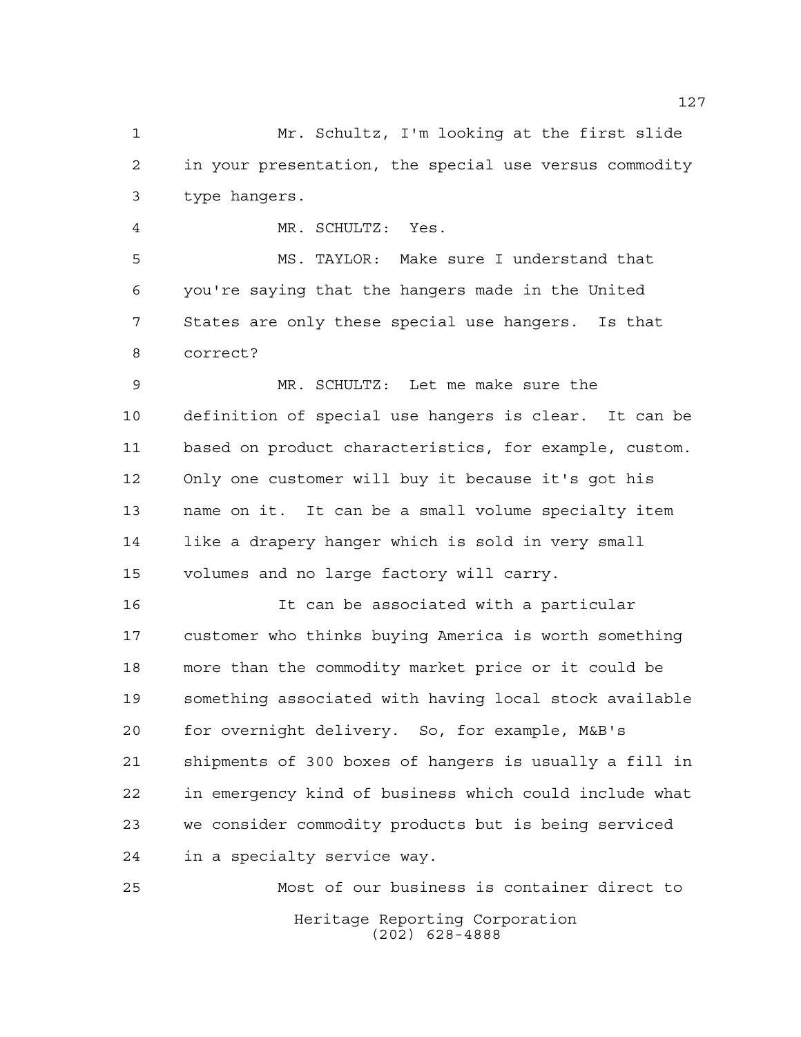Mr. Schultz, I'm looking at the first slide in your presentation, the special use versus commodity type hangers.

MR. SCHULTZ: Yes.

MS. TAYLOR: Make sure I understand that you're saying that the hangers made in the United States are only these special use hangers. Is that correct?

MR. SCHULTZ: Let me make sure the definition of special use hangers is clear. It can be based on product characteristics, for example, custom. Only one customer will buy it because it's got his name on it. It can be a small volume specialty item like a drapery hanger which is sold in very small volumes and no large factory will carry.

It can be associated with a particular customer who thinks buying America is worth something more than the commodity market price or it could be something associated with having local stock available for overnight delivery. So, for example, M&B's shipments of 300 boxes of hangers is usually a fill in in emergency kind of business which could include what we consider commodity products but is being serviced in a specialty service way.

Most of our business is container direct to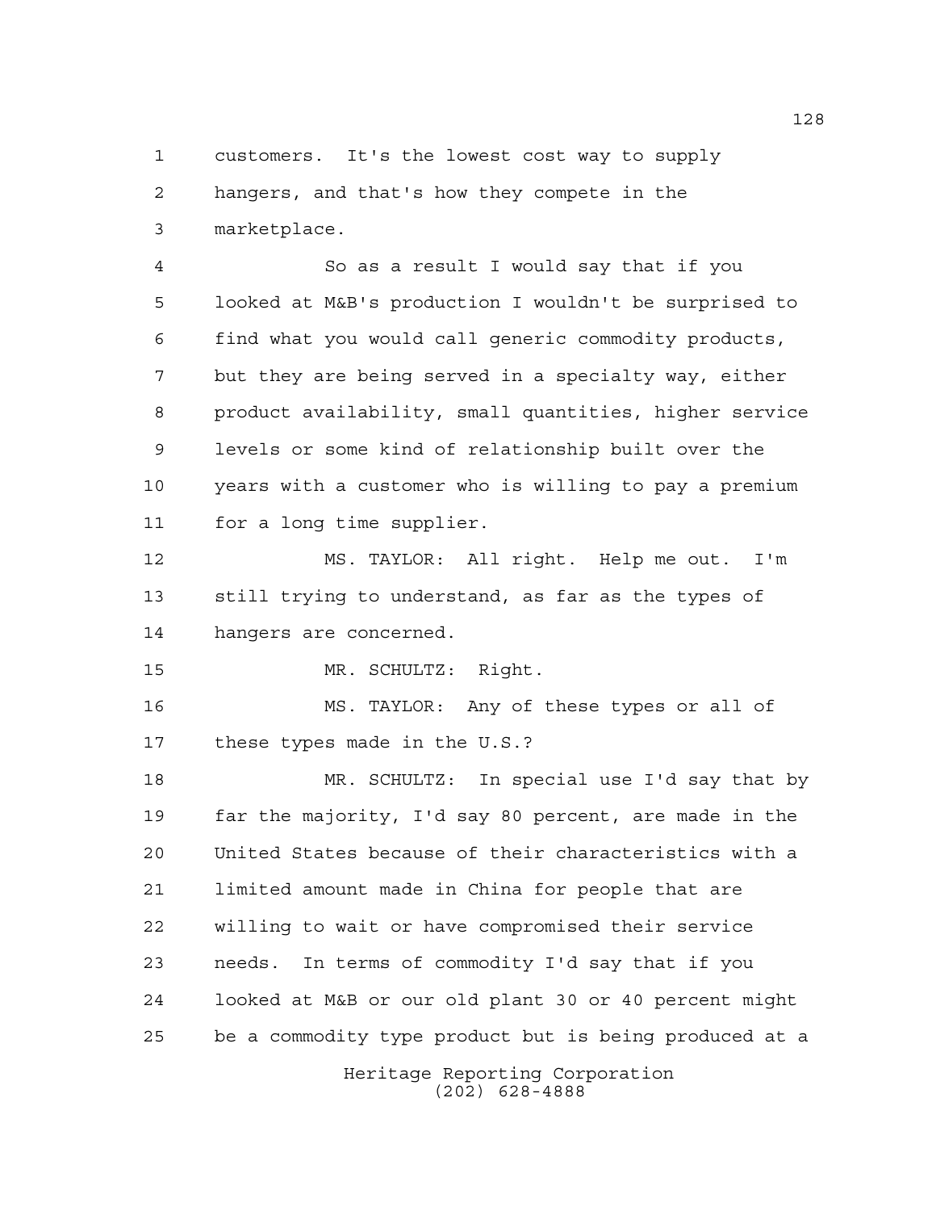customers. It's the lowest cost way to supply hangers, and that's how they compete in the marketplace.

So as a result I would say that if you looked at M&B's production I wouldn't be surprised to find what you would call generic commodity products, but they are being served in a specialty way, either product availability, small quantities, higher service levels or some kind of relationship built over the years with a customer who is willing to pay a premium for a long time supplier.

MS. TAYLOR: All right. Help me out. I'm still trying to understand, as far as the types of hangers are concerned.

MR. SCHULTZ: Right.

MS. TAYLOR: Any of these types or all of these types made in the U.S.?

MR. SCHULTZ: In special use I'd say that by far the majority, I'd say 80 percent, are made in the United States because of their characteristics with a limited amount made in China for people that are willing to wait or have compromised their service needs. In terms of commodity I'd say that if you looked at M&B or our old plant 30 or 40 percent might be a commodity type product but is being produced at a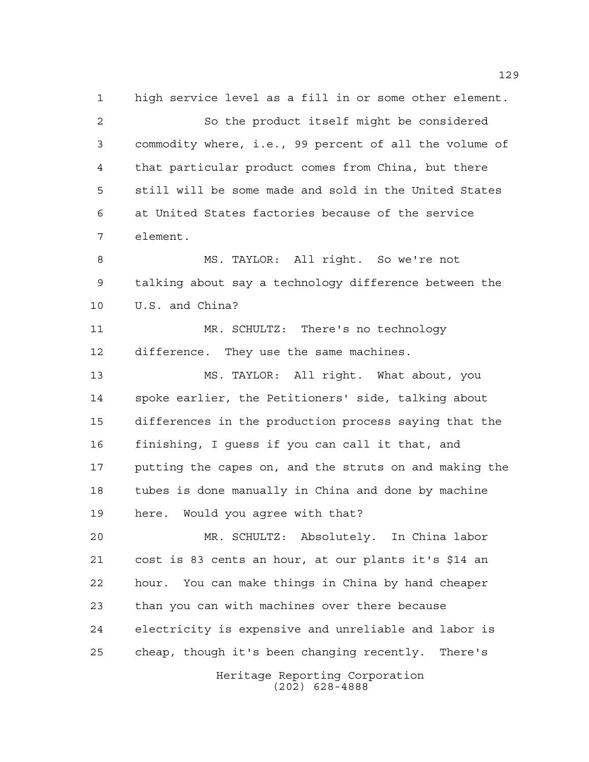high service level as a fill in or some other element.

So the product itself might be considered commodity where, i.e., 99 percent of all the volume of that particular product comes from China, but there still will be some made and sold in the United States at United States factories because of the service element.

MS. TAYLOR: All right. So we're not talking about say a technology difference between the U.S. and China?

MR. SCHULTZ: There's no technology difference. They use the same machines.

MS. TAYLOR: All right. What about, you spoke earlier, the Petitioners' side, talking about differences in the production process saying that the finishing, I guess if you can call it that, and putting the capes on, and the struts on and making the tubes is done manually in China and done by machine here. Would you agree with that?

MR. SCHULTZ: Absolutely. In China labor cost is 83 cents an hour, at our plants it's $14 an hour. You can make things in China by hand cheaper than you can with machines over there because electricity is expensive and unreliable and labor is cheap, though it's been changing recently. There's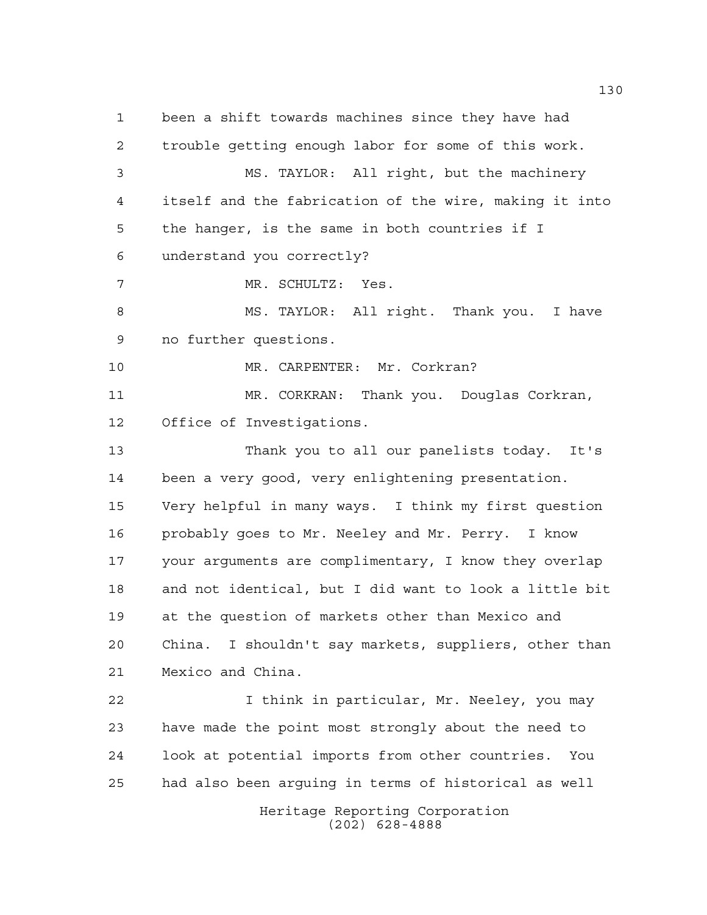been a shift towards machines since they have had trouble getting enough labor for some of this work.

MS. TAYLOR: All right, but the machinery itself and the fabrication of the wire, making it into the hanger, is the same in both countries if I understand you correctly?

MR. SCHULTZ: Yes.

MS. TAYLOR: All right. Thank you. I have no further questions.

MR. CARPENTER: Mr. Corkran?

MR. CORKRAN: Thank you. Douglas Corkran, Office of Investigations.

Thank you to all our panelists today. It's been a very good, very enlightening presentation. Very helpful in many ways. I think my first question probably goes to Mr. Neeley and Mr. Perry. I know your arguments are complimentary, I know they overlap and not identical, but I did want to look a little bit at the question of markets other than Mexico and China. I shouldn't say markets, suppliers, other than Mexico and China.

I think in particular, Mr. Neeley, you may have made the point most strongly about the need to look at potential imports from other countries. You had also been arguing in terms of historical as well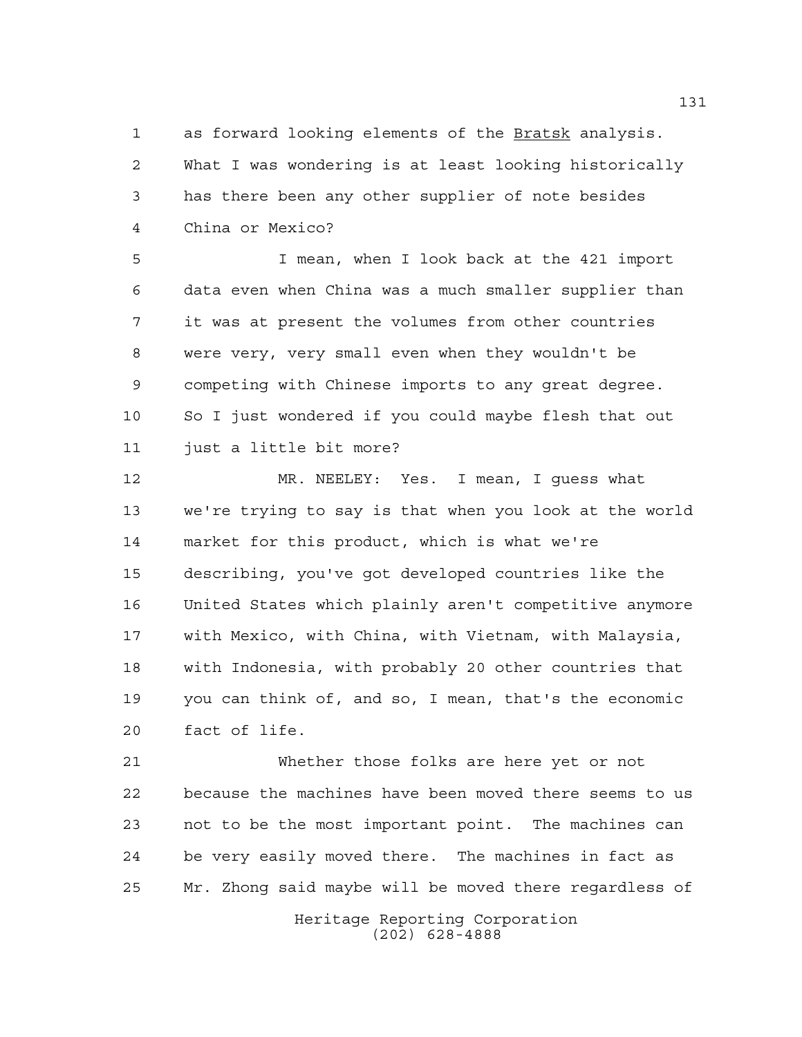as forward looking elements of the Bratsk analysis. What I was wondering is at least looking historically has there been any other supplier of note besides China or Mexico?

I mean, when I look back at the 421 import data even when China was a much smaller supplier than it was at present the volumes from other countries were very, very small even when they wouldn't be competing with Chinese imports to any great degree. So I just wondered if you could maybe flesh that out just a little bit more?

MR. NEELEY: Yes. I mean, I guess what we're trying to say is that when you look at the world market for this product, which is what we're describing, you've got developed countries like the United States which plainly aren't competitive anymore with Mexico, with China, with Vietnam, with Malaysia, with Indonesia, with probably 20 other countries that you can think of, and so, I mean, that's the economic fact of life.

Whether those folks are here yet or not because the machines have been moved there seems to us not to be the most important point. The machines can be very easily moved there. The machines in fact as Mr. Zhong said maybe will be moved there regardless of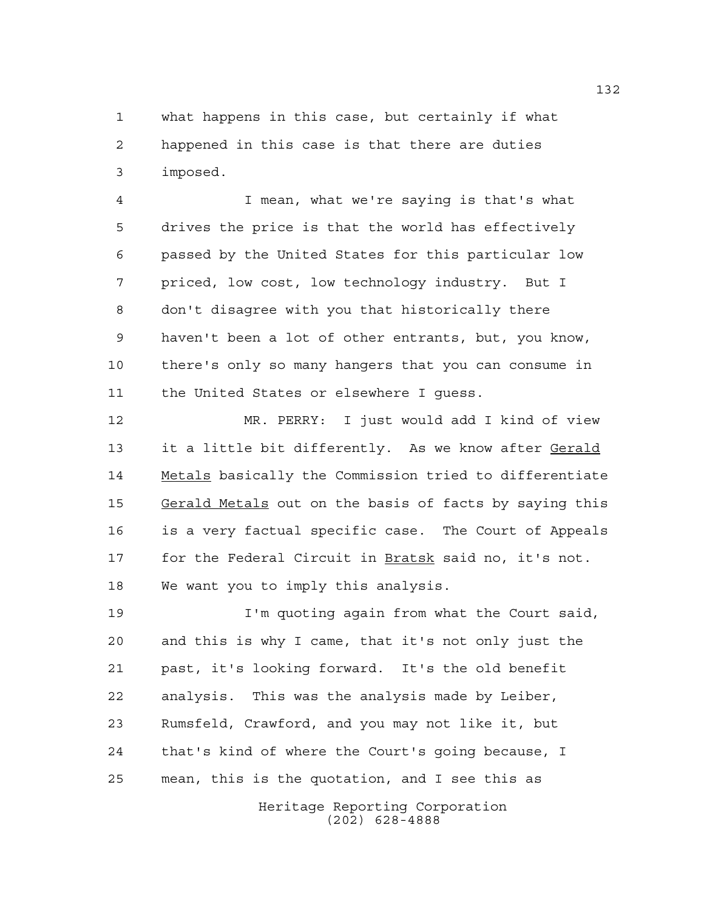what happens in this case, but certainly if what happened in this case is that there are duties imposed.

I mean, what we're saying is that's what drives the price is that the world has effectively passed by the United States for this particular low priced, low cost, low technology industry. But I don't disagree with you that historically there haven't been a lot of other entrants, but, you know, there's only so many hangers that you can consume in the United States or elsewhere I guess.

MR. PERRY: I just would add I kind of view it a little bit differently. As we know after <u>Gerald Metals</u> basically the Commission tried to differentiate <u>Gerald Metals</u> out on the basis of facts by saying this is a very factual specific case. The Court of Appeals for the Federal Circuit in <u>Bratsk</u> said no, it's not. We want you to imply this analysis.

I'm quoting again from what the Court said, and this is why I came, that it's not only just the past, it's looking forward. It's the old benefit analysis. This was the analysis made by Leiber, Rumsfeld, Crawford, and you may not like it, but that's kind of where the Court's going because, I mean, this is the quotation, and I see this as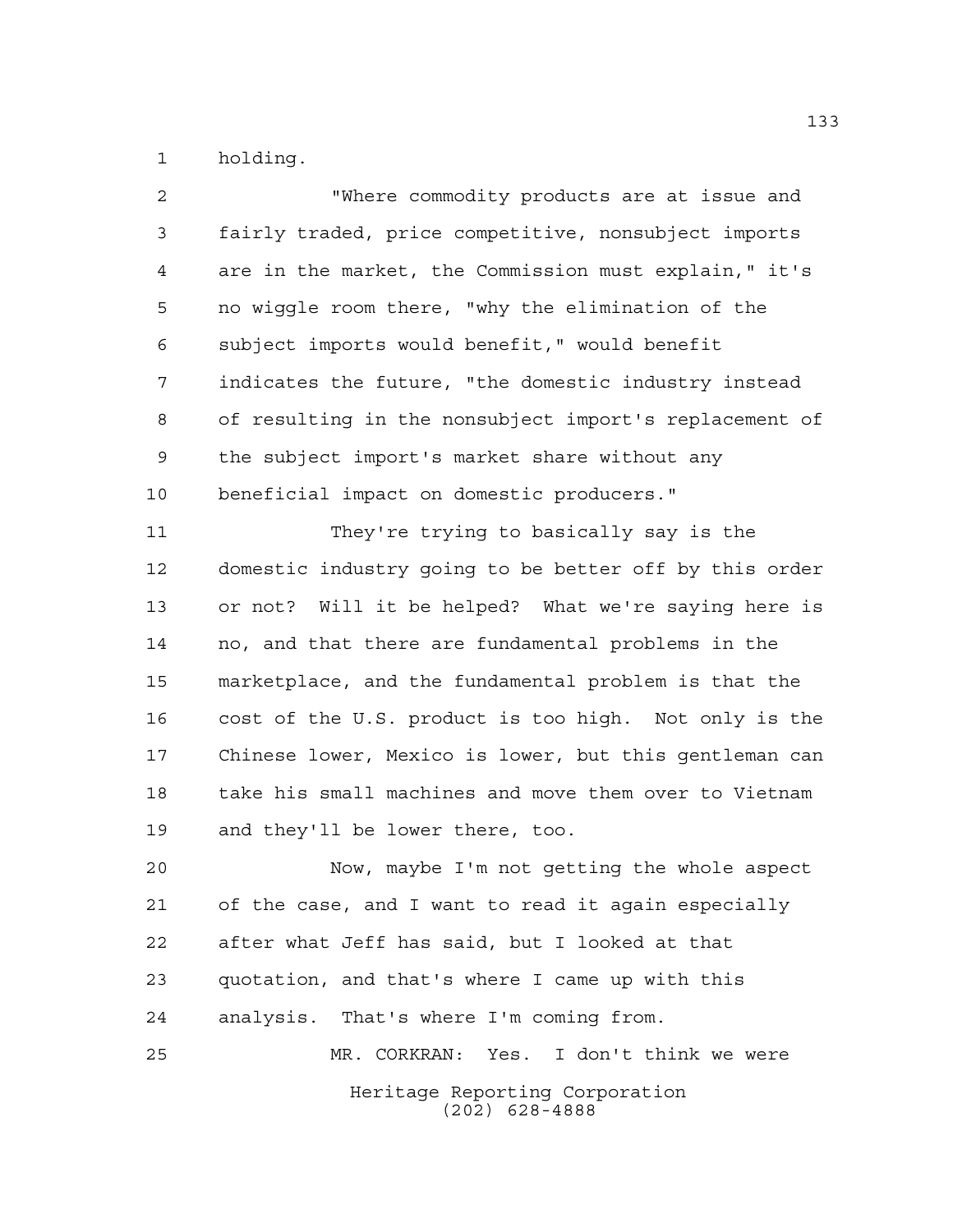holding.

"Where commodity products are at issue and fairly traded, price competitive, nonsubject imports are in the market, the Commission must explain," it's no wiggle room there, "why the elimination of the subject imports would benefit," would benefit indicates the future, "the domestic industry instead of resulting in the nonsubject import's replacement of the subject import's market share without any beneficial impact on domestic producers."

They're trying to basically say is the domestic industry going to be better off by this order or not? Will it be helped? What we're saying here is no, and that there are fundamental problems in the marketplace, and the fundamental problem is that the cost of the U.S. product is too high. Not only is the Chinese lower, Mexico is lower, but this gentleman can take his small machines and move them over to Vietnam and they'll be lower there, too.

Now, maybe I'm not getting the whole aspect of the case, and I want to read it again especially after what Jeff has said, but I looked at that quotation, and that's where I came up with this analysis. That's where I'm coming from.

MR. CORKRAN: Yes. I don't think we were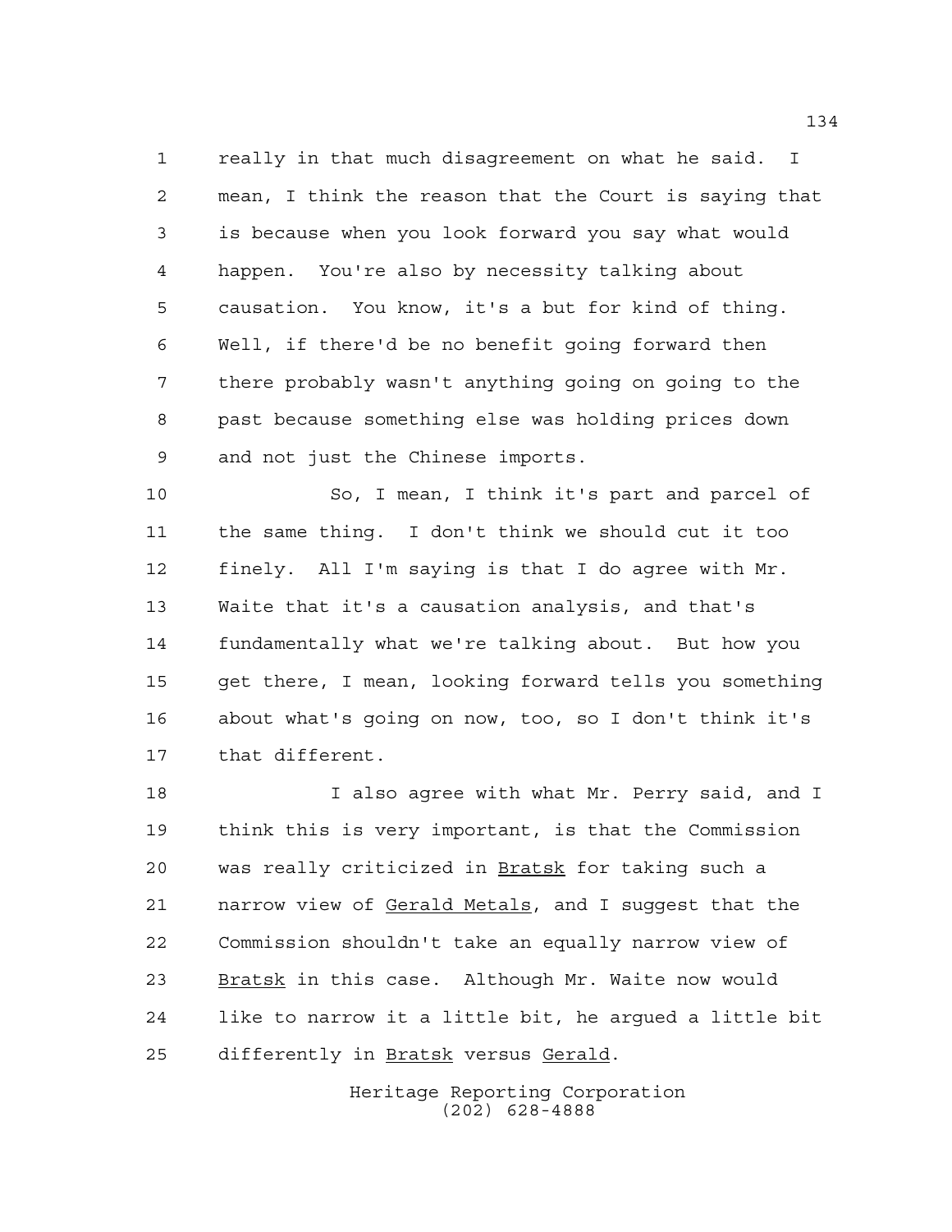really in that much disagreement on what he said. I mean, I think the reason that the Court is saying that is because when you look forward you say what would happen. You're also by necessity talking about causation. You know, it's a but for kind of thing. Well, if there'd be no benefit going forward then there probably wasn't anything going on going to the past because something else was holding prices down and not just the Chinese imports.

So, I mean, I think it's part and parcel of the same thing. I don't think we should cut it too finely. All I'm saying is that I do agree with Mr. Waite that it's a causation analysis, and that's fundamentally what we're talking about. But how you get there, I mean, looking forward tells you something about what's going on now, too, so I don't think it's that different.

I also agree with what Mr. Perry said, and I think this is very important, is that the Commission was really criticized in Bratsk for taking such a narrow view of Gerald Metals, and I suggest that the Commission shouldn't take an equally narrow view of Bratsk in this case. Although Mr. Waite now would like to narrow it a little bit, he argued a little bit differently in Bratsk versus Gerald.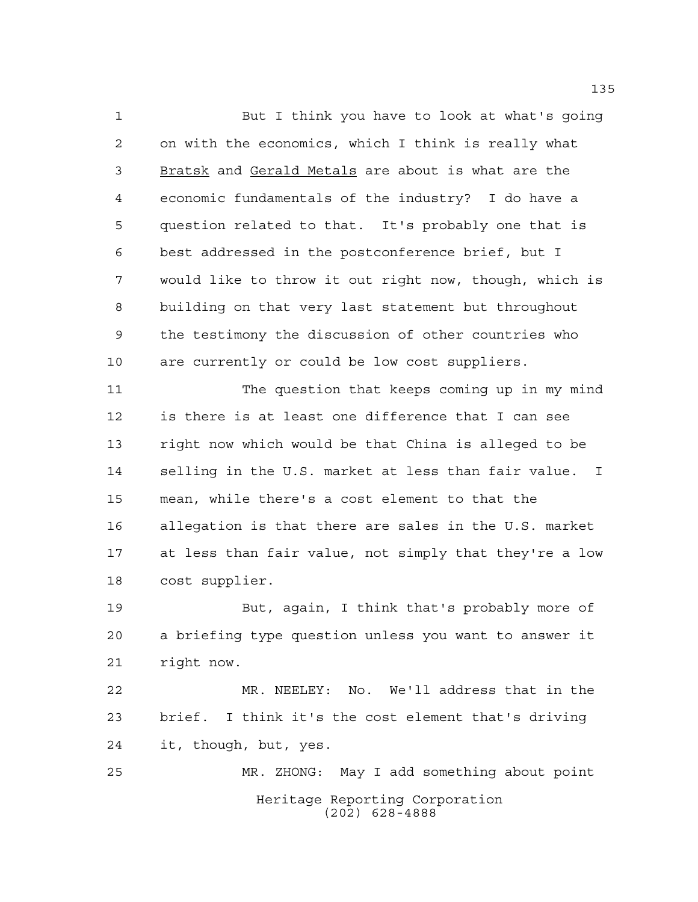But I think you have to look at what's going on with the economics, which I think is really what _Bratsk_ and _Gerald Metals_ are about is what are the economic fundamentals of the industry? I do have a question related to that. It's probably one that is best addressed in the postconference brief, but I would like to throw it out right now, though, which is building on that very last statement but throughout the testimony the discussion of other countries who are currently or could be low cost suppliers.

The question that keeps coming up in my mind is there is at least one difference that I can see right now which would be that China is alleged to be selling in the U.S. market at less than fair value. I mean, while there's a cost element to that the allegation is that there are sales in the U.S. market at less than fair value, not simply that they're a low cost supplier.

But, again, I think that's probably more of a briefing type question unless you want to answer it right now.

MR. NEELEY: No. We'll address that in the brief. I think it's the cost element that's driving it, though, but, yes.

MR. ZHONG: May I add something about point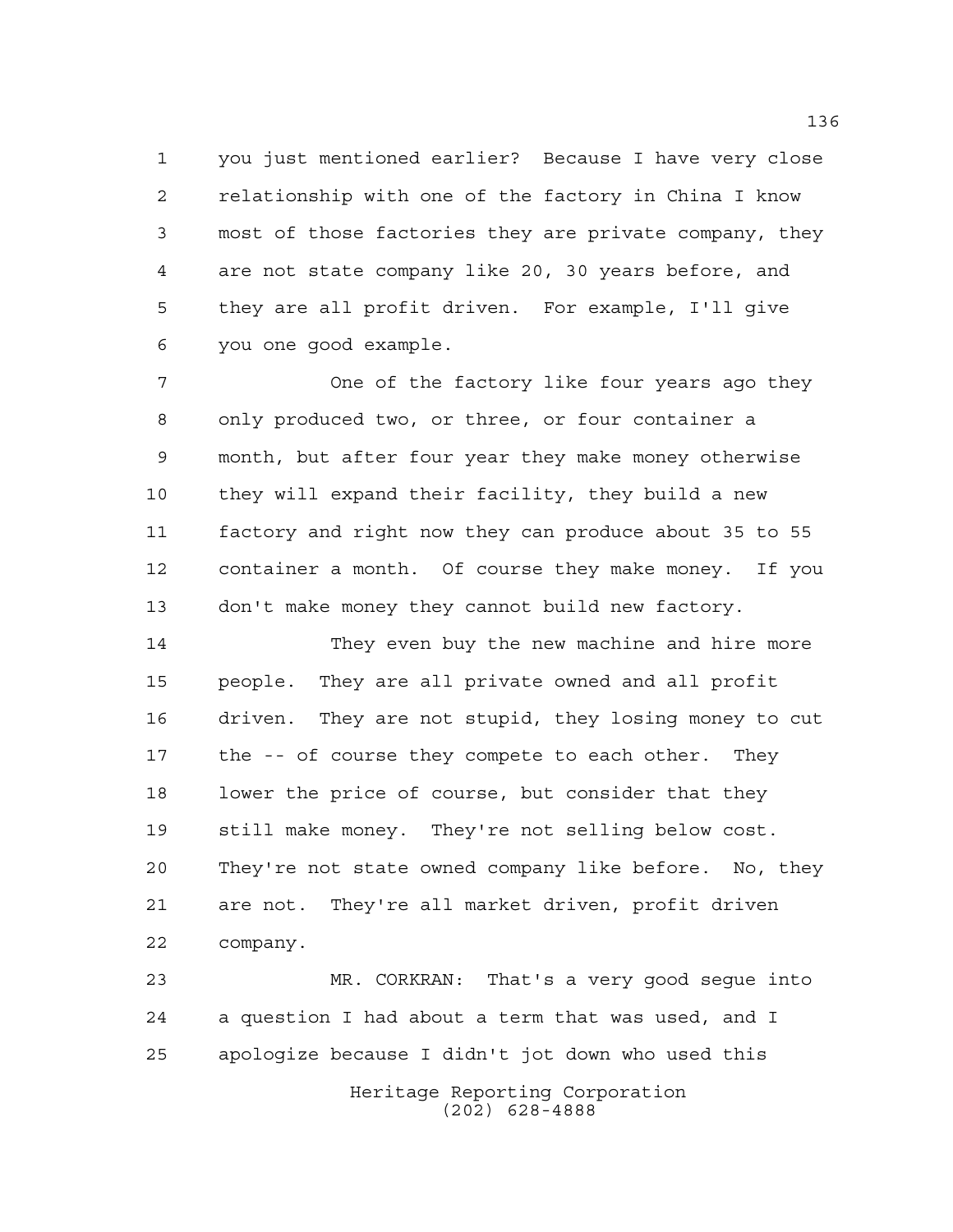you just mentioned earlier? Because I have very close relationship with one of the factory in China I know most of those factories they are private company, they are not state company like 20, 30 years before, and they are all profit driven. For example, I'll give you one good example.

One of the factory like four years ago they only produced two, or three, or four container a month, but after four year they make money otherwise they will expand their facility, they build a new factory and right now they can produce about 35 to 55 container a month. Of course they make money. If you don't make money they cannot build new factory.

They even buy the new machine and hire more people. They are all private owned and all profit driven. They are not stupid, they losing money to cut the -- of course they compete to each other. They lower the price of course, but consider that they still make money. They're not selling below cost. They're not state owned company like before. No, they are not. They're all market driven, profit driven company.

MR. CORKRAN: That's a very good segue into a question I had about a term that was used, and I apologize because I didn't jot down who used this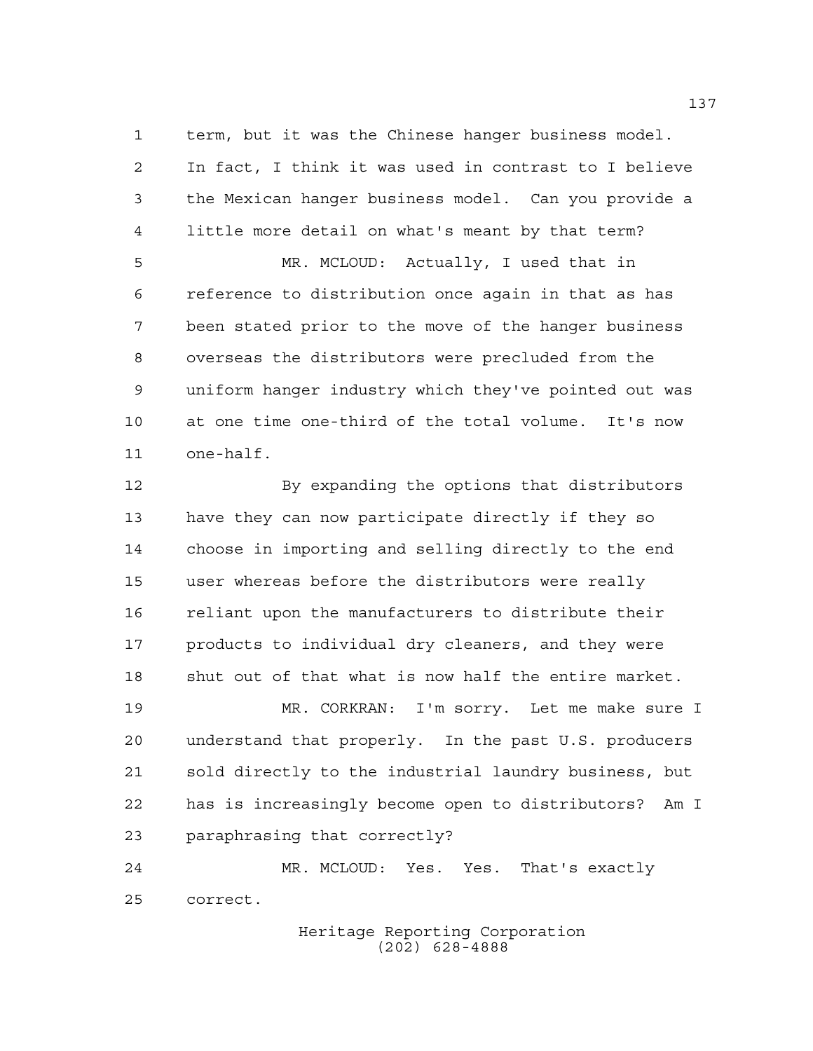term, but it was the Chinese hanger business model. In fact, I think it was used in contrast to I believe the Mexican hanger business model. Can you provide a little more detail on what's meant by that term?

MR. MCLOUD: Actually, I used that in reference to distribution once again in that as has been stated prior to the move of the hanger business overseas the distributors were precluded from the uniform hanger industry which they've pointed out was at one time one-third of the total volume. It's now one-half.

By expanding the options that distributors have they can now participate directly if they so choose in importing and selling directly to the end user whereas before the distributors were really reliant upon the manufacturers to distribute their products to individual dry cleaners, and they were shut out of that what is now half the entire market.

MR. CORKRAN: I'm sorry. Let me make sure I understand that properly. In the past U.S. producers sold directly to the industrial laundry business, but has is increasingly become open to distributors? Am I paraphrasing that correctly?

MR. MCLOUD: Yes. Yes. That's exactly correct.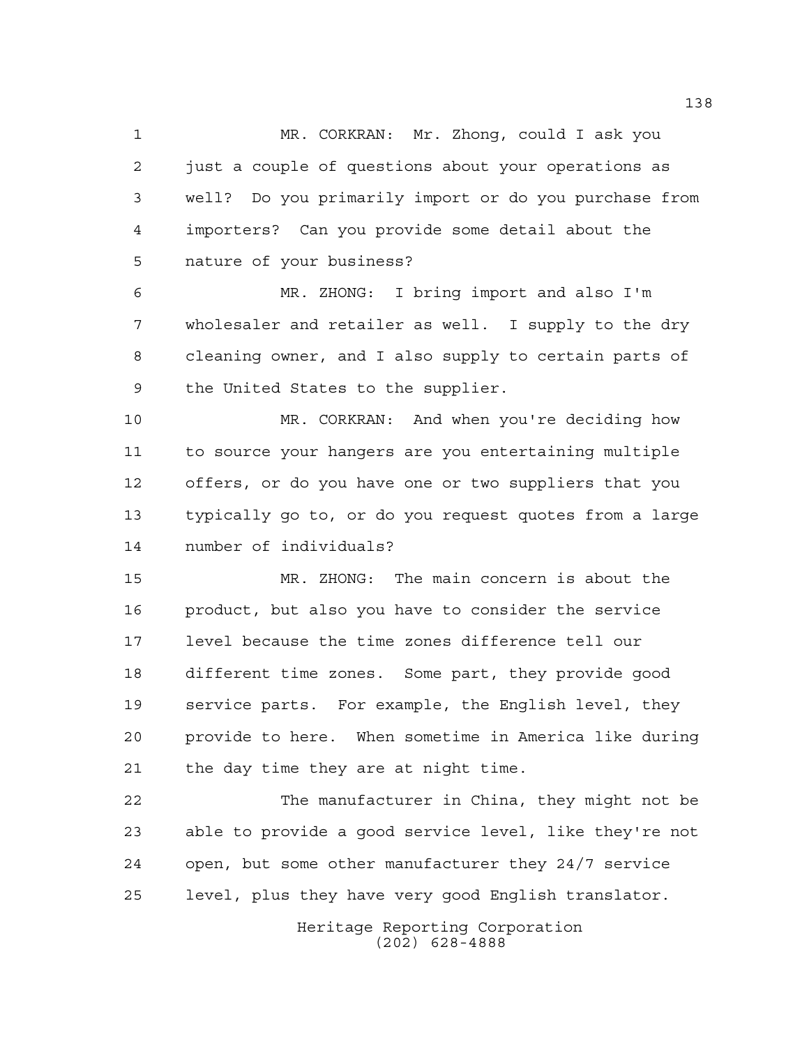MR. CORKRAN: Mr. Zhong, could I ask you just a couple of questions about your operations as well? Do you primarily import or do you purchase from importers? Can you provide some detail about the nature of your business?

MR. ZHONG: I bring import and also I'm wholesaler and retailer as well. I supply to the dry cleaning owner, and I also supply to certain parts of the United States to the supplier.

MR. CORKRAN: And when you're deciding how to source your hangers are you entertaining multiple offers, or do you have one or two suppliers that you typically go to, or do you request quotes from a large number of individuals?

MR. ZHONG: The main concern is about the product, but also you have to consider the service level because the time zones difference tell our different time zones. Some part, they provide good service parts. For example, the English level, they provide to here. When sometime in America like during the day time they are at night time.

The manufacturer in China, they might not be able to provide a good service level, like they're not open, but some other manufacturer they 24/7 service level, plus they have very good English translator.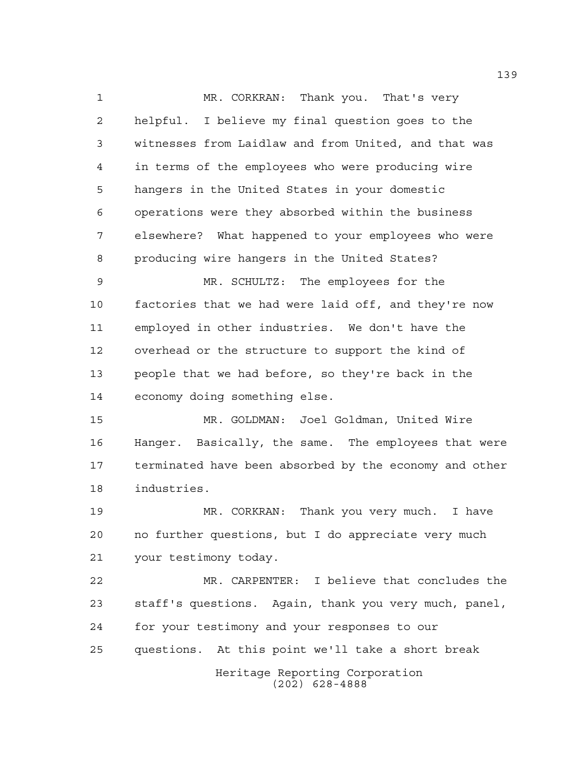MR. CORKRAN: Thank you. That's very helpful. I believe my final question goes to the witnesses from Laidlaw and from United, and that was in terms of the employees who were producing wire hangers in the United States in your domestic operations were they absorbed within the business elsewhere? What happened to your employees who were producing wire hangers in the United States?

MR. SCHULTZ: The employees for the factories that we had were laid off, and they're now employed in other industries. We don't have the overhead or the structure to support the kind of people that we had before, so they're back in the economy doing something else.

MR. GOLDMAN: Joel Goldman, United Wire Hanger. Basically, the same. The employees that were terminated have been absorbed by the economy and other industries.

MR. CORKRAN: Thank you very much. I have no further questions, but I do appreciate very much your testimony today.

MR. CARPENTER: I believe that concludes the staff's questions. Again, thank you very much, panel, for your testimony and your responses to our questions. At this point we'll take a short break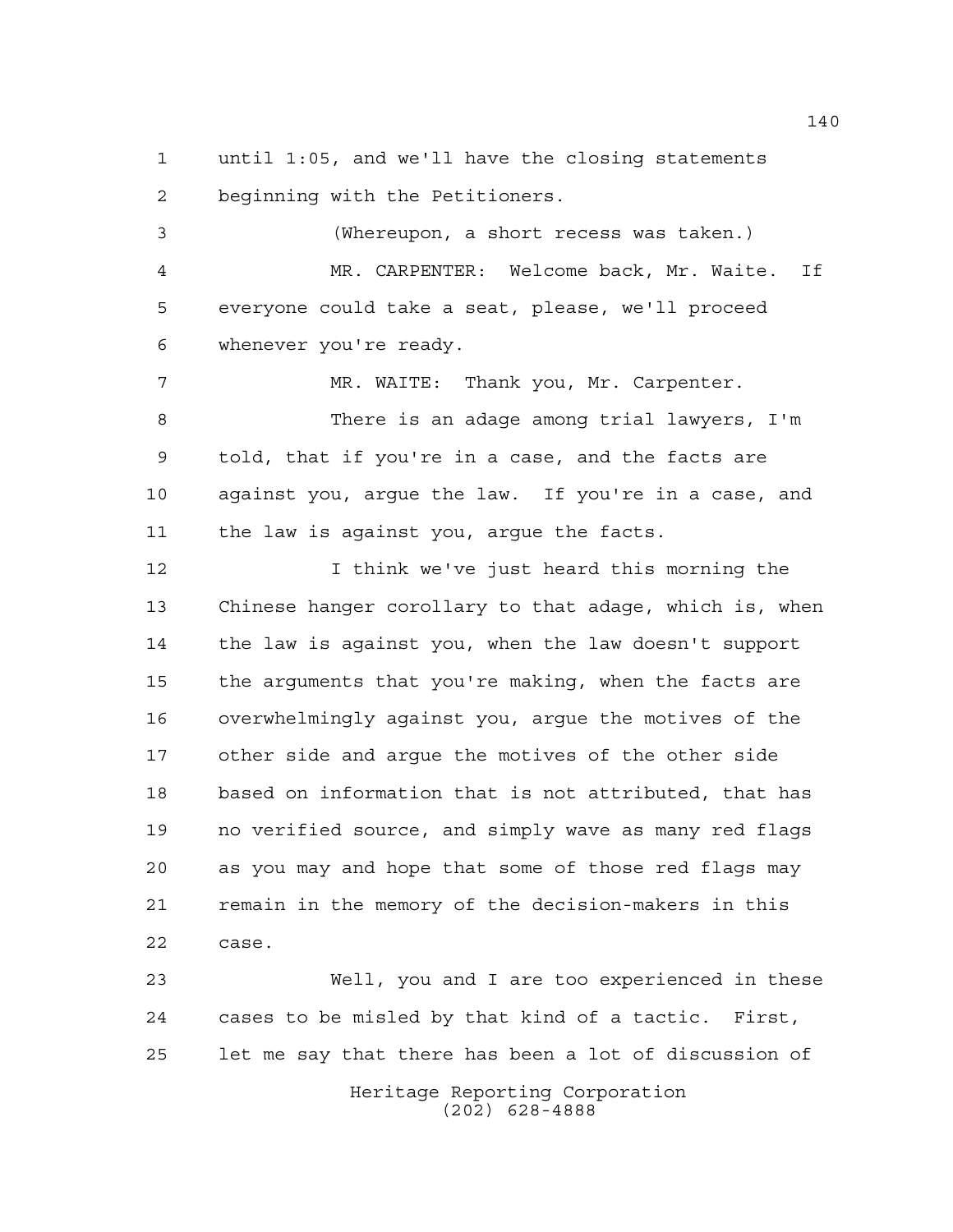until 1:05, and we'll have the closing statements beginning with the Petitioners.

(Whereupon, a short recess was taken.)

MR. CARPENTER: Welcome back, Mr. Waite. If everyone could take a seat, please, we'll proceed whenever you're ready.

MR. WAITE: Thank you, Mr. Carpenter.

There is an adage among trial lawyers, I'm told, that if you're in a case, and the facts are against you, argue the law. If you're in a case, and the law is against you, argue the facts.

I think we've just heard this morning the Chinese hanger corollary to that adage, which is, when the law is against you, when the law doesn't support the arguments that you're making, when the facts are overwhelmingly against you, argue the motives of the other side and argue the motives of the other side based on information that is not attributed, that has no verified source, and simply wave as many red flags as you may and hope that some of those red flags may remain in the memory of the decision-makers in this case.

Well, you and I are too experienced in these cases to be misled by that kind of a tactic. First, let me say that there has been a lot of discussion of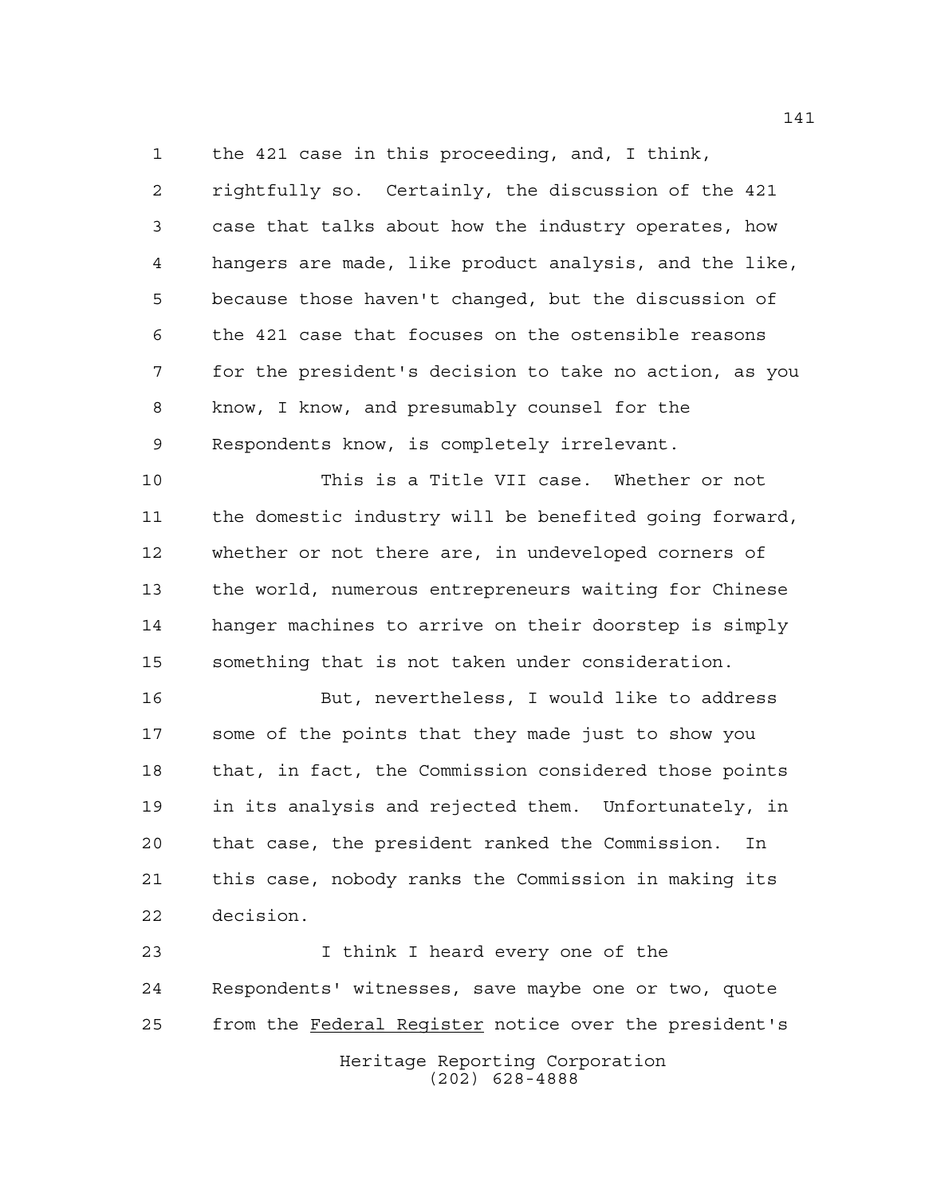the 421 case in this proceeding, and, I think, rightfully so. Certainly, the discussion of the 421 case that talks about how the industry operates, how hangers are made, like product analysis, and the like, because those haven't changed, but the discussion of the 421 case that focuses on the ostensible reasons for the president's decision to take no action, as you know, I know, and presumably counsel for the Respondents know, is completely irrelevant.

This is a Title VII case. Whether or not the domestic industry will be benefited going forward, whether or not there are, in undeveloped corners of the world, numerous entrepreneurs waiting for Chinese hanger machines to arrive on their doorstep is simply something that is not taken under consideration.

But, nevertheless, I would like to address some of the points that they made just to show you that, in fact, the Commission considered those points in its analysis and rejected them. Unfortunately, in that case, the president ranked the Commission. In this case, nobody ranks the Commission in making its decision.

I think I heard every one of the Respondents' witnesses, save maybe one or two, quote from the Federal Register notice over the president's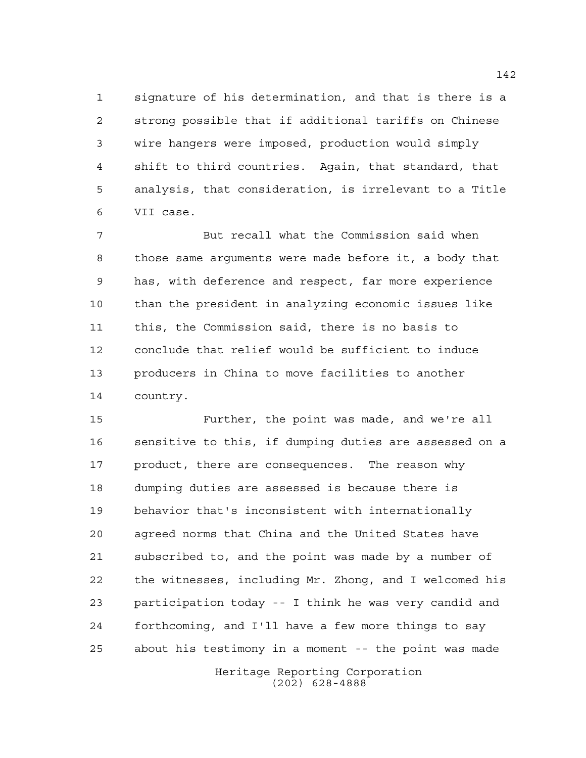signature of his determination, and that is there is a strong possible that if additional tariffs on Chinese wire hangers were imposed, production would simply shift to third countries. Again, that standard, that analysis, that consideration, is irrelevant to a Title VII case.

But recall what the Commission said when those same arguments were made before it, a body that has, with deference and respect, far more experience than the president in analyzing economic issues like this, the Commission said, there is no basis to conclude that relief would be sufficient to induce producers in China to move facilities to another country.

Further, the point was made, and we're all sensitive to this, if dumping duties are assessed on a product, there are consequences. The reason why dumping duties are assessed is because there is behavior that's inconsistent with internationally agreed norms that China and the United States have subscribed to, and the point was made by a number of the witnesses, including Mr. Zhong, and I welcomed his participation today -- I think he was very candid and forthcoming, and I'll have a few more things to say about his testimony in a moment -- the point was made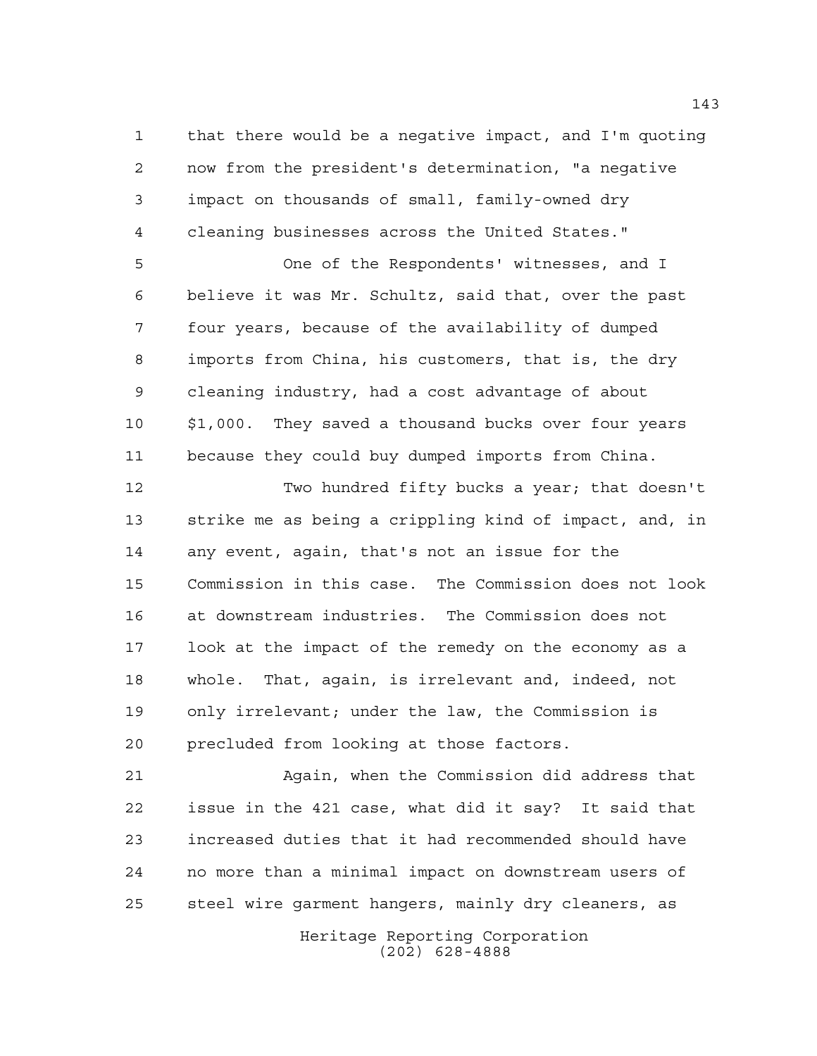that there would be a negative impact, and I'm quoting now from the president's determination, "a negative impact on thousands of small, family-owned dry cleaning businesses across the United States."

One of the Respondents' witnesses, and I believe it was Mr. Schultz, said that, over the past four years, because of the availability of dumped imports from China, his customers, that is, the dry cleaning industry, had a cost advantage of about $1,000. They saved a thousand bucks over four years because they could buy dumped imports from China.

Two hundred fifty bucks a year; that doesn't strike me as being a crippling kind of impact, and, in any event, again, that's not an issue for the Commission in this case. The Commission does not look at downstream industries. The Commission does not look at the impact of the remedy on the economy as a whole. That, again, is irrelevant and, indeed, not only irrelevant; under the law, the Commission is precluded from looking at those factors.

Again, when the Commission did address that issue in the 421 case, what did it say? It said that increased duties that it had recommended should have no more than a minimal impact on downstream users of steel wire garment hangers, mainly dry cleaners, as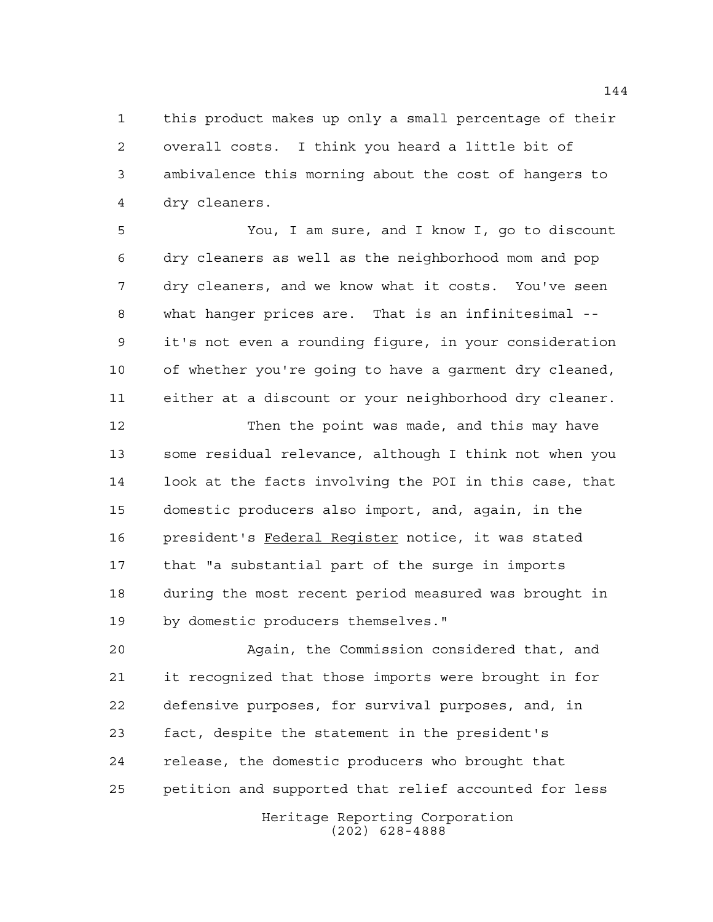this product makes up only a small percentage of their overall costs. I think you heard a little bit of ambivalence this morning about the cost of hangers to dry cleaners.

You, I am sure, and I know I, go to discount dry cleaners as well as the neighborhood mom and pop dry cleaners, and we know what it costs. You've seen what hanger prices are. That is an infinitesimal -- it's not even a rounding figure, in your consideration of whether you're going to have a garment dry cleaned, either at a discount or your neighborhood dry cleaner.

Then the point was made, and this may have some residual relevance, although I think not when you look at the facts involving the POI in this case, that domestic producers also import, and, again, in the president's Federal Register notice, it was stated that "a substantial part of the surge in imports during the most recent period measured was brought in by domestic producers themselves."

Again, the Commission considered that, and it recognized that those imports were brought in for defensive purposes, for survival purposes, and, in fact, despite the statement in the president's release, the domestic producers who brought that petition and supported that relief accounted for less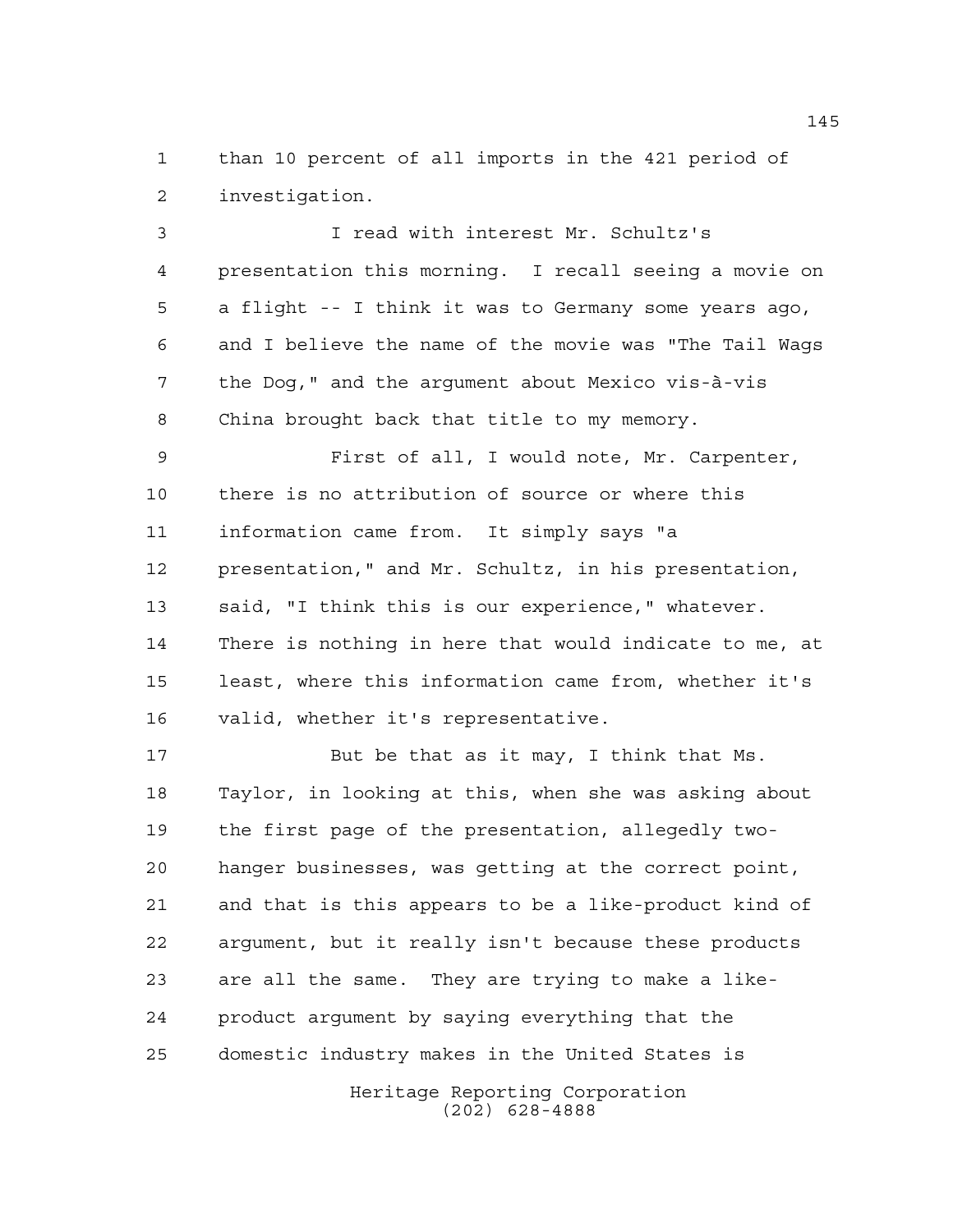than 10 percent of all imports in the 421 period of investigation.

I read with interest Mr. Schultz's presentation this morning. I recall seeing a movie on a flight -- I think it was to Germany some years ago, and I believe the name of the movie was "The Tail Wags the Dog," and the argument about Mexico vis-à-vis China brought back that title to my memory.

First of all, I would note, Mr. Carpenter, there is no attribution of source or where this information came from. It simply says "a presentation," and Mr. Schultz, in his presentation, said, "I think this is our experience," whatever. There is nothing in here that would indicate to me, at least, where this information came from, whether it's valid, whether it's representative.

But be that as it may, I think that Ms. Taylor, in looking at this, when she was asking about the first page of the presentation, allegedly two-hanger businesses, was getting at the correct point, and that is this appears to be a like-product kind of argument, but it really isn't because these products are all the same. They are trying to make a like-product argument by saying everything that the domestic industry makes in the United States is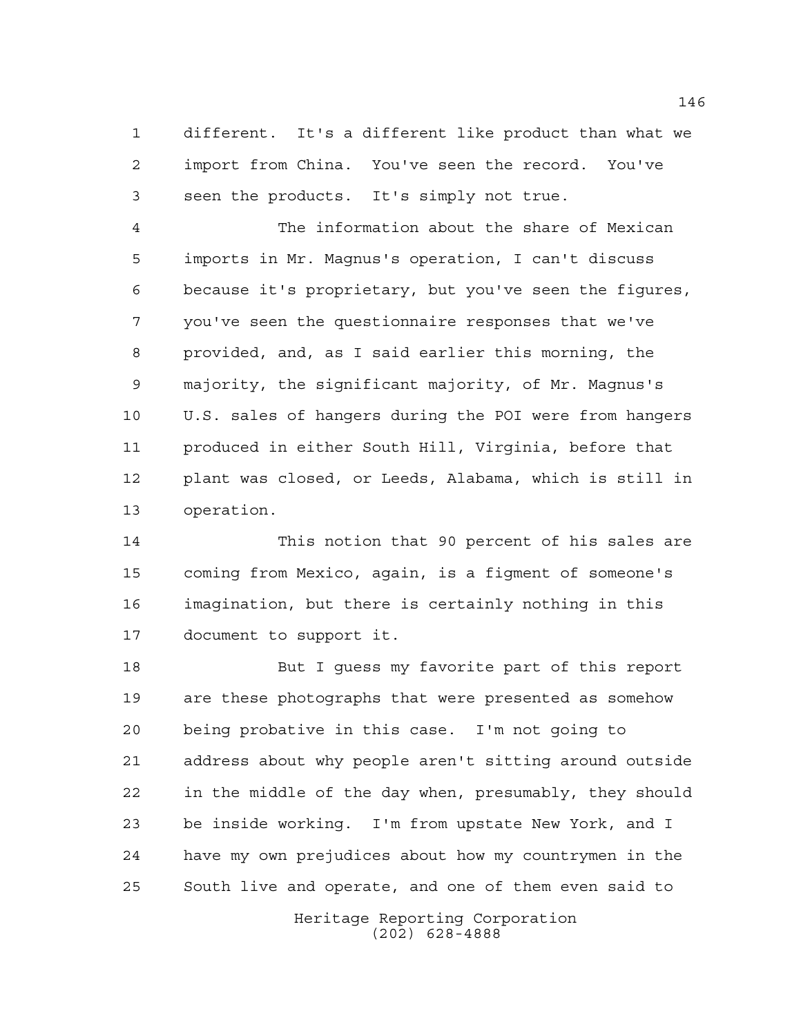different. It's a different like product than what we import from China. You've seen the record. You've seen the products. It's simply not true.

The information about the share of Mexican imports in Mr. Magnus's operation, I can't discuss because it's proprietary, but you've seen the figures, you've seen the questionnaire responses that we've provided, and, as I said earlier this morning, the majority, the significant majority, of Mr. Magnus's U.S. sales of hangers during the POI were from hangers produced in either South Hill, Virginia, before that plant was closed, or Leeds, Alabama, which is still in operation.

This notion that 90 percent of his sales are coming from Mexico, again, is a figment of someone's imagination, but there is certainly nothing in this document to support it.

But I guess my favorite part of this report are these photographs that were presented as somehow being probative in this case. I'm not going to address about why people aren't sitting around outside in the middle of the day when, presumably, they should be inside working. I'm from upstate New York, and I have my own prejudices about how my countrymen in the South live and operate, and one of them even said to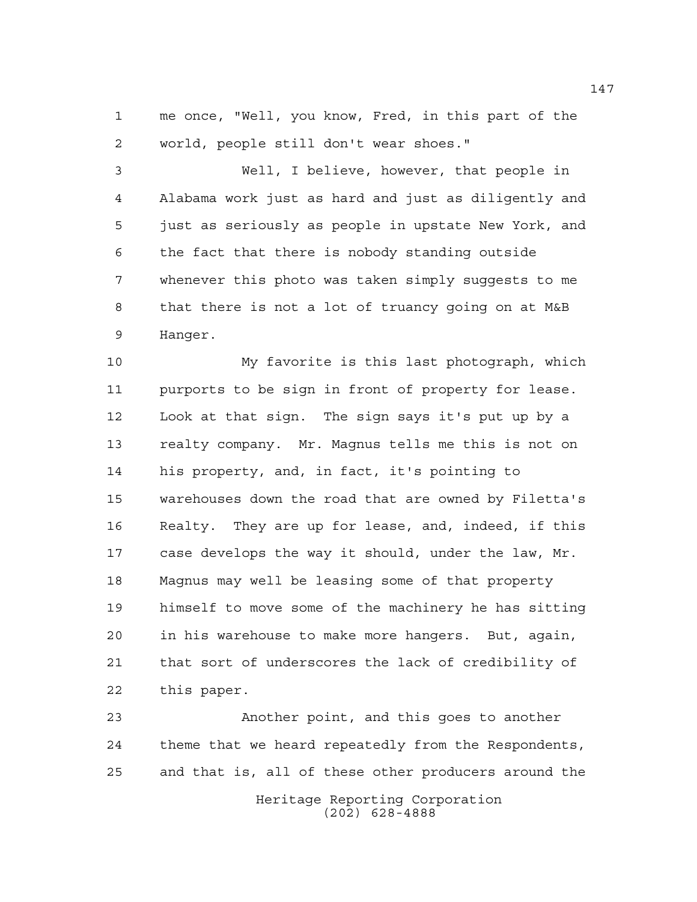me once, "Well, you know, Fred, in this part of the world, people still don't wear shoes."

Well, I believe, however, that people in Alabama work just as hard and just as diligently and just as seriously as people in upstate New York, and the fact that there is nobody standing outside whenever this photo was taken simply suggests to me that there is not a lot of truancy going on at M&B Hanger.

My favorite is this last photograph, which purports to be sign in front of property for lease. Look at that sign. The sign says it's put up by a realty company. Mr. Magnus tells me this is not on his property, and, in fact, it's pointing to warehouses down the road that are owned by Filetta's Realty. They are up for lease, and, indeed, if this case develops the way it should, under the law, Mr. Magnus may well be leasing some of that property himself to move some of the machinery he has sitting in his warehouse to make more hangers. But, again, that sort of underscores the lack of credibility of this paper.

Another point, and this goes to another theme that we heard repeatedly from the Respondents, and that is, all of these other producers around the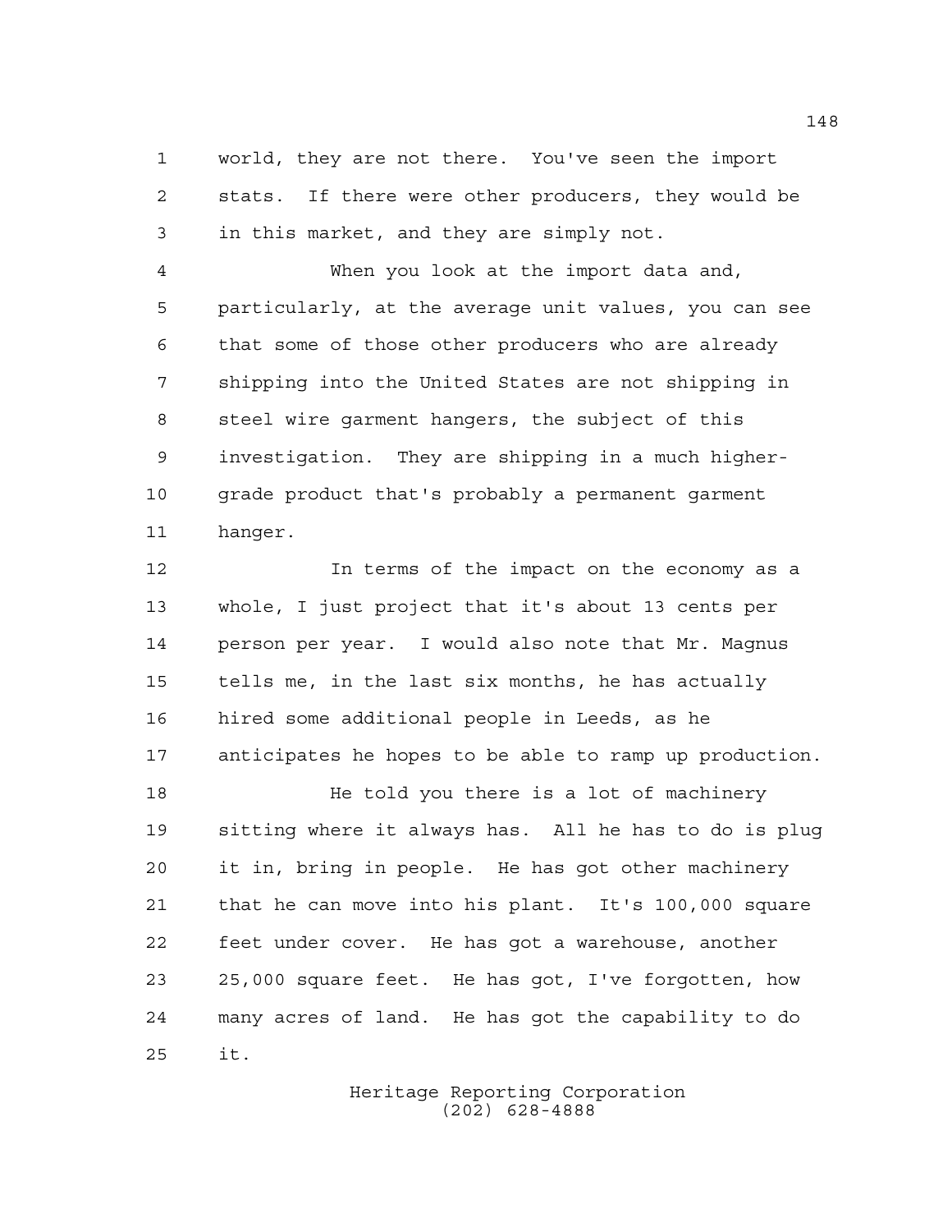world, they are not there. You've seen the import stats. If there were other producers, they would be in this market, and they are simply not.

When you look at the import data and, particularly, at the average unit values, you can see that some of those other producers who are already shipping into the United States are not shipping in steel wire garment hangers, the subject of this investigation. They are shipping in a much higher-grade product that's probably a permanent garment hanger.

In terms of the impact on the economy as a whole, I just project that it's about 13 cents per person per year. I would also note that Mr. Magnus tells me, in the last six months, he has actually hired some additional people in Leeds, as he anticipates he hopes to be able to ramp up production.

He told you there is a lot of machinery sitting where it always has. All he has to do is plug it in, bring in people. He has got other machinery that he can move into his plant. It's 100,000 square feet under cover. He has got a warehouse, another 25,000 square feet. He has got, I've forgotten, how many acres of land. He has got the capability to do it.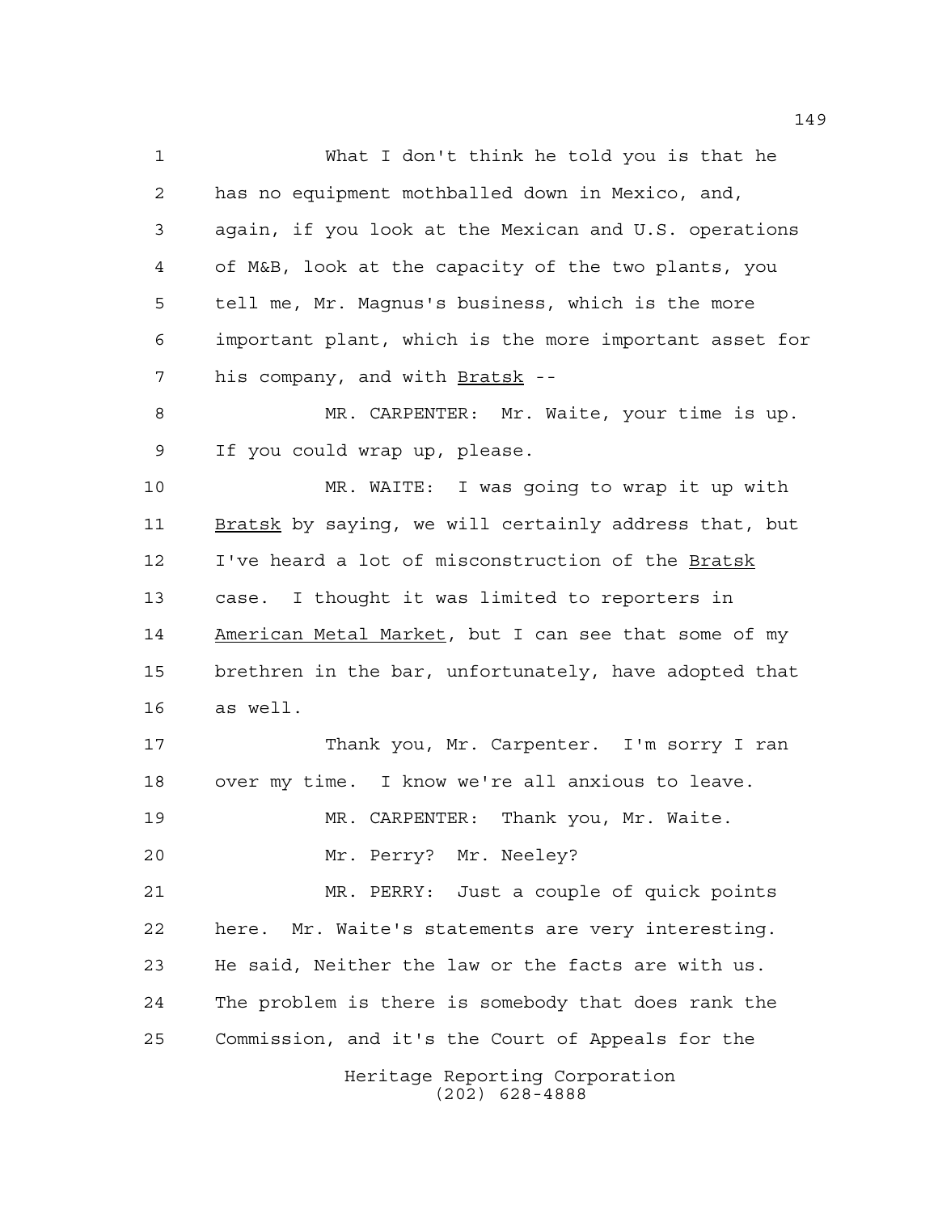What I don't think he told you is that he has no equipment mothballed down in Mexico, and, again, if you look at the Mexican and U.S. operations of M&B, look at the capacity of the two plants, you tell me, Mr. Magnus's business, which is the more important plant, which is the more important asset for his company, and with _Bratsk_ --

MR. CARPENTER: Mr. Waite, your time is up. If you could wrap up, please.

MR. WAITE: I was going to wrap it up with _Bratsk_ by saying, we will certainly address that, but I've heard a lot of misconstruction of the _Bratsk_ case. I thought it was limited to reporters in _American Metal Market_, but I can see that some of my brethren in the bar, unfortunately, have adopted that as well.

Thank you, Mr. Carpenter. I'm sorry I ran over my time. I know we're all anxious to leave.

MR. CARPENTER: Thank you, Mr. Waite.

Mr. Perry? Mr. Neeley?

MR. PERRY: Just a couple of quick points here. Mr. Waite's statements are very interesting. He said, Neither the law or the facts are with us. The problem is there is somebody that does rank the Commission, and it's the Court of Appeals for the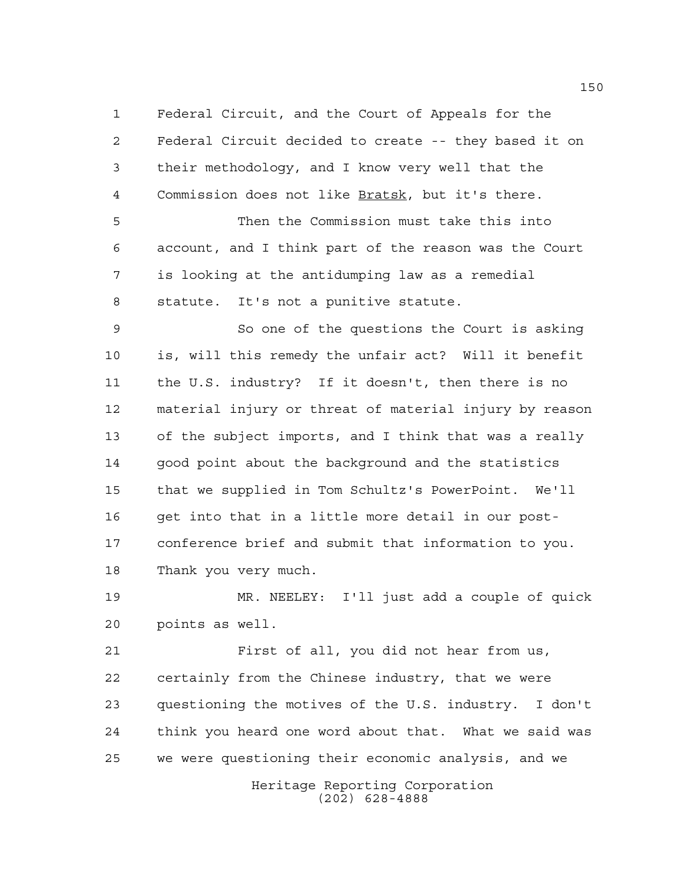Federal Circuit, and the Court of Appeals for the Federal Circuit decided to create -- they based it on their methodology, and I know very well that the Commission does not like Bratsk, but it's there.

Then the Commission must take this into account, and I think part of the reason was the Court is looking at the antidumping law as a remedial statute. It's not a punitive statute.

So one of the questions the Court is asking is, will this remedy the unfair act? Will it benefit the U.S. industry? If it doesn't, then there is no material injury or threat of material injury by reason of the subject imports, and I think that was a really good point about the background and the statistics that we supplied in Tom Schultz's PowerPoint. We'll get into that in a little more detail in our post-conference brief and submit that information to you. Thank you very much.

MR. NEELEY: I'll just add a couple of quick points as well.

First of all, you did not hear from us, certainly from the Chinese industry, that we were questioning the motives of the U.S. industry. I don't think you heard one word about that. What we said was we were questioning their economic analysis, and we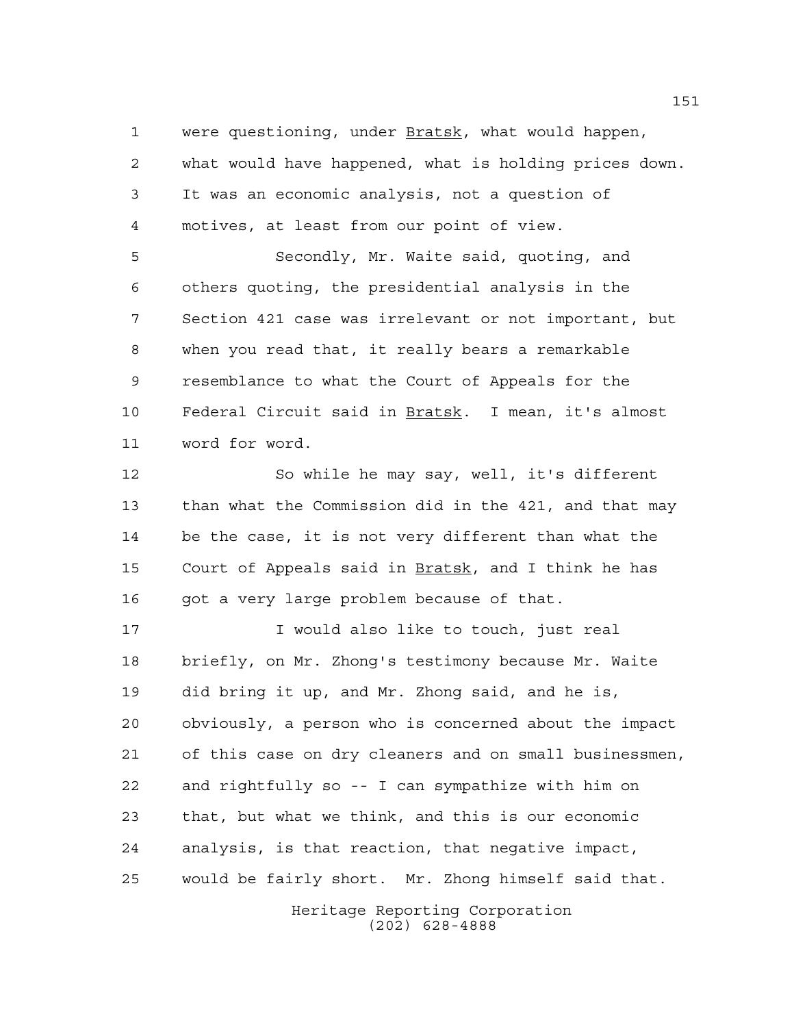were questioning, under Bratsk, what would happen, what would have happened, what is holding prices down. It was an economic analysis, not a question of motives, at least from our point of view.

Secondly, Mr. Waite said, quoting, and others quoting, the presidential analysis in the Section 421 case was irrelevant or not important, but when you read that, it really bears a remarkable resemblance to what the Court of Appeals for the Federal Circuit said in Bratsk. I mean, it's almost word for word.

So while he may say, well, it's different than what the Commission did in the 421, and that may be the case, it is not very different than what the Court of Appeals said in Bratsk, and I think he has got a very large problem because of that.

I would also like to touch, just real briefly, on Mr. Zhong's testimony because Mr. Waite did bring it up, and Mr. Zhong said, and he is, obviously, a person who is concerned about the impact of this case on dry cleaners and on small businessmen, and rightfully so -- I can sympathize with him on that, but what we think, and this is our economic analysis, is that reaction, that negative impact, would be fairly short. Mr. Zhong himself said that.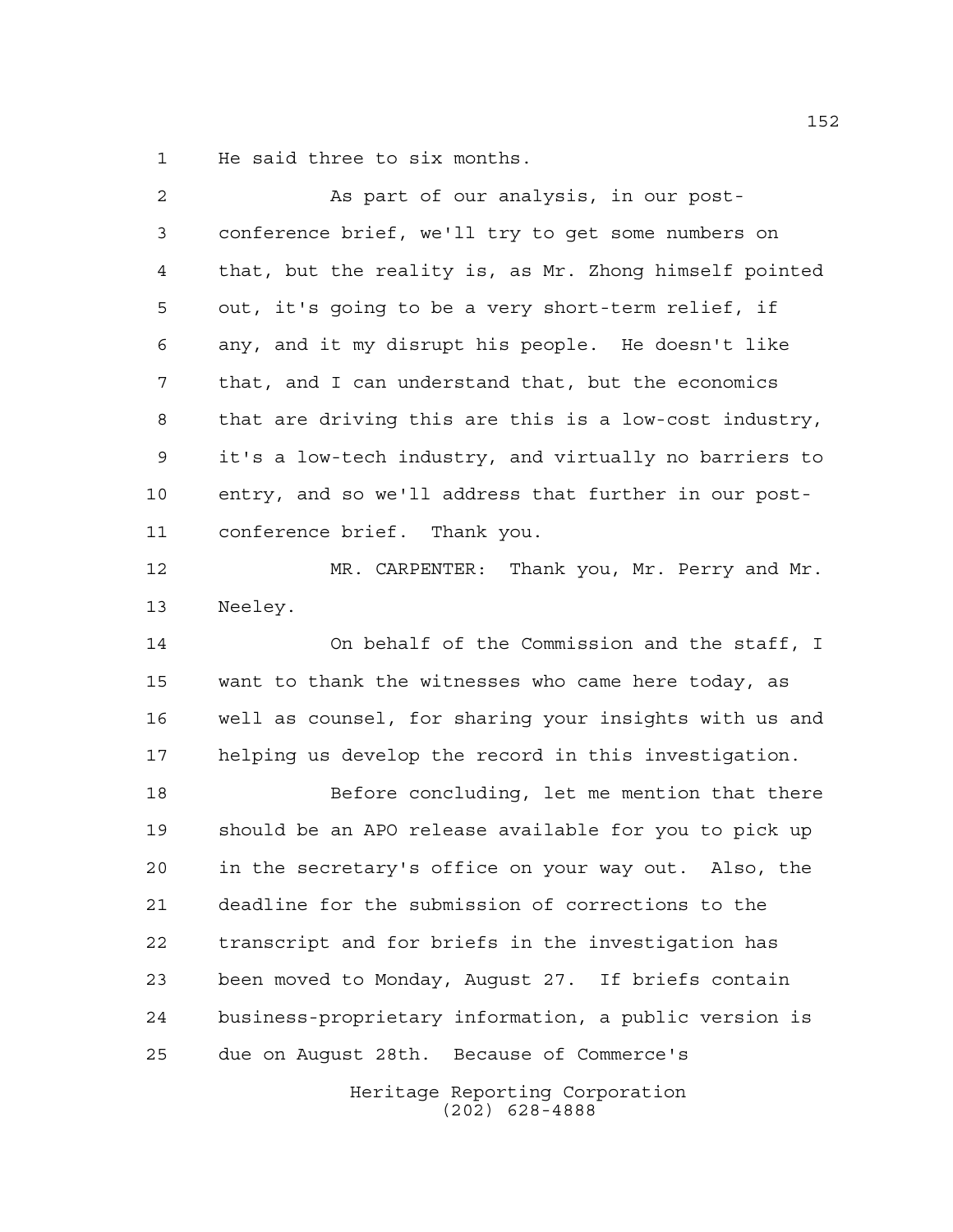He said three to six months.

As part of our analysis, in our post-conference brief, we'll try to get some numbers on that, but the reality is, as Mr. Zhong himself pointed out, it's going to be a very short-term relief, if any, and it my disrupt his people. He doesn't like that, and I can understand that, but the economics that are driving this are this is a low-cost industry, it's a low-tech industry, and virtually no barriers to entry, and so we'll address that further in our post-conference brief. Thank you.

MR. CARPENTER: Thank you, Mr. Perry and Mr. Neeley.

On behalf of the Commission and the staff, I want to thank the witnesses who came here today, as well as counsel, for sharing your insights with us and helping us develop the record in this investigation.

Before concluding, let me mention that there should be an APO release available for you to pick up in the secretary's office on your way out. Also, the deadline for the submission of corrections to the transcript and for briefs in the investigation has been moved to Monday, August 27. If briefs contain business-proprietary information, a public version is due on August 28th. Because of Commerce's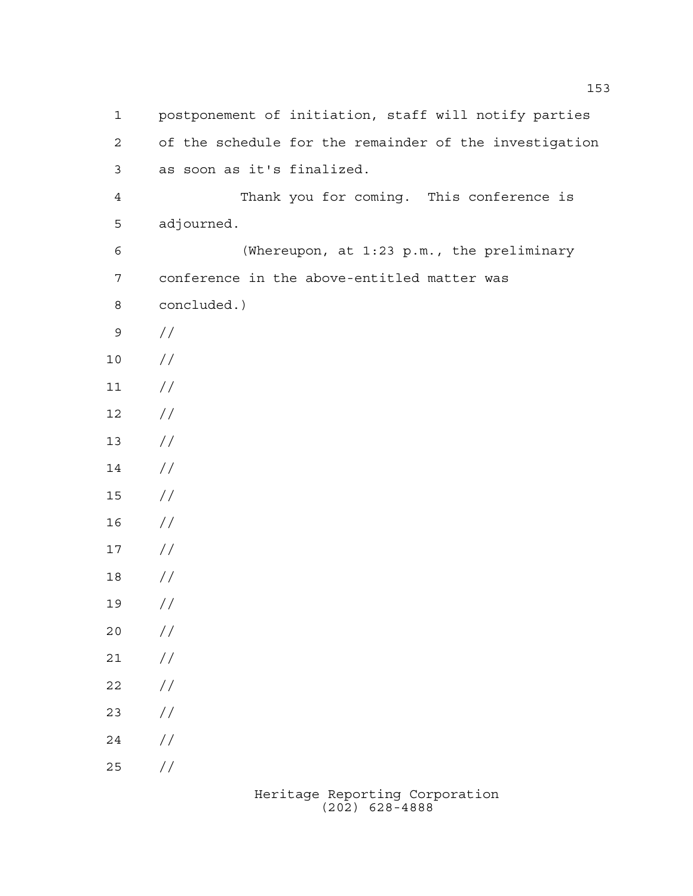postponement of initiation, staff will notify parties of the schedule for the remainder of the investigation as soon as it's finalized.

Thank you for coming. This conference is adjourned.

(Whereupon, at 1:23 p.m., the preliminary conference in the above-entitled matter was concluded.)

//

//

//

//

//

//

//

//

//

//

//

//

//

//

//

//

//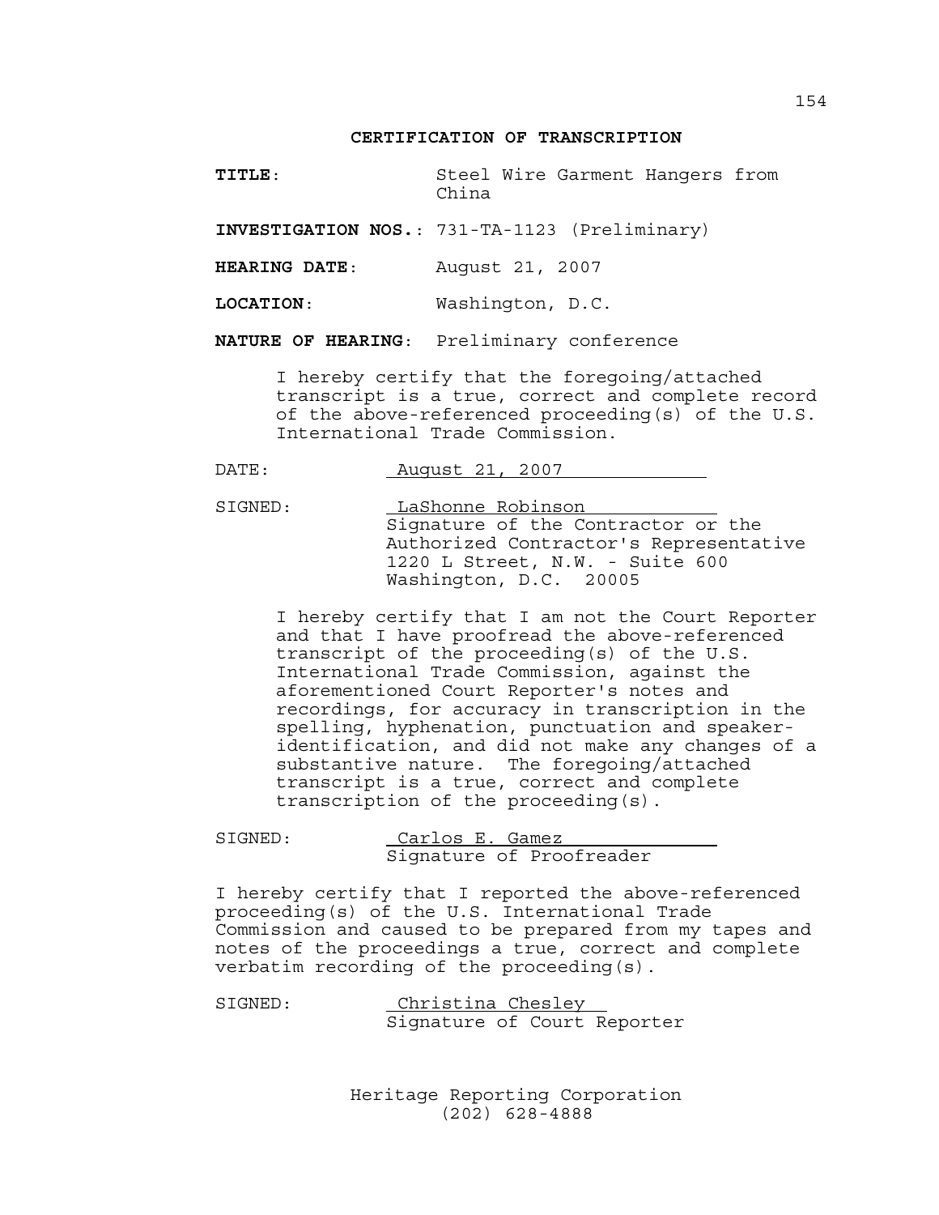## CERTIFICATION OF TRANSCRIPTION

**TITLE**: Steel Wire Garment Hangers from China

**INVESTIGATION NOS.**: 731-TA-1123 (Preliminary)

**HEARING DATE**: August 21, 2007

**LOCATION**: Washington, D.C.

**NATURE OF HEARING**: Preliminary conference

I hereby certify that the foregoing/attached transcript is a true, correct and complete record of the above-referenced proceeding(s) of the U.S. International Trade Commission.

DATE: August 21, 2007

SIGNED: LaShonne Robinson
Signature of the Contractor or the Authorized Contractor's Representative
1220 L Street, N.W. - Suite 600
Washington, D.C. 20005

I hereby certify that I am not the Court Reporter and that I have proofread the above-referenced transcript of the proceeding(s) of the U.S. International Trade Commission, against the aforementioned Court Reporter's notes and recordings, for accuracy in transcription in the spelling, hyphenation, punctuation and speaker-identification, and did not make any changes of a substantive nature. The foregoing/attached transcript is a true, correct and complete transcription of the proceeding(s).

SIGNED: Carlos E. Gamez
Signature of Proofreader

I hereby certify that I reported the above-referenced proceeding(s) of the U.S. International Trade Commission and caused to be prepared from my tapes and notes of the proceedings a true, correct and complete verbatim recording of the proceeding(s).

SIGNED: Christina Chesley
Signature of Court Reporter